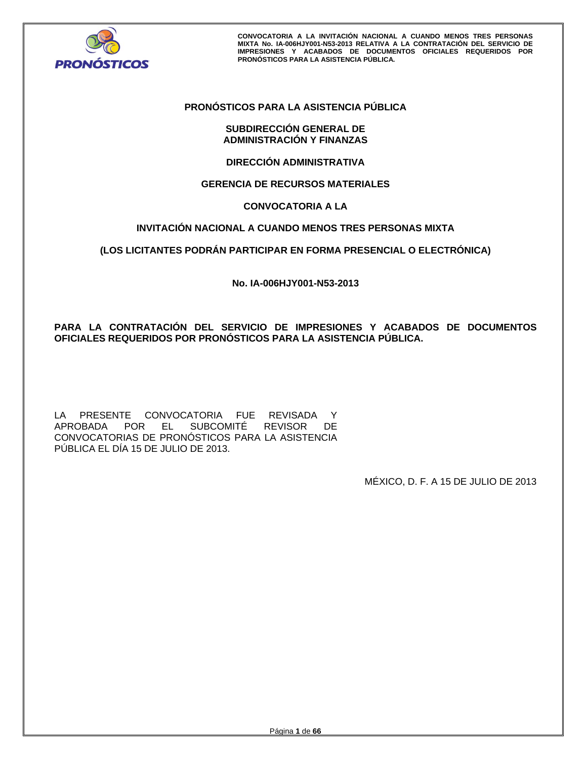**PRONÓSTICOS PARA LA ASISTENCIA PÚBLICA**

**SUBDIRECCIÓN GENERAL DE ADMINISTRACIÓN Y FINANZAS**

**DIRECCIÓN ADMINISTRATIVA**

**GERENCIA DE RECURSOS MATERIALES**

**CONVOCATORIA A LA**

**INVITACIÓN NACIONAL A CUANDO MENOS TRES PERSONAS MIXTA**

**(LOS LICITANTES PODRÁN PARTICIPAR EN FORMA PRESENCIAL O ELECTRÓNICA)**

**No. IA-006HJY001-N53-2013**

**PARA LA CONTRATACIÓN DEL SERVICIO DE IMPRESIONES Y ACABADOS DE DOCUMENTOS OFICIALES REQUERIDOS POR PRONÓSTICOS PARA LA ASISTENCIA PÚBLICA.**

LA PRESENTE CONVOCATORIA FUE REVISADA Y APROBADA POR EL SUBCOMITÉ REVISOR DE CONVOCATORIAS DE PRONÓSTICOS PARA LA ASISTENCIA PÚBLICA EL DÍA 15 DE JULIO DE 2013.

MÉXICO, D. F. A 15 DE JULIO DE 2013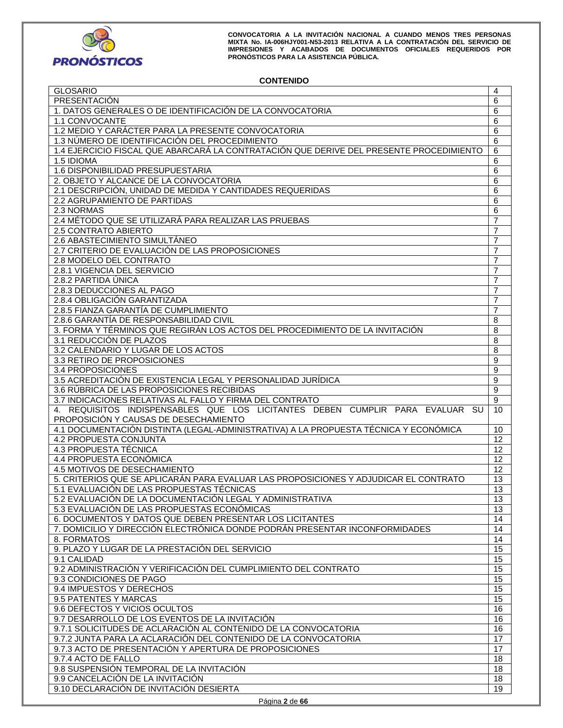## CONTENIDO

| | |
|---|---|
| GLOSARIO | 4 |
| PRESENTACIÓN | 6 |
| 1. DATOS GENERALES O DE IDENTIFICACIÓN DE LA CONVOCATORIA | 6 |
| 1.1 CONVOCANTE | 6 |
| 1.2 MEDIO Y CARÁCTER PARA LA PRESENTE CONVOCATORIA | 6 |
| 1.3 NÚMERO DE IDENTIFICACIÓN DEL PROCEDIMIENTO | 6 |
| 1.4 EJERCICIO FISCAL QUE ABARCARÁ LA CONTRATACIÓN QUE DERIVE DEL PRESENTE PROCEDIMIENTO | 6 |
| 1.5 IDIOMA | 6 |
| 1.6 DISPONIBILIDAD PRESUPUESTARIA | 6 |
| 2. OBJETO Y ALCANCE DE LA CONVOCATORIA | 6 |
| 2.1 DESCRIPCIÓN, UNIDAD DE MEDIDA Y CANTIDADES REQUERIDAS | 6 |
| 2.2 AGRUPAMIENTO DE PARTIDAS | 6 |
| 2.3 NORMAS | 6 |
| 2.4 MÉTODO QUE SE UTILIZARÁ PARA REALIZAR LAS PRUEBAS | 7 |
| 2.5 CONTRATO ABIERTO | 7 |
| 2.6 ABASTECIMIENTO SIMULTÁNEO | 7 |
| 2.7 CRITERIO DE EVALUACIÓN DE LAS PROPOSICIONES | 7 |
| 2.8 MODELO DEL CONTRATO | 7 |
| 2.8.1 VIGENCIA DEL SERVICIO | 7 |
| 2.8.2 PARTIDA ÚNICA | 7 |
| 2.8.3 DEDUCCIONES AL PAGO | 7 |
| 2.8.4 OBLIGACIÓN GARANTIZADA | 7 |
| 2.8.5 FIANZA GARANTÍA DE CUMPLIMIENTO | 7 |
| 2.8.6 GARANTÍA DE RESPONSABILIDAD CIVIL | 8 |
| 3. FORMA Y TÉRMINOS QUE REGIRÁN LOS ACTOS DEL PROCEDIMIENTO DE LA INVITACIÓN | 8 |
| 3.1 REDUCCIÓN DE PLAZOS | 8 |
| 3.2 CALENDARIO Y LUGAR DE LOS ACTOS | 8 |
| 3.3 RETIRO DE PROPOSICIONES | 9 |
| 3.4 PROPOSICIONES | 9 |
| 3.5 ACREDITACIÓN DE EXISTENCIA LEGAL Y PERSONALIDAD JURÍDICA | 9 |
| 3.6 RÚBRICA DE LAS PROPOSICIONES RECIBIDAS | 9 |
| 3.7 INDICACIONES RELATIVAS AL FALLO Y FIRMA DEL CONTRATO | 9 |
| 4. REQUISITOS INDISPENSABLES QUE LOS LICITANTES DEBEN CUMPLIR PARA EVALUAR SU PROPOSICIÓN Y CAUSAS DE DESECHAMIENTO | 10 |
| 4.1 DOCUMENTACIÓN DISTINTA (LEGAL-ADMINISTRATIVA) A LA PROPUESTA TÉCNICA Y ECONÓMICA | 10 |
| 4.2 PROPUESTA CONJUNTA | 12 |
| 4.3 PROPUESTA TÉCNICA | 12 |
| 4.4 PROPUESTA ECONÓMICA | 12 |
| 4.5 MOTIVOS DE DESECHAMIENTO | 12 |
| 5. CRITERIOS QUE SE APLICARÁN PARA EVALUAR LAS PROPOSICIONES Y ADJUDICAR EL CONTRATO | 13 |
| 5.1 EVALUACIÓN DE LAS PROPUESTAS TÉCNICAS | 13 |
| 5.2 EVALUACIÓN DE LA DOCUMENTACIÓN LEGAL Y ADMINISTRATIVA | 13 |
| 5.3 EVALUACIÓN DE LAS PROPUESTAS ECONÓMICAS | 13 |
| 6. DOCUMENTOS Y DATOS QUE DEBEN PRESENTAR LOS LICITANTES | 14 |
| 7. DOMICILIO Y DIRECCIÓN ELECTRÓNICA DONDE PODRÁN PRESENTAR INCONFORMIDADES | 14 |
| 8. FORMATOS | 14 |
| 9. PLAZO Y LUGAR DE LA PRESTACIÓN DEL SERVICIO | 15 |
| 9.1 CALIDAD | 15 |
| 9.2 ADMINISTRACIÓN Y VERIFICACIÓN DEL CUMPLIMIENTO DEL CONTRATO | 15 |
| 9.3 CONDICIONES DE PAGO | 15 |
| 9.4 IMPUESTOS Y DERECHOS | 15 |
| 9.5 PATENTES Y MARCAS | 15 |
| 9.6 DEFECTOS Y VICIOS OCULTOS | 16 |
| 9.7 DESARROLLO DE LOS EVENTOS DE LA INVITACIÓN | 16 |
| 9.7.1 SOLICITUDES DE ACLARACIÓN AL CONTENIDO DE LA CONVOCATORIA | 16 |
| 9.7.2 JUNTA PARA LA ACLARACIÓN DEL CONTENIDO DE LA CONVOCATORIA | 17 |
| 9.7.3 ACTO DE PRESENTACIÓN Y APERTURA DE PROPOSICIONES | 17 |
| 9.7.4 ACTO DE FALLO | 18 |
| 9.8 SUSPENSIÓN TEMPORAL DE LA INVITACIÓN | 18 |
| 9.9 CANCELACIÓN DE LA INVITACIÓN | 18 |
| 9.10 DECLARACIÓN DE INVITACIÓN DESIERTA | 19 |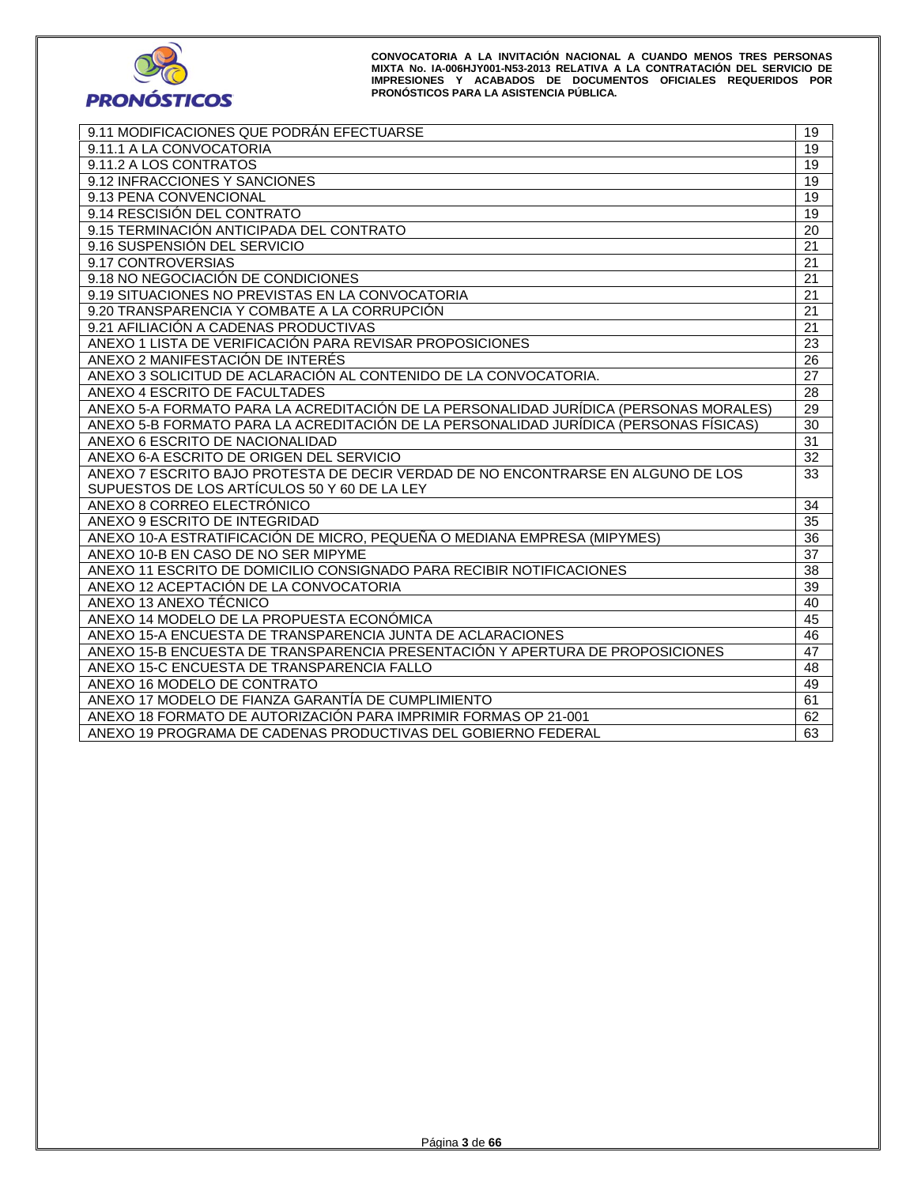| | |
|---|---|
| 9.11 MODIFICACIONES QUE PODRÁN EFECTUARSE | 19 |
| 9.11.1 A LA CONVOCATORIA | 19 |
| 9.11.2 A LOS CONTRATOS | 19 |
| 9.12 INFRACCIONES Y SANCIONES | 19 |
| 9.13 PENA CONVENCIONAL | 19 |
| 9.14 RESCISIÓN DEL CONTRATO | 19 |
| 9.15 TERMINACIÓN ANTICIPADA DEL CONTRATO | 20 |
| 9.16 SUSPENSIÓN DEL SERVICIO | 21 |
| 9.17 CONTROVERSIAS | 21 |
| 9.18 NO NEGOCIACIÓN DE CONDICIONES | 21 |
| 9.19 SITUACIONES NO PREVISTAS EN LA CONVOCATORIA | 21 |
| 9.20 TRANSPARENCIA Y COMBATE A LA CORRUPCIÓN | 21 |
| 9.21 AFILIACIÓN A CADENAS PRODUCTIVAS | 21 |
| ANEXO 1 LISTA DE VERIFICACIÓN PARA REVISAR PROPOSICIONES | 23 |
| ANEXO 2 MANIFESTACIÓN DE INTERÉS | 26 |
| ANEXO 3 SOLICITUD DE ACLARACIÓN AL CONTENIDO DE LA CONVOCATORIA. | 27 |
| ANEXO 4 ESCRITO DE FACULTADES | 28 |
| ANEXO 5-A FORMATO PARA LA ACREDITACIÓN DE LA PERSONALIDAD JURÍDICA (PERSONAS MORALES) | 29 |
| ANEXO 5-B FORMATO PARA LA ACREDITACIÓN DE LA PERSONALIDAD JURÍDICA (PERSONAS FÍSICAS) | 30 |
| ANEXO 6 ESCRITO DE NACIONALIDAD | 31 |
| ANEXO 6-A ESCRITO DE ORIGEN DEL SERVICIO | 32 |
| ANEXO 7 ESCRITO BAJO PROTESTA DE DECIR VERDAD DE NO ENCONTRARSE EN ALGUNO DE LOS SUPUESTOS DE LOS ARTÍCULOS 50 Y 60 DE LA LEY | 33 |
| ANEXO 8 CORREO ELECTRÓNICO | 34 |
| ANEXO 9 ESCRITO DE INTEGRIDAD | 35 |
| ANEXO 10-A ESTRATIFICACIÓN DE MICRO, PEQUEÑA O MEDIANA EMPRESA (MIPYMES) | 36 |
| ANEXO 10-B EN CASO DE NO SER MIPYME | 37 |
| ANEXO 11 ESCRITO DE DOMICILIO CONSIGNADO PARA RECIBIR NOTIFICACIONES | 38 |
| ANEXO 12 ACEPTACIÓN DE LA CONVOCATORIA | 39 |
| ANEXO 13 ANEXO TÉCNICO | 40 |
| ANEXO 14 MODELO DE LA PROPUESTA ECONÓMICA | 45 |
| ANEXO 15-A ENCUESTA DE TRANSPARENCIA JUNTA DE ACLARACIONES | 46 |
| ANEXO 15-B ENCUESTA DE TRANSPARENCIA PRESENTACIÓN Y APERTURA DE PROPOSICIONES | 47 |
| ANEXO 15-C ENCUESTA DE TRANSPARENCIA FALLO | 48 |
| ANEXO 16 MODELO DE CONTRATO | 49 |
| ANEXO 17 MODELO DE FIANZA GARANTÍA DE CUMPLIMIENTO | 61 |
| ANEXO 18 FORMATO DE AUTORIZACIÓN PARA IMPRIMIR FORMAS OP 21-001 | 62 |
| ANEXO 19 PROGRAMA DE CADENAS PRODUCTIVAS DEL GOBIERNO FEDERAL | 63 |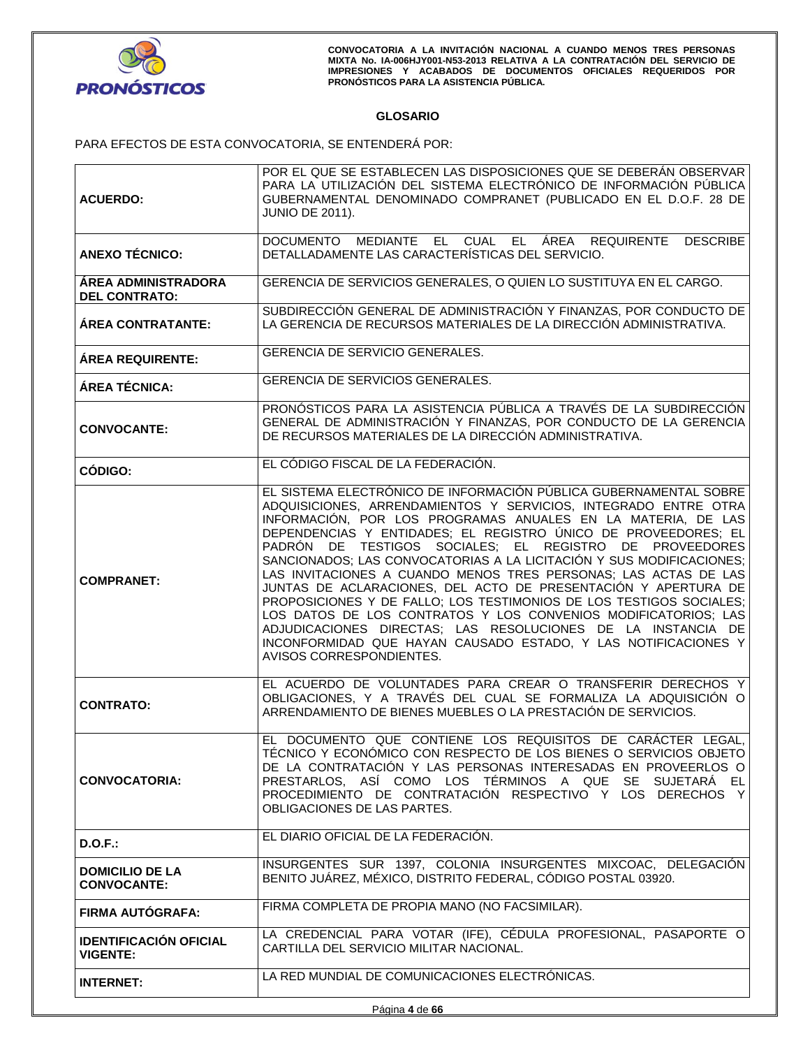## GLOSARIO

PARA EFECTOS DE ESTA CONVOCATORIA, SE ENTENDERÁ POR:

| | |
|---|---|
| **ACUERDO:** | POR EL QUE SE ESTABLECEN LAS DISPOSICIONES QUE SE DEBERÁN OBSERVAR PARA LA UTILIZACIÓN DEL SISTEMA ELECTRÓNICO DE INFORMACIÓN PÚBLICA GUBERNAMENTAL DENOMINADO COMPRANET (PUBLICADO EN EL D.O.F. 28 DE JUNIO DE 2011). |
| **ANEXO TÉCNICO:** | DOCUMENTO MEDIANTE EL CUAL EL ÁREA REQUIRENTE DESCRIBE DETALLADAMENTE LAS CARACTERÍSTICAS DEL SERVICIO. |
| **ÁREA ADMINISTRADORA DEL CONTRATO:** | GERENCIA DE SERVICIOS GENERALES, O QUIEN LO SUSTITUYA EN EL CARGO. |
| **ÁREA CONTRATANTE:** | SUBDIRECCIÓN GENERAL DE ADMINISTRACIÓN Y FINANZAS, POR CONDUCTO DE LA GERENCIA DE RECURSOS MATERIALES DE LA DIRECCIÓN ADMINISTRATIVA. |
| **ÁREA REQUIRENTE:** | GERENCIA DE SERVICIO GENERALES. |
| **ÁREA TÉCNICA:** | GERENCIA DE SERVICIOS GENERALES. |
| **CONVOCANTE:** | PRONÓSTICOS PARA LA ASISTENCIA PÚBLICA A TRAVÉS DE LA SUBDIRECCIÓN GENERAL DE ADMINISTRACIÓN Y FINANZAS, POR CONDUCTO DE LA GERENCIA DE RECURSOS MATERIALES DE LA DIRECCIÓN ADMINISTRATIVA. |
| **CÓDIGO:** | EL CÓDIGO FISCAL DE LA FEDERACIÓN. |
| **COMPRANET:** | EL SISTEMA ELECTRÓNICO DE INFORMACIÓN PÚBLICA GUBERNAMENTAL SOBRE ADQUISICIONES, ARRENDAMIENTOS Y SERVICIOS, INTEGRADO ENTRE OTRA INFORMACIÓN, POR LOS PROGRAMAS ANUALES EN LA MATERIA, DE LAS DEPENDENCIAS Y ENTIDADES; EL REGISTRO ÚNICO DE PROVEEDORES; EL PADRÓN DE TESTIGOS SOCIALES; EL REGISTRO DE PROVEEDORES SANCIONADOS; LAS CONVOCATORIAS A LA LICITACIÓN Y SUS MODIFICACIONES; LAS INVITACIONES A CUANDO MENOS TRES PERSONAS; LAS ACTAS DE LAS JUNTAS DE ACLARACIONES, DEL ACTO DE PRESENTACIÓN Y APERTURA DE PROPOSICIONES Y DE FALLO; LOS TESTIMONIOS DE LOS TESTIGOS SOCIALES; LOS DATOS DE LOS CONTRATOS Y LOS CONVENIOS MODIFICATORIOS; LAS ADJUDICACIONES DIRECTAS; LAS RESOLUCIONES DE LA INSTANCIA DE INCONFORMIDAD QUE HAYAN CAUSADO ESTADO, Y LAS NOTIFICACIONES Y AVISOS CORRESPONDIENTES. |
| **CONTRATO:** | EL ACUERDO DE VOLUNTADES PARA CREAR O TRANSFERIR DERECHOS Y OBLIGACIONES, Y A TRAVÉS DEL CUAL SE FORMALIZA LA ADQUISICIÓN O ARRENDAMIENTO DE BIENES MUEBLES O LA PRESTACIÓN DE SERVICIOS. |
| **CONVOCATORIA:** | EL DOCUMENTO QUE CONTIENE LOS REQUISITOS DE CARÁCTER LEGAL, TÉCNICO Y ECONÓMICO CON RESPECTO DE LOS BIENES O SERVICIOS OBJETO DE LA CONTRATACIÓN Y LAS PERSONAS INTERESADAS EN PROVEERLOS O PRESTARLOS, ASÍ COMO LOS TÉRMINOS A QUE SE SUJETARÁ EL PROCEDIMIENTO DE CONTRATACIÓN RESPECTIVO Y LOS DERECHOS Y OBLIGACIONES DE LAS PARTES. |
| **D.O.F.:** | EL DIARIO OFICIAL DE LA FEDERACIÓN. |
| **DOMICILIO DE LA CONVOCANTE:** | INSURGENTES SUR 1397, COLONIA INSURGENTES MIXCOAC, DELEGACIÓN BENITO JUÁREZ, MÉXICO, DISTRITO FEDERAL, CÓDIGO POSTAL 03920. |
| **FIRMA AUTÓGRAFA:** | FIRMA COMPLETA DE PROPIA MANO (NO FACSIMILAR). |
| **IDENTIFICACIÓN OFICIAL VIGENTE:** | LA CREDENCIAL PARA VOTAR (IFE), CÉDULA PROFESIONAL, PASAPORTE O CARTILLA DEL SERVICIO MILITAR NACIONAL. |
| **INTERNET:** | LA RED MUNDIAL DE COMUNICACIONES ELECTRÓNICAS. |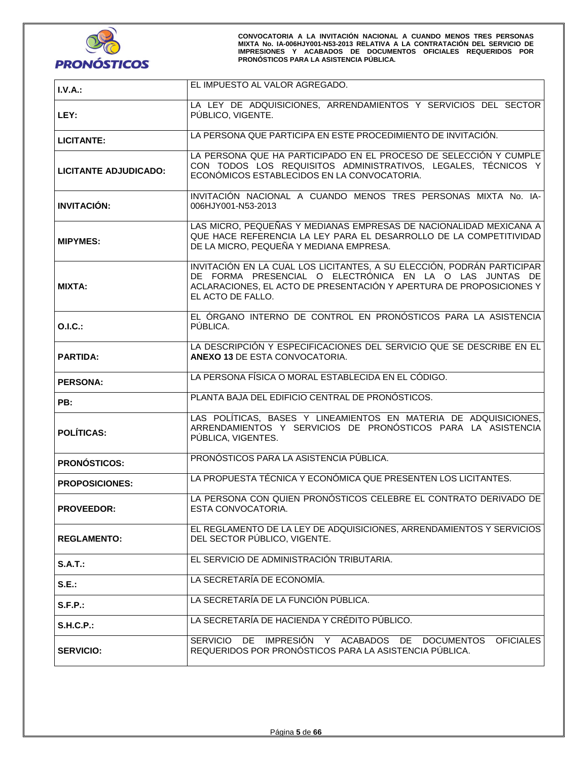| | |
|---|---|
| **I.V.A.:** | EL IMPUESTO AL VALOR AGREGADO. |
| **LEY:** | LA LEY DE ADQUISICIONES, ARRENDAMIENTOS Y SERVICIOS DEL SECTOR PÚBLICO, VIGENTE. |
| **LICITANTE:** | LA PERSONA QUE PARTICIPA EN ESTE PROCEDIMIENTO DE INVITACIÓN. |
| **LICITANTE ADJUDICADO:** | LA PERSONA QUE HA PARTICIPADO EN EL PROCESO DE SELECCIÓN Y CUMPLE CON TODOS LOS REQUISITOS ADMINISTRATIVOS, LEGALES, TÉCNICOS Y ECONÓMICOS ESTABLECIDOS EN LA CONVOCATORIA. |
| **INVITACIÓN:** | INVITACIÓN NACIONAL A CUANDO MENOS TRES PERSONAS MIXTA No. IA-006HJY001-N53-2013 |
| **MIPYMES:** | LAS MICRO, PEQUEÑAS Y MEDIANAS EMPRESAS DE NACIONALIDAD MEXICANA A QUE HACE REFERENCIA LA LEY PARA EL DESARROLLO DE LA COMPETITIVIDAD DE LA MICRO, PEQUEÑA Y MEDIANA EMPRESA. |
| **MIXTA:** | INVITACIÓN EN LA CUAL LOS LICITANTES, A SU ELECCIÓN, PODRÁN PARTICIPAR DE FORMA PRESENCIAL O ELECTRÓNICA EN LA O LAS JUNTAS DE ACLARACIONES, EL ACTO DE PRESENTACIÓN Y APERTURA DE PROPOSICIONES Y EL ACTO DE FALLO. |
| **O.I.C.:** | EL ÓRGANO INTERNO DE CONTROL EN PRONÓSTICOS PARA LA ASISTENCIA PÚBLICA. |
| **PARTIDA:** | LA DESCRIPCIÓN Y ESPECIFICACIONES DEL SERVICIO QUE SE DESCRIBE EN EL **ANEXO 13** DE ESTA CONVOCATORIA. |
| **PERSONA:** | LA PERSONA FÍSICA O MORAL ESTABLECIDA EN EL CÓDIGO. |
| **PB:** | PLANTA BAJA DEL EDIFICIO CENTRAL DE PRONÓSTICOS. |
| **POLÍTICAS:** | LAS POLÍTICAS, BASES Y LINEAMIENTOS EN MATERIA DE ADQUISICIONES, ARRENDAMIENTOS Y SERVICIOS DE PRONÓSTICOS PARA LA ASISTENCIA PÚBLICA, VIGENTES. |
| **PRONÓSTICOS:** | PRONÓSTICOS PARA LA ASISTENCIA PÚBLICA. |
| **PROPOSICIONES:** | LA PROPUESTA TÉCNICA Y ECONÓMICA QUE PRESENTEN LOS LICITANTES. |
| **PROVEEDOR:** | LA PERSONA CON QUIEN PRONÓSTICOS CELEBRE EL CONTRATO DERIVADO DE ESTA CONVOCATORIA. |
| **REGLAMENTO:** | EL REGLAMENTO DE LA LEY DE ADQUISICIONES, ARRENDAMIENTOS Y SERVICIOS DEL SECTOR PÚBLICO, VIGENTE. |
| **S.A.T.:** | EL SERVICIO DE ADMINISTRACIÓN TRIBUTARIA. |
| **S.E.:** | LA SECRETARÍA DE ECONOMÍA. |
| **S.F.P.:** | LA SECRETARÍA DE LA FUNCIÓN PÚBLICA. |
| **S.H.C.P.:** | LA SECRETARÍA DE HACIENDA Y CRÉDITO PÚBLICO. |
| **SERVICIO:** | SERVICIO DE IMPRESIÓN Y ACABADOS DE DOCUMENTOS OFICIALES REQUERIDOS POR PRONÓSTICOS PARA LA ASISTENCIA PÚBLICA. |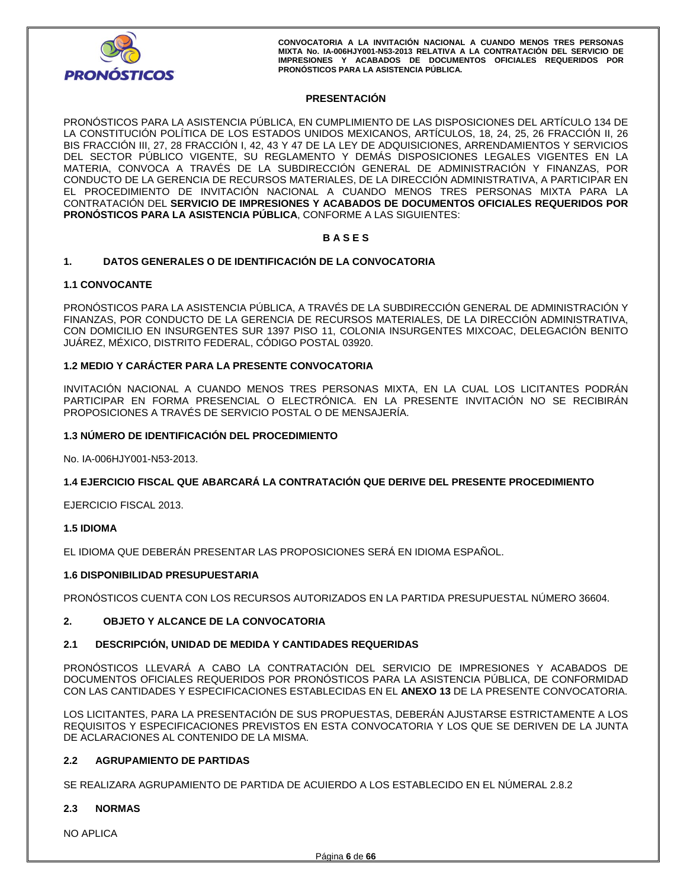## PRESENTACIÓN

PRONÓSTICOS PARA LA ASISTENCIA PÚBLICA, EN CUMPLIMIENTO DE LAS DISPOSICIONES DEL ARTÍCULO 134 DE LA CONSTITUCIÓN POLÍTICA DE LOS ESTADOS UNIDOS MEXICANOS, ARTÍCULOS, 18, 24, 25, 26 FRACCIÓN II, 26 BIS FRACCIÓN III, 27, 28 FRACCIÓN I, 42, 43 Y 47 DE LA LEY DE ADQUISICIONES, ARRENDAMIENTOS Y SERVICIOS DEL SECTOR PÚBLICO VIGENTE, SU REGLAMENTO Y DEMÁS DISPOSICIONES LEGALES VIGENTES EN LA MATERIA, CONVOCA A TRAVÉS DE LA SUBDIRECCIÓN GENERAL DE ADMINISTRACIÓN Y FINANZAS, POR CONDUCTO DE LA GERENCIA DE RECURSOS MATERIALES, DE LA DIRECCIÓN ADMINISTRATIVA, A PARTICIPAR EN EL PROCEDIMIENTO DE INVITACIÓN NACIONAL A CUANDO MENOS TRES PERSONAS MIXTA PARA LA CONTRATACIÓN DEL **SERVICIO DE IMPRESIONES Y ACABADOS DE DOCUMENTOS OFICIALES REQUERIDOS POR PRONÓSTICOS PARA LA ASISTENCIA PÚBLICA**, CONFORME A LAS SIGUIENTES:

## B A S E S

### 1. DATOS GENERALES O DE IDENTIFICACIÓN DE LA CONVOCATORIA

#### 1.1 CONVOCANTE

PRONÓSTICOS PARA LA ASISTENCIA PÚBLICA, A TRAVÉS DE LA SUBDIRECCIÓN GENERAL DE ADMINISTRACIÓN Y FINANZAS, POR CONDUCTO DE LA GERENCIA DE RECURSOS MATERIALES, DE LA DIRECCIÓN ADMINISTRATIVA, CON DOMICILIO EN INSURGENTES SUR 1397 PISO 11, COLONIA INSURGENTES MIXCOAC, DELEGACIÓN BENITO JUÁREZ, MÉXICO, DISTRITO FEDERAL, CÓDIGO POSTAL 03920.

#### 1.2 MEDIO Y CARÁCTER PARA LA PRESENTE CONVOCATORIA

INVITACIÓN NACIONAL A CUANDO MENOS TRES PERSONAS MIXTA, EN LA CUAL LOS LICITANTES PODRÁN PARTICIPAR EN FORMA PRESENCIAL O ELECTRÓNICA. EN LA PRESENTE INVITACIÓN NO SE RECIBIRÁN PROPOSICIONES A TRAVÉS DE SERVICIO POSTAL O DE MENSAJERÍA.

#### 1.3 NÚMERO DE IDENTIFICACIÓN DEL PROCEDIMIENTO

No. IA-006HJY001-N53-2013.

#### 1.4 EJERCICIO FISCAL QUE ABARCARÁ LA CONTRATACIÓN QUE DERIVE DEL PRESENTE PROCEDIMIENTO

EJERCICIO FISCAL 2013.

#### 1.5 IDIOMA

EL IDIOMA QUE DEBERÁN PRESENTAR LAS PROPOSICIONES SERÁ EN IDIOMA ESPAÑOL.

#### 1.6 DISPONIBILIDAD PRESUPUESTARIA

PRONÓSTICOS CUENTA CON LOS RECURSOS AUTORIZADOS EN LA PARTIDA PRESUPUESTAL NÚMERO 36604.

### 2. OBJETO Y ALCANCE DE LA CONVOCATORIA

#### 2.1 DESCRIPCIÓN, UNIDAD DE MEDIDA Y CANTIDADES REQUERIDAS

PRONÓSTICOS LLEVARÁ A CABO LA CONTRATACIÓN DEL SERVICIO DE IMPRESIONES Y ACABADOS DE DOCUMENTOS OFICIALES REQUERIDOS POR PRONÓSTICOS PARA LA ASISTENCIA PÚBLICA, DE CONFORMIDAD CON LAS CANTIDADES Y ESPECIFICACIONES ESTABLECIDAS EN EL **ANEXO 13** DE LA PRESENTE CONVOCATORIA.

LOS LICITANTES, PARA LA PRESENTACIÓN DE SUS PROPUESTAS, DEBERÁN AJUSTARSE ESTRICTAMENTE A LOS REQUISITOS Y ESPECIFICACIONES PREVISTOS EN ESTA CONVOCATORIA Y LOS QUE SE DERIVEN DE LA JUNTA DE ACLARACIONES AL CONTENIDO DE LA MISMA.

#### 2.2 AGRUPAMIENTO DE PARTIDAS

SE REALIZARA AGRUPAMIENTO DE PARTIDA DE ACUIERDO A LOS ESTABLECIDO EN EL NÚMERAL 2.8.2

#### 2.3 NORMAS

NO APLICA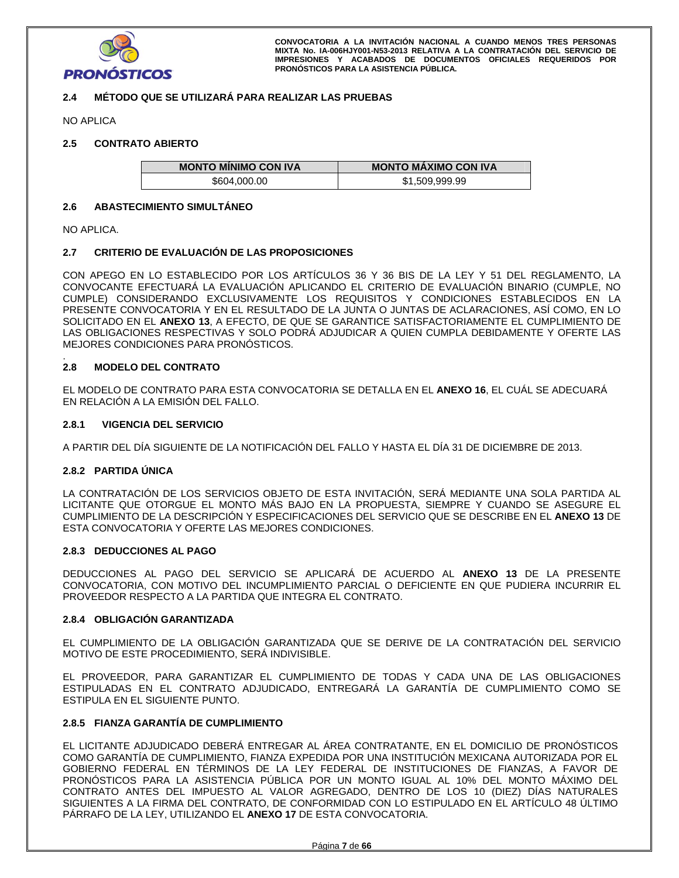### 2.4 MÉTODO QUE SE UTILIZARÁ PARA REALIZAR LAS PRUEBAS

NO APLICA

### 2.5 CONTRATO ABIERTO

| MONTO MÍNIMO CON IVA | MONTO MÁXIMO CON IVA |
|---|---|
| $604,000.00 | $1,509,999.99 |

### 2.6 ABASTECIMIENTO SIMULTÁNEO

NO APLICA.

### 2.7 CRITERIO DE EVALUACIÓN DE LAS PROPOSICIONES

CON APEGO EN LO ESTABLECIDO POR LOS ARTÍCULOS 36 Y 36 BIS DE LA LEY Y 51 DEL REGLAMENTO, LA CONVOCANTE EFECTUARÁ LA EVALUACIÓN APLICANDO EL CRITERIO DE EVALUACIÓN BINARIO (CUMPLE, NO CUMPLE) CONSIDERANDO EXCLUSIVAMENTE LOS REQUISITOS Y CONDICIONES ESTABLECIDOS EN LA PRESENTE CONVOCATORIA Y EN EL RESULTADO DE LA JUNTA O JUNTAS DE ACLARACIONES, ASÍ COMO, EN LO SOLICITADO EN EL **ANEXO 13**, A EFECTO, DE QUE SE GARANTICE SATISFACTORIAMENTE EL CUMPLIMIENTO DE LAS OBLIGACIONES RESPECTIVAS Y SOLO PODRÁ ADJUDICAR A QUIEN CUMPLA DEBIDAMENTE Y OFERTE LAS MEJORES CONDICIONES PARA PRONÓSTICOS.

### 2.8 MODELO DEL CONTRATO

EL MODELO DE CONTRATO PARA ESTA CONVOCATORIA SE DETALLA EN EL **ANEXO 16**, EL CUÁL SE ADECUARÁ EN RELACIÓN A LA EMISIÓN DEL FALLO.

#### 2.8.1 VIGENCIA DEL SERVICIO

A PARTIR DEL DÍA SIGUIENTE DE LA NOTIFICACIÓN DEL FALLO Y HASTA EL DÍA 31 DE DICIEMBRE DE 2013.

#### 2.8.2 PARTIDA ÚNICA

LA CONTRATACIÓN DE LOS SERVICIOS OBJETO DE ESTA INVITACIÓN, SERÁ MEDIANTE UNA SOLA PARTIDA AL LICITANTE QUE OTORGUE EL MONTO MÁS BAJO EN LA PROPUESTA, SIEMPRE Y CUANDO SE ASEGURE EL CUMPLIMIENTO DE LA DESCRIPCIÓN Y ESPECIFICACIONES DEL SERVICIO QUE SE DESCRIBE EN EL **ANEXO 13** DE ESTA CONVOCATORIA Y OFERTE LAS MEJORES CONDICIONES.

#### 2.8.3 DEDUCCIONES AL PAGO

DEDUCCIONES AL PAGO DEL SERVICIO SE APLICARÁ DE ACUERDO AL **ANEXO 13** DE LA PRESENTE CONVOCATORIA, CON MOTIVO DEL INCUMPLIMIENTO PARCIAL O DEFICIENTE EN QUE PUDIERA INCURRIR EL PROVEEDOR RESPECTO A LA PARTIDA QUE INTEGRA EL CONTRATO.

#### 2.8.4 OBLIGACIÓN GARANTIZADA

EL CUMPLIMIENTO DE LA OBLIGACIÓN GARANTIZADA QUE SE DERIVE DE LA CONTRATACIÓN DEL SERVICIO MOTIVO DE ESTE PROCEDIMIENTO, SERÁ INDIVISIBLE.

EL PROVEEDOR, PARA GARANTIZAR EL CUMPLIMIENTO DE TODAS Y CADA UNA DE LAS OBLIGACIONES ESTIPULADAS EN EL CONTRATO ADJUDICADO, ENTREGARÁ LA GARANTÍA DE CUMPLIMIENTO COMO SE ESTIPULA EN EL SIGUIENTE PUNTO.

#### 2.8.5 FIANZA GARANTÍA DE CUMPLIMIENTO

EL LICITANTE ADJUDICADO DEBERÁ ENTREGAR AL ÁREA CONTRATANTE, EN EL DOMICILIO DE PRONÓSTICOS COMO GARANTÍA DE CUMPLIMIENTO, FIANZA EXPEDIDA POR UNA INSTITUCIÓN MEXICANA AUTORIZADA POR EL GOBIERNO FEDERAL EN TÉRMINOS DE LA LEY FEDERAL DE INSTITUCIONES DE FIANZAS, A FAVOR DE PRONÓSTICOS PARA LA ASISTENCIA PÚBLICA POR UN MONTO IGUAL AL 10% DEL MONTO MÁXIMO DEL CONTRATO ANTES DEL IMPUESTO AL VALOR AGREGADO, DENTRO DE LOS 10 (DIEZ) DÍAS NATURALES SIGUIENTES A LA FIRMA DEL CONTRATO, DE CONFORMIDAD CON LO ESTIPULADO EN EL ARTÍCULO 48 ÚLTIMO PÁRRAFO DE LA LEY, UTILIZANDO EL **ANEXO 17** DE ESTA CONVOCATORIA.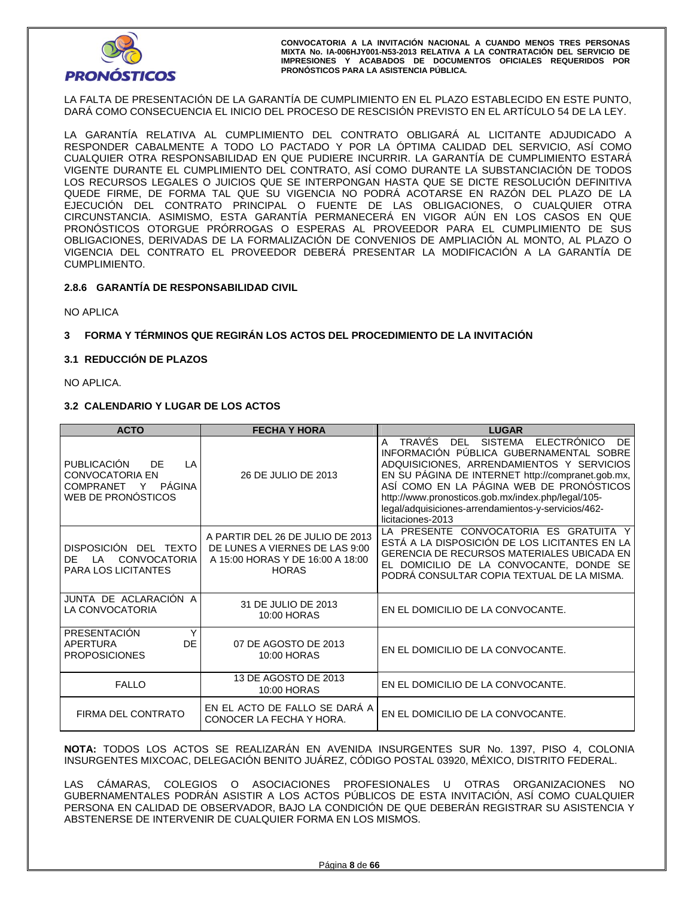LA FALTA DE PRESENTACIÓN DE LA GARANTÍA DE CUMPLIMIENTO EN EL PLAZO ESTABLECIDO EN ESTE PUNTO, DARÁ COMO CONSECUENCIA EL INICIO DEL PROCESO DE RESCISIÓN PREVISTO EN EL ARTÍCULO 54 DE LA LEY.

LA GARANTÍA RELATIVA AL CUMPLIMIENTO DEL CONTRATO OBLIGARÁ AL LICITANTE ADJUDICADO A RESPONDER CABALMENTE A TODO LO PACTADO Y POR LA ÓPTIMA CALIDAD DEL SERVICIO, ASÍ COMO CUALQUIER OTRA RESPONSABILIDAD EN QUE PUDIERE INCURRIR. LA GARANTÍA DE CUMPLIMIENTO ESTARÁ VIGENTE DURANTE EL CUMPLIMIENTO DEL CONTRATO, ASÍ COMO DURANTE LA SUBSTANCIACIÓN DE TODOS LOS RECURSOS LEGALES O JUICIOS QUE SE INTERPONGAN HASTA QUE SE DICTE RESOLUCIÓN DEFINITIVA QUEDE FIRME, DE FORMA TAL QUE SU VIGENCIA NO PODRÁ ACOTARSE EN RAZÓN DEL PLAZO DE LA EJECUCIÓN DEL CONTRATO PRINCIPAL O FUENTE DE LAS OBLIGACIONES, O CUALQUIER OTRA CIRCUNSTANCIA. ASIMISMO, ESTA GARANTÍA PERMANECERÁ EN VIGOR AÚN EN LOS CASOS EN QUE PRONÓSTICOS OTORGUE PRÓRROGAS O ESPERAS AL PROVEEDOR PARA EL CUMPLIMIENTO DE SUS OBLIGACIONES, DERIVADAS DE LA FORMALIZACIÓN DE CONVENIOS DE AMPLIACIÓN AL MONTO, AL PLAZO O VIGENCIA DEL CONTRATO EL PROVEEDOR DEBERÁ PRESENTAR LA MODIFICACIÓN A LA GARANTÍA DE CUMPLIMIENTO.

#### 2.8.6 GARANTÍA DE RESPONSABILIDAD CIVIL

NO APLICA

## 3 FORMA Y TÉRMINOS QUE REGIRÁN LOS ACTOS DEL PROCEDIMIENTO DE LA INVITACIÓN

### 3.1 REDUCCIÓN DE PLAZOS

NO APLICA.

### 3.2 CALENDARIO Y LUGAR DE LOS ACTOS

| ACTO | FECHA Y HORA | LUGAR |
|---|---|---|
| PUBLICACIÓN DE LA CONVOCATORIA EN COMPRANET Y PÁGINA WEB DE PRONÓSTICOS | 26 DE JULIO DE 2013 | A TRAVÉS DEL SISTEMA ELECTRÓNICO DE INFORMACIÓN PÚBLICA GUBERNAMENTAL SOBRE ADQUISICIONES, ARRENDAMIENTOS Y SERVICIOS EN SU PÁGINA DE INTERNET http://compranet.gob.mx, ASÍ COMO EN LA PÁGINA WEB DE PRONÓSTICOS http://www.pronosticos.gob.mx/index.php/legal/105-legal/adquisiciones-arrendamientos-y-servicios/462-licitaciones-2013 |
| DISPOSICIÓN DEL TEXTO DE LA CONVOCATORIA PARA LOS LICITANTES | A PARTIR DEL 26 DE JULIO DE 2013 DE LUNES A VIERNES DE LAS 9:00 A 15:00 HORAS Y DE 16:00 A 18:00 HORAS | LA PRESENTE CONVOCATORIA ES GRATUITA Y ESTÁ A LA DISPOSICIÓN DE LOS LICITANTES EN LA GERENCIA DE RECURSOS MATERIALES UBICADA EN EL DOMICILIO DE LA CONVOCANTE, DONDE SE PODRÁ CONSULTAR COPIA TEXTUAL DE LA MISMA. |
| JUNTA DE ACLARACIÓN A LA CONVOCATORIA | 31 DE JULIO DE 2013 10:00 HORAS | EN EL DOMICILIO DE LA CONVOCANTE. |
| PRESENTACIÓN Y APERTURA DE PROPOSICIONES | 07 DE AGOSTO DE 2013 10:00 HORAS | EN EL DOMICILIO DE LA CONVOCANTE. |
| FALLO | 13 DE AGOSTO DE 2013 10:00 HORAS | EN EL DOMICILIO DE LA CONVOCANTE. |
| FIRMA DEL CONTRATO | EN EL ACTO DE FALLO SE DARÁ A CONOCER LA FECHA Y HORA. | EN EL DOMICILIO DE LA CONVOCANTE. |

**NOTA:** TODOS LOS ACTOS SE REALIZARÁN EN AVENIDA INSURGENTES SUR No. 1397, PISO 4, COLONIA INSURGENTES MIXCOAC, DELEGACIÓN BENITO JUÁREZ, CÓDIGO POSTAL 03920, MÉXICO, DISTRITO FEDERAL.

LAS CÁMARAS, COLEGIOS O ASOCIACIONES PROFESIONALES U OTRAS ORGANIZACIONES NO GUBERNAMENTALES PODRÁN ASISTIR A LOS ACTOS PÚBLICOS DE ESTA INVITACIÓN, ASÍ COMO CUALQUIER PERSONA EN CALIDAD DE OBSERVADOR, BAJO LA CONDICIÓN DE QUE DEBERÁN REGISTRAR SU ASISTENCIA Y ABSTENERSE DE INTERVENIR DE CUALQUIER FORMA EN LOS MISMOS.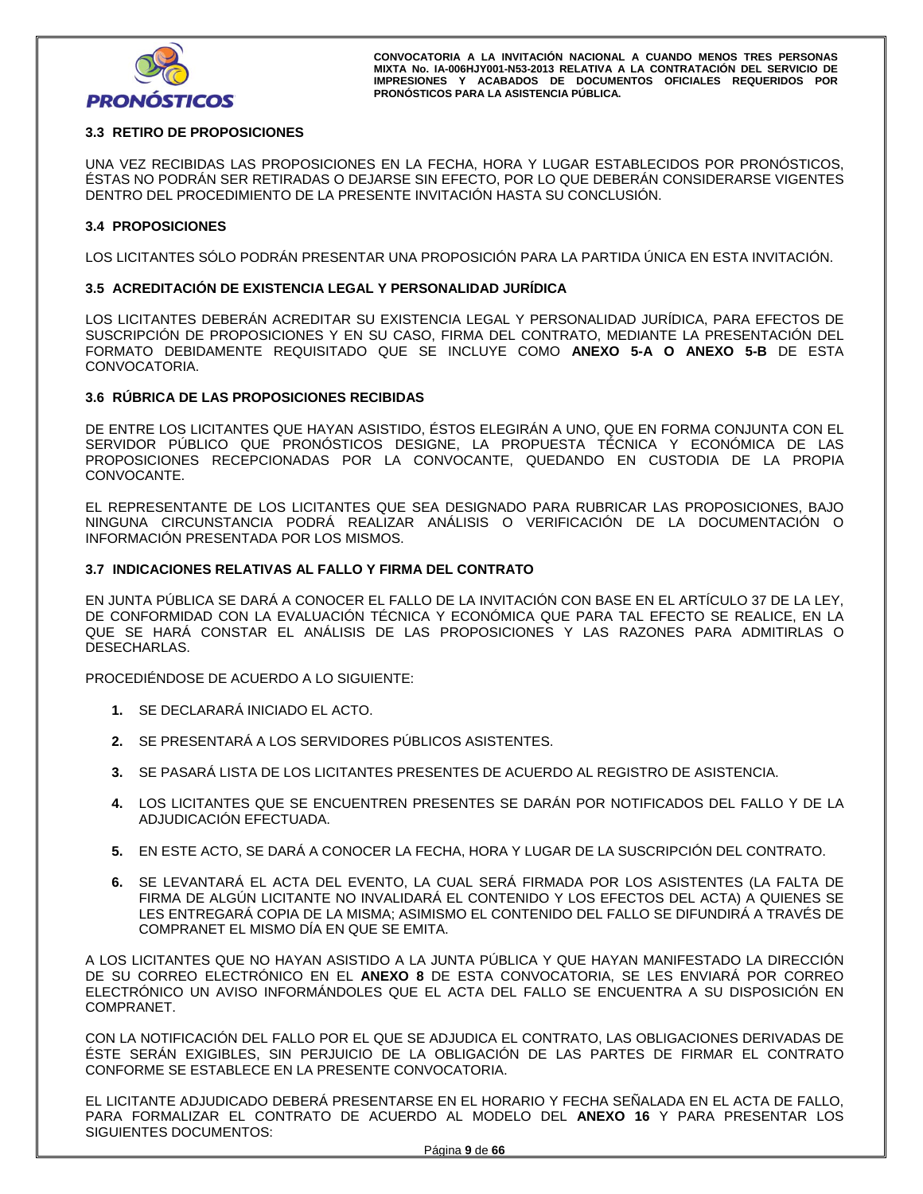### 3.3 RETIRO DE PROPOSICIONES

UNA VEZ RECIBIDAS LAS PROPOSICIONES EN LA FECHA, HORA Y LUGAR ESTABLECIDOS POR PRONÓSTICOS, ÉSTAS NO PODRÁN SER RETIRADAS O DEJARSE SIN EFECTO, POR LO QUE DEBERÁN CONSIDERARSE VIGENTES DENTRO DEL PROCEDIMIENTO DE LA PRESENTE INVITACIÓN HASTA SU CONCLUSIÓN.

### 3.4 PROPOSICIONES

LOS LICITANTES SÓLO PODRÁN PRESENTAR UNA PROPOSICIÓN PARA LA PARTIDA ÚNICA EN ESTA INVITACIÓN.

### 3.5 ACREDITACIÓN DE EXISTENCIA LEGAL Y PERSONALIDAD JURÍDICA

LOS LICITANTES DEBERÁN ACREDITAR SU EXISTENCIA LEGAL Y PERSONALIDAD JURÍDICA, PARA EFECTOS DE SUSCRIPCIÓN DE PROPOSICIONES Y EN SU CASO, FIRMA DEL CONTRATO, MEDIANTE LA PRESENTACIÓN DEL FORMATO DEBIDAMENTE REQUISITADO QUE SE INCLUYE COMO **ANEXO 5-A O ANEXO 5-B** DE ESTA CONVOCATORIA.

### 3.6 RÚBRICA DE LAS PROPOSICIONES RECIBIDAS

DE ENTRE LOS LICITANTES QUE HAYAN ASISTIDO, ÉSTOS ELEGIRÁN A UNO, QUE EN FORMA CONJUNTA CON EL SERVIDOR PÚBLICO QUE PRONÓSTICOS DESIGNE, LA PROPUESTA TÉCNICA Y ECONÓMICA DE LAS PROPOSICIONES RECEPCIONADAS POR LA CONVOCANTE, QUEDANDO EN CUSTODIA DE LA PROPIA CONVOCANTE.

EL REPRESENTANTE DE LOS LICITANTES QUE SEA DESIGNADO PARA RUBRICAR LAS PROPOSICIONES, BAJO NINGUNA CIRCUNSTANCIA PODRÁ REALIZAR ANÁLISIS O VERIFICACIÓN DE LA DOCUMENTACIÓN O INFORMACIÓN PRESENTADA POR LOS MISMOS.

### 3.7 INDICACIONES RELATIVAS AL FALLO Y FIRMA DEL CONTRATO

EN JUNTA PÚBLICA SE DARÁ A CONOCER EL FALLO DE LA INVITACIÓN CON BASE EN EL ARTÍCULO 37 DE LA LEY, DE CONFORMIDAD CON LA EVALUACIÓN TÉCNICA Y ECONÓMICA QUE PARA TAL EFECTO SE REALICE, EN LA QUE SE HARÁ CONSTAR EL ANÁLISIS DE LAS PROPOSICIONES Y LAS RAZONES PARA ADMITIRLAS O DESECHARLAS.

PROCEDIÉNDOSE DE ACUERDO A LO SIGUIENTE:

1. SE DECLARARÁ INICIADO EL ACTO.
2. SE PRESENTARÁ A LOS SERVIDORES PÚBLICOS ASISTENTES.
3. SE PASARÁ LISTA DE LOS LICITANTES PRESENTES DE ACUERDO AL REGISTRO DE ASISTENCIA.
4. LOS LICITANTES QUE SE ENCUENTREN PRESENTES SE DARÁN POR NOTIFICADOS DEL FALLO Y DE LA ADJUDICACIÓN EFECTUADA.
5. EN ESTE ACTO, SE DARÁ A CONOCER LA FECHA, HORA Y LUGAR DE LA SUSCRIPCIÓN DEL CONTRATO.
6. SE LEVANTARÁ EL ACTA DEL EVENTO, LA CUAL SERÁ FIRMADA POR LOS ASISTENTES (LA FALTA DE FIRMA DE ALGÚN LICITANTE NO INVALIDARÁ EL CONTENIDO Y LOS EFECTOS DEL ACTA) A QUIENES SE LES ENTREGARÁ COPIA DE LA MISMA; ASIMISMO EL CONTENIDO DEL FALLO SE DIFUNDIRÁ A TRAVÉS DE COMPRANET EL MISMO DÍA EN QUE SE EMITA.

A LOS LICITANTES QUE NO HAYAN ASISTIDO A LA JUNTA PÚBLICA Y QUE HAYAN MANIFESTADO LA DIRECCIÓN DE SU CORREO ELECTRÓNICO EN EL **ANEXO 8** DE ESTA CONVOCATORIA, SE LES ENVIARÁ POR CORREO ELECTRÓNICO UN AVISO INFORMÁNDOLES QUE EL ACTA DEL FALLO SE ENCUENTRA A SU DISPOSICIÓN EN COMPRANET.

CON LA NOTIFICACIÓN DEL FALLO POR EL QUE SE ADJUDICA EL CONTRATO, LAS OBLIGACIONES DERIVADAS DE ÉSTE SERÁN EXIGIBLES, SIN PERJUICIO DE LA OBLIGACIÓN DE LAS PARTES DE FIRMAR EL CONTRATO CONFORME SE ESTABLECE EN LA PRESENTE CONVOCATORIA.

EL LICITANTE ADJUDICADO DEBERÁ PRESENTARSE EN EL HORARIO Y FECHA SEÑALADA EN EL ACTA DE FALLO, PARA FORMALIZAR EL CONTRATO DE ACUERDO AL MODELO DEL **ANEXO 16** Y PARA PRESENTAR LOS SIGUIENTES DOCUMENTOS: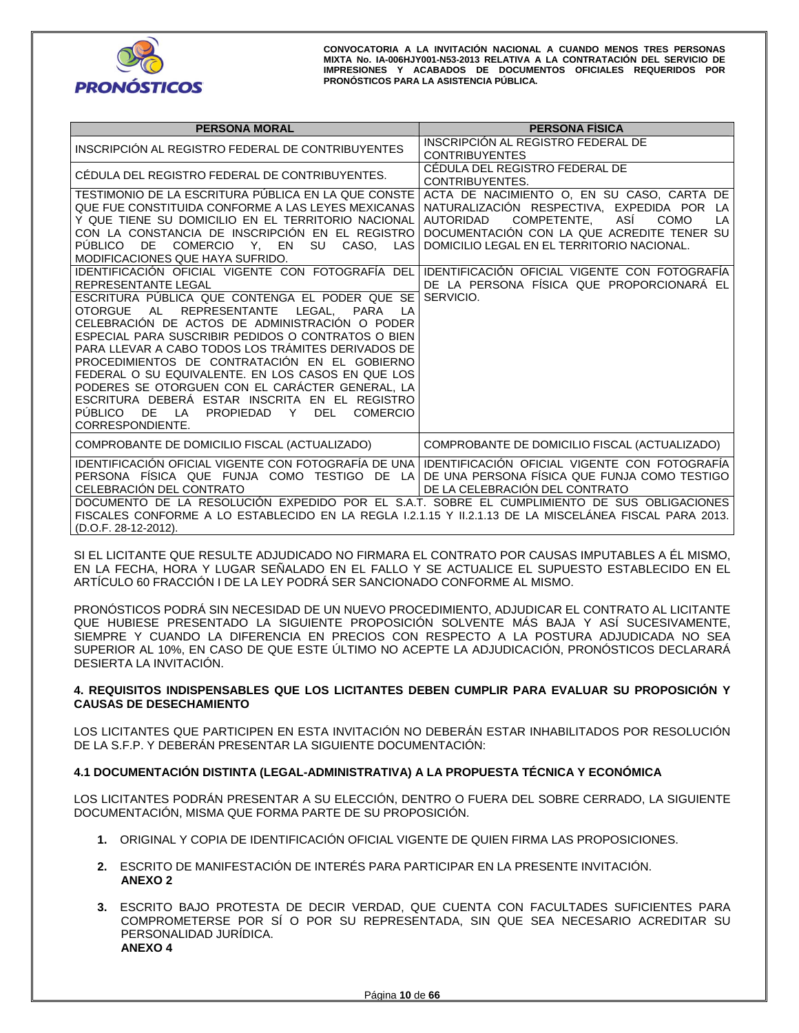| PERSONA MORAL | PERSONA FÍSICA |
|---|---|
| INSCRIPCIÓN AL REGISTRO FEDERAL DE CONTRIBUYENTES | INSCRIPCIÓN AL REGISTRO FEDERAL DE CONTRIBUYENTES |
| CÉDULA DEL REGISTRO FEDERAL DE CONTRIBUYENTES. | CÉDULA DEL REGISTRO FEDERAL DE CONTRIBUYENTES. |
| TESTIMONIO DE LA ESCRITURA PÚBLICA EN LA QUE CONSTE QUE FUE CONSTITUIDA CONFORME A LAS LEYES MEXICANAS Y QUE TIENE SU DOMICILIO EN EL TERRITORIO NACIONAL CON LA CONSTANCIA DE INSCRIPCIÓN EN EL REGISTRO PÚBLICO DE COMERCIO Y, EN SU CASO, LAS MODIFICACIONES QUE HAYA SUFRIDO. | ACTA DE NACIMIENTO O, EN SU CASO, CARTA DE NATURALIZACIÓN RESPECTIVA, EXPEDIDA POR LA AUTORIDAD COMPETENTE, ASÍ COMO LA DOCUMENTACIÓN CON LA QUE ACREDITE TENER SU DOMICILIO LEGAL EN EL TERRITORIO NACIONAL. |
| IDENTIFICACIÓN OFICIAL VIGENTE CON FOTOGRAFÍA DEL REPRESENTANTE LEGAL | IDENTIFICACIÓN OFICIAL VIGENTE CON FOTOGRAFÍA DE LA PERSONA FÍSICA QUE PROPORCIONARÁ EL SERVICIO. |
| ESCRITURA PÚBLICA QUE CONTENGA EL PODER QUE SE OTORGUE AL REPRESENTANTE LEGAL, PARA LA CELEBRACIÓN DE ACTOS DE ADMINISTRACIÓN O PODER ESPECIAL PARA SUSCRIBIR PEDIDOS O CONTRATOS O BIEN PARA LLEVAR A CABO TODOS LOS TRÁMITES DERIVADOS DE PROCEDIMIENTOS DE CONTRATACIÓN EN EL GOBIERNO FEDERAL O SU EQUIVALENTE. EN LOS CASOS EN QUE LOS PODERES SE OTORGUEN CON EL CARÁCTER GENERAL, LA ESCRITURA DEBERÁ ESTAR INSCRITA EN EL REGISTRO PÚBLICO DE LA PROPIEDAD Y DEL COMERCIO CORRESPONDIENTE. | |
| COMPROBANTE DE DOMICILIO FISCAL (ACTUALIZADO) | COMPROBANTE DE DOMICILIO FISCAL (ACTUALIZADO) |
| IDENTIFICACIÓN OFICIAL VIGENTE CON FOTOGRAFÍA DE UNA PERSONA FÍSICA QUE FUNJA COMO TESTIGO DE LA CELEBRACIÓN DEL CONTRATO | IDENTIFICACIÓN OFICIAL VIGENTE CON FOTOGRAFÍA DE UNA PERSONA FÍSICA QUE FUNJA COMO TESTIGO DE LA CELEBRACIÓN DEL CONTRATO |
| DOCUMENTO DE LA RESOLUCIÓN EXPEDIDO POR EL S.A.T. SOBRE EL CUMPLIMIENTO DE SUS OBLIGACIONES FISCALES CONFORME A LO ESTABLECIDO EN LA REGLA I.2.1.15 Y II.2.1.13 DE LA MISCELÁNEA FISCAL PARA 2013. (D.O.F. 28-12-2012). | |

SI EL LICITANTE QUE RESULTE ADJUDICADO NO FIRMARA EL CONTRATO POR CAUSAS IMPUTABLES A ÉL MISMO, EN LA FECHA, HORA Y LUGAR SEÑALADO EN EL FALLO Y SE ACTUALICE EL SUPUESTO ESTABLECIDO EN EL ARTÍCULO 60 FRACCIÓN I DE LA LEY PODRÁ SER SANCIONADO CONFORME AL MISMO.

PRONÓSTICOS PODRÁ SIN NECESIDAD DE UN NUEVO PROCEDIMIENTO, ADJUDICAR EL CONTRATO AL LICITANTE QUE HUBIESE PRESENTADO LA SIGUIENTE PROPOSICIÓN SOLVENTE MÁS BAJA Y ASÍ SUCESIVAMENTE, SIEMPRE Y CUANDO LA DIFERENCIA EN PRECIOS CON RESPECTO A LA POSTURA ADJUDICADA NO SEA SUPERIOR AL 10%, EN CASO DE QUE ESTE ÚLTIMO NO ACEPTE LA ADJUDICACIÓN, PRONÓSTICOS DECLARARÁ DESIERTA LA INVITACIÓN.

## 4. REQUISITOS INDISPENSABLES QUE LOS LICITANTES DEBEN CUMPLIR PARA EVALUAR SU PROPOSICIÓN Y CAUSAS DE DESECHAMIENTO

LOS LICITANTES QUE PARTICIPEN EN ESTA INVITACIÓN NO DEBERÁN ESTAR INHABILITADOS POR RESOLUCIÓN DE LA S.F.P. Y DEBERÁN PRESENTAR LA SIGUIENTE DOCUMENTACIÓN:

### 4.1 DOCUMENTACIÓN DISTINTA (LEGAL-ADMINISTRATIVA) A LA PROPUESTA TÉCNICA Y ECONÓMICA

LOS LICITANTES PODRÁN PRESENTAR A SU ELECCIÓN, DENTRO O FUERA DEL SOBRE CERRADO, LA SIGUIENTE DOCUMENTACIÓN, MISMA QUE FORMA PARTE DE SU PROPOSICIÓN.

1. ORIGINAL Y COPIA DE IDENTIFICACIÓN OFICIAL VIGENTE DE QUIEN FIRMA LAS PROPOSICIONES.

2. ESCRITO DE MANIFESTACIÓN DE INTERÉS PARA PARTICIPAR EN LA PRESENTE INVITACIÓN.
   **ANEXO 2**

3. ESCRITO BAJO PROTESTA DE DECIR VERDAD, QUE CUENTA CON FACULTADES SUFICIENTES PARA COMPROMETERSE POR SÍ O POR SU REPRESENTADA, SIN QUE SEA NECESARIO ACREDITAR SU PERSONALIDAD JURÍDICA.
   **ANEXO 4**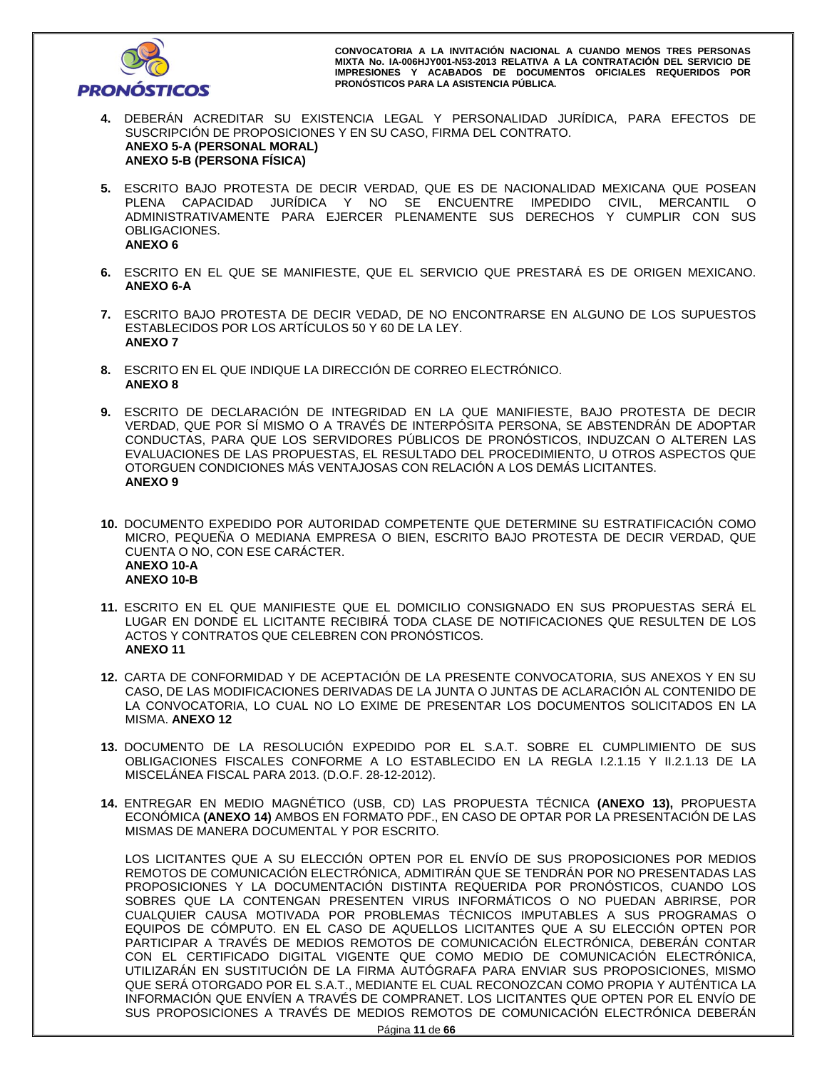4. DEBERÁN ACREDITAR SU EXISTENCIA LEGAL Y PERSONALIDAD JURÍDICA, PARA EFECTOS DE SUSCRIPCIÓN DE PROPOSICIONES Y EN SU CASO, FIRMA DEL CONTRATO.
   **ANEXO 5-A (PERSONAL MORAL)**
   **ANEXO 5-B (PERSONA FÍSICA)**

5. ESCRITO BAJO PROTESTA DE DECIR VERDAD, QUE ES DE NACIONALIDAD MEXICANA QUE POSEAN PLENA CAPACIDAD JURÍDICA Y NO SE ENCUENTRE IMPEDIDO CIVIL, MERCANTIL O ADMINISTRATIVAMENTE PARA EJERCER PLENAMENTE SUS DERECHOS Y CUMPLIR CON SUS OBLIGACIONES.
   **ANEXO 6**

6. ESCRITO EN EL QUE SE MANIFIESTE, QUE EL SERVICIO QUE PRESTARÁ ES DE ORIGEN MEXICANO. **ANEXO 6-A**

7. ESCRITO BAJO PROTESTA DE DECIR VEDAD, DE NO ENCONTRARSE EN ALGUNO DE LOS SUPUESTOS ESTABLECIDOS POR LOS ARTÍCULOS 50 Y 60 DE LA LEY.
   **ANEXO 7**

8. ESCRITO EN EL QUE INDIQUE LA DIRECCIÓN DE CORREO ELECTRÓNICO.
   **ANEXO 8**

9. ESCRITO DE DECLARACIÓN DE INTEGRIDAD EN LA QUE MANIFIESTE, BAJO PROTESTA DE DECIR VERDAD, QUE POR SÍ MISMO O A TRAVÉS DE INTERPÓSITA PERSONA, SE ABSTENDRÁN DE ADOPTAR CONDUCTAS, PARA QUE LOS SERVIDORES PÚBLICOS DE PRONÓSTICOS, INDUZCAN O ALTEREN LAS EVALUACIONES DE LAS PROPUESTAS, EL RESULTADO DEL PROCEDIMIENTO, U OTROS ASPECTOS QUE OTORGUEN CONDICIONES MÁS VENTAJOSAS CON RELACIÓN A LOS DEMÁS LICITANTES.
   **ANEXO 9**

10. DOCUMENTO EXPEDIDO POR AUTORIDAD COMPETENTE QUE DETERMINE SU ESTRATIFICACIÓN COMO MICRO, PEQUEÑA O MEDIANA EMPRESA O BIEN, ESCRITO BAJO PROTESTA DE DECIR VERDAD, QUE CUENTA O NO, CON ESE CARÁCTER.
    **ANEXO 10-A**
    **ANEXO 10-B**

11. ESCRITO EN EL QUE MANIFIESTE QUE EL DOMICILIO CONSIGNADO EN SUS PROPUESTAS SERÁ EL LUGAR EN DONDE EL LICITANTE RECIBIRÁ TODA CLASE DE NOTIFICACIONES QUE RESULTEN DE LOS ACTOS Y CONTRATOS QUE CELEBREN CON PRONÓSTICOS.
    **ANEXO 11**

12. CARTA DE CONFORMIDAD Y DE ACEPTACIÓN DE LA PRESENTE CONVOCATORIA, SUS ANEXOS Y EN SU CASO, DE LAS MODIFICACIONES DERIVADAS DE LA JUNTA O JUNTAS DE ACLARACIÓN AL CONTENIDO DE LA CONVOCATORIA, LO CUAL NO LO EXIME DE PRESENTAR LOS DOCUMENTOS SOLICITADOS EN LA MISMA. **ANEXO 12**

13. DOCUMENTO DE LA RESOLUCIÓN EXPEDIDO POR EL S.A.T. SOBRE EL CUMPLIMIENTO DE SUS OBLIGACIONES FISCALES CONFORME A LO ESTABLECIDO EN LA REGLA I.2.1.15 Y II.2.1.13 DE LA MISCELÁNEA FISCAL PARA 2013. (D.O.F. 28-12-2012).

14. ENTREGAR EN MEDIO MAGNÉTICO (USB, CD) LAS PROPUESTA TÉCNICA **(ANEXO 13),** PROPUESTA ECONÓMICA **(ANEXO 14)** AMBOS EN FORMATO PDF., EN CASO DE OPTAR POR LA PRESENTACIÓN DE LAS MISMAS DE MANERA DOCUMENTAL Y POR ESCRITO.

    LOS LICITANTES QUE A SU ELECCIÓN OPTEN POR EL ENVÍO DE SUS PROPOSICIONES POR MEDIOS REMOTOS DE COMUNICACIÓN ELECTRÓNICA, ADMITIRÁN QUE SE TENDRÁN POR NO PRESENTADAS LAS PROPOSICIONES Y LA DOCUMENTACIÓN DISTINTA REQUERIDA POR PRONÓSTICOS, CUANDO LOS SOBRES QUE LA CONTENGAN PRESENTEN VIRUS INFORMÁTICOS O NO PUEDAN ABRIRSE, POR CUALQUIER CAUSA MOTIVADA POR PROBLEMAS TÉCNICOS IMPUTABLES A SUS PROGRAMAS O EQUIPOS DE CÓMPUTO. EN EL CASO DE AQUELLOS LICITANTES QUE A SU ELECCIÓN OPTEN POR PARTICIPAR A TRAVÉS DE MEDIOS REMOTOS DE COMUNICACIÓN ELECTRÓNICA, DEBERÁN CONTAR CON EL CERTIFICADO DIGITAL VIGENTE QUE COMO MEDIO DE COMUNICACIÓN ELECTRÓNICA, UTILIZARÁN EN SUSTITUCIÓN DE LA FIRMA AUTÓGRAFA PARA ENVIAR SUS PROPOSICIONES, MISMO QUE SERÁ OTORGADO POR EL S.A.T., MEDIANTE EL CUAL RECONOZCAN COMO PROPIA Y AUTÉNTICA LA INFORMACIÓN QUE ENVÍEN A TRAVÉS DE COMPRANET. LOS LICITANTES QUE OPTEN POR EL ENVÍO DE SUS PROPOSICIONES A TRAVÉS DE MEDIOS REMOTOS DE COMUNICACIÓN ELECTRÓNICA DEBERÁN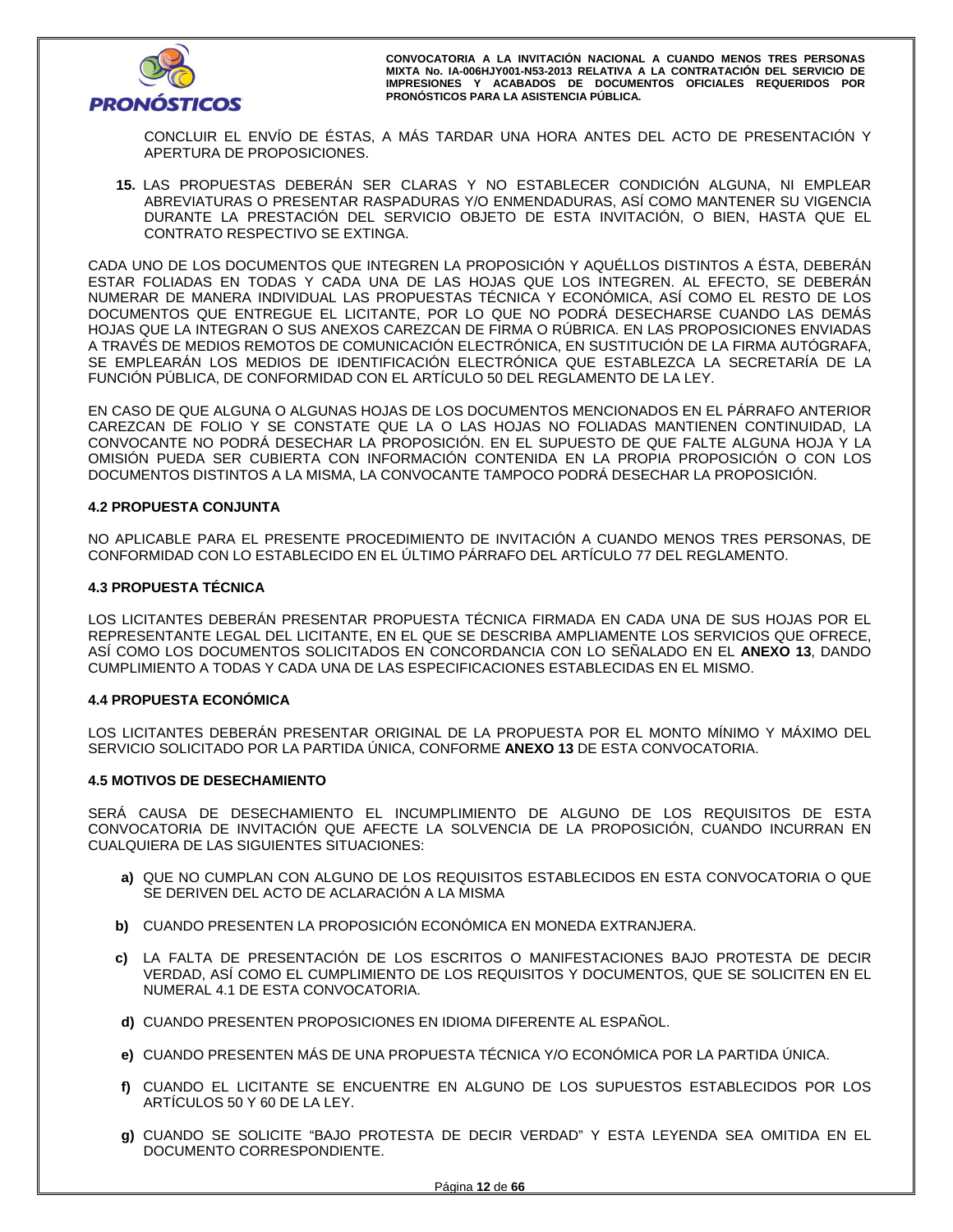CONCLUIR EL ENVÍO DE ÉSTAS, A MÁS TARDAR UNA HORA ANTES DEL ACTO DE PRESENTACIÓN Y APERTURA DE PROPOSICIONES.

**15.** LAS PROPUESTAS DEBERÁN SER CLARAS Y NO ESTABLECER CONDICIÓN ALGUNA, NI EMPLEAR ABREVIATURAS O PRESENTAR RASPADURAS Y/O ENMENDADURAS, ASÍ COMO MANTENER SU VIGENCIA DURANTE LA PRESTACIÓN DEL SERVICIO OBJETO DE ESTA INVITACIÓN, O BIEN, HASTA QUE EL CONTRATO RESPECTIVO SE EXTINGA.

CADA UNO DE LOS DOCUMENTOS QUE INTEGREN LA PROPOSICIÓN Y AQUÉLLOS DISTINTOS A ÉSTA, DEBERÁN ESTAR FOLIADAS EN TODAS Y CADA UNA DE LAS HOJAS QUE LOS INTEGREN. AL EFECTO, SE DEBERÁN NUMERAR DE MANERA INDIVIDUAL LAS PROPUESTAS TÉCNICA Y ECONÓMICA, ASÍ COMO EL RESTO DE LOS DOCUMENTOS QUE ENTREGUE EL LICITANTE, POR LO QUE NO PODRÁ DESECHARSE CUANDO LAS DEMÁS HOJAS QUE LA INTEGRAN O SUS ANEXOS CAREZCAN DE FIRMA O RÚBRICA. EN LAS PROPOSICIONES ENVIADAS A TRAVÉS DE MEDIOS REMOTOS DE COMUNICACIÓN ELECTRÓNICA, EN SUSTITUCIÓN DE LA FIRMA AUTÓGRAFA, SE EMPLEARÁN LOS MEDIOS DE IDENTIFICACIÓN ELECTRÓNICA QUE ESTABLEZCA LA SECRETARÍA DE LA FUNCIÓN PÚBLICA, DE CONFORMIDAD CON EL ARTÍCULO 50 DEL REGLAMENTO DE LA LEY.

EN CASO DE QUE ALGUNA O ALGUNAS HOJAS DE LOS DOCUMENTOS MENCIONADOS EN EL PÁRRAFO ANTERIOR CAREZCAN DE FOLIO Y SE CONSTATE QUE LA O LAS HOJAS NO FOLIADAS MANTIENEN CONTINUIDAD, LA CONVOCANTE NO PODRÁ DESECHAR LA PROPOSICIÓN. EN EL SUPUESTO DE QUE FALTE ALGUNA HOJA Y LA OMISIÓN PUEDA SER CUBIERTA CON INFORMACIÓN CONTENIDA EN LA PROPIA PROPOSICIÓN O CON LOS DOCUMENTOS DISTINTOS A LA MISMA, LA CONVOCANTE TAMPOCO PODRÁ DESECHAR LA PROPOSICIÓN.

### 4.2 PROPUESTA CONJUNTA

NO APLICABLE PARA EL PRESENTE PROCEDIMIENTO DE INVITACIÓN A CUANDO MENOS TRES PERSONAS, DE CONFORMIDAD CON LO ESTABLECIDO EN EL ÚLTIMO PÁRRAFO DEL ARTÍCULO 77 DEL REGLAMENTO.

### 4.3 PROPUESTA TÉCNICA

LOS LICITANTES DEBERÁN PRESENTAR PROPUESTA TÉCNICA FIRMADA EN CADA UNA DE SUS HOJAS POR EL REPRESENTANTE LEGAL DEL LICITANTE, EN EL QUE SE DESCRIBA AMPLIAMENTE LOS SERVICIOS QUE OFRECE, ASÍ COMO LOS DOCUMENTOS SOLICITADOS EN CONCORDANCIA CON LO SEÑALADO EN EL **ANEXO 13**, DANDO CUMPLIMIENTO A TODAS Y CADA UNA DE LAS ESPECIFICACIONES ESTABLECIDAS EN EL MISMO.

### 4.4 PROPUESTA ECONÓMICA

LOS LICITANTES DEBERÁN PRESENTAR ORIGINAL DE LA PROPUESTA POR EL MONTO MÍNIMO Y MÁXIMO DEL SERVICIO SOLICITADO POR LA PARTIDA ÚNICA, CONFORME **ANEXO 13** DE ESTA CONVOCATORIA.

### 4.5 MOTIVOS DE DESECHAMIENTO

SERÁ CAUSA DE DESECHAMIENTO EL INCUMPLIMIENTO DE ALGUNO DE LOS REQUISITOS DE ESTA CONVOCATORIA DE INVITACIÓN QUE AFECTE LA SOLVENCIA DE LA PROPOSICIÓN, CUANDO INCURRAN EN CUALQUIERA DE LAS SIGUIENTES SITUACIONES:

**a)** QUE NO CUMPLAN CON ALGUNO DE LOS REQUISITOS ESTABLECIDOS EN ESTA CONVOCATORIA O QUE SE DERIVEN DEL ACTO DE ACLARACIÓN A LA MISMA

**b)** CUANDO PRESENTEN LA PROPOSICIÓN ECONÓMICA EN MONEDA EXTRANJERA.

**c)** LA FALTA DE PRESENTACIÓN DE LOS ESCRITOS O MANIFESTACIONES BAJO PROTESTA DE DECIR VERDAD, ASÍ COMO EL CUMPLIMIENTO DE LOS REQUISITOS Y DOCUMENTOS, QUE SE SOLICITEN EN EL NUMERAL 4.1 DE ESTA CONVOCATORIA.

**d)** CUANDO PRESENTEN PROPOSICIONES EN IDIOMA DIFERENTE AL ESPAÑOL.

**e)** CUANDO PRESENTEN MÁS DE UNA PROPUESTA TÉCNICA Y/O ECONÓMICA POR LA PARTIDA ÚNICA.

**f)** CUANDO EL LICITANTE SE ENCUENTRE EN ALGUNO DE LOS SUPUESTOS ESTABLECIDOS POR LOS ARTÍCULOS 50 Y 60 DE LA LEY.

**g)** CUANDO SE SOLICITE "BAJO PROTESTA DE DECIR VERDAD" Y ESTA LEYENDA SEA OMITIDA EN EL DOCUMENTO CORRESPONDIENTE.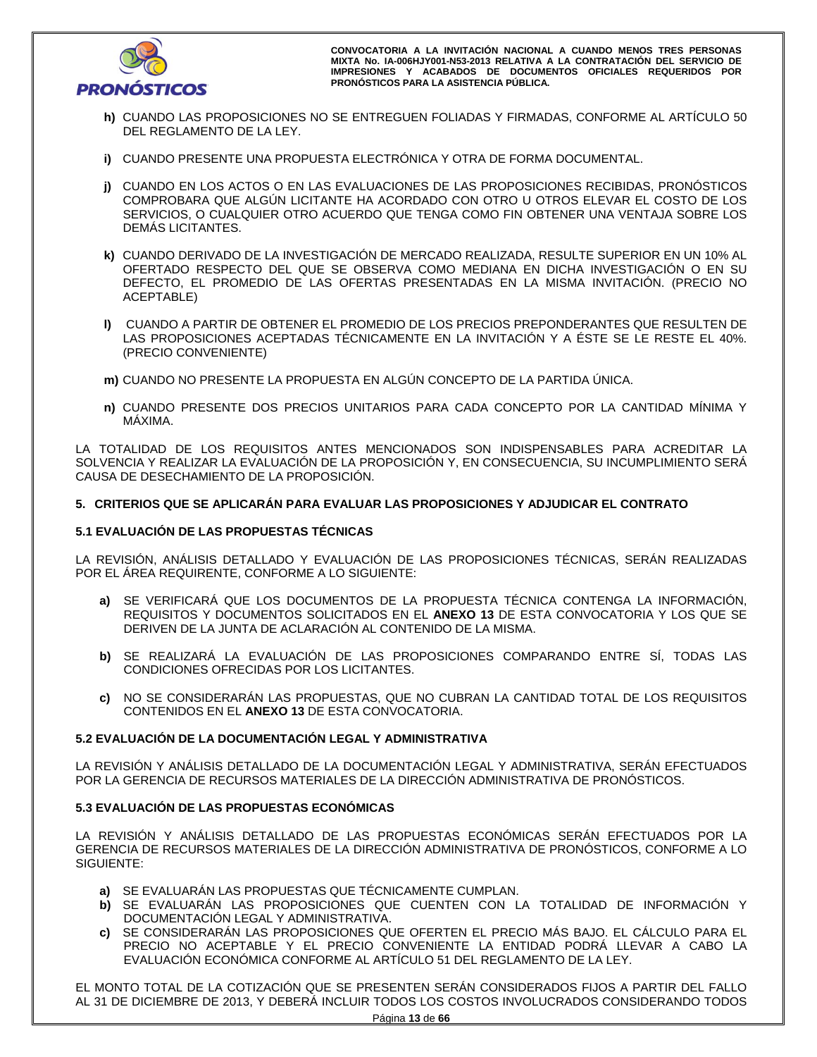**h)** CUANDO LAS PROPOSICIONES NO SE ENTREGUEN FOLIADAS Y FIRMADAS, CONFORME AL ARTÍCULO 50 DEL REGLAMENTO DE LA LEY.

**i)** CUANDO PRESENTE UNA PROPUESTA ELECTRÓNICA Y OTRA DE FORMA DOCUMENTAL.

**j)** CUANDO EN LOS ACTOS O EN LAS EVALUACIONES DE LAS PROPOSICIONES RECIBIDAS, PRONÓSTICOS COMPROBARA QUE ALGÚN LICITANTE HA ACORDADO CON OTRO U OTROS ELEVAR EL COSTO DE LOS SERVICIOS, O CUALQUIER OTRO ACUERDO QUE TENGA COMO FIN OBTENER UNA VENTAJA SOBRE LOS DEMÁS LICITANTES.

**k)** CUANDO DERIVADO DE LA INVESTIGACIÓN DE MERCADO REALIZADA, RESULTE SUPERIOR EN UN 10% AL OFERTADO RESPECTO DEL QUE SE OBSERVA COMO MEDIANA EN DICHA INVESTIGACIÓN O EN SU DEFECTO, EL PROMEDIO DE LAS OFERTAS PRESENTADAS EN LA MISMA INVITACIÓN. (PRECIO NO ACEPTABLE)

**l)** CUANDO A PARTIR DE OBTENER EL PROMEDIO DE LOS PRECIOS PREPONDERANTES QUE RESULTEN DE LAS PROPOSICIONES ACEPTADAS TÉCNICAMENTE EN LA INVITACIÓN Y A ÉSTE SE LE RESTE EL 40%. (PRECIO CONVENIENTE)

**m)** CUANDO NO PRESENTE LA PROPUESTA EN ALGÚN CONCEPTO DE LA PARTIDA ÚNICA.

**n)** CUANDO PRESENTE DOS PRECIOS UNITARIOS PARA CADA CONCEPTO POR LA CANTIDAD MÍNIMA Y MÁXIMA.

LA TOTALIDAD DE LOS REQUISITOS ANTES MENCIONADOS SON INDISPENSABLES PARA ACREDITAR LA SOLVENCIA Y REALIZAR LA EVALUACIÓN DE LA PROPOSICIÓN Y, EN CONSECUENCIA, SU INCUMPLIMIENTO SERÁ CAUSA DE DESECHAMIENTO DE LA PROPOSICIÓN.

## 5. CRITERIOS QUE SE APLICARÁN PARA EVALUAR LAS PROPOSICIONES Y ADJUDICAR EL CONTRATO

### 5.1 EVALUACIÓN DE LAS PROPUESTAS TÉCNICAS

LA REVISIÓN, ANÁLISIS DETALLADO Y EVALUACIÓN DE LAS PROPOSICIONES TÉCNICAS, SERÁN REALIZADAS POR EL ÁREA REQUIRENTE, CONFORME A LO SIGUIENTE:

**a)** SE VERIFICARÁ QUE LOS DOCUMENTOS DE LA PROPUESTA TÉCNICA CONTENGA LA INFORMACIÓN, REQUISITOS Y DOCUMENTOS SOLICITADOS EN EL **ANEXO 13** DE ESTA CONVOCATORIA Y LOS QUE SE DERIVEN DE LA JUNTA DE ACLARACIÓN AL CONTENIDO DE LA MISMA.

**b)** SE REALIZARÁ LA EVALUACIÓN DE LAS PROPOSICIONES COMPARANDO ENTRE SÍ, TODAS LAS CONDICIONES OFRECIDAS POR LOS LICITANTES.

**c)** NO SE CONSIDERARÁN LAS PROPUESTAS, QUE NO CUBRAN LA CANTIDAD TOTAL DE LOS REQUISITOS CONTENIDOS EN EL **ANEXO 13** DE ESTA CONVOCATORIA.

### 5.2 EVALUACIÓN DE LA DOCUMENTACIÓN LEGAL Y ADMINISTRATIVA

LA REVISIÓN Y ANÁLISIS DETALLADO DE LA DOCUMENTACIÓN LEGAL Y ADMINISTRATIVA, SERÁN EFECTUADOS POR LA GERENCIA DE RECURSOS MATERIALES DE LA DIRECCIÓN ADMINISTRATIVA DE PRONÓSTICOS.

### 5.3 EVALUACIÓN DE LAS PROPUESTAS ECONÓMICAS

LA REVISIÓN Y ANÁLISIS DETALLADO DE LAS PROPUESTAS ECONÓMICAS SERÁN EFECTUADOS POR LA GERENCIA DE RECURSOS MATERIALES DE LA DIRECCIÓN ADMINISTRATIVA DE PRONÓSTICOS, CONFORME A LO SIGUIENTE:

**a)** SE EVALUARÁN LAS PROPUESTAS QUE TÉCNICAMENTE CUMPLAN.
**b)** SE EVALUARÁN LAS PROPOSICIONES QUE CUENTEN CON LA TOTALIDAD DE INFORMACIÓN Y DOCUMENTACIÓN LEGAL Y ADMINISTRATIVA.
**c)** SE CONSIDERARÁN LAS PROPOSICIONES QUE OFERTEN EL PRECIO MÁS BAJO. EL CÁLCULO PARA EL PRECIO NO ACEPTABLE Y EL PRECIO CONVENIENTE LA ENTIDAD PODRÁ LLEVAR A CABO LA EVALUACIÓN ECONÓMICA CONFORME AL ARTÍCULO 51 DEL REGLAMENTO DE LA LEY.

EL MONTO TOTAL DE LA COTIZACIÓN QUE SE PRESENTEN SERÁN CONSIDERADOS FIJOS A PARTIR DEL FALLO AL 31 DE DICIEMBRE DE 2013, Y DEBERÁ INCLUIR TODOS LOS COSTOS INVOLUCRADOS CONSIDERANDO TODOS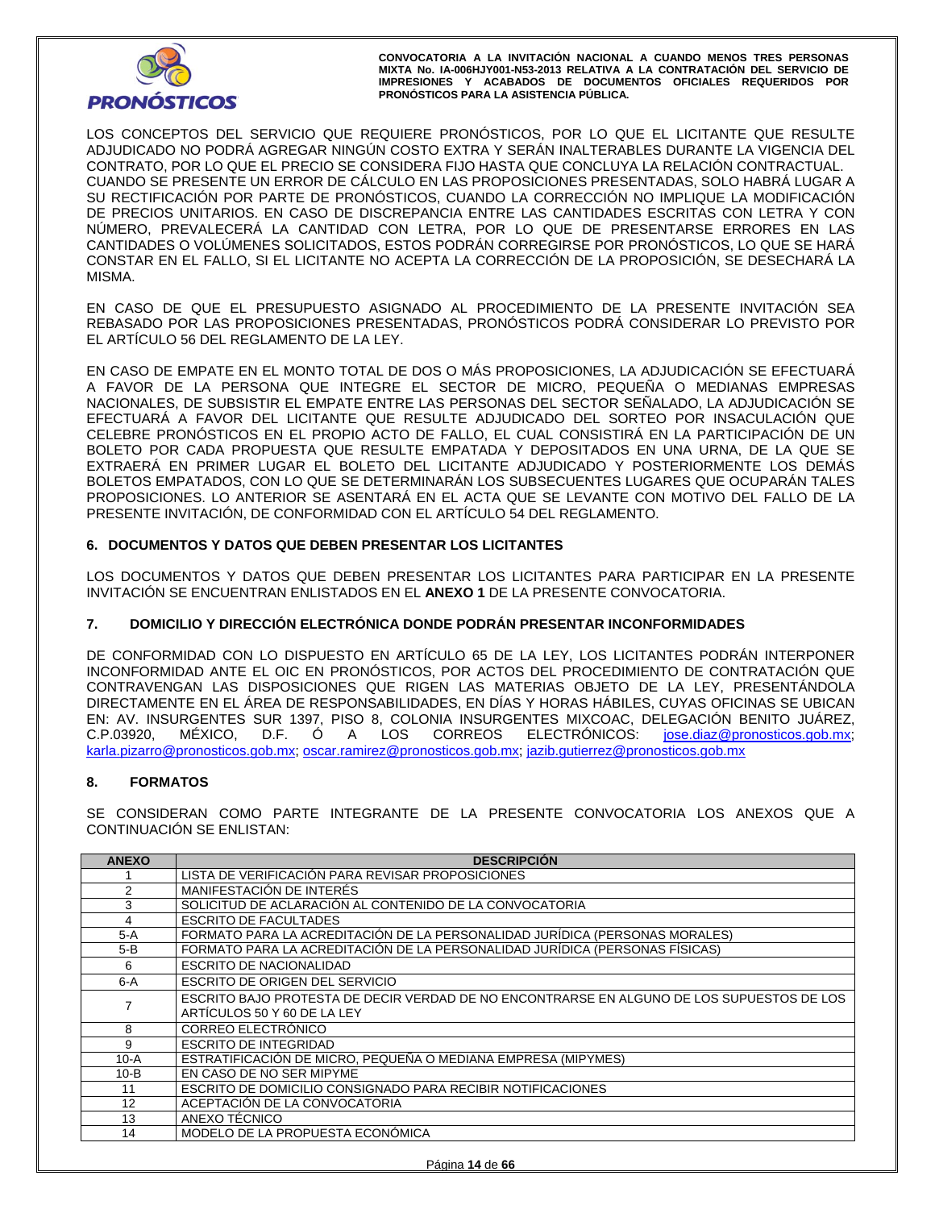LOS CONCEPTOS DEL SERVICIO QUE REQUIERE PRONÓSTICOS, POR LO QUE EL LICITANTE QUE RESULTE ADJUDICADO NO PODRÁ AGREGAR NINGÚN COSTO EXTRA Y SERÁN INALTERABLES DURANTE LA VIGENCIA DEL CONTRATO, POR LO QUE EL PRECIO SE CONSIDERA FIJO HASTA QUE CONCLUYA LA RELACIÓN CONTRACTUAL.
CUANDO SE PRESENTE UN ERROR DE CÁLCULO EN LAS PROPOSICIONES PRESENTADAS, SOLO HABRÁ LUGAR A SU RECTIFICACIÓN POR PARTE DE PRONÓSTICOS, CUANDO LA CORRECCIÓN NO IMPLIQUE LA MODIFICACIÓN DE PRECIOS UNITARIOS. EN CASO DE DISCREPANCIA ENTRE LAS CANTIDADES ESCRITAS CON LETRA Y CON NÚMERO, PREVALECERÁ LA CANTIDAD CON LETRA, POR LO QUE DE PRESENTARSE ERRORES EN LAS CANTIDADES O VOLÚMENES SOLICITADOS, ESTOS PODRÁN CORREGIRSE POR PRONÓSTICOS, LO QUE SE HARÁ CONSTAR EN EL FALLO, SI EL LICITANTE NO ACEPTA LA CORRECCIÓN DE LA PROPOSICIÓN, SE DESECHARÁ LA MISMA.

EN CASO DE QUE EL PRESUPUESTO ASIGNADO AL PROCEDIMIENTO DE LA PRESENTE INVITACIÓN SEA REBASADO POR LAS PROPOSICIONES PRESENTADAS, PRONÓSTICOS PODRÁ CONSIDERAR LO PREVISTO POR EL ARTÍCULO 56 DEL REGLAMENTO DE LA LEY.

EN CASO DE EMPATE EN EL MONTO TOTAL DE DOS O MÁS PROPOSICIONES, LA ADJUDICACIÓN SE EFECTUARÁ A FAVOR DE LA PERSONA QUE INTEGRE EL SECTOR DE MICRO, PEQUEÑA O MEDIANAS EMPRESAS NACIONALES, DE SUBSISTIR EL EMPATE ENTRE LAS PERSONAS DEL SECTOR SEÑALADO, LA ADJUDICACIÓN SE EFECTUARÁ A FAVOR DEL LICITANTE QUE RESULTE ADJUDICADO DEL SORTEO POR INSACULACIÓN QUE CELEBRE PRONÓSTICOS EN EL PROPIO ACTO DE FALLO, EL CUAL CONSISTIRÁ EN LA PARTICIPACIÓN DE UN BOLETO POR CADA PROPUESTA QUE RESULTE EMPATADA Y DEPOSITADOS EN UNA URNA, DE LA QUE SE EXTRAERÁ EN PRIMER LUGAR EL BOLETO DEL LICITANTE ADJUDICADO Y POSTERIORMENTE LOS DEMÁS BOLETOS EMPATADOS, CON LO QUE SE DETERMINARÁN LOS SUBSECUENTES LUGARES QUE OCUPARÁN TALES PROPOSICIONES. LO ANTERIOR SE ASENTARÁ EN EL ACTA QUE SE LEVANTE CON MOTIVO DEL FALLO DE LA PRESENTE INVITACIÓN, DE CONFORMIDAD CON EL ARTÍCULO 54 DEL REGLAMENTO.

## 6. DOCUMENTOS Y DATOS QUE DEBEN PRESENTAR LOS LICITANTES

LOS DOCUMENTOS Y DATOS QUE DEBEN PRESENTAR LOS LICITANTES PARA PARTICIPAR EN LA PRESENTE INVITACIÓN SE ENCUENTRAN ENLISTADOS EN EL **ANEXO 1** DE LA PRESENTE CONVOCATORIA.

## 7. DOMICILIO Y DIRECCIÓN ELECTRÓNICA DONDE PODRÁN PRESENTAR INCONFORMIDADES

DE CONFORMIDAD CON LO DISPUESTO EN ARTÍCULO 65 DE LA LEY, LOS LICITANTES PODRÁN INTERPONER INCONFORMIDAD ANTE EL OIC EN PRONÓSTICOS, POR ACTOS DEL PROCEDIMIENTO DE CONTRATACIÓN QUE CONTRAVENGAN LAS DISPOSICIONES QUE RIGEN LAS MATERIAS OBJETO DE LA LEY, PRESENTÁNDOLA DIRECTAMENTE EN EL ÁREA DE RESPONSABILIDADES, EN DÍAS Y HORAS HÁBILES, CUYAS OFICINAS SE UBICAN EN: AV. INSURGENTES SUR 1397, PISO 8, COLONIA INSURGENTES MIXCOAC, DELEGACIÓN BENITO JUÁREZ, C.P.03920, MÉXICO, D.F. Ó A LOS CORREOS ELECTRÓNICOS: jose.diaz@pronosticos.gob.mx; karla.pizarro@pronosticos.gob.mx; oscar.ramirez@pronosticos.gob.mx; jazib.gutierrez@pronosticos.gob.mx

## 8. FORMATOS

SE CONSIDERAN COMO PARTE INTEGRANTE DE LA PRESENTE CONVOCATORIA LOS ANEXOS QUE A CONTINUACIÓN SE ENLISTAN:

| ANEXO | DESCRIPCIÓN |
|---|---|
| 1 | LISTA DE VERIFICACIÓN PARA REVISAR PROPOSICIONES |
| 2 | MANIFESTACIÓN DE INTERÉS |
| 3 | SOLICITUD DE ACLARACIÓN AL CONTENIDO DE LA CONVOCATORIA |
| 4 | ESCRITO DE FACULTADES |
| 5-A | FORMATO PARA LA ACREDITACIÓN DE LA PERSONALIDAD JURÍDICA (PERSONAS MORALES) |
| 5-B | FORMATO PARA LA ACREDITACIÓN DE LA PERSONALIDAD JURÍDICA (PERSONAS FÍSICAS) |
| 6 | ESCRITO DE NACIONALIDAD |
| 6-A | ESCRITO DE ORIGEN DEL SERVICIO |
| 7 | ESCRITO BAJO PROTESTA DE DECIR VERDAD DE NO ENCONTRARSE EN ALGUNO DE LOS SUPUESTOS DE LOS ARTÍCULOS 50 Y 60 DE LA LEY |
| 8 | CORREO ELECTRÓNICO |
| 9 | ESCRITO DE INTEGRIDAD |
| 10-A | ESTRATIFICACIÓN DE MICRO, PEQUEÑA O MEDIANA EMPRESA (MIPYMES) |
| 10-B | EN CASO DE NO SER MIPYME |
| 11 | ESCRITO DE DOMICILIO CONSIGNADO PARA RECIBIR NOTIFICACIONES |
| 12 | ACEPTACIÓN DE LA CONVOCATORIA |
| 13 | ANEXO TÉCNICO |
| 14 | MODELO DE LA PROPUESTA ECONÓMICA |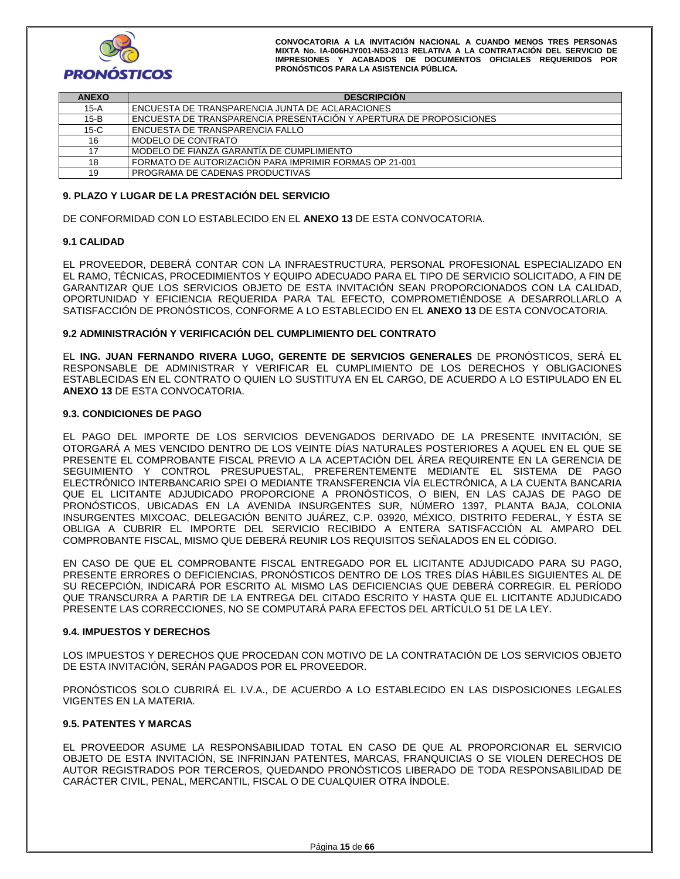| ANEXO | DESCRIPCIÓN |
|---|---|
| 15-A | ENCUESTA DE TRANSPARENCIA JUNTA DE ACLARACIONES |
| 15-B | ENCUESTA DE TRANSPARENCIA PRESENTACIÓN Y APERTURA DE PROPOSICIONES |
| 15-C | ENCUESTA DE TRANSPARENCIA FALLO |
| 16 | MODELO DE CONTRATO |
| 17 | MODELO DE FIANZA GARANTÍA DE CUMPLIMIENTO |
| 18 | FORMATO DE AUTORIZACIÓN PARA IMPRIMIR FORMAS OP 21-001 |
| 19 | PROGRAMA DE CADENAS PRODUCTIVAS |

## 9. PLAZO Y LUGAR DE LA PRESTACIÓN DEL SERVICIO

DE CONFORMIDAD CON LO ESTABLECIDO EN EL **ANEXO 13** DE ESTA CONVOCATORIA.

### 9.1 CALIDAD

EL PROVEEDOR, DEBERÁ CONTAR CON LA INFRAESTRUCTURA, PERSONAL PROFESIONAL ESPECIALIZADO EN EL RAMO, TÉCNICAS, PROCEDIMIENTOS Y EQUIPO ADECUADO PARA EL TIPO DE SERVICIO SOLICITADO, A FIN DE GARANTIZAR QUE LOS SERVICIOS OBJETO DE ESTA INVITACIÓN SEAN PROPORCIONADOS CON LA CALIDAD, OPORTUNIDAD Y EFICIENCIA REQUERIDA PARA TAL EFECTO, COMPROMETIÉNDOSE A DESARROLLARLO A SATISFACCIÓN DE PRONÓSTICOS, CONFORME A LO ESTABLECIDO EN EL **ANEXO 13** DE ESTA CONVOCATORIA.

### 9.2 ADMINISTRACIÓN Y VERIFICACIÓN DEL CUMPLIMIENTO DEL CONTRATO

EL **ING. JUAN FERNANDO RIVERA LUGO, GERENTE DE SERVICIOS GENERALES** DE PRONÓSTICOS, SERÁ EL RESPONSABLE DE ADMINISTRAR Y VERIFICAR EL CUMPLIMIENTO DE LOS DERECHOS Y OBLIGACIONES ESTABLECIDAS EN EL CONTRATO O QUIEN LO SUSTITUYA EN EL CARGO, DE ACUERDO A LO ESTIPULADO EN EL **ANEXO 13** DE ESTA CONVOCATORIA.

### 9.3. CONDICIONES DE PAGO

EL PAGO DEL IMPORTE DE LOS SERVICIOS DEVENGADOS DERIVADO DE LA PRESENTE INVITACIÓN, SE OTORGARÁ A MES VENCIDO DENTRO DE LOS VEINTE DÍAS NATURALES POSTERIORES A AQUEL EN EL QUE SE PRESENTE EL COMPROBANTE FISCAL PREVIO A LA ACEPTACIÓN DEL ÁREA REQUIRENTE EN LA GERENCIA DE SEGUIMIENTO Y CONTROL PRESUPUESTAL, PREFERENTEMENTE MEDIANTE EL SISTEMA DE PAGO ELECTRÓNICO INTERBANCARIO SPEI O MEDIANTE TRANSFERENCIA VÍA ELECTRÓNICA, A LA CUENTA BANCARIA QUE EL LICITANTE ADJUDICADO PROPORCIONE A PRONÓSTICOS, O BIEN, EN LAS CAJAS DE PAGO DE PRONÓSTICOS, UBICADAS EN LA AVENIDA INSURGENTES SUR, NÚMERO 1397, PLANTA BAJA, COLONIA INSURGENTES MIXCOAC, DELEGACIÓN BENITO JUÁREZ, C.P. 03920, MÉXICO, DISTRITO FEDERAL, Y ÉSTA SE OBLIGA A CUBRIR EL IMPORTE DEL SERVICIO RECIBIDO A ENTERA SATISFACCIÓN AL AMPARO DEL COMPROBANTE FISCAL, MISMO QUE DEBERÁ REUNIR LOS REQUISITOS SEÑALADOS EN EL CÓDIGO.

EN CASO DE QUE EL COMPROBANTE FISCAL ENTREGADO POR EL LICITANTE ADJUDICADO PARA SU PAGO, PRESENTE ERRORES O DEFICIENCIAS, PRONÓSTICOS DENTRO DE LOS TRES DÍAS HÁBILES SIGUIENTES AL DE SU RECEPCIÓN, INDICARÁ POR ESCRITO AL MISMO LAS DEFICIENCIAS QUE DEBERÁ CORREGIR. EL PERÍODO QUE TRANSCURRA A PARTIR DE LA ENTREGA DEL CITADO ESCRITO Y HASTA QUE EL LICITANTE ADJUDICADO PRESENTE LAS CORRECCIONES, NO SE COMPUTARÁ PARA EFECTOS DEL ARTÍCULO 51 DE LA LEY.

### 9.4. IMPUESTOS Y DERECHOS

LOS IMPUESTOS Y DERECHOS QUE PROCEDAN CON MOTIVO DE LA CONTRATACIÓN DE LOS SERVICIOS OBJETO DE ESTA INVITACIÓN, SERÁN PAGADOS POR EL PROVEEDOR.

PRONÓSTICOS SOLO CUBRIRÁ EL I.V.A., DE ACUERDO A LO ESTABLECIDO EN LAS DISPOSICIONES LEGALES VIGENTES EN LA MATERIA.

### 9.5. PATENTES Y MARCAS

EL PROVEEDOR ASUME LA RESPONSABILIDAD TOTAL EN CASO DE QUE AL PROPORCIONAR EL SERVICIO OBJETO DE ESTA INVITACIÓN, SE INFRINJAN PATENTES, MARCAS, FRANQUICIAS O SE VIOLEN DERECHOS DE AUTOR REGISTRADOS POR TERCEROS, QUEDANDO PRONÓSTICOS LIBERADO DE TODA RESPONSABILIDAD DE CARÁCTER CIVIL, PENAL, MERCANTIL, FISCAL O DE CUALQUIER OTRA ÍNDOLE.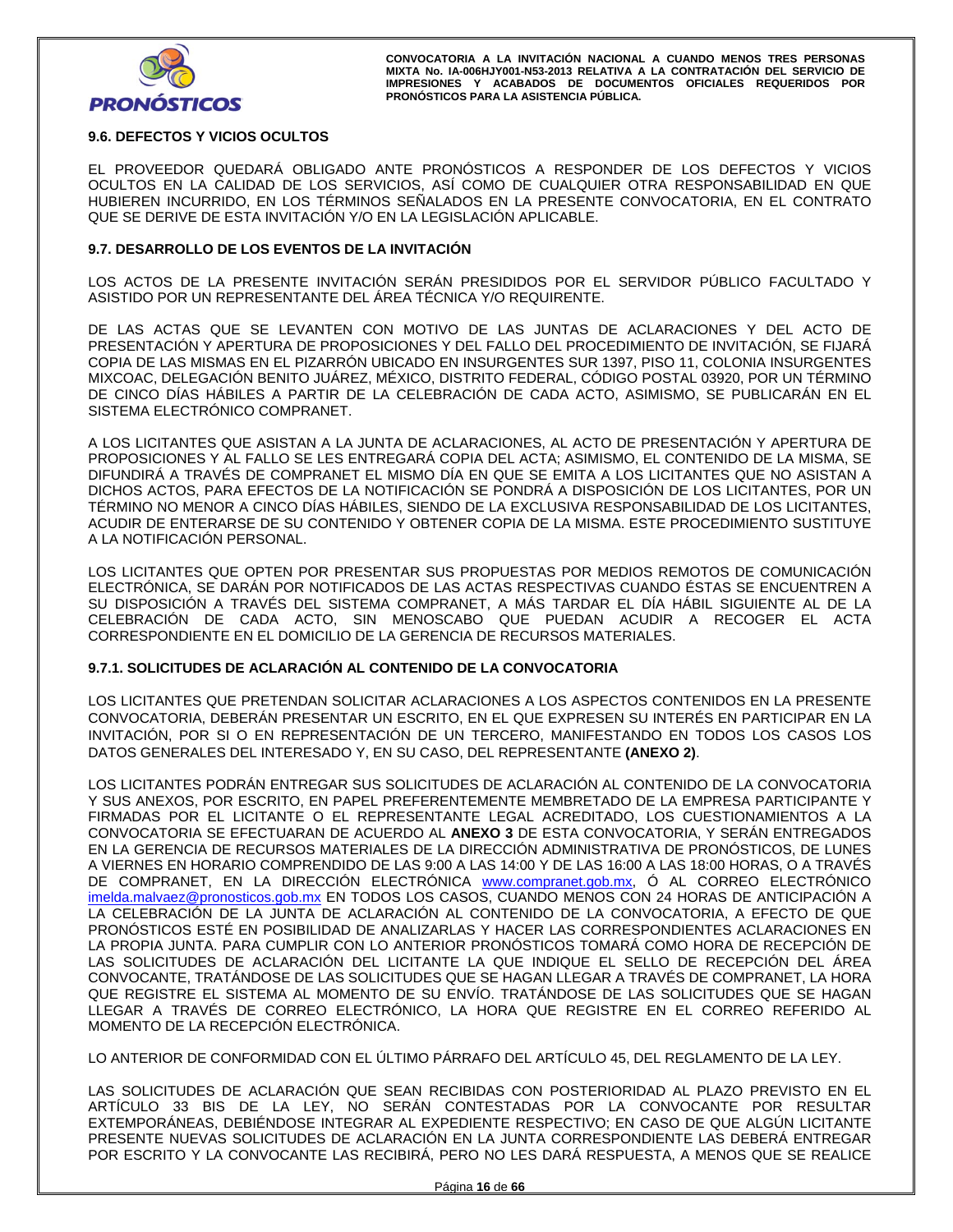### 9.6. DEFECTOS Y VICIOS OCULTOS

EL PROVEEDOR QUEDARÁ OBLIGADO ANTE PRONÓSTICOS A RESPONDER DE LOS DEFECTOS Y VICIOS OCULTOS EN LA CALIDAD DE LOS SERVICIOS, ASÍ COMO DE CUALQUIER OTRA RESPONSABILIDAD EN QUE HUBIEREN INCURRIDO, EN LOS TÉRMINOS SEÑALADOS EN LA PRESENTE CONVOCATORIA, EN EL CONTRATO QUE SE DERIVE DE ESTA INVITACIÓN Y/O EN LA LEGISLACIÓN APLICABLE.

### 9.7. DESARROLLO DE LOS EVENTOS DE LA INVITACIÓN

LOS ACTOS DE LA PRESENTE INVITACIÓN SERÁN PRESIDIDOS POR EL SERVIDOR PÚBLICO FACULTADO Y ASISTIDO POR UN REPRESENTANTE DEL ÁREA TÉCNICA Y/O REQUIRENTE.

DE LAS ACTAS QUE SE LEVANTEN CON MOTIVO DE LAS JUNTAS DE ACLARACIONES Y DEL ACTO DE PRESENTACIÓN Y APERTURA DE PROPOSICIONES Y DEL FALLO DEL PROCEDIMIENTO DE INVITACIÓN, SE FIJARÁ COPIA DE LAS MISMAS EN EL PIZARRÓN UBICADO EN INSURGENTES SUR 1397, PISO 11, COLONIA INSURGENTES MIXCOAC, DELEGACIÓN BENITO JUÁREZ, MÉXICO, DISTRITO FEDERAL, CÓDIGO POSTAL 03920, POR UN TÉRMINO DE CINCO DÍAS HÁBILES A PARTIR DE LA CELEBRACIÓN DE CADA ACTO, ASIMISMO, SE PUBLICARÁN EN EL SISTEMA ELECTRÓNICO COMPRANET.

A LOS LICITANTES QUE ASISTAN A LA JUNTA DE ACLARACIONES, AL ACTO DE PRESENTACIÓN Y APERTURA DE PROPOSICIONES Y AL FALLO SE LES ENTREGARÁ COPIA DEL ACTA; ASIMISMO, EL CONTENIDO DE LA MISMA, SE DIFUNDIRÁ A TRAVÉS DE COMPRANET EL MISMO DÍA EN QUE SE EMITA A LOS LICITANTES QUE NO ASISTAN A DICHOS ACTOS, PARA EFECTOS DE LA NOTIFICACIÓN SE PONDRÁ A DISPOSICIÓN DE LOS LICITANTES, POR UN TÉRMINO NO MENOR A CINCO DÍAS HÁBILES, SIENDO DE LA EXCLUSIVA RESPONSABILIDAD DE LOS LICITANTES, ACUDIR DE ENTERARSE DE SU CONTENIDO Y OBTENER COPIA DE LA MISMA. ESTE PROCEDIMIENTO SUSTITUYE A LA NOTIFICACIÓN PERSONAL.

LOS LICITANTES QUE OPTEN POR PRESENTAR SUS PROPUESTAS POR MEDIOS REMOTOS DE COMUNICACIÓN ELECTRÓNICA, SE DARÁN POR NOTIFICADOS DE LAS ACTAS RESPECTIVAS CUANDO ÉSTAS SE ENCUENTREN A SU DISPOSICIÓN A TRAVÉS DEL SISTEMA COMPRANET, A MÁS TARDAR EL DÍA HÁBIL SIGUIENTE AL DE LA CELEBRACIÓN DE CADA ACTO, SIN MENOSCABO QUE PUEDAN ACUDIR A RECOGER EL ACTA CORRESPONDIENTE EN EL DOMICILIO DE LA GERENCIA DE RECURSOS MATERIALES.

#### 9.7.1. SOLICITUDES DE ACLARACIÓN AL CONTENIDO DE LA CONVOCATORIA

LOS LICITANTES QUE PRETENDAN SOLICITAR ACLARACIONES A LOS ASPECTOS CONTENIDOS EN LA PRESENTE CONVOCATORIA, DEBERÁN PRESENTAR UN ESCRITO, EN EL QUE EXPRESEN SU INTERÉS EN PARTICIPAR EN LA INVITACIÓN, POR SI O EN REPRESENTACIÓN DE UN TERCERO, MANIFESTANDO EN TODOS LOS CASOS LOS DATOS GENERALES DEL INTERESADO Y, EN SU CASO, DEL REPRESENTANTE **(ANEXO 2)**.

LOS LICITANTES PODRÁN ENTREGAR SUS SOLICITUDES DE ACLARACIÓN AL CONTENIDO DE LA CONVOCATORIA Y SUS ANEXOS, POR ESCRITO, EN PAPEL PREFERENTEMENTE MEMBRETADO DE LA EMPRESA PARTICIPANTE Y FIRMADAS POR EL LICITANTE O EL REPRESENTANTE LEGAL ACREDITADO, LOS CUESTIONAMIENTOS A LA CONVOCATORIA SE EFECTUARAN DE ACUERDO AL **ANEXO 3** DE ESTA CONVOCATORIA, Y SERÁN ENTREGADOS EN LA GERENCIA DE RECURSOS MATERIALES DE LA DIRECCIÓN ADMINISTRATIVA DE PRONÓSTICOS, DE LUNES A VIERNES EN HORARIO COMPRENDIDO DE LAS 9:00 A LAS 14:00 Y DE LAS 16:00 A LAS 18:00 HORAS, O A TRAVÉS DE COMPRANET, EN LA DIRECCIÓN ELECTRÓNICA www.compranet.gob.mx, Ó AL CORREO ELECTRÓNICO imelda.malvaez@pronosticos.gob.mx EN TODOS LOS CASOS, CUANDO MENOS CON 24 HORAS DE ANTICIPACIÓN A LA CELEBRACIÓN DE LA JUNTA DE ACLARACIÓN AL CONTENIDO DE LA CONVOCATORIA, A EFECTO DE QUE PRONÓSTICOS ESTÉ EN POSIBILIDAD DE ANALIZARLAS Y HACER LAS CORRESPONDIENTES ACLARACIONES EN LA PROPIA JUNTA. PARA CUMPLIR CON LO ANTERIOR PRONÓSTICOS TOMARÁ COMO HORA DE RECEPCIÓN DE LAS SOLICITUDES DE ACLARACIÓN DEL LICITANTE LA QUE INDIQUE EL SELLO DE RECEPCIÓN DEL ÁREA CONVOCANTE, TRATÁNDOSE DE LAS SOLICITUDES QUE SE HAGAN LLEGAR A TRAVÉS DE COMPRANET, LA HORA QUE REGISTRE EL SISTEMA AL MOMENTO DE SU ENVÍO. TRATÁNDOSE DE LAS SOLICITUDES QUE SE HAGAN LLEGAR A TRAVÉS DE CORREO ELECTRÓNICO, LA HORA QUE REGISTRE EN EL CORREO REFERIDO AL MOMENTO DE LA RECEPCIÓN ELECTRÓNICA.

LO ANTERIOR DE CONFORMIDAD CON EL ÚLTIMO PÁRRAFO DEL ARTÍCULO 45, DEL REGLAMENTO DE LA LEY.

LAS SOLICITUDES DE ACLARACIÓN QUE SEAN RECIBIDAS CON POSTERIORIDAD AL PLAZO PREVISTO EN EL ARTÍCULO 33 BIS DE LA LEY, NO SERÁN CONTESTADAS POR LA CONVOCANTE POR RESULTAR EXTEMPORÁNEAS, DEBIÉNDOSE INTEGRAR AL EXPEDIENTE RESPECTIVO; EN CASO DE QUE ALGÚN LICITANTE PRESENTE NUEVAS SOLICITUDES DE ACLARACIÓN EN LA JUNTA CORRESPONDIENTE LAS DEBERÁ ENTREGAR POR ESCRITO Y LA CONVOCANTE LAS RECIBIRÁ, PERO NO LES DARÁ RESPUESTA, A MENOS QUE SE REALICE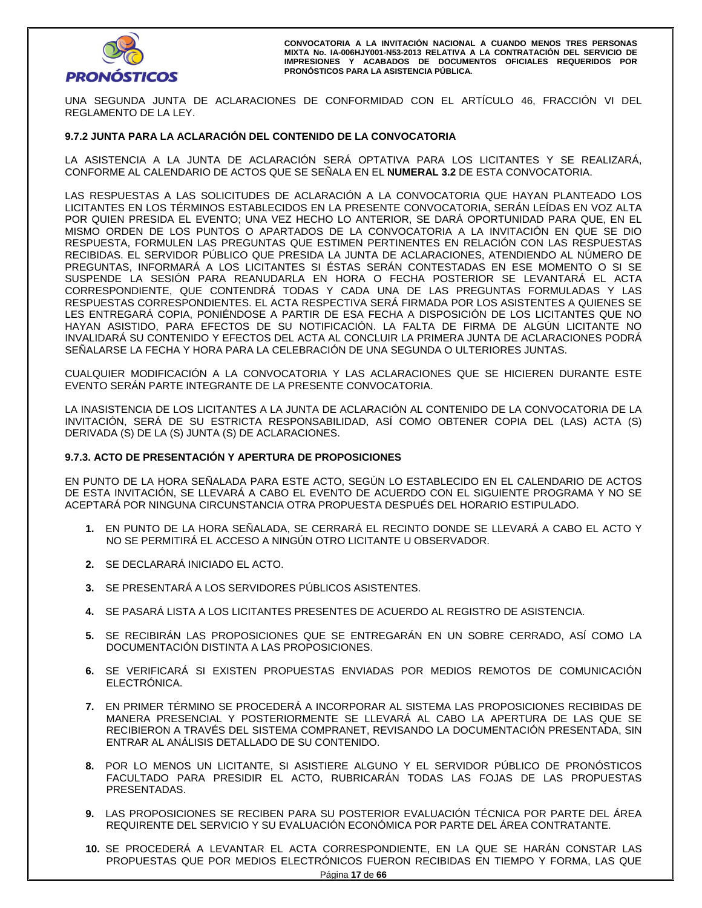UNA SEGUNDA JUNTA DE ACLARACIONES DE CONFORMIDAD CON EL ARTÍCULO 46, FRACCIÓN VI DEL REGLAMENTO DE LA LEY.

### 9.7.2 JUNTA PARA LA ACLARACIÓN DEL CONTENIDO DE LA CONVOCATORIA

LA ASISTENCIA A LA JUNTA DE ACLARACIÓN SERÁ OPTATIVA PARA LOS LICITANTES Y SE REALIZARÁ, CONFORME AL CALENDARIO DE ACTOS QUE SE SEÑALA EN EL **NUMERAL 3.2** DE ESTA CONVOCATORIA.

LAS RESPUESTAS A LAS SOLICITUDES DE ACLARACIÓN A LA CONVOCATORIA QUE HAYAN PLANTEADO LOS LICITANTES EN LOS TÉRMINOS ESTABLECIDOS EN LA PRESENTE CONVOCATORIA, SERÁN LEÍDAS EN VOZ ALTA POR QUIEN PRESIDA EL EVENTO; UNA VEZ HECHO LO ANTERIOR, SE DARÁ OPORTUNIDAD PARA QUE, EN EL MISMO ORDEN DE LOS PUNTOS O APARTADOS DE LA CONVOCATORIA A LA INVITACIÓN EN QUE SE DIO RESPUESTA, FORMULEN LAS PREGUNTAS QUE ESTIMEN PERTINENTES EN RELACIÓN CON LAS RESPUESTAS RECIBIDAS. EL SERVIDOR PÚBLICO QUE PRESIDA LA JUNTA DE ACLARACIONES, ATENDIENDO AL NÚMERO DE PREGUNTAS, INFORMARÁ A LOS LICITANTES SI ÉSTAS SERÁN CONTESTADAS EN ESE MOMENTO O SI SE SUSPENDE LA SESIÓN PARA REANUDARLA EN HORA O FECHA POSTERIOR SE LEVANTARÁ EL ACTA CORRESPONDIENTE, QUE CONTENDRÁ TODAS Y CADA UNA DE LAS PREGUNTAS FORMULADAS Y LAS RESPUESTAS CORRESPONDIENTES. EL ACTA RESPECTIVA SERÁ FIRMADA POR LOS ASISTENTES A QUIENES SE LES ENTREGARÁ COPIA, PONIÉNDOSE A PARTIR DE ESA FECHA A DISPOSICIÓN DE LOS LICITANTES QUE NO HAYAN ASISTIDO, PARA EFECTOS DE SU NOTIFICACIÓN. LA FALTA DE FIRMA DE ALGÚN LICITANTE NO INVALIDARÁ SU CONTENIDO Y EFECTOS DEL ACTA AL CONCLUIR LA PRIMERA JUNTA DE ACLARACIONES PODRÁ SEÑALARSE LA FECHA Y HORA PARA LA CELEBRACIÓN DE UNA SEGUNDA O ULTERIORES JUNTAS.

CUALQUIER MODIFICACIÓN A LA CONVOCATORIA Y LAS ACLARACIONES QUE SE HICIEREN DURANTE ESTE EVENTO SERÁN PARTE INTEGRANTE DE LA PRESENTE CONVOCATORIA.

LA INASISTENCIA DE LOS LICITANTES A LA JUNTA DE ACLARACIÓN AL CONTENIDO DE LA CONVOCATORIA DE LA INVITACIÓN, SERÁ DE SU ESTRICTA RESPONSABILIDAD, ASÍ COMO OBTENER COPIA DEL (LAS) ACTA (S) DERIVADA (S) DE LA (S) JUNTA (S) DE ACLARACIONES.

### 9.7.3. ACTO DE PRESENTACIÓN Y APERTURA DE PROPOSICIONES

EN PUNTO DE LA HORA SEÑALADA PARA ESTE ACTO, SEGÚN LO ESTABLECIDO EN EL CALENDARIO DE ACTOS DE ESTA INVITACIÓN, SE LLEVARÁ A CABO EL EVENTO DE ACUERDO CON EL SIGUIENTE PROGRAMA Y NO SE ACEPTARÁ POR NINGUNA CIRCUNSTANCIA OTRA PROPUESTA DESPUÉS DEL HORARIO ESTIPULADO.

1. EN PUNTO DE LA HORA SEÑALADA, SE CERRARÁ EL RECINTO DONDE SE LLEVARÁ A CABO EL ACTO Y NO SE PERMITIRÁ EL ACCESO A NINGÚN OTRO LICITANTE U OBSERVADOR.

2. SE DECLARARÁ INICIADO EL ACTO.

3. SE PRESENTARÁ A LOS SERVIDORES PÚBLICOS ASISTENTES.

4. SE PASARÁ LISTA A LOS LICITANTES PRESENTES DE ACUERDO AL REGISTRO DE ASISTENCIA.

5. SE RECIBIRÁN LAS PROPOSICIONES QUE SE ENTREGARÁN EN UN SOBRE CERRADO, ASÍ COMO LA DOCUMENTACIÓN DISTINTA A LAS PROPOSICIONES.

6. SE VERIFICARÁ SI EXISTEN PROPUESTAS ENVIADAS POR MEDIOS REMOTOS DE COMUNICACIÓN ELECTRÓNICA.

7. EN PRIMER TÉRMINO SE PROCEDERÁ A INCORPORAR AL SISTEMA LAS PROPOSICIONES RECIBIDAS DE MANERA PRESENCIAL Y POSTERIORMENTE SE LLEVARÁ AL CABO LA APERTURA DE LAS QUE SE RECIBIERON A TRAVÉS DEL SISTEMA COMPRANET, REVISANDO LA DOCUMENTACIÓN PRESENTADA, SIN ENTRAR AL ANÁLISIS DETALLADO DE SU CONTENIDO.

8. POR LO MENOS UN LICITANTE, SI ASISTIERE ALGUNO Y EL SERVIDOR PÚBLICO DE PRONÓSTICOS FACULTADO PARA PRESIDIR EL ACTO, RUBRICARÁN TODAS LAS FOJAS DE LAS PROPUESTAS PRESENTADAS.

9. LAS PROPOSICIONES SE RECIBEN PARA SU POSTERIOR EVALUACIÓN TÉCNICA POR PARTE DEL ÁREA REQUIRENTE DEL SERVICIO Y SU EVALUACIÓN ECONÓMICA POR PARTE DEL ÁREA CONTRATANTE.

10. SE PROCEDERÁ A LEVANTAR EL ACTA CORRESPONDIENTE, EN LA QUE SE HARÁN CONSTAR LAS PROPUESTAS QUE POR MEDIOS ELECTRÓNICOS FUERON RECIBIDAS EN TIEMPO Y FORMA, LAS QUE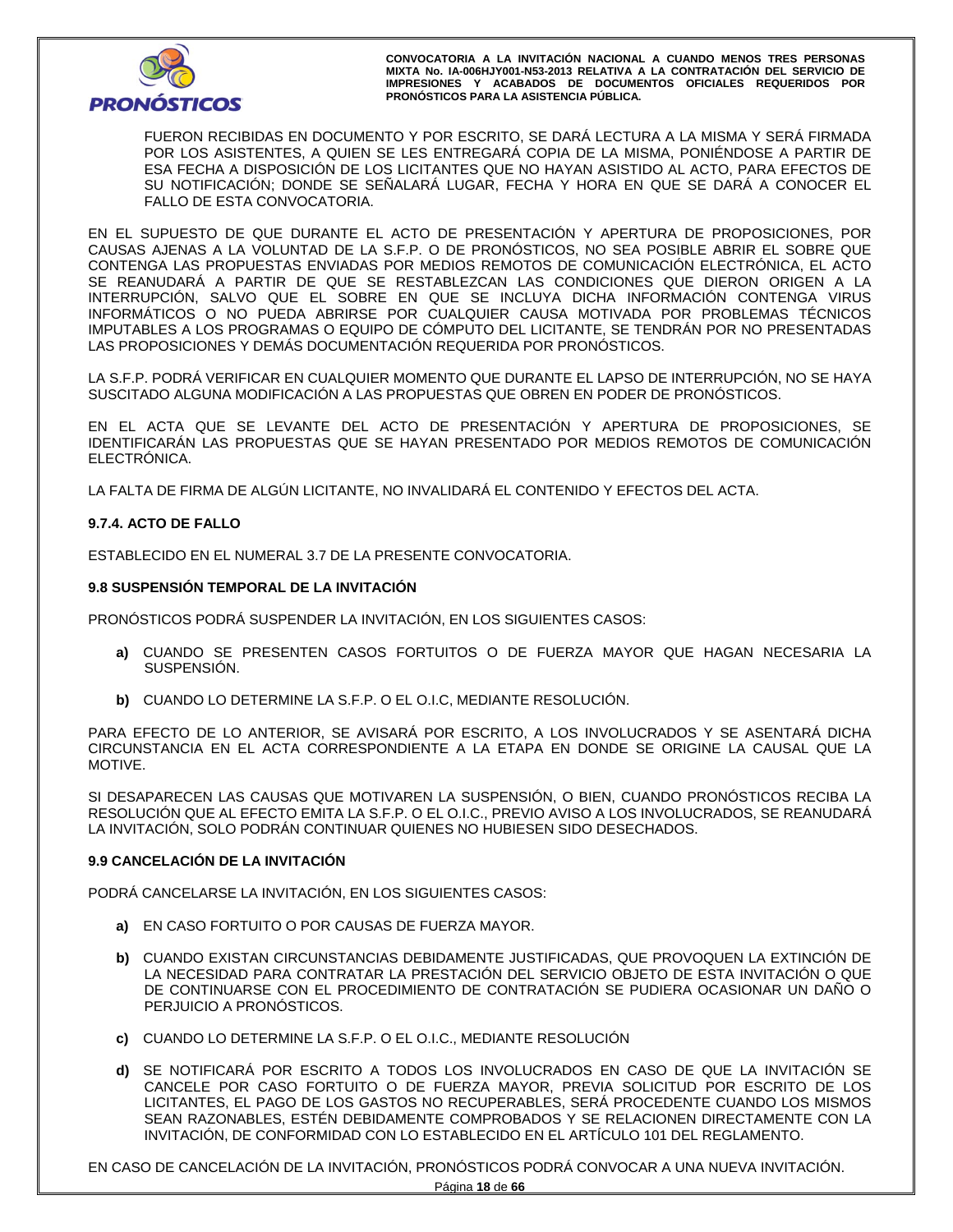FUERON RECIBIDAS EN DOCUMENTO Y POR ESCRITO, SE DARÁ LECTURA A LA MISMA Y SERÁ FIRMADA POR LOS ASISTENTES, A QUIEN SE LES ENTREGARÁ COPIA DE LA MISMA, PONIÉNDOSE A PARTIR DE ESA FECHA A DISPOSICIÓN DE LOS LICITANTES QUE NO HAYAN ASISTIDO AL ACTO, PARA EFECTOS DE SU NOTIFICACIÓN; DONDE SE SEÑALARÁ LUGAR, FECHA Y HORA EN QUE SE DARÁ A CONOCER EL FALLO DE ESTA CONVOCATORIA.

EN EL SUPUESTO DE QUE DURANTE EL ACTO DE PRESENTACIÓN Y APERTURA DE PROPOSICIONES, POR CAUSAS AJENAS A LA VOLUNTAD DE LA S.F.P. O DE PRONÓSTICOS, NO SEA POSIBLE ABRIR EL SOBRE QUE CONTENGA LAS PROPUESTAS ENVIADAS POR MEDIOS REMOTOS DE COMUNICACIÓN ELECTRÓNICA, EL ACTO SE REANUDARÁ A PARTIR DE QUE SE RESTABLEZCAN LAS CONDICIONES QUE DIERON ORIGEN A LA INTERRUPCIÓN, SALVO QUE EL SOBRE EN QUE SE INCLUYA DICHA INFORMACIÓN CONTENGA VIRUS INFORMÁTICOS O NO PUEDA ABRIRSE POR CUALQUIER CAUSA MOTIVADA POR PROBLEMAS TÉCNICOS IMPUTABLES A LOS PROGRAMAS O EQUIPO DE CÓMPUTO DEL LICITANTE, SE TENDRÁN POR NO PRESENTADAS LAS PROPOSICIONES Y DEMÁS DOCUMENTACIÓN REQUERIDA POR PRONÓSTICOS.

LA S.F.P. PODRÁ VERIFICAR EN CUALQUIER MOMENTO QUE DURANTE EL LAPSO DE INTERRUPCIÓN, NO SE HAYA SUSCITADO ALGUNA MODIFICACIÓN A LAS PROPUESTAS QUE OBREN EN PODER DE PRONÓSTICOS.

EN EL ACTA QUE SE LEVANTE DEL ACTO DE PRESENTACIÓN Y APERTURA DE PROPOSICIONES, SE IDENTIFICARÁN LAS PROPUESTAS QUE SE HAYAN PRESENTADO POR MEDIOS REMOTOS DE COMUNICACIÓN ELECTRÓNICA.

LA FALTA DE FIRMA DE ALGÚN LICITANTE, NO INVALIDARÁ EL CONTENIDO Y EFECTOS DEL ACTA.

### 9.7.4. ACTO DE FALLO

ESTABLECIDO EN EL NUMERAL 3.7 DE LA PRESENTE CONVOCATORIA.

### 9.8 SUSPENSIÓN TEMPORAL DE LA INVITACIÓN

PRONÓSTICOS PODRÁ SUSPENDER LA INVITACIÓN, EN LOS SIGUIENTES CASOS:

- **a)** CUANDO SE PRESENTEN CASOS FORTUITOS O DE FUERZA MAYOR QUE HAGAN NECESARIA LA SUSPENSIÓN.
- **b)** CUANDO LO DETERMINE LA S.F.P. O EL O.I.C, MEDIANTE RESOLUCIÓN.

PARA EFECTO DE LO ANTERIOR, SE AVISARÁ POR ESCRITO, A LOS INVOLUCRADOS Y SE ASENTARÁ DICHA CIRCUNSTANCIA EN EL ACTA CORRESPONDIENTE A LA ETAPA EN DONDE SE ORIGINE LA CAUSAL QUE LA MOTIVE.

SI DESAPARECEN LAS CAUSAS QUE MOTIVAREN LA SUSPENSIÓN, O BIEN, CUANDO PRONÓSTICOS RECIBA LA RESOLUCIÓN QUE AL EFECTO EMITA LA S.F.P. O EL O.I.C., PREVIO AVISO A LOS INVOLUCRADOS, SE REANUDARÁ LA INVITACIÓN, SOLO PODRÁN CONTINUAR QUIENES NO HUBIESEN SIDO DESECHADOS.

### 9.9 CANCELACIÓN DE LA INVITACIÓN

PODRÁ CANCELARSE LA INVITACIÓN, EN LOS SIGUIENTES CASOS:

- **a)** EN CASO FORTUITO O POR CAUSAS DE FUERZA MAYOR.
- **b)** CUANDO EXISTAN CIRCUNSTANCIAS DEBIDAMENTE JUSTIFICADAS, QUE PROVOQUEN LA EXTINCIÓN DE LA NECESIDAD PARA CONTRATAR LA PRESTACIÓN DEL SERVICIO OBJETO DE ESTA INVITACIÓN O QUE DE CONTINUARSE CON EL PROCEDIMIENTO DE CONTRATACIÓN SE PUDIERA OCASIONAR UN DAÑO O PERJUICIO A PRONÓSTICOS.
- **c)** CUANDO LO DETERMINE LA S.F.P. O EL O.I.C., MEDIANTE RESOLUCIÓN
- **d)** SE NOTIFICARÁ POR ESCRITO A TODOS LOS INVOLUCRADOS EN CASO DE QUE LA INVITACIÓN SE CANCELE POR CASO FORTUITO O DE FUERZA MAYOR, PREVIA SOLICITUD POR ESCRITO DE LOS LICITANTES, EL PAGO DE LOS GASTOS NO RECUPERABLES, SERÁ PROCEDENTE CUANDO LOS MISMOS SEAN RAZONABLES, ESTÉN DEBIDAMENTE COMPROBADOS Y SE RELACIONEN DIRECTAMENTE CON LA INVITACIÓN, DE CONFORMIDAD CON LO ESTABLECIDO EN EL ARTÍCULO 101 DEL REGLAMENTO.

EN CASO DE CANCELACIÓN DE LA INVITACIÓN, PRONÓSTICOS PODRÁ CONVOCAR A UNA NUEVA INVITACIÓN.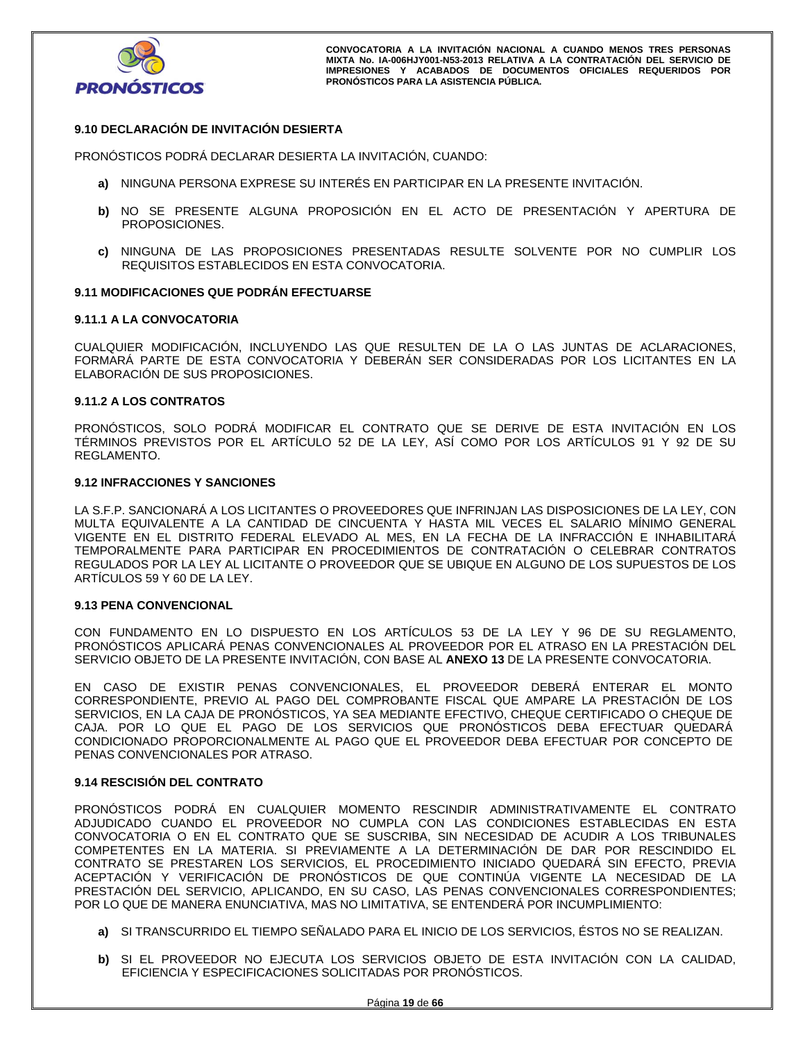### 9.10 DECLARACIÓN DE INVITACIÓN DESIERTA

PRONÓSTICOS PODRÁ DECLARAR DESIERTA LA INVITACIÓN, CUANDO:

- **a)** NINGUNA PERSONA EXPRESE SU INTERÉS EN PARTICIPAR EN LA PRESENTE INVITACIÓN.
- **b)** NO SE PRESENTE ALGUNA PROPOSICIÓN EN EL ACTO DE PRESENTACIÓN Y APERTURA DE PROPOSICIONES.
- **c)** NINGUNA DE LAS PROPOSICIONES PRESENTADAS RESULTE SOLVENTE POR NO CUMPLIR LOS REQUISITOS ESTABLECIDOS EN ESTA CONVOCATORIA.

### 9.11 MODIFICACIONES QUE PODRÁN EFECTUARSE

#### 9.11.1 A LA CONVOCATORIA

CUALQUIER MODIFICACIÓN, INCLUYENDO LAS QUE RESULTEN DE LA O LAS JUNTAS DE ACLARACIONES, FORMARÁ PARTE DE ESTA CONVOCATORIA Y DEBERÁN SER CONSIDERADAS POR LOS LICITANTES EN LA ELABORACIÓN DE SUS PROPOSICIONES.

#### 9.11.2 A LOS CONTRATOS

PRONÓSTICOS, SOLO PODRÁ MODIFICAR EL CONTRATO QUE SE DERIVE DE ESTA INVITACIÓN EN LOS TÉRMINOS PREVISTOS POR EL ARTÍCULO 52 DE LA LEY, ASÍ COMO POR LOS ARTÍCULOS 91 Y 92 DE SU REGLAMENTO.

### 9.12 INFRACCIONES Y SANCIONES

LA S.F.P. SANCIONARÁ A LOS LICITANTES O PROVEEDORES QUE INFRINJAN LAS DISPOSICIONES DE LA LEY, CON MULTA EQUIVALENTE A LA CANTIDAD DE CINCUENTA Y HASTA MIL VECES EL SALARIO MÍNIMO GENERAL VIGENTE EN EL DISTRITO FEDERAL ELEVADO AL MES, EN LA FECHA DE LA INFRACCIÓN E INHABILITARÁ TEMPORALMENTE PARA PARTICIPAR EN PROCEDIMIENTOS DE CONTRATACIÓN O CELEBRAR CONTRATOS REGULADOS POR LA LEY AL LICITANTE O PROVEEDOR QUE SE UBIQUE EN ALGUNO DE LOS SUPUESTOS DE LOS ARTÍCULOS 59 Y 60 DE LA LEY.

### 9.13 PENA CONVENCIONAL

CON FUNDAMENTO EN LO DISPUESTO EN LOS ARTÍCULOS 53 DE LA LEY Y 96 DE SU REGLAMENTO, PRONÓSTICOS APLICARÁ PENAS CONVENCIONALES AL PROVEEDOR POR EL ATRASO EN LA PRESTACIÓN DEL SERVICIO OBJETO DE LA PRESENTE INVITACIÓN, CON BASE AL **ANEXO 13** DE LA PRESENTE CONVOCATORIA.

EN CASO DE EXISTIR PENAS CONVENCIONALES, EL PROVEEDOR DEBERÁ ENTERAR EL MONTO CORRESPONDIENTE, PREVIO AL PAGO DEL COMPROBANTE FISCAL QUE AMPARE LA PRESTACIÓN DE LOS SERVICIOS, EN LA CAJA DE PRONÓSTICOS, YA SEA MEDIANTE EFECTIVO, CHEQUE CERTIFICADO O CHEQUE DE CAJA. POR LO QUE EL PAGO DE LOS SERVICIOS QUE PRONÓSTICOS DEBA EFECTUAR QUEDARÁ CONDICIONADO PROPORCIONALMENTE AL PAGO QUE EL PROVEEDOR DEBA EFECTUAR POR CONCEPTO DE PENAS CONVENCIONALES POR ATRASO.

### 9.14 RESCISIÓN DEL CONTRATO

PRONÓSTICOS PODRÁ EN CUALQUIER MOMENTO RESCINDIR ADMINISTRATIVAMENTE EL CONTRATO ADJUDICADO CUANDO EL PROVEEDOR NO CUMPLA CON LAS CONDICIONES ESTABLECIDAS EN ESTA CONVOCATORIA O EN EL CONTRATO QUE SE SUSCRIBA, SIN NECESIDAD DE ACUDIR A LOS TRIBUNALES COMPETENTES EN LA MATERIA. SI PREVIAMENTE A LA DETERMINACIÓN DE DAR POR RESCINDIDO EL CONTRATO SE PRESTAREN LOS SERVICIOS, EL PROCEDIMIENTO INICIADO QUEDARÁ SIN EFECTO, PREVIA ACEPTACIÓN Y VERIFICACIÓN DE PRONÓSTICOS DE QUE CONTINÚA VIGENTE LA NECESIDAD DE LA PRESTACIÓN DEL SERVICIO, APLICANDO, EN SU CASO, LAS PENAS CONVENCIONALES CORRESPONDIENTES; POR LO QUE DE MANERA ENUNCIATIVA, MAS NO LIMITATIVA, SE ENTENDERÁ POR INCUMPLIMIENTO:

- **a)** SI TRANSCURRIDO EL TIEMPO SEÑALADO PARA EL INICIO DE LOS SERVICIOS, ÉSTOS NO SE REALIZAN.
- **b)** SI EL PROVEEDOR NO EJECUTA LOS SERVICIOS OBJETO DE ESTA INVITACIÓN CON LA CALIDAD, EFICIENCIA Y ESPECIFICACIONES SOLICITADAS POR PRONÓSTICOS.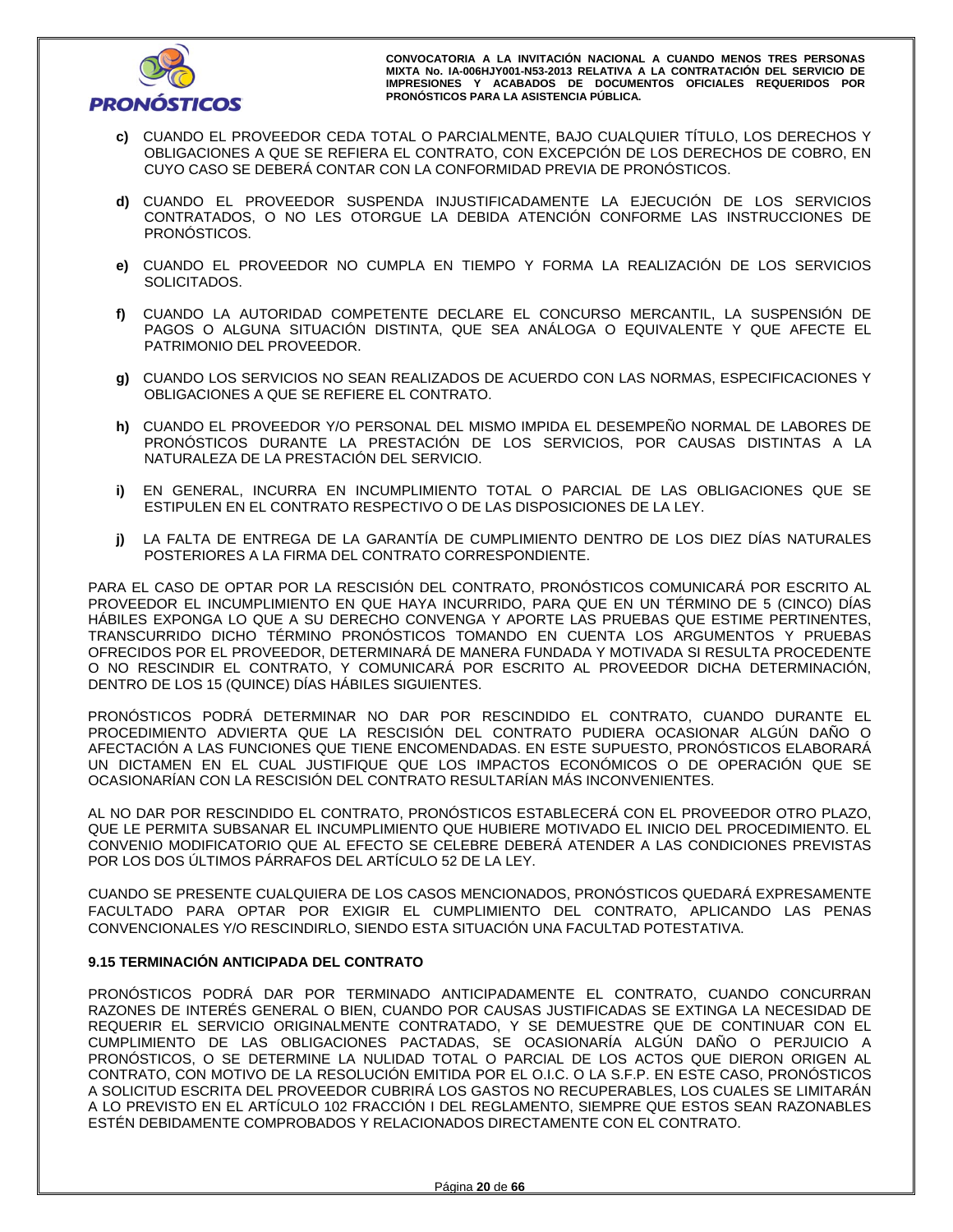**c)** CUANDO EL PROVEEDOR CEDA TOTAL O PARCIALMENTE, BAJO CUALQUIER TÍTULO, LOS DERECHOS Y OBLIGACIONES A QUE SE REFIERA EL CONTRATO, CON EXCEPCIÓN DE LOS DERECHOS DE COBRO, EN CUYO CASO SE DEBERÁ CONTAR CON LA CONFORMIDAD PREVIA DE PRONÓSTICOS.

**d)** CUANDO EL PROVEEDOR SUSPENDA INJUSTIFICADAMENTE LA EJECUCIÓN DE LOS SERVICIOS CONTRATADOS, O NO LES OTORGUE LA DEBIDA ATENCIÓN CONFORME LAS INSTRUCCIONES DE PRONÓSTICOS.

**e)** CUANDO EL PROVEEDOR NO CUMPLA EN TIEMPO Y FORMA LA REALIZACIÓN DE LOS SERVICIOS SOLICITADOS.

**f)** CUANDO LA AUTORIDAD COMPETENTE DECLARE EL CONCURSO MERCANTIL, LA SUSPENSIÓN DE PAGOS O ALGUNA SITUACIÓN DISTINTA, QUE SEA ANÁLOGA O EQUIVALENTE Y QUE AFECTE EL PATRIMONIO DEL PROVEEDOR.

**g)** CUANDO LOS SERVICIOS NO SEAN REALIZADOS DE ACUERDO CON LAS NORMAS, ESPECIFICACIONES Y OBLIGACIONES A QUE SE REFIERE EL CONTRATO.

**h)** CUANDO EL PROVEEDOR Y/O PERSONAL DEL MISMO IMPIDA EL DESEMPEÑO NORMAL DE LABORES DE PRONÓSTICOS DURANTE LA PRESTACIÓN DE LOS SERVICIOS, POR CAUSAS DISTINTAS A LA NATURALEZA DE LA PRESTACIÓN DEL SERVICIO.

**i)** EN GENERAL, INCURRA EN INCUMPLIMIENTO TOTAL O PARCIAL DE LAS OBLIGACIONES QUE SE ESTIPULEN EN EL CONTRATO RESPECTIVO O DE LAS DISPOSICIONES DE LA LEY.

**j)** LA FALTA DE ENTREGA DE LA GARANTÍA DE CUMPLIMIENTO DENTRO DE LOS DIEZ DÍAS NATURALES POSTERIORES A LA FIRMA DEL CONTRATO CORRESPONDIENTE.

PARA EL CASO DE OPTAR POR LA RESCISIÓN DEL CONTRATO, PRONÓSTICOS COMUNICARÁ POR ESCRITO AL PROVEEDOR EL INCUMPLIMIENTO EN QUE HAYA INCURRIDO, PARA QUE EN UN TÉRMINO DE 5 (CINCO) DÍAS HÁBILES EXPONGA LO QUE A SU DERECHO CONVENGA Y APORTE LAS PRUEBAS QUE ESTIME PERTINENTES, TRANSCURRIDO DICHO TÉRMINO PRONÓSTICOS TOMANDO EN CUENTA LOS ARGUMENTOS Y PRUEBAS OFRECIDOS POR EL PROVEEDOR, DETERMINARÁ DE MANERA FUNDADA Y MOTIVADA SI RESULTA PROCEDENTE O NO RESCINDIR EL CONTRATO, Y COMUNICARÁ POR ESCRITO AL PROVEEDOR DICHA DETERMINACIÓN, DENTRO DE LOS 15 (QUINCE) DÍAS HÁBILES SIGUIENTES.

PRONÓSTICOS PODRÁ DETERMINAR NO DAR POR RESCINDIDO EL CONTRATO, CUANDO DURANTE EL PROCEDIMIENTO ADVIERTA QUE LA RESCISIÓN DEL CONTRATO PUDIERA OCASIONAR ALGÚN DAÑO O AFECTACIÓN A LAS FUNCIONES QUE TIENE ENCOMENDADAS. EN ESTE SUPUESTO, PRONÓSTICOS ELABORARÁ UN DICTAMEN EN EL CUAL JUSTIFIQUE QUE LOS IMPACTOS ECONÓMICOS O DE OPERACIÓN QUE SE OCASIONARÍAN CON LA RESCISIÓN DEL CONTRATO RESULTARÍAN MÁS INCONVENIENTES.

AL NO DAR POR RESCINDIDO EL CONTRATO, PRONÓSTICOS ESTABLECERÁ CON EL PROVEEDOR OTRO PLAZO, QUE LE PERMITA SUBSANAR EL INCUMPLIMIENTO QUE HUBIERE MOTIVADO EL INICIO DEL PROCEDIMIENTO. EL CONVENIO MODIFICATORIO QUE AL EFECTO SE CELEBRE DEBERÁ ATENDER A LAS CONDICIONES PREVISTAS POR LOS DOS ÚLTIMOS PÁRRAFOS DEL ARTÍCULO 52 DE LA LEY.

CUANDO SE PRESENTE CUALQUIERA DE LOS CASOS MENCIONADOS, PRONÓSTICOS QUEDARÁ EXPRESAMENTE FACULTADO PARA OPTAR POR EXIGIR EL CUMPLIMIENTO DEL CONTRATO, APLICANDO LAS PENAS CONVENCIONALES Y/O RESCINDIRLO, SIENDO ESTA SITUACIÓN UNA FACULTAD POTESTATIVA.

### 9.15 TERMINACIÓN ANTICIPADA DEL CONTRATO

PRONÓSTICOS PODRÁ DAR POR TERMINADO ANTICIPADAMENTE EL CONTRATO, CUANDO CONCURRAN RAZONES DE INTERÉS GENERAL O BIEN, CUANDO POR CAUSAS JUSTIFICADAS SE EXTINGA LA NECESIDAD DE REQUERIR EL SERVICIO ORIGINALMENTE CONTRATADO, Y SE DEMUESTRE QUE DE CONTINUAR CON EL CUMPLIMIENTO DE LAS OBLIGACIONES PACTADAS, SE OCASIONARÍA ALGÚN DAÑO O PERJUICIO A PRONÓSTICOS, O SE DETERMINE LA NULIDAD TOTAL O PARCIAL DE LOS ACTOS QUE DIERON ORIGEN AL CONTRATO, CON MOTIVO DE LA RESOLUCIÓN EMITIDA POR EL O.I.C. O LA S.F.P. EN ESTE CASO, PRONÓSTICOS A SOLICITUD ESCRITA DEL PROVEEDOR CUBRIRÁ LOS GASTOS NO RECUPERABLES, LOS CUALES SE LIMITARÁN A LO PREVISTO EN EL ARTÍCULO 102 FRACCIÓN I DEL REGLAMENTO, SIEMPRE QUE ESTOS SEAN RAZONABLES ESTÉN DEBIDAMENTE COMPROBADOS Y RELACIONADOS DIRECTAMENTE CON EL CONTRATO.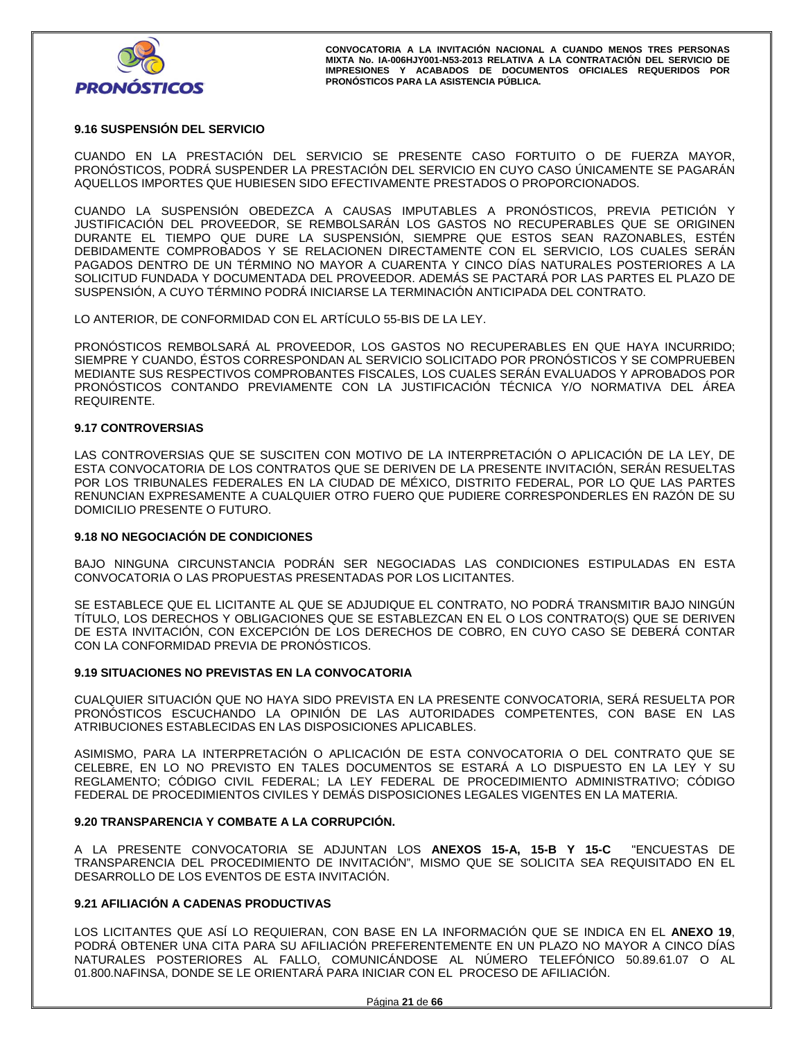### 9.16 SUSPENSIÓN DEL SERVICIO

CUANDO EN LA PRESTACIÓN DEL SERVICIO SE PRESENTE CASO FORTUITO O DE FUERZA MAYOR, PRONÓSTICOS, PODRÁ SUSPENDER LA PRESTACIÓN DEL SERVICIO EN CUYO CASO ÚNICAMENTE SE PAGARÁN AQUELLOS IMPORTES QUE HUBIESEN SIDO EFECTIVAMENTE PRESTADOS O PROPORCIONADOS.

CUANDO LA SUSPENSIÓN OBEDEZCA A CAUSAS IMPUTABLES A PRONÓSTICOS, PREVIA PETICIÓN Y JUSTIFICACIÓN DEL PROVEEDOR, SE REMBOLSARÁN LOS GASTOS NO RECUPERABLES QUE SE ORIGINEN DURANTE EL TIEMPO QUE DURE LA SUSPENSIÓN, SIEMPRE QUE ESTOS SEAN RAZONABLES, ESTÉN DEBIDAMENTE COMPROBADOS Y SE RELACIONEN DIRECTAMENTE CON EL SERVICIO, LOS CUALES SERÁN PAGADOS DENTRO DE UN TÉRMINO NO MAYOR A CUARENTA Y CINCO DÍAS NATURALES POSTERIORES A LA SOLICITUD FUNDADA Y DOCUMENTADA DEL PROVEEDOR. ADEMÁS SE PACTARÁ POR LAS PARTES EL PLAZO DE SUSPENSIÓN, A CUYO TÉRMINO PODRÁ INICIARSE LA TERMINACIÓN ANTICIPADA DEL CONTRATO.

LO ANTERIOR, DE CONFORMIDAD CON EL ARTÍCULO 55-BIS DE LA LEY.

PRONÓSTICOS REMBOLSARÁ AL PROVEEDOR, LOS GASTOS NO RECUPERABLES EN QUE HAYA INCURRIDO; SIEMPRE Y CUANDO, ÉSTOS CORRESPONDAN AL SERVICIO SOLICITADO POR PRONÓSTICOS Y SE COMPRUEBEN MEDIANTE SUS RESPECTIVOS COMPROBANTES FISCALES, LOS CUALES SERÁN EVALUADOS Y APROBADOS POR PRONÓSTICOS CONTANDO PREVIAMENTE CON LA JUSTIFICACIÓN TÉCNICA Y/O NORMATIVA DEL ÁREA REQUIRENTE.

### 9.17 CONTROVERSIAS

LAS CONTROVERSIAS QUE SE SUSCITEN CON MOTIVO DE LA INTERPRETACIÓN O APLICACIÓN DE LA LEY, DE ESTA CONVOCATORIA DE LOS CONTRATOS QUE SE DERIVEN DE LA PRESENTE INVITACIÓN, SERÁN RESUELTAS POR LOS TRIBUNALES FEDERALES EN LA CIUDAD DE MÉXICO, DISTRITO FEDERAL, POR LO QUE LAS PARTES RENUNCIAN EXPRESAMENTE A CUALQUIER OTRO FUERO QUE PUDIERE CORRESPONDERLES EN RAZÓN DE SU DOMICILIO PRESENTE O FUTURO.

### 9.18 NO NEGOCIACIÓN DE CONDICIONES

BAJO NINGUNA CIRCUNSTANCIA PODRÁN SER NEGOCIADAS LAS CONDICIONES ESTIPULADAS EN ESTA CONVOCATORIA O LAS PROPUESTAS PRESENTADAS POR LOS LICITANTES.

SE ESTABLECE QUE EL LICITANTE AL QUE SE ADJUDIQUE EL CONTRATO, NO PODRÁ TRANSMITIR BAJO NINGÚN TÍTULO, LOS DERECHOS Y OBLIGACIONES QUE SE ESTABLEZCAN EN EL O LOS CONTRATO(S) QUE SE DERIVEN DE ESTA INVITACIÓN, CON EXCEPCIÓN DE LOS DERECHOS DE COBRO, EN CUYO CASO SE DEBERÁ CONTAR CON LA CONFORMIDAD PREVIA DE PRONÓSTICOS.

### 9.19 SITUACIONES NO PREVISTAS EN LA CONVOCATORIA

CUALQUIER SITUACIÓN QUE NO HAYA SIDO PREVISTA EN LA PRESENTE CONVOCATORIA, SERÁ RESUELTA POR PRONÓSTICOS ESCUCHANDO LA OPINIÓN DE LAS AUTORIDADES COMPETENTES, CON BASE EN LAS ATRIBUCIONES ESTABLECIDAS EN LAS DISPOSICIONES APLICABLES.

ASIMISMO, PARA LA INTERPRETACIÓN O APLICACIÓN DE ESTA CONVOCATORIA O DEL CONTRATO QUE SE CELEBRE, EN LO NO PREVISTO EN TALES DOCUMENTOS SE ESTARÁ A LO DISPUESTO EN LA LEY Y SU REGLAMENTO; CÓDIGO CIVIL FEDERAL; LA LEY FEDERAL DE PROCEDIMIENTO ADMINISTRATIVO; CÓDIGO FEDERAL DE PROCEDIMIENTOS CIVILES Y DEMÁS DISPOSICIONES LEGALES VIGENTES EN LA MATERIA.

### 9.20 TRANSPARENCIA Y COMBATE A LA CORRUPCIÓN.

A LA PRESENTE CONVOCATORIA SE ADJUNTAN LOS **ANEXOS 15-A, 15-B Y 15-C** "ENCUESTAS DE TRANSPARENCIA DEL PROCEDIMIENTO DE INVITACIÓN", MISMO QUE SE SOLICITA SEA REQUISITADO EN EL DESARROLLO DE LOS EVENTOS DE ESTA INVITACIÓN.

### 9.21 AFILIACIÓN A CADENAS PRODUCTIVAS

LOS LICITANTES QUE ASÍ LO REQUIERAN, CON BASE EN LA INFORMACIÓN QUE SE INDICA EN EL **ANEXO 19**, PODRÁ OBTENER UNA CITA PARA SU AFILIACIÓN PREFERENTEMENTE EN UN PLAZO NO MAYOR A CINCO DÍAS NATURALES POSTERIORES AL FALLO, COMUNICÁNDOSE AL NÚMERO TELEFÓNICO 50.89.61.07 O AL 01.800.NAFINSA, DONDE SE LE ORIENTARÁ PARA INICIAR CON EL PROCESO DE AFILIACIÓN.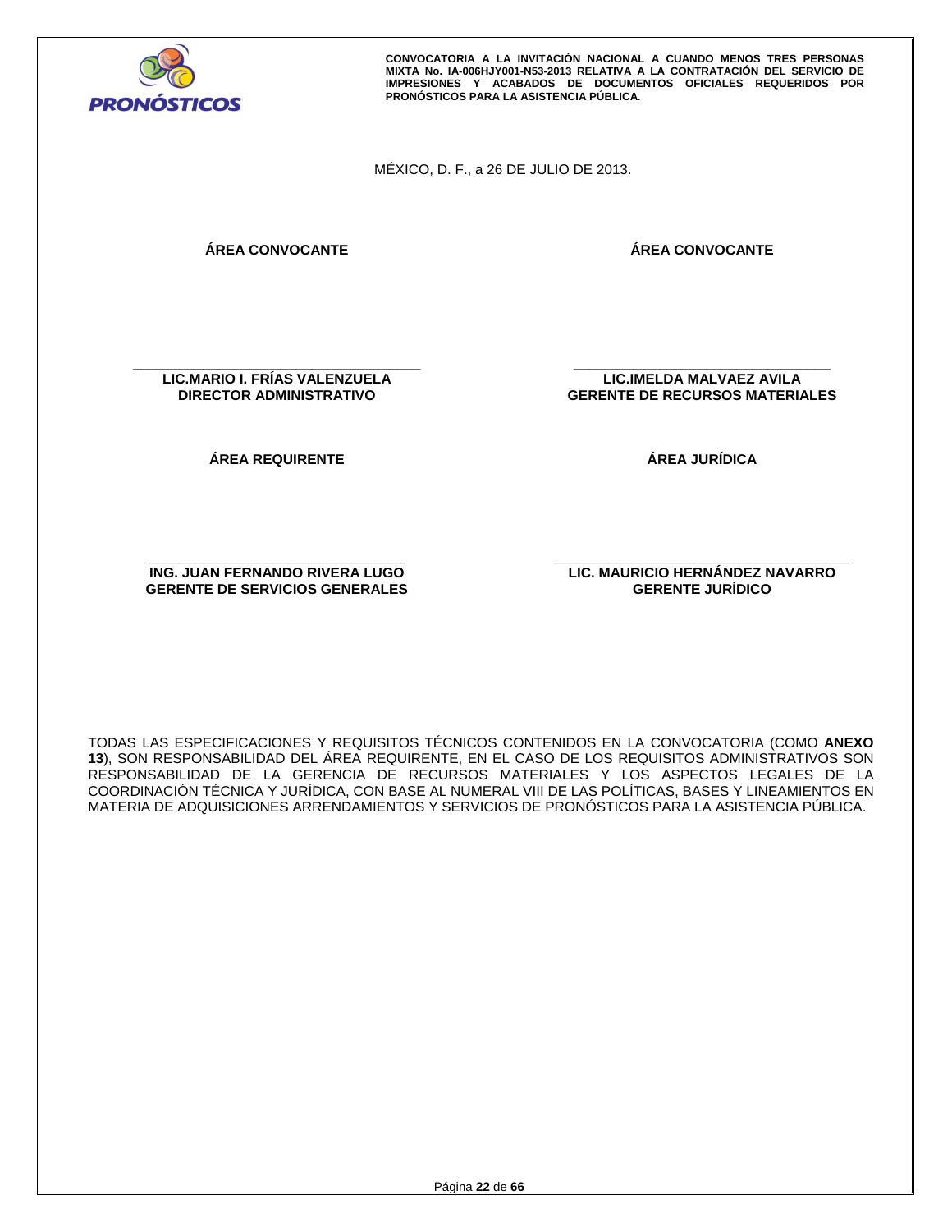MÉXICO, D. F., a 26 DE JULIO DE 2013.

| **ÁREA CONVOCANTE** | **ÁREA CONVOCANTE** |
|---|---|
| \_\_\_\_\_\_\_\_\_\_\_\_\_\_\_\_\_\_\_\_\_\_\_\_\_\_\_\_\_\_\_\_\_\_\_\_ | \_\_\_\_\_\_\_\_\_\_\_\_\_\_\_\_\_\_\_\_\_\_\_\_\_\_\_\_\_\_\_\_\_\_\_\_ |
| **LIC.MARIO I. FRÍAS VALENZUELA** | **LIC.IMELDA MALVAEZ AVILA** |
| **DIRECTOR ADMINISTRATIVO** | **GERENTE DE RECURSOS MATERIALES** |

| **ÁREA REQUIRENTE** | **ÁREA JURÍDICA** |
|---|---|
| \_\_\_\_\_\_\_\_\_\_\_\_\_\_\_\_\_\_\_\_\_\_\_\_\_\_\_\_\_\_\_\_\_\_\_\_ | \_\_\_\_\_\_\_\_\_\_\_\_\_\_\_\_\_\_\_\_\_\_\_\_\_\_\_\_\_\_\_\_\_\_\_\_ |
| **ING. JUAN FERNANDO RIVERA LUGO** | **LIC. MAURICIO HERNÁNDEZ NAVARRO** |
| **GERENTE DE SERVICIOS GENERALES** | **GERENTE JURÍDICO** |

TODAS LAS ESPECIFICACIONES Y REQUISITOS TÉCNICOS CONTENIDOS EN LA CONVOCATORIA (COMO **ANEXO 13**), SON RESPONSABILIDAD DEL ÁREA REQUIRENTE, EN EL CASO DE LOS REQUISITOS ADMINISTRATIVOS SON RESPONSABILIDAD DE LA GERENCIA DE RECURSOS MATERIALES Y LOS ASPECTOS LEGALES DE LA COORDINACIÓN TÉCNICA Y JURÍDICA, CON BASE AL NUMERAL VIII DE LAS POLÍTICAS, BASES Y LINEAMIENTOS EN MATERIA DE ADQUISICIONES ARRENDAMIENTOS Y SERVICIOS DE PRONÓSTICOS PARA LA ASISTENCIA PÚBLICA.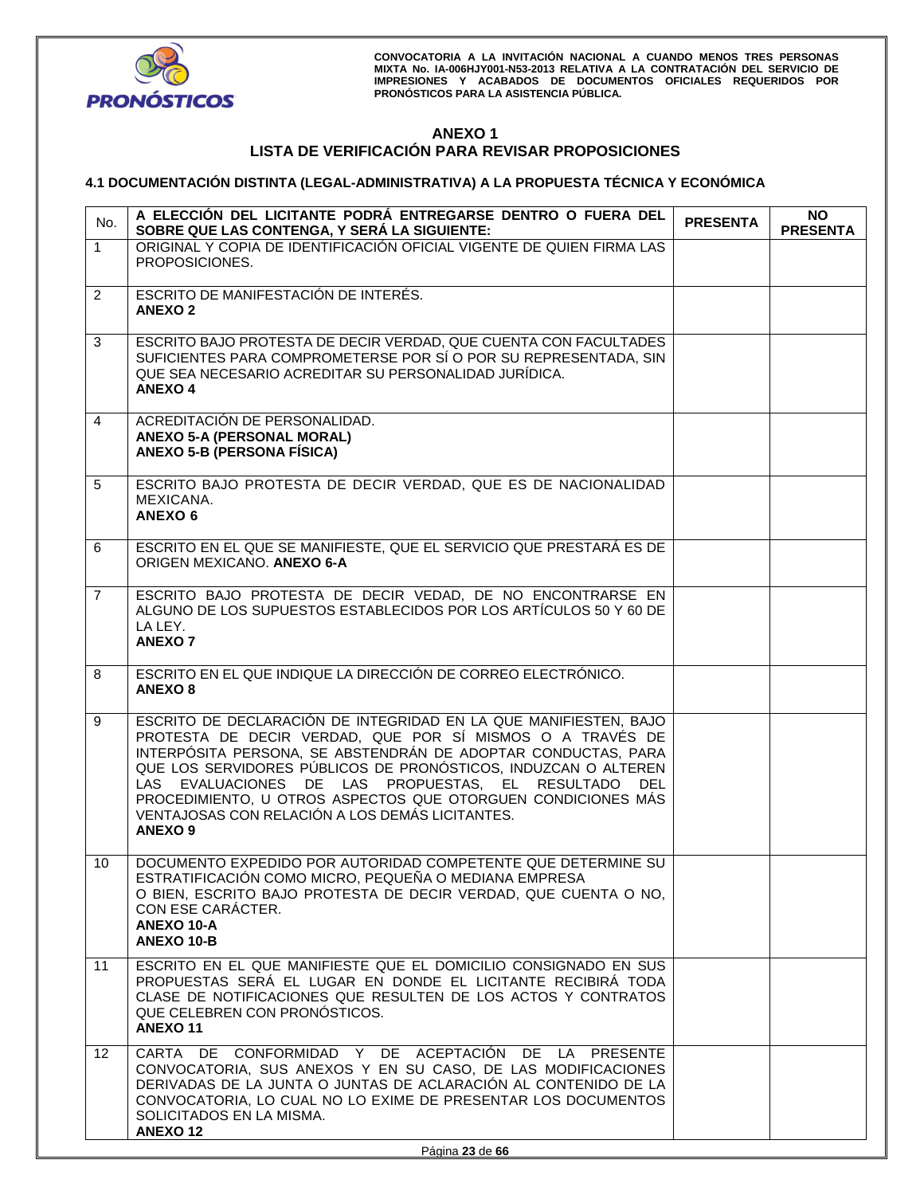## ANEXO 1
## LISTA DE VERIFICACIÓN PARA REVISAR PROPOSICIONES

### 4.1 DOCUMENTACIÓN DISTINTA (LEGAL-ADMINISTRATIVA) A LA PROPUESTA TÉCNICA Y ECONÓMICA

| No. | A ELECCIÓN DEL LICITANTE PODRÁ ENTREGARSE DENTRO O FUERA DEL SOBRE QUE LAS CONTENGA, Y SERÁ LA SIGUIENTE: | PRESENTA | NO PRESENTA |
|---|---|---|---|
| 1 | ORIGINAL Y COPIA DE IDENTIFICACIÓN OFICIAL VIGENTE DE QUIEN FIRMA LAS PROPOSICIONES. | | |
| 2 | ESCRITO DE MANIFESTACIÓN DE INTERÉS. **ANEXO 2** | | |
| 3 | ESCRITO BAJO PROTESTA DE DECIR VERDAD, QUE CUENTA CON FACULTADES SUFICIENTES PARA COMPROMETERSE POR SÍ O POR SU REPRESENTADA, SIN QUE SEA NECESARIO ACREDITAR SU PERSONALIDAD JURÍDICA. **ANEXO 4** | | |
| 4 | ACREDITACIÓN DE PERSONALIDAD. **ANEXO 5-A (PERSONAL MORAL)** **ANEXO 5-B (PERSONA FÍSICA)** | | |
| 5 | ESCRITO BAJO PROTESTA DE DECIR VERDAD, QUE ES DE NACIONALIDAD MEXICANA. **ANEXO 6** | | |
| 6 | ESCRITO EN EL QUE SE MANIFIESTE, QUE EL SERVICIO QUE PRESTARÁ ES DE ORIGEN MEXICANO. **ANEXO 6-A** | | |
| 7 | ESCRITO BAJO PROTESTA DE DECIR VEDAD, DE NO ENCONTRARSE EN ALGUNO DE LOS SUPUESTOS ESTABLECIDOS POR LOS ARTÍCULOS 50 Y 60 DE LA LEY. **ANEXO 7** | | |
| 8 | ESCRITO EN EL QUE INDIQUE LA DIRECCIÓN DE CORREO ELECTRÓNICO. **ANEXO 8** | | |
| 9 | ESCRITO DE DECLARACIÓN DE INTEGRIDAD EN LA QUE MANIFIESTEN, BAJO PROTESTA DE DECIR VERDAD, QUE POR SÍ MISMOS O A TRAVÉS DE INTERPÓSITA PERSONA, SE ABSTENDRÁN DE ADOPTAR CONDUCTAS, PARA QUE LOS SERVIDORES PÚBLICOS DE PRONÓSTICOS, INDUZCAN O ALTEREN LAS EVALUACIONES DE LAS PROPUESTAS, EL RESULTADO DEL PROCEDIMIENTO, U OTROS ASPECTOS QUE OTORGUEN CONDICIONES MÁS VENTAJOSAS CON RELACIÓN A LOS DEMÁS LICITANTES. **ANEXO 9** | | |
| 10 | DOCUMENTO EXPEDIDO POR AUTORIDAD COMPETENTE QUE DETERMINE SU ESTRATIFICACIÓN COMO MICRO, PEQUEÑA O MEDIANA EMPRESA O BIEN, ESCRITO BAJO PROTESTA DE DECIR VERDAD, QUE CUENTA O NO, CON ESE CARÁCTER. **ANEXO 10-A** **ANEXO 10-B** | | |
| 11 | ESCRITO EN EL QUE MANIFIESTE QUE EL DOMICILIO CONSIGNADO EN SUS PROPUESTAS SERÁ EL LUGAR EN DONDE EL LICITANTE RECIBIRÁ TODA CLASE DE NOTIFICACIONES QUE RESULTEN DE LOS ACTOS Y CONTRATOS QUE CELEBREN CON PRONÓSTICOS. **ANEXO 11** | | |
| 12 | CARTA DE CONFORMIDAD Y DE ACEPTACIÓN DE LA PRESENTE CONVOCATORIA, SUS ANEXOS Y EN SU CASO, DE LAS MODIFICACIONES DERIVADAS DE LA JUNTA O JUNTAS DE ACLARACIÓN AL CONTENIDO DE LA CONVOCATORIA, LO CUAL NO LO EXIME DE PRESENTAR LOS DOCUMENTOS SOLICITADOS EN LA MISMA. **ANEXO 12** | | |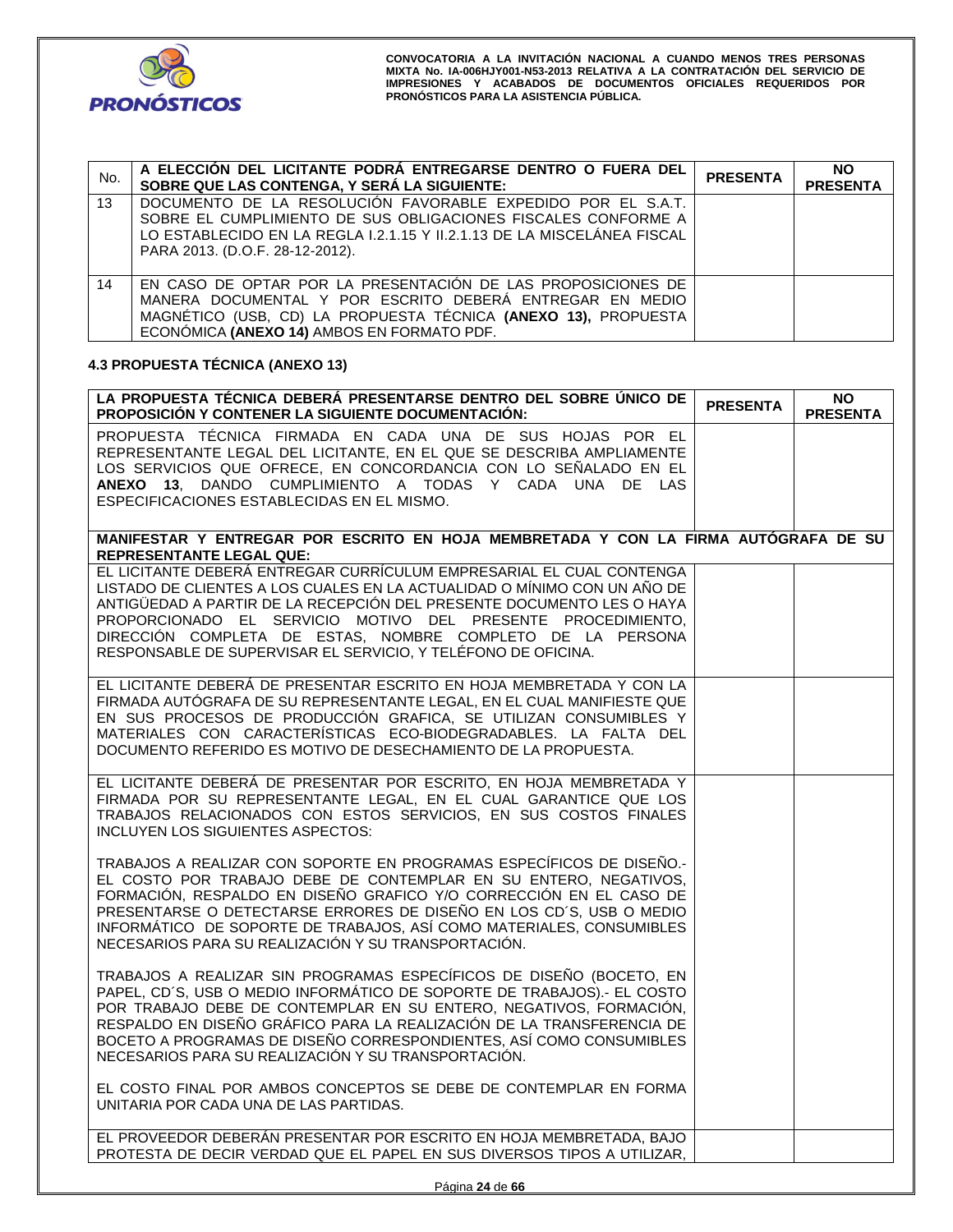| No. | A ELECCIÓN DEL LICITANTE PODRÁ ENTREGARSE DENTRO O FUERA DEL SOBRE QUE LAS CONTENGA, Y SERÁ LA SIGUIENTE: | PRESENTA | NO PRESENTA |
|---|---|---|---|
| 13 | DOCUMENTO DE LA RESOLUCIÓN FAVORABLE EXPEDIDO POR EL S.A.T. SOBRE EL CUMPLIMIENTO DE SUS OBLIGACIONES FISCALES CONFORME A LO ESTABLECIDO EN LA REGLA I.2.1.15 Y II.2.1.13 DE LA MISCELÁNEA FISCAL PARA 2013. (D.O.F. 28-12-2012). | | |
| 14 | EN CASO DE OPTAR POR LA PRESENTACIÓN DE LAS PROPOSICIONES DE MANERA DOCUMENTAL Y POR ESCRITO DEBERÁ ENTREGAR EN MEDIO MAGNÉTICO (USB, CD) LA PROPUESTA TÉCNICA **(ANEXO 13),** PROPUESTA ECONÓMICA **(ANEXO 14)** AMBOS EN FORMATO PDF. | | |

### 4.3 PROPUESTA TÉCNICA (ANEXO 13)

| LA PROPUESTA TÉCNICA DEBERÁ PRESENTARSE DENTRO DEL SOBRE ÚNICO DE PROPOSICIÓN Y CONTENER LA SIGUIENTE DOCUMENTACIÓN: | PRESENTA | NO PRESENTA |
|---|---|---|
| PROPUESTA TÉCNICA FIRMADA EN CADA UNA DE SUS HOJAS POR EL REPRESENTANTE LEGAL DEL LICITANTE, EN EL QUE SE DESCRIBA AMPLIAMENTE LOS SERVICIOS QUE OFRECE, EN CONCORDANCIA CON LO SEÑALADO EN EL **ANEXO 13**, DANDO CUMPLIMIENTO A TODAS Y CADA UNA DE LAS ESPECIFICACIONES ESTABLECIDAS EN EL MISMO. | | |
| **MANIFESTAR Y ENTREGAR POR ESCRITO EN HOJA MEMBRETADA Y CON LA FIRMA AUTÓGRAFA DE SU REPRESENTANTE LEGAL QUE:** | | |
| EL LICITANTE DEBERÁ ENTREGAR CURRÍCULUM EMPRESARIAL EL CUAL CONTENGA LISTADO DE CLIENTES A LOS CUALES EN LA ACTUALIDAD O MÍNIMO CON UN AÑO DE ANTIGÜEDAD A PARTIR DE LA RECEPCIÓN DEL PRESENTE DOCUMENTO LES O HAYA PROPORCIONADO EL SERVICIO MOTIVO DEL PRESENTE PROCEDIMIENTO, DIRECCIÓN COMPLETA DE ESTAS, NOMBRE COMPLETO DE LA PERSONA RESPONSABLE DE SUPERVISAR EL SERVICIO, Y TELÉFONO DE OFICINA. | | |
| EL LICITANTE DEBERÁ DE PRESENTAR ESCRITO EN HOJA MEMBRETADA Y CON LA FIRMADA AUTÓGRAFA DE SU REPRESENTANTE LEGAL, EN EL CUAL MANIFIESTE QUE EN SUS PROCESOS DE PRODUCCIÓN GRAFICA, SE UTILIZAN CONSUMIBLES Y MATERIALES CON CARACTERÍSTICAS ECO-BIODEGRADABLES. LA FALTA DEL DOCUMENTO REFERIDO ES MOTIVO DE DESECHAMIENTO DE LA PROPUESTA. | | |
| EL LICITANTE DEBERÁ DE PRESENTAR POR ESCRITO, EN HOJA MEMBRETADA Y FIRMADA POR SU REPRESENTANTE LEGAL, EN EL CUAL GARANTICE QUE LOS TRABAJOS RELACIONADOS CON ESTOS SERVICIOS, EN SUS COSTOS FINALES INCLUYEN LOS SIGUIENTES ASPECTOS:<br><br>TRABAJOS A REALIZAR CON SOPORTE EN PROGRAMAS ESPECÍFICOS DE DISEÑO.- EL COSTO POR TRABAJO DEBE DE CONTEMPLAR EN SU ENTERO, NEGATIVOS, FORMACIÓN, RESPALDO EN DISEÑO GRAFICO Y/O CORRECCIÓN EN EL CASO DE PRESENTARSE O DETECTARSE ERRORES DE DISEÑO EN LOS CD´S, USB O MEDIO INFORMÁTICO DE SOPORTE DE TRABAJOS, ASÍ COMO MATERIALES, CONSUMIBLES NECESARIOS PARA SU REALIZACIÓN Y SU TRANSPORTACIÓN.<br><br>TRABAJOS A REALIZAR SIN PROGRAMAS ESPECÍFICOS DE DISEÑO (BOCETO, EN PAPEL, CD´S, USB O MEDIO INFORMÁTICO DE SOPORTE DE TRABAJOS).- EL COSTO POR TRABAJO DEBE DE CONTEMPLAR EN SU ENTERO, NEGATIVOS, FORMACIÓN, RESPALDO EN DISEÑO GRÁFICO PARA LA REALIZACIÓN DE LA TRANSFERENCIA DE BOCETO A PROGRAMAS DE DISEÑO CORRESPONDIENTES, ASÍ COMO CONSUMIBLES NECESARIOS PARA SU REALIZACIÓN Y SU TRANSPORTACIÓN.<br><br>EL COSTO FINAL POR AMBOS CONCEPTOS SE DEBE DE CONTEMPLAR EN FORMA UNITARIA POR CADA UNA DE LAS PARTIDAS. | | |
| EL PROVEEDOR DEBERÁN PRESENTAR POR ESCRITO EN HOJA MEMBRETADA, BAJO PROTESTA DE DECIR VERDAD QUE EL PAPEL EN SUS DIVERSOS TIPOS A UTILIZAR, | | |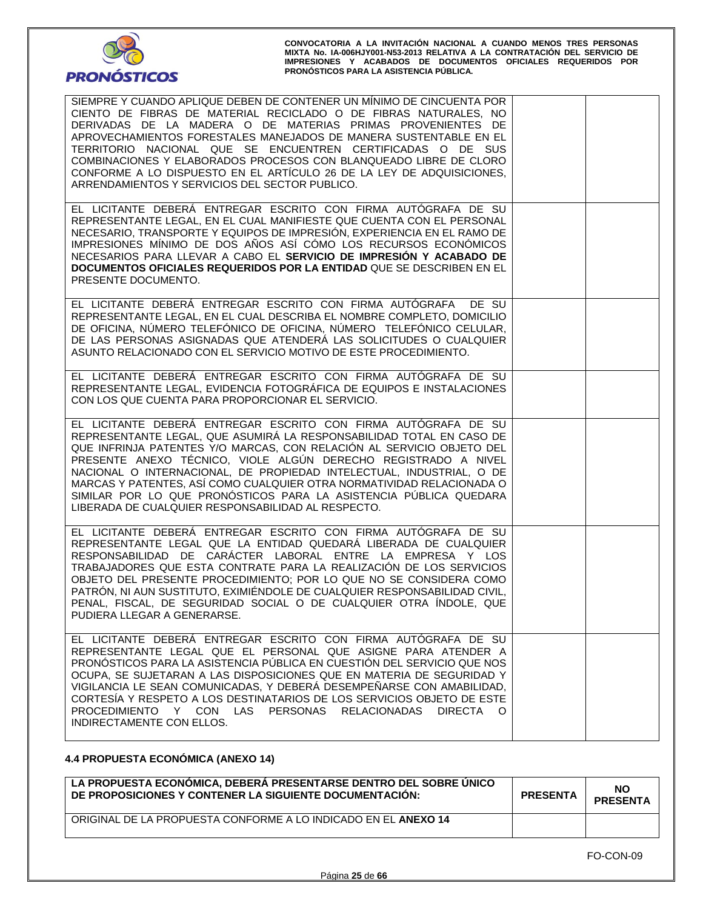| | | |
|---|---|---|
| SIEMPRE Y CUANDO APLIQUE DEBEN DE CONTENER UN MÍNIMO DE CINCUENTA POR CIENTO DE FIBRAS DE MATERIAL RECICLADO O DE FIBRAS NATURALES, NO DERIVADAS DE LA MADERA O DE MATERIAS PRIMAS PROVENIENTES DE APROVECHAMIENTOS FORESTALES MANEJADOS DE MANERA SUSTENTABLE EN EL TERRITORIO NACIONAL QUE SE ENCUENTREN CERTIFICADAS O DE SUS COMBINACIONES Y ELABORADOS PROCESOS CON BLANQUEADO LIBRE DE CLORO CONFORME A LO DISPUESTO EN EL ARTÍCULO 26 DE LA LEY DE ADQUISICIONES, ARRENDAMIENTOS Y SERVICIOS DEL SECTOR PUBLICO. | | |
| EL LICITANTE DEBERÁ ENTREGAR ESCRITO CON FIRMA AUTÓGRAFA DE SU REPRESENTANTE LEGAL, EN EL CUAL MANIFIESTE QUE CUENTA CON EL PERSONAL NECESARIO, TRANSPORTE Y EQUIPOS DE IMPRESIÓN, EXPERIENCIA EN EL RAMO DE IMPRESIONES MÍNIMO DE DOS AÑOS ASÍ CÓMO LOS RECURSOS ECONÓMICOS NECESARIOS PARA LLEVAR A CABO EL **SERVICIO DE IMPRESIÓN Y ACABADO DE DOCUMENTOS OFICIALES REQUERIDOS POR LA ENTIDAD** QUE SE DESCRIBEN EN EL PRESENTE DOCUMENTO. | | |
| EL LICITANTE DEBERÁ ENTREGAR ESCRITO CON FIRMA AUTÓGRAFA DE SU REPRESENTANTE LEGAL, EN EL CUAL DESCRIBA EL NOMBRE COMPLETO, DOMICILIO DE OFICINA, NÚMERO TELEFÓNICO DE OFICINA, NÚMERO TELEFÓNICO CELULAR, DE LAS PERSONAS ASIGNADAS QUE ATENDERÁ LAS SOLICITUDES O CUALQUIER ASUNTO RELACIONADO CON EL SERVICIO MOTIVO DE ESTE PROCEDIMIENTO. | | |
| EL LICITANTE DEBERÁ ENTREGAR ESCRITO CON FIRMA AUTÓGRAFA DE SU REPRESENTANTE LEGAL, EVIDENCIA FOTOGRÁFICA DE EQUIPOS E INSTALACIONES CON LOS QUE CUENTA PARA PROPORCIONAR EL SERVICIO. | | |
| EL LICITANTE DEBERÁ ENTREGAR ESCRITO CON FIRMA AUTÓGRAFA DE SU REPRESENTANTE LEGAL, QUE ASUMIRÁ LA RESPONSABILIDAD TOTAL EN CASO DE QUE INFRINJA PATENTES Y/O MARCAS, CON RELACIÓN AL SERVICIO OBJETO DEL PRESENTE ANEXO TÉCNICO, VIOLE ALGÚN DERECHO REGISTRADO A NIVEL NACIONAL O INTERNACIONAL, DE PROPIEDAD INTELECTUAL, INDUSTRIAL, O DE MARCAS Y PATENTES, ASÍ COMO CUALQUIER OTRA NORMATIVIDAD RELACIONADA O SIMILAR POR LO QUE PRONÓSTICOS PARA LA ASISTENCIA PÚBLICA QUEDARA LIBERADA DE CUALQUIER RESPONSABILIDAD AL RESPECTO. | | |
| EL LICITANTE DEBERÁ ENTREGAR ESCRITO CON FIRMA AUTÓGRAFA DE SU REPRESENTANTE LEGAL QUE LA ENTIDAD QUEDARÁ LIBERADA DE CUALQUIER RESPONSABILIDAD DE CARÁCTER LABORAL ENTRE LA EMPRESA Y LOS TRABAJADORES QUE ESTA CONTRATE PARA LA REALIZACIÓN DE LOS SERVICIOS OBJETO DEL PRESENTE PROCEDIMIENTO; POR LO QUE NO SE CONSIDERA COMO PATRÓN, NI AUN SUSTITUTO, EXIMIÉNDOLE DE CUALQUIER RESPONSABILIDAD CIVIL, PENAL, FISCAL, DE SEGURIDAD SOCIAL O DE CUALQUIER OTRA ÍNDOLE, QUE PUDIERA LLEGAR A GENERARSE. | | |
| EL LICITANTE DEBERÁ ENTREGAR ESCRITO CON FIRMA AUTÓGRAFA DE SU REPRESENTANTE LEGAL QUE EL PERSONAL QUE ASIGNE PARA ATENDER A PRONÓSTICOS PARA LA ASISTENCIA PÚBLICA EN CUESTIÓN DEL SERVICIO QUE NOS OCUPA, SE SUJETARAN A LAS DISPOSICIONES QUE EN MATERIA DE SEGURIDAD Y VIGILANCIA LE SEAN COMUNICADAS, Y DEBERÁ DESEMPEÑARSE CON AMABILIDAD, CORTESÍA Y RESPETO A LOS DESTINATARIOS DE LOS SERVICIOS OBJETO DE ESTE PROCEDIMIENTO Y CON LAS PERSONAS RELACIONADAS DIRECTA O INDIRECTAMENTE CON ELLOS. | | |

#### 4.4 PROPUESTA ECONÓMICA (ANEXO 14)

| LA PROPUESTA ECONÓMICA, DEBERÁ PRESENTARSE DENTRO DEL SOBRE ÚNICO DE PROPOSICIONES Y CONTENER LA SIGUIENTE DOCUMENTACIÓN: | PRESENTA | NO PRESENTA |
|---|---|---|
| ORIGINAL DE LA PROPUESTA CONFORME A LO INDICADO EN EL **ANEXO 14** | | |

FO-CON-09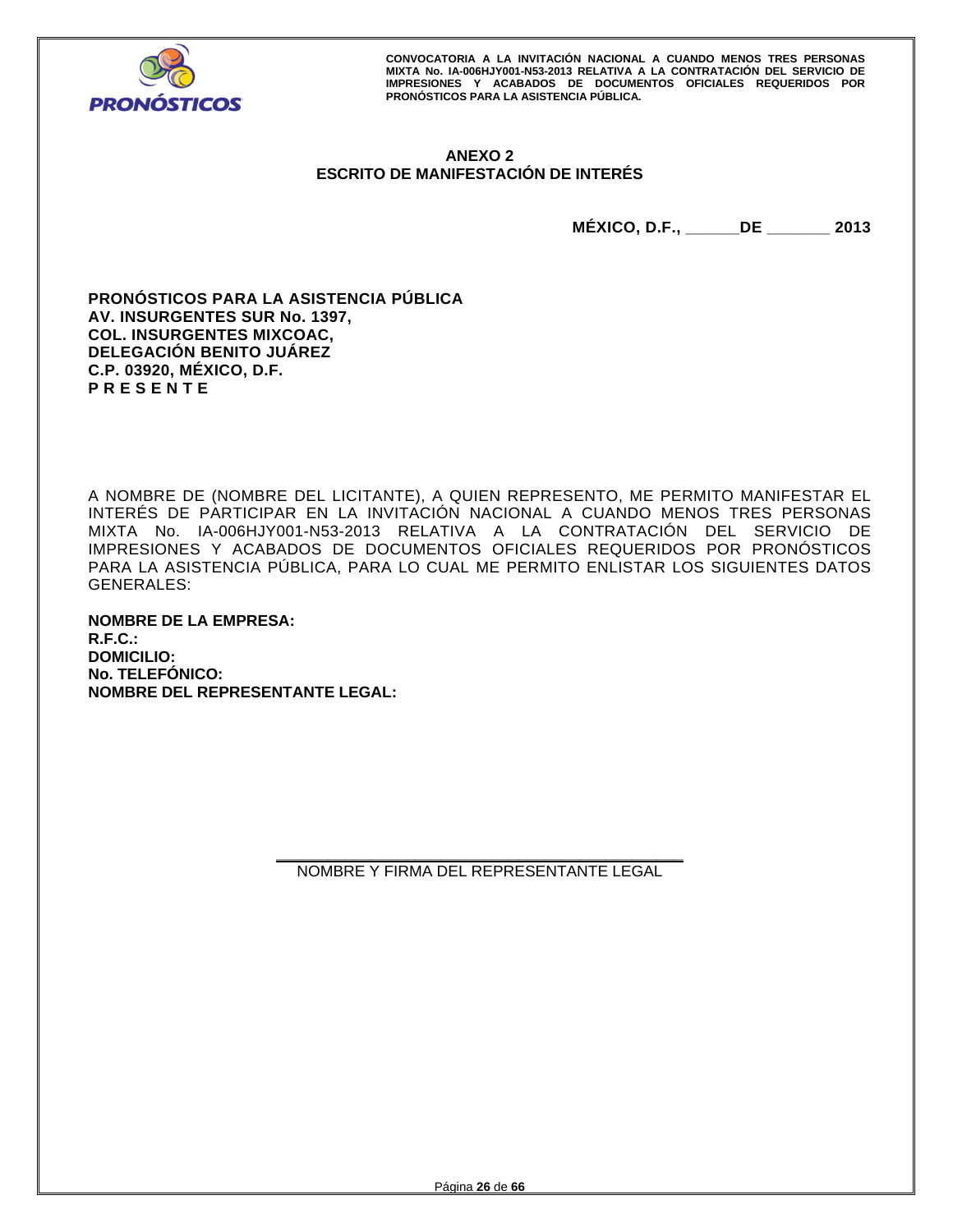## ANEXO 2
## ESCRITO DE MANIFESTACIÓN DE INTERÉS

**MÉXICO, D.F., ______DE _______ 2013**

**PRONÓSTICOS PARA LA ASISTENCIA PÚBLICA**
**AV. INSURGENTES SUR No. 1397,**
**COL. INSURGENTES MIXCOAC,**
**DELEGACIÓN BENITO JUÁREZ**
**C.P. 03920, MÉXICO, D.F.**
**P R E S E N T E**

A NOMBRE DE (NOMBRE DEL LICITANTE), A QUIEN REPRESENTO, ME PERMITO MANIFESTAR EL INTERÉS DE PARTICIPAR EN LA INVITACIÓN NACIONAL A CUANDO MENOS TRES PERSONAS MIXTA No. IA-006HJY001-N53-2013 RELATIVA A LA CONTRATACIÓN DEL SERVICIO DE IMPRESIONES Y ACABADOS DE DOCUMENTOS OFICIALES REQUERIDOS POR PRONÓSTICOS PARA LA ASISTENCIA PÚBLICA, PARA LO CUAL ME PERMITO ENLISTAR LOS SIGUIENTES DATOS GENERALES:

**NOMBRE DE LA EMPRESA:**
**R.F.C.:**
**DOMICILIO:**
**No. TELEFÓNICO:**
**NOMBRE DEL REPRESENTANTE LEGAL:**

\_\_\_\_\_\_\_\_\_\_\_\_\_\_\_\_\_\_\_\_\_\_\_\_\_\_\_\_\_\_\_\_\_\_\_\_\_\_\_\_

NOMBRE Y FIRMA DEL REPRESENTANTE LEGAL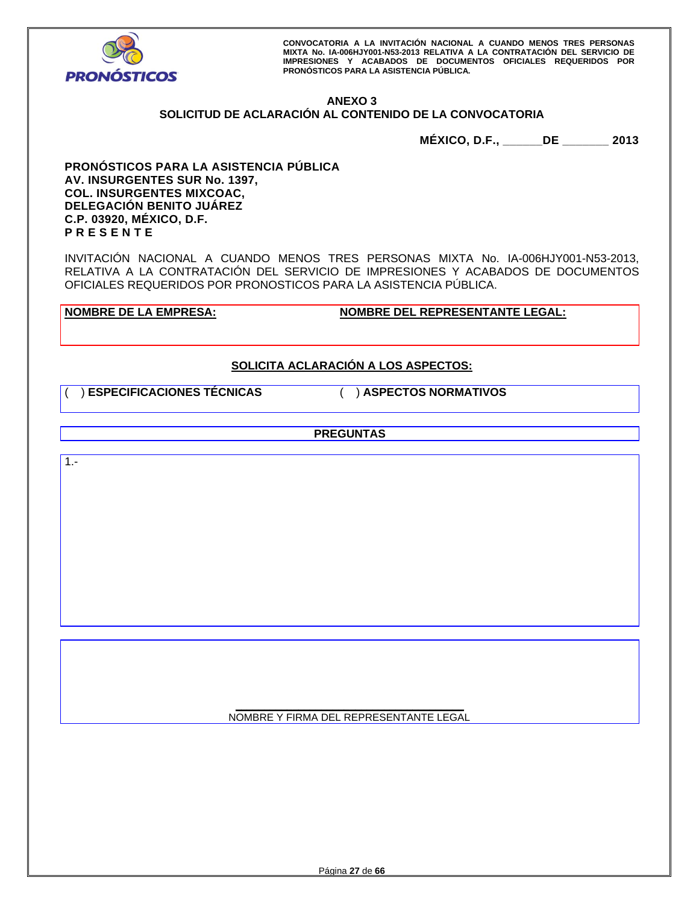## ANEXO 3
## SOLICITUD DE ACLARACIÓN AL CONTENIDO DE LA CONVOCATORIA

**MÉXICO, D.F., ______DE _______ 2013**

**PRONÓSTICOS PARA LA ASISTENCIA PÚBLICA**
**AV. INSURGENTES SUR No. 1397,**
**COL. INSURGENTES MIXCOAC,**
**DELEGACIÓN BENITO JUÁREZ**
**C.P. 03920, MÉXICO, D.F.**
**P R E S E N T E**

INVITACIÓN NACIONAL A CUANDO MENOS TRES PERSONAS MIXTA No. IA-006HJY001-N53-2013, RELATIVA A LA CONTRATACIÓN DEL SERVICIO DE IMPRESIONES Y ACABADOS DE DOCUMENTOS OFICIALES REQUERIDOS POR PRONOSTICOS PARA LA ASISTENCIA PÚBLICA.

| **NOMBRE DE LA EMPRESA:** | **NOMBRE DEL REPRESENTANTE LEGAL:** |
|---|---|
| | |

**SOLICITA ACLARACIÓN A LOS ASPECTOS:**

| ( ) **ESPECIFICACIONES TÉCNICAS** | ( ) **ASPECTOS NORMATIVOS** |
|---|---|

| **PREGUNTAS** |
|---|
| 1.- |

_________________________________
NOMBRE Y FIRMA DEL REPRESENTANTE LEGAL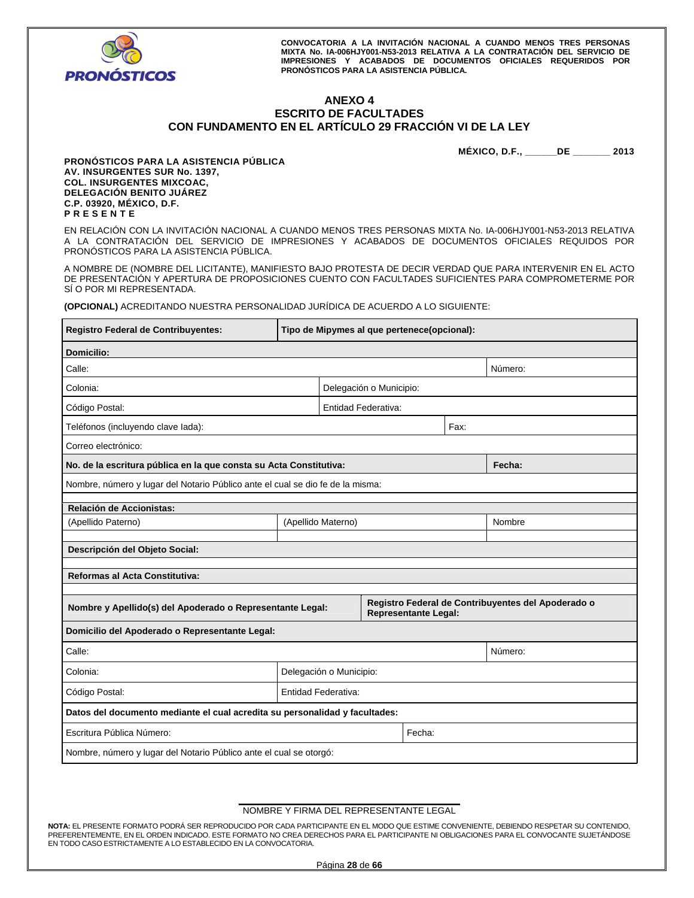## ANEXO 4
## ESCRITO DE FACULTADES
## CON FUNDAMENTO EN EL ARTÍCULO 29 FRACCIÓN VI DE LA LEY

**MÉXICO, D.F., ______DE _______ 2013**

**PRONÓSTICOS PARA LA ASISTENCIA PÚBLICA**
**AV. INSURGENTES SUR No. 1397,**
**COL. INSURGENTES MIXCOAC,**
**DELEGACIÓN BENITO JUÁREZ**
**C.P. 03920, MÉXICO, D.F.**
**P R E S E N T E**

EN RELACIÓN CON LA INVITACIÓN NACIONAL A CUANDO MENOS TRES PERSONAS MIXTA No. IA-006HJY001-N53-2013 RELATIVA A LA CONTRATACIÓN DEL SERVICIO DE IMPRESIONES Y ACABADOS DE DOCUMENTOS OFICIALES REQUIDOS POR PRONÓSTICOS PARA LA ASISTENCIA PÚBLICA.

A NOMBRE DE (NOMBRE DEL LICITANTE), MANIFIESTO BAJO PROTESTA DE DECIR VERDAD QUE PARA INTERVENIR EN EL ACTO DE PRESENTACIÓN Y APERTURA DE PROPOSICIONES CUENTO CON FACULTADES SUFICIENTES PARA COMPROMETERME POR SÍ O POR MI REPRESENTADA.

**(OPCIONAL)** ACREDITANDO NUESTRA PERSONALIDAD JURÍDICA DE ACUERDO A LO SIGUIENTE:

| | | |
|---|---|---|
| **Registro Federal de Contribuyentes:** | **Tipo de Mipymes al que pertenece(opcional):** | |
| **Domicilio:** | | |
| Calle: | | Número: |
| Colonia: | Delegación o Municipio: | |
| Código Postal: | Entidad Federativa: | |
| Teléfonos (incluyendo clave lada): | Fax: | |
| Correo electrónico: | | |
| **No. de la escritura pública en la que consta su Acta Constitutiva:** | | **Fecha:** |
| Nombre, número y lugar del Notario Público ante el cual se dio fe de la misma: | | |
| **Relación de Accionistas:** | | |
| (Apellido Paterno) | (Apellido Materno) | Nombre |
| | | |
| **Descripción del Objeto Social:** | | |
| | | |
| **Reformas al Acta Constitutiva:** | | |
| | | |
| **Nombre y Apellido(s) del Apoderado o Representante Legal:** | **Registro Federal de Contribuyentes del Apoderado o Representante Legal:** | |
| **Domicilio del Apoderado o Representante Legal:** | | |
| Calle: | | Número: |
| Colonia: | Delegación o Municipio: | |
| Código Postal: | Entidad Federativa: | |
| **Datos del documento mediante el cual acredita su personalidad y facultades:** | | |
| Escritura Pública Número: | Fecha: | |
| Nombre, número y lugar del Notario Público ante el cual se otorgó: | | |

NOMBRE Y FIRMA DEL REPRESENTANTE LEGAL

**NOTA:** EL PRESENTE FORMATO PODRÁ SER REPRODUCIDO POR CADA PARTICIPANTE EN EL MODO QUE ESTIME CONVENIENTE, DEBIENDO RESPETAR SU CONTENIDO, PREFERENTEMENTE, EN EL ORDEN INDICADO. ESTE FORMATO NO CREA DERECHOS PARA EL PARTICIPANTE NI OBLIGACIONES PARA EL CONVOCANTE SUJETÁNDOSE EN TODO CASO ESTRICTAMENTE A LO ESTABLECIDO EN LA CONVOCATORIA.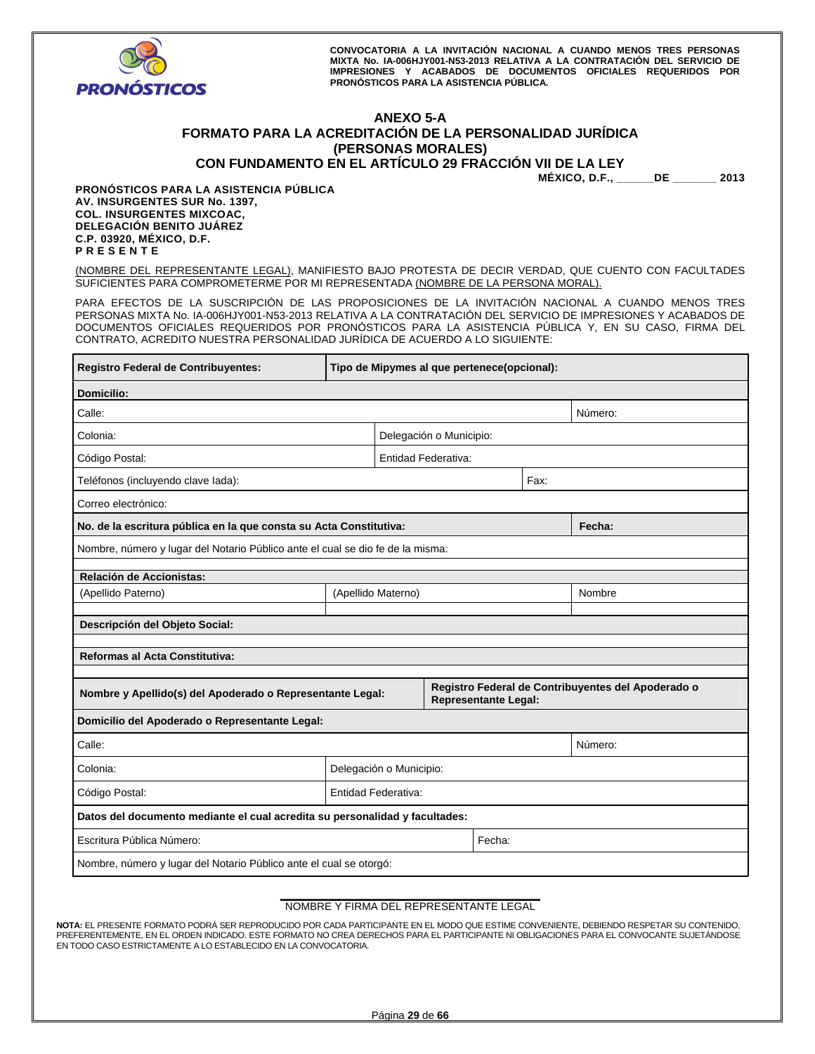CONVOCATORIA A LA INVITACIÓN NACIONAL A CUANDO MENOS TRES PERSONAS MIXTA No. IA-006HJY001-N53-2013 RELATIVA A LA CONTRATACIÓN DEL SERVICIO DE IMPRESIONES Y ACABADOS DE DOCUMENTOS OFICIALES REQUERIDOS POR PRONÓSTICOS PARA LA ASISTENCIA PÚBLICA.

## ANEXO 5-A
## FORMATO PARA LA ACREDITACIÓN DE LA PERSONALIDAD JURÍDICA (PERSONAS MORALES) CON FUNDAMENTO EN EL ARTÍCULO 29 FRACCIÓN VII DE LA LEY

**MÉXICO, D.F., ______DE _______ 2013**

**PRONÓSTICOS PARA LA ASISTENCIA PÚBLICA**
**AV. INSURGENTES SUR No. 1397,**
**COL. INSURGENTES MIXCOAC,**
**DELEGACIÓN BENITO JUÁREZ**
**C.P. 03920, MÉXICO, D.F.**
**P R E S E N T E**

(NOMBRE DEL REPRESENTANTE LEGAL), MANIFIESTO BAJO PROTESTA DE DECIR VERDAD, QUE CUENTO CON FACULTADES SUFICIENTES PARA COMPROMETERME POR MI REPRESENTADA (NOMBRE DE LA PERSONA MORAL).

PARA EFECTOS DE LA SUSCRIPCIÓN DE LAS PROPOSICIONES DE LA INVITACIÓN NACIONAL A CUANDO MENOS TRES PERSONAS MIXTA No. IA-006HJY001-N53-2013 RELATIVA A LA CONTRATACIÓN DEL SERVICIO DE IMPRESIONES Y ACABADOS DE DOCUMENTOS OFICIALES REQUERIDOS POR PRONÓSTICOS PARA LA ASISTENCIA PÚBLICA Y, EN SU CASO, FIRMA DEL CONTRATO, ACREDITO NUESTRA PERSONALIDAD JURÍDICA DE ACUERDO A LO SIGUIENTE:

| **Registro Federal de Contribuyentes:** | **Tipo de Mipymes al que pertenece(opcional):** | |
|---|---|---|
| **Domicilio:** | | |
| Calle: | | Número: |
| Colonia: | Delegación o Municipio: | |
| Código Postal: | Entidad Federativa: | |
| Teléfonos (incluyendo clave lada): | | Fax: |
| Correo electrónico: | | |
| **No. de la escritura pública en la que consta su Acta Constitutiva:** | | **Fecha:** |
| Nombre, número y lugar del Notario Público ante el cual se dio fe de la misma: | | |
| **Relación de Accionistas:** | | |
| (Apellido Paterno) | (Apellido Materno) | Nombre |
| | | |
| **Descripción del Objeto Social:** | | |
| | | |
| **Reformas al Acta Constitutiva:** | | |
| | | |
| **Nombre y Apellido(s) del Apoderado o Representante Legal:** | **Registro Federal de Contribuyentes del Apoderado o Representante Legal:** | |
| **Domicilio del Apoderado o Representante Legal:** | | |
| Calle: | | Número: |
| Colonia: | Delegación o Municipio: | |
| Código Postal: | Entidad Federativa: | |
| **Datos del documento mediante el cual acredita su personalidad y facultades:** | | |
| Escritura Pública Número: | Fecha: | |
| Nombre, número y lugar del Notario Público ante el cual se otorgó: | | |

______________________________
NOMBRE Y FIRMA DEL REPRESENTANTE LEGAL

**NOTA:** EL PRESENTE FORMATO PODRÁ SER REPRODUCIDO POR CADA PARTICIPANTE EN EL MODO QUE ESTIME CONVENIENTE, DEBIENDO RESPETAR SU CONTENIDO, PREFERENTEMENTE, EN EL ORDEN INDICADO. ESTE FORMATO NO CREA DERECHOS PARA EL PARTICIPANTE NI OBLIGACIONES PARA EL CONVOCANTE SUJETÁNDOSE EN TODO CASO ESTRICTAMENTE A LO ESTABLECIDO EN LA CONVOCATORIA.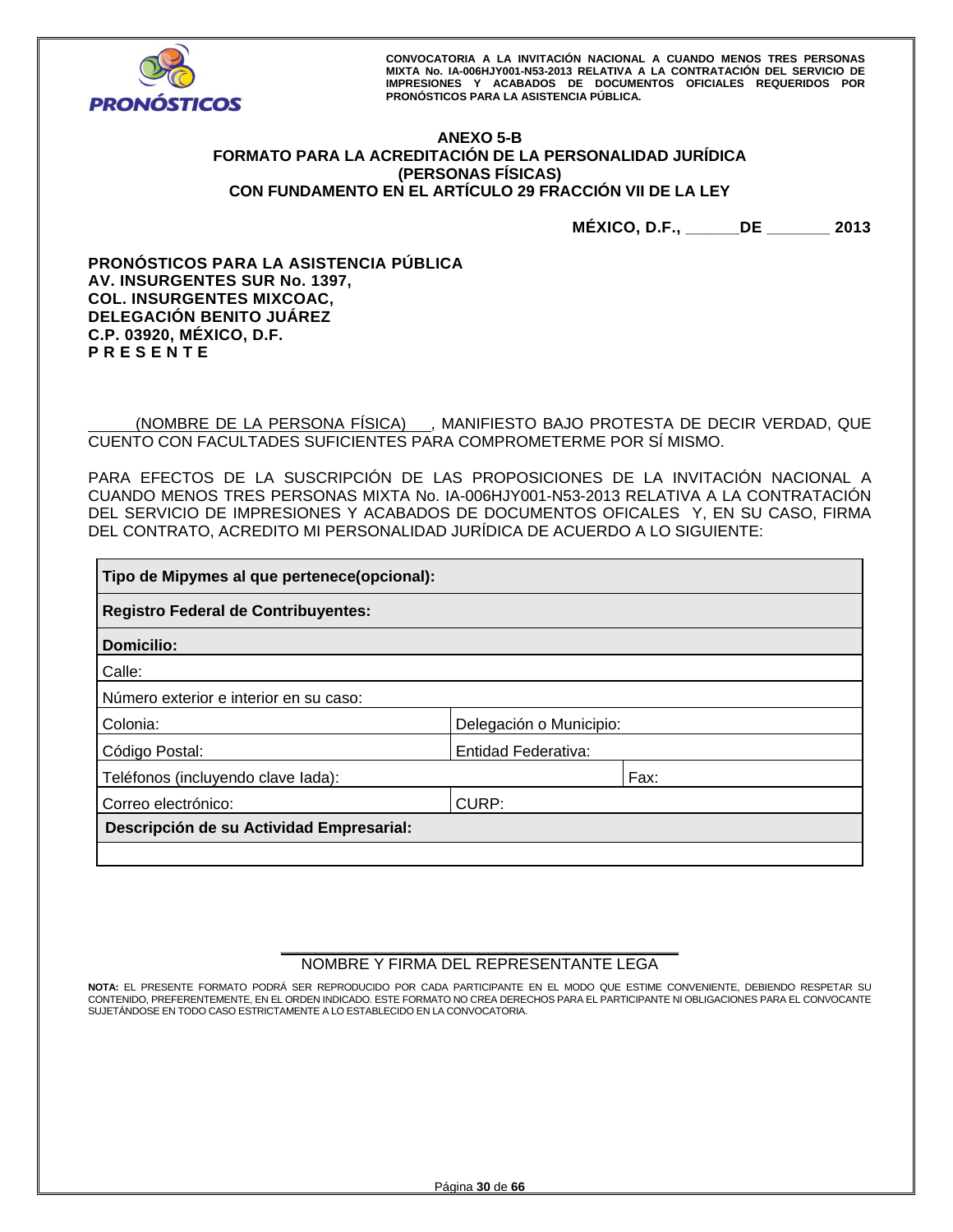**CONVOCATORIA A LA INVITACIÓN NACIONAL A CUANDO MENOS TRES PERSONAS MIXTA No. IA-006HJY001-N53-2013 RELATIVA A LA CONTRATACIÓN DEL SERVICIO DE IMPRESIONES Y ACABADOS DE DOCUMENTOS OFICIALES REQUERIDOS POR PRONÓSTICOS PARA LA ASISTENCIA PÚBLICA.**

## ANEXO 5-B
## FORMATO PARA LA ACREDITACIÓN DE LA PERSONALIDAD JURÍDICA (PERSONAS FÍSICAS) CON FUNDAMENTO EN EL ARTÍCULO 29 FRACCIÓN VII DE LA LEY

**MÉXICO, D.F., ______DE _______ 2013**

**PRONÓSTICOS PARA LA ASISTENCIA PÚBLICA**
**AV. INSURGENTES SUR No. 1397,**
**COL. INSURGENTES MIXCOAC,**
**DELEGACIÓN BENITO JUÁREZ**
**C.P. 03920, MÉXICO, D.F.**
**P R E S E N T E**

_____(NOMBRE DE LA PERSONA FÍSICA)___, MANIFIESTO BAJO PROTESTA DE DECIR VERDAD, QUE CUENTO CON FACULTADES SUFICIENTES PARA COMPROMETERME POR SÍ MISMO.

PARA EFECTOS DE LA SUSCRIPCIÓN DE LAS PROPOSICIONES DE LA INVITACIÓN NACIONAL A CUANDO MENOS TRES PERSONAS MIXTA No. IA-006HJY001-N53-2013 RELATIVA A LA CONTRATACIÓN DEL SERVICIO DE IMPRESIONES Y ACABADOS DE DOCUMENTOS OFICALES Y, EN SU CASO, FIRMA DEL CONTRATO, ACREDITO MI PERSONALIDAD JURÍDICA DE ACUERDO A LO SIGUIENTE:

| | | |
|---|---|---|
| **Tipo de Mipymes al que pertenece(opcional):** | | |
| **Registro Federal de Contribuyentes:** | | |
| **Domicilio:** | | |
| Calle: | | |
| Número exterior e interior en su caso: | | |
| Colonia: | Delegación o Municipio: | |
| Código Postal: | Entidad Federativa: | |
| Teléfonos (incluyendo clave lada): | | Fax: |
| Correo electrónico: | CURP: | |
| **Descripción de su Actividad Empresarial:** | | |
| | | |

_______________________________________
NOMBRE Y FIRMA DEL REPRESENTANTE LEGA

**NOTA:** EL PRESENTE FORMATO PODRÁ SER REPRODUCIDO POR CADA PARTICIPANTE EN EL MODO QUE ESTIME CONVENIENTE, DEBIENDO RESPETAR SU CONTENIDO, PREFERENTEMENTE, EN EL ORDEN INDICADO. ESTE FORMATO NO CREA DERECHOS PARA EL PARTICIPANTE NI OBLIGACIONES PARA EL CONVOCANTE SUJETÁNDOSE EN TODO CASO ESTRICTAMENTE A LO ESTABLECIDO EN LA CONVOCATORIA.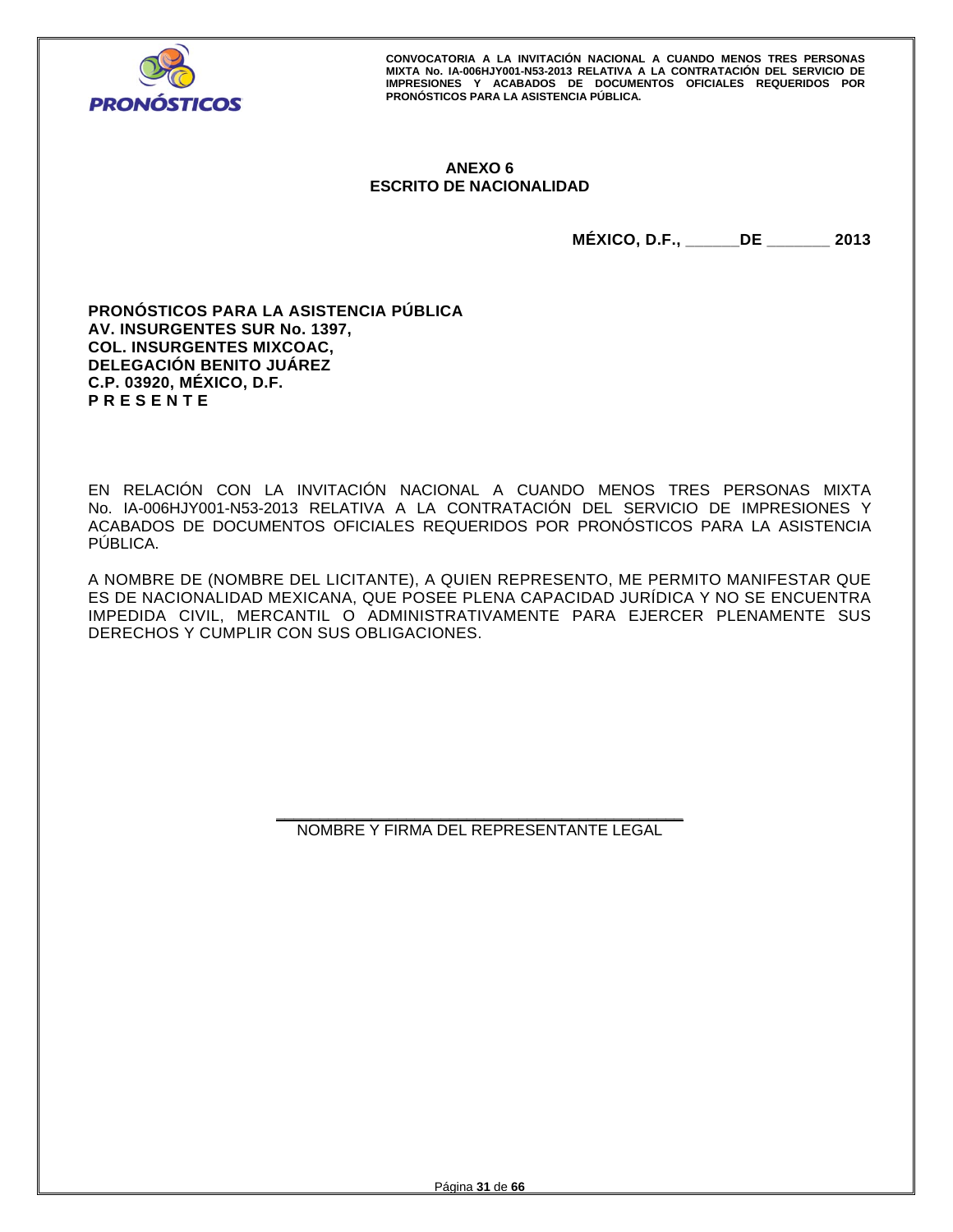## ANEXO 6
## ESCRITO DE NACIONALIDAD

**MÉXICO, D.F., ______DE _______ 2013**

**PRONÓSTICOS PARA LA ASISTENCIA PÚBLICA**
**AV. INSURGENTES SUR No. 1397,**
**COL. INSURGENTES MIXCOAC,**
**DELEGACIÓN BENITO JUÁREZ**
**C.P. 03920, MÉXICO, D.F.**
**P R E S E N T E**

EN RELACIÓN CON LA INVITACIÓN NACIONAL A CUANDO MENOS TRES PERSONAS MIXTA No. IA-006HJY001-N53-2013 RELATIVA A LA CONTRATACIÓN DEL SERVICIO DE IMPRESIONES Y ACABADOS DE DOCUMENTOS OFICIALES REQUERIDOS POR PRONÓSTICOS PARA LA ASISTENCIA PÚBLICA.

A NOMBRE DE (NOMBRE DEL LICITANTE), A QUIEN REPRESENTO, ME PERMITO MANIFESTAR QUE ES DE NACIONALIDAD MEXICANA, QUE POSEE PLENA CAPACIDAD JURÍDICA Y NO SE ENCUENTRA IMPEDIDA CIVIL, MERCANTIL O ADMINISTRATIVAMENTE PARA EJERCER PLENAMENTE SUS DERECHOS Y CUMPLIR CON SUS OBLIGACIONES.

_____________________________________________

NOMBRE Y FIRMA DEL REPRESENTANTE LEGAL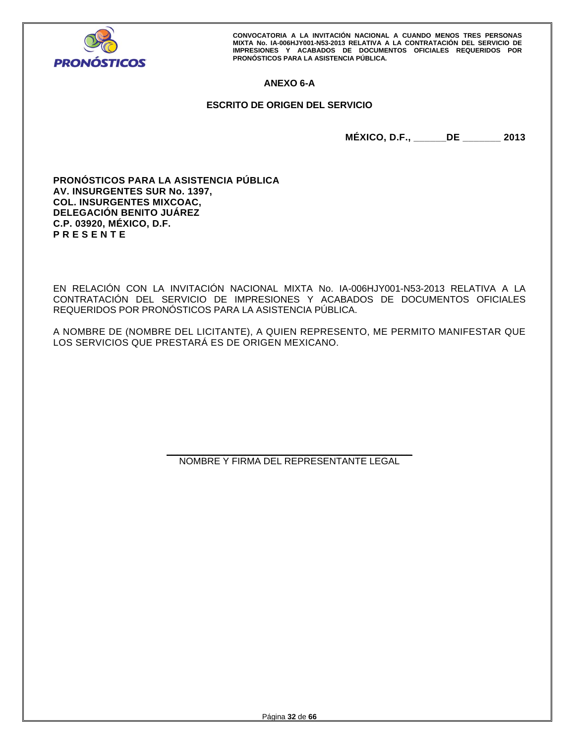## ANEXO 6-A

## ESCRITO DE ORIGEN DEL SERVICIO

**MÉXICO, D.F., ______DE _______ 2013**

**PRONÓSTICOS PARA LA ASISTENCIA PÚBLICA**
**AV. INSURGENTES SUR No. 1397,**
**COL. INSURGENTES MIXCOAC,**
**DELEGACIÓN BENITO JUÁREZ**
**C.P. 03920, MÉXICO, D.F.**
**P R E S E N T E**

EN RELACIÓN CON LA INVITACIÓN NACIONAL MIXTA No. IA-006HJY001-N53-2013 RELATIVA A LA CONTRATACIÓN DEL SERVICIO DE IMPRESIONES Y ACABADOS DE DOCUMENTOS OFICIALES REQUERIDOS POR PRONÓSTICOS PARA LA ASISTENCIA PÚBLICA.

A NOMBRE DE (NOMBRE DEL LICITANTE), A QUIEN REPRESENTO, ME PERMITO MANIFESTAR QUE LOS SERVICIOS QUE PRESTARÁ ES DE ORIGEN MEXICANO.

_______________________________________

NOMBRE Y FIRMA DEL REPRESENTANTE LEGAL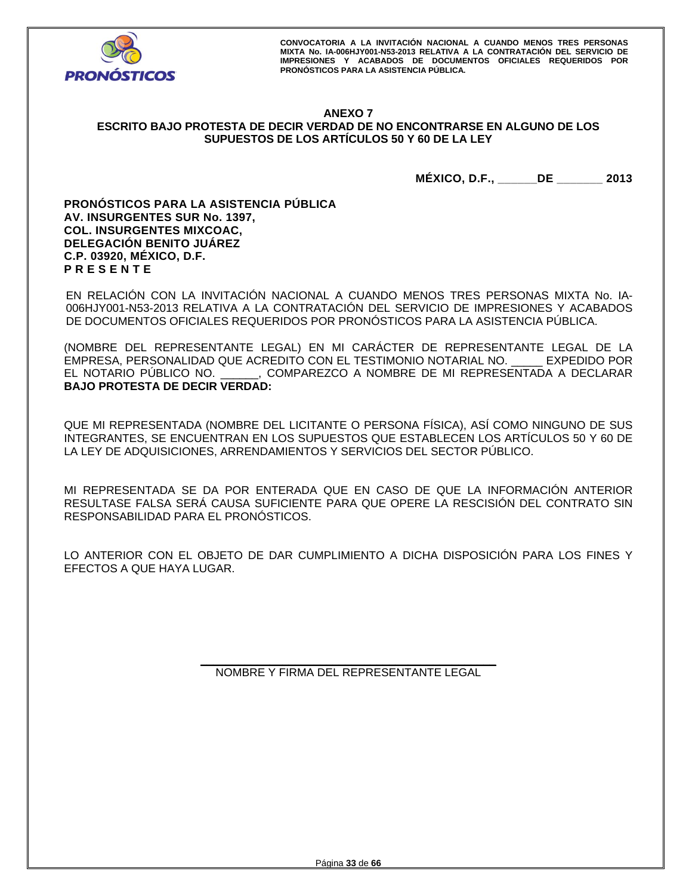## ANEXO 7

## ESCRITO BAJO PROTESTA DE DECIR VERDAD DE NO ENCONTRARSE EN ALGUNO DE LOS SUPUESTOS DE LOS ARTÍCULOS 50 Y 60 DE LA LEY

**MÉXICO, D.F., ______DE _______ 2013**

**PRONÓSTICOS PARA LA ASISTENCIA PÚBLICA**
**AV. INSURGENTES SUR No. 1397,**
**COL. INSURGENTES MIXCOAC,**
**DELEGACIÓN BENITO JUÁREZ**
**C.P. 03920, MÉXICO, D.F.**
**P R E S E N T E**

EN RELACIÓN CON LA INVITACIÓN NACIONAL A CUANDO MENOS TRES PERSONAS MIXTA No. IA-006HJY001-N53-2013 RELATIVA A LA CONTRATACIÓN DEL SERVICIO DE IMPRESIONES Y ACABADOS DE DOCUMENTOS OFICIALES REQUERIDOS POR PRONÓSTICOS PARA LA ASISTENCIA PÚBLICA.

(NOMBRE DEL REPRESENTANTE LEGAL) EN MI CARÁCTER DE REPRESENTANTE LEGAL DE LA EMPRESA, PERSONALIDAD QUE ACREDITO CON EL TESTIMONIO NOTARIAL NO. _____ EXPEDIDO POR EL NOTARIO PÚBLICO NO. ______, COMPAREZCO A NOMBRE DE MI REPRESENTADA A DECLARAR **BAJO PROTESTA DE DECIR VERDAD:**

QUE MI REPRESENTADA (NOMBRE DEL LICITANTE O PERSONA FÍSICA), ASÍ COMO NINGUNO DE SUS INTEGRANTES, SE ENCUENTRAN EN LOS SUPUESTOS QUE ESTABLECEN LOS ARTÍCULOS 50 Y 60 DE LA LEY DE ADQUISICIONES, ARRENDAMIENTOS Y SERVICIOS DEL SECTOR PÚBLICO.

MI REPRESENTADA SE DA POR ENTERADA QUE EN CASO DE QUE LA INFORMACIÓN ANTERIOR RESULTASE FALSA SERÁ CAUSA SUFICIENTE PARA QUE OPERE LA RESCISIÓN DEL CONTRATO SIN RESPONSABILIDAD PARA EL PRONÓSTICOS.

LO ANTERIOR CON EL OBJETO DE DAR CUMPLIMIENTO A DICHA DISPOSICIÓN PARA LOS FINES Y EFECTOS A QUE HAYA LUGAR.

______________________________________

NOMBRE Y FIRMA DEL REPRESENTANTE LEGAL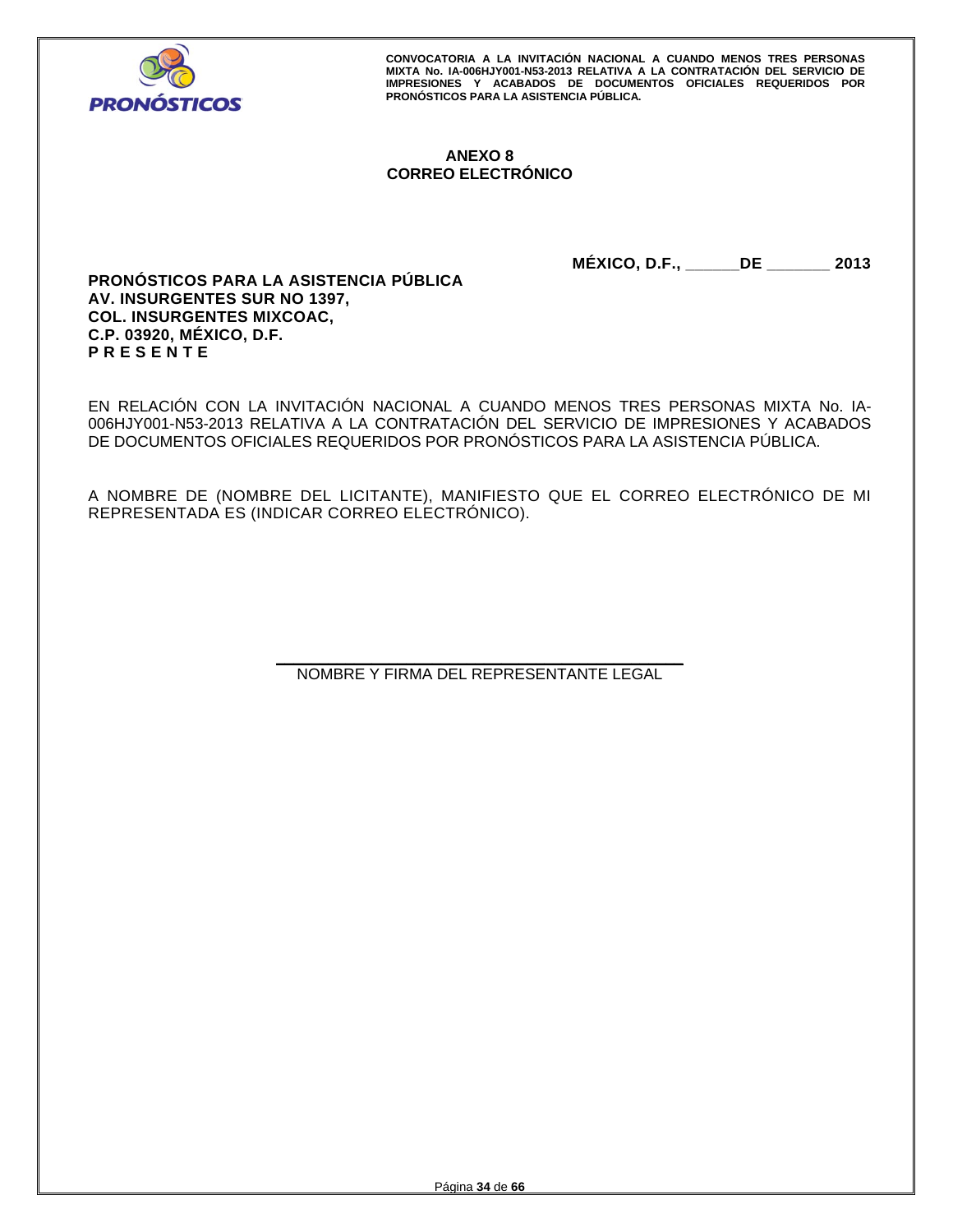## ANEXO 8
## CORREO ELECTRÓNICO

**MÉXICO, D.F., \_\_\_\_\_\_DE \_\_\_\_\_\_\_ 2013**

**PRONÓSTICOS PARA LA ASISTENCIA PÚBLICA**
**AV. INSURGENTES SUR NO 1397,**
**COL. INSURGENTES MIXCOAC,**
**C.P. 03920, MÉXICO, D.F.**
**P R E S E N T E**

EN RELACIÓN CON LA INVITACIÓN NACIONAL A CUANDO MENOS TRES PERSONAS MIXTA No. IA-006HJY001-N53-2013 RELATIVA A LA CONTRATACIÓN DEL SERVICIO DE IMPRESIONES Y ACABADOS DE DOCUMENTOS OFICIALES REQUERIDOS POR PRONÓSTICOS PARA LA ASISTENCIA PÚBLICA.

A NOMBRE DE (NOMBRE DEL LICITANTE), MANIFIESTO QUE EL CORREO ELECTRÓNICO DE MI REPRESENTADA ES (INDICAR CORREO ELECTRÓNICO).

\_\_\_\_\_\_\_\_\_\_\_\_\_\_\_\_\_\_\_\_\_\_\_\_\_\_\_\_\_\_\_\_\_\_\_\_\_\_\_\_\_\_\_\_

NOMBRE Y FIRMA DEL REPRESENTANTE LEGAL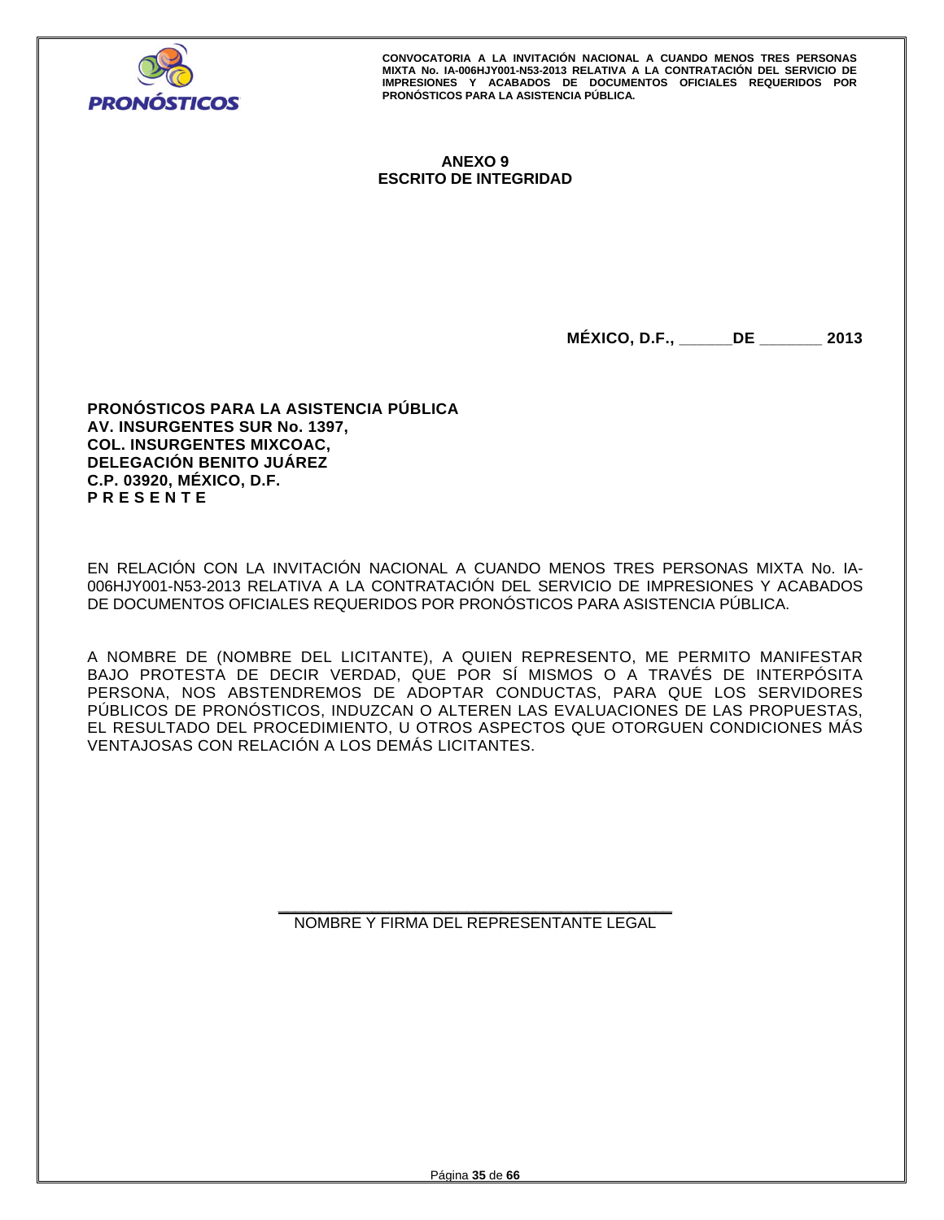# ANEXO 9
# ESCRITO DE INTEGRIDAD

**MÉXICO, D.F., ______DE _______ 2013**

**PRONÓSTICOS PARA LA ASISTENCIA PÚBLICA**
**AV. INSURGENTES SUR No. 1397,**
**COL. INSURGENTES MIXCOAC,**
**DELEGACIÓN BENITO JUÁREZ**
**C.P. 03920, MÉXICO, D.F.**
**P R E S E N T E**

EN RELACIÓN CON LA INVITACIÓN NACIONAL A CUANDO MENOS TRES PERSONAS MIXTA No. IA-006HJY001-N53-2013 RELATIVA A LA CONTRATACIÓN DEL SERVICIO DE IMPRESIONES Y ACABADOS DE DOCUMENTOS OFICIALES REQUERIDOS POR PRONÓSTICOS PARA ASISTENCIA PÚBLICA.

A NOMBRE DE (NOMBRE DEL LICITANTE), A QUIEN REPRESENTO, ME PERMITO MANIFESTAR BAJO PROTESTA DE DECIR VERDAD, QUE POR SÍ MISMOS O A TRAVÉS DE INTERPÓSITA PERSONA, NOS ABSTENDREMOS DE ADOPTAR CONDUCTAS, PARA QUE LOS SERVIDORES PÚBLICOS DE PRONÓSTICOS, INDUZCAN O ALTEREN LAS EVALUACIONES DE LAS PROPUESTAS, EL RESULTADO DEL PROCEDIMIENTO, U OTROS ASPECTOS QUE OTORGUEN CONDICIONES MÁS VENTAJOSAS CON RELACIÓN A LOS DEMÁS LICITANTES.

\_\_\_\_\_\_\_\_\_\_\_\_\_\_\_\_\_\_\_\_\_\_\_\_\_\_\_\_\_\_\_\_\_\_\_\_\_\_\_\_

NOMBRE Y FIRMA DEL REPRESENTANTE LEGAL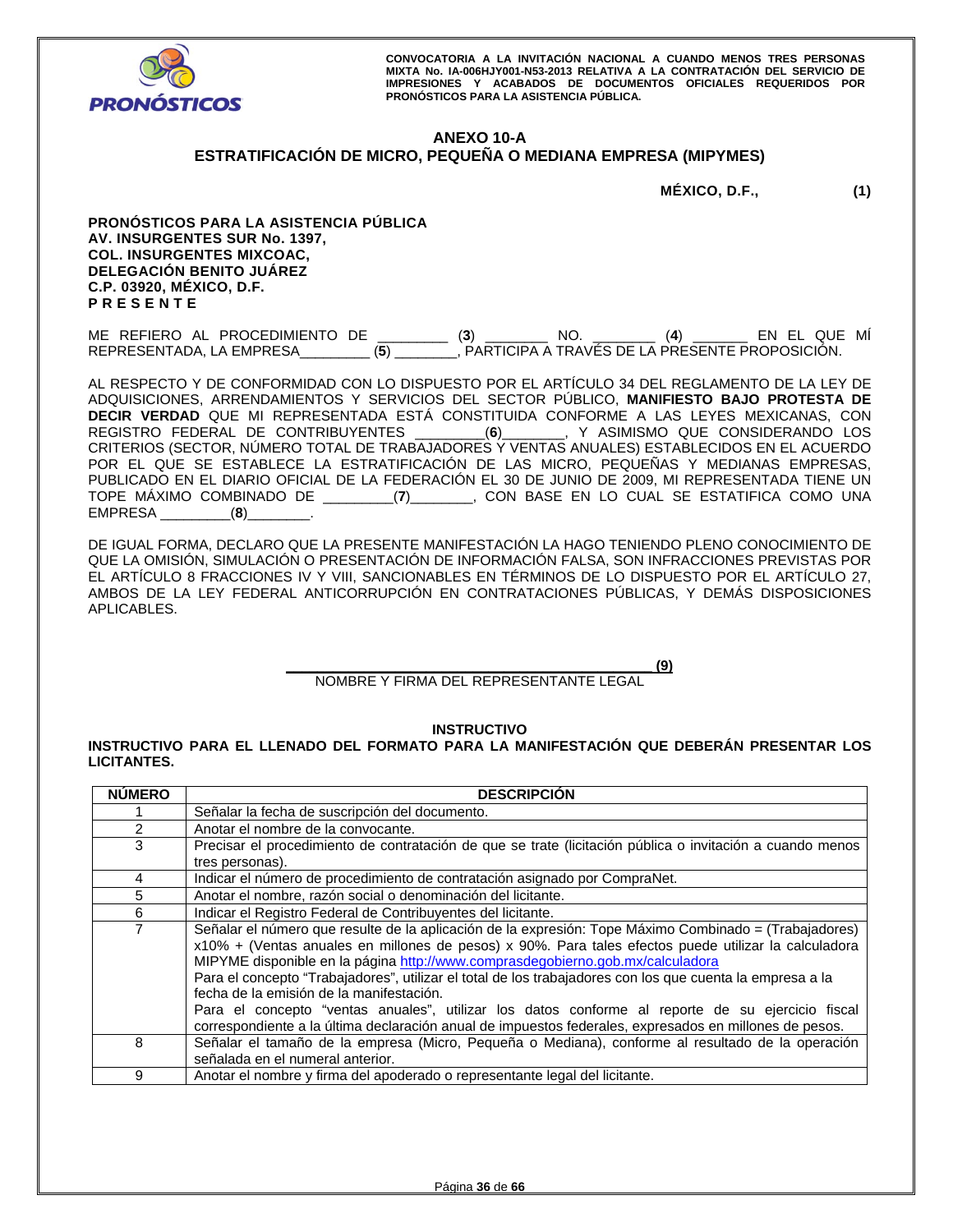## ANEXO 10-A
## ESTRATIFICACIÓN DE MICRO, PEQUEÑA O MEDIANA EMPRESA (MIPYMES)

**MÉXICO, D.F., (1)**

**PRONÓSTICOS PARA LA ASISTENCIA PÚBLICA**
**AV. INSURGENTES SUR No. 1397,**
**COL. INSURGENTES MIXCOAC,**
**DELEGACIÓN BENITO JUÁREZ**
**C.P. 03920, MÉXICO, D.F.**
**P R E S E N T E**

ME REFIERO AL PROCEDIMIENTO DE ________ (**3**) _______ NO. _______ (**4**) ______ EN EL QUE MÍ REPRESENTADA, LA EMPRESA________ (**5**) _______, PARTICIPA A TRAVÉS DE LA PRESENTE PROPOSICIÓN.

AL RESPECTO Y DE CONFORMIDAD CON LO DISPUESTO POR EL ARTÍCULO 34 DEL REGLAMENTO DE LA LEY DE ADQUISICIONES, ARRENDAMIENTOS Y SERVICIOS DEL SECTOR PÚBLICO, **MANIFIESTO BAJO PROTESTA DE DECIR VERDAD** QUE MI REPRESENTADA ESTÁ CONSTITUIDA CONFORME A LAS LEYES MEXICANAS, CON REGISTRO FEDERAL DE CONTRIBUYENTES ________(**6**)_______, Y ASIMISMO QUE CONSIDERANDO LOS CRITERIOS (SECTOR, NÚMERO TOTAL DE TRABAJADORES Y VENTAS ANUALES) ESTABLECIDOS EN EL ACUERDO POR EL QUE SE ESTABLECE LA ESTRATIFICACIÓN DE LAS MICRO, PEQUEÑAS Y MEDIANAS EMPRESAS, PUBLICADO EN EL DIARIO OFICIAL DE LA FEDERACIÓN EL 30 DE JUNIO DE 2009, MI REPRESENTADA TIENE UN TOPE MÁXIMO COMBINADO DE ________(**7**)_______, CON BASE EN LO CUAL SE ESTATIFICA COMO UNA EMPRESA ________(**8**)_______.

DE IGUAL FORMA, DECLARO QUE LA PRESENTE MANIFESTACIÓN LA HAGO TENIENDO PLENO CONOCIMIENTO DE QUE LA OMISIÓN, SIMULACIÓN O PRESENTACIÓN DE INFORMACIÓN FALSA, SON INFRACCIONES PREVISTAS POR EL ARTÍCULO 8 FRACCIONES IV Y VIII, SANCIONABLES EN TÉRMINOS DE LO DISPUESTO POR EL ARTÍCULO 27, AMBOS DE LA LEY FEDERAL ANTICORRUPCIÓN EN CONTRATACIONES PÚBLICAS, Y DEMÁS DISPOSICIONES APLICABLES.

______________________________________ **(9)**
NOMBRE Y FIRMA DEL REPRESENTANTE LEGAL

**INSTRUCTIVO**

**INSTRUCTIVO PARA EL LLENADO DEL FORMATO PARA LA MANIFESTACIÓN QUE DEBERÁN PRESENTAR LOS LICITANTES.**

| NÚMERO | DESCRIPCIÓN |
|---|---|
| 1 | Señalar la fecha de suscripción del documento. |
| 2 | Anotar el nombre de la convocante. |
| 3 | Precisar el procedimiento de contratación de que se trate (licitación pública o invitación a cuando menos tres personas). |
| 4 | Indicar el número de procedimiento de contratación asignado por CompraNet. |
| 5 | Anotar el nombre, razón social o denominación del licitante. |
| 6 | Indicar el Registro Federal de Contribuyentes del licitante. |
| 7 | Señalar el número que resulte de la aplicación de la expresión: Tope Máximo Combinado = (Trabajadores) x10% + (Ventas anuales en millones de pesos) x 90%. Para tales efectos puede utilizar la calculadora MIPYME disponible en la página http://www.comprasdegobierno.gob.mx/calculadora<br>Para el concepto "Trabajadores", utilizar el total de los trabajadores con los que cuenta la empresa a la fecha de la emisión de la manifestación.<br>Para el concepto "ventas anuales", utilizar los datos conforme al reporte de su ejercicio fiscal correspondiente a la última declaración anual de impuestos federales, expresados en millones de pesos. |
| 8 | Señalar el tamaño de la empresa (Micro, Pequeña o Mediana), conforme al resultado de la operación señalada en el numeral anterior. |
| 9 | Anotar el nombre y firma del apoderado o representante legal del licitante. |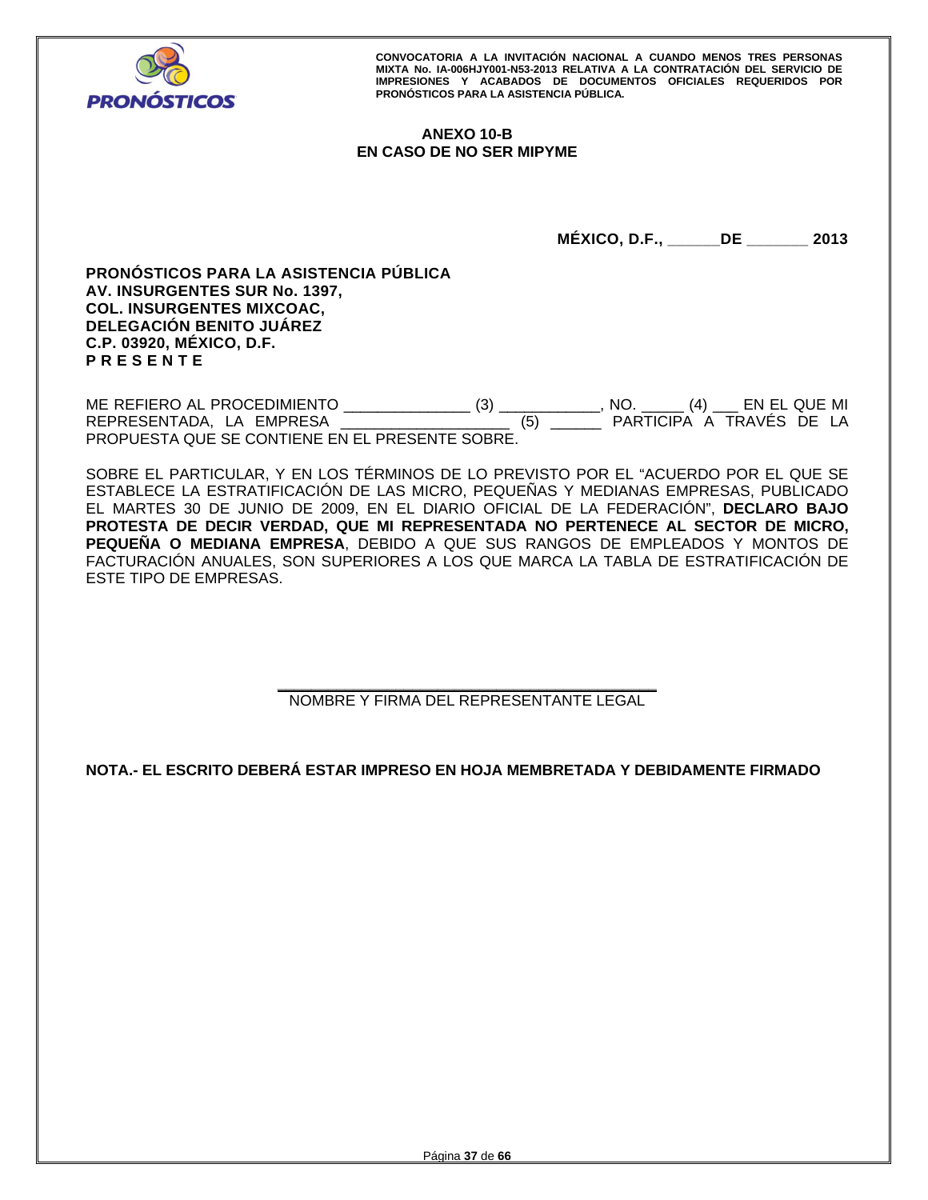## ANEXO 10-B
## EN CASO DE NO SER MIPYME

**MÉXICO, D.F., ______DE _______ 2013**

**PRONÓSTICOS PARA LA ASISTENCIA PÚBLICA**
**AV. INSURGENTES SUR No. 1397,**
**COL. INSURGENTES MIXCOAC,**
**DELEGACIÓN BENITO JUÁREZ**
**C.P. 03920, MÉXICO, D.F.**
**P R E S E N T E**

ME REFIERO AL PROCEDIMIENTO _______________ (3) ____________, NO. _____ (4) ___ EN EL QUE MI REPRESENTADA, LA EMPRESA ___________________ (5) ______ PARTICIPA A TRAVÉS DE LA PROPUESTA QUE SE CONTIENE EN EL PRESENTE SOBRE.

SOBRE EL PARTICULAR, Y EN LOS TÉRMINOS DE LO PREVISTO POR EL "ACUERDO POR EL QUE SE ESTABLECE LA ESTRATIFICACIÓN DE LAS MICRO, PEQUEÑAS Y MEDIANAS EMPRESAS, PUBLICADO EL MARTES 30 DE JUNIO DE 2009, EN EL DIARIO OFICIAL DE LA FEDERACIÓN", **DECLARO BAJO PROTESTA DE DECIR VERDAD, QUE MI REPRESENTADA NO PERTENECE AL SECTOR DE MICRO, PEQUEÑA O MEDIANA EMPRESA**, DEBIDO A QUE SUS RANGOS DE EMPLEADOS Y MONTOS DE FACTURACIÓN ANUALES, SON SUPERIORES A LOS QUE MARCA LA TABLA DE ESTRATIFICACIÓN DE ESTE TIPO DE EMPRESAS.

_____________________________________________
NOMBRE Y FIRMA DEL REPRESENTANTE LEGAL

**NOTA.- EL ESCRITO DEBERÁ ESTAR IMPRESO EN HOJA MEMBRETADA Y DEBIDAMENTE FIRMADO**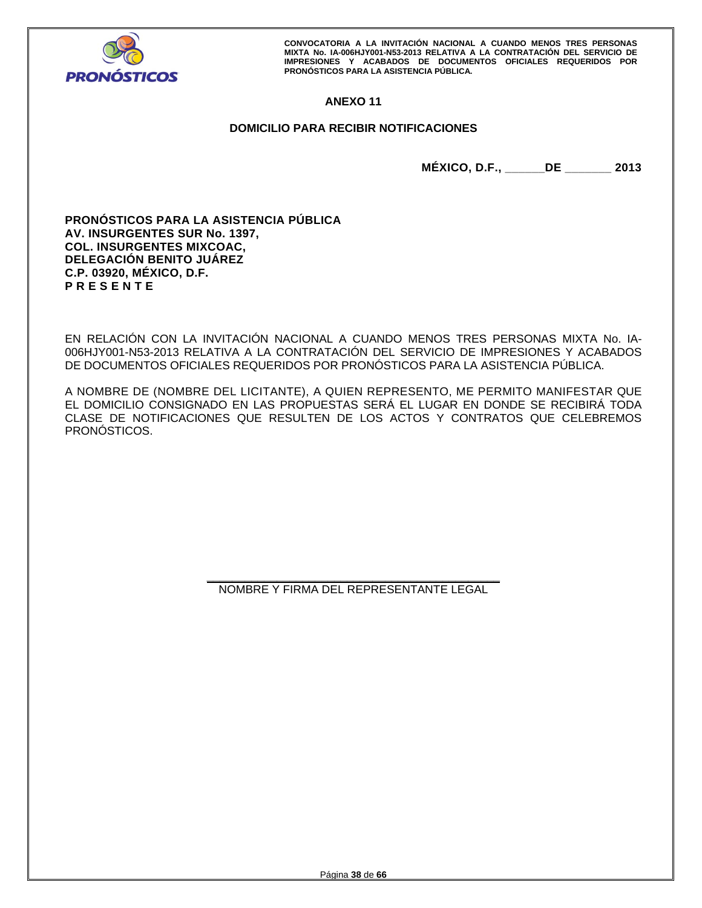## ANEXO 11

### DOMICILIO PARA RECIBIR NOTIFICACIONES

**MÉXICO, D.F., ______DE _______ 2013**

**PRONÓSTICOS PARA LA ASISTENCIA PÚBLICA**
**AV. INSURGENTES SUR No. 1397,**
**COL. INSURGENTES MIXCOAC,**
**DELEGACIÓN BENITO JUÁREZ**
**C.P. 03920, MÉXICO, D.F.**
**P R E S E N T E**

EN RELACIÓN CON LA INVITACIÓN NACIONAL A CUANDO MENOS TRES PERSONAS MIXTA No. IA-006HJY001-N53-2013 RELATIVA A LA CONTRATACIÓN DEL SERVICIO DE IMPRESIONES Y ACABADOS DE DOCUMENTOS OFICIALES REQUERIDOS POR PRONÓSTICOS PARA LA ASISTENCIA PÚBLICA.

A NOMBRE DE (NOMBRE DEL LICITANTE), A QUIEN REPRESENTO, ME PERMITO MANIFESTAR QUE EL DOMICILIO CONSIGNADO EN LAS PROPUESTAS SERÁ EL LUGAR EN DONDE SE RECIBIRÁ TODA CLASE DE NOTIFICACIONES QUE RESULTEN DE LOS ACTOS Y CONTRATOS QUE CELEBREMOS PRONÓSTICOS.

_____________________________________________

NOMBRE Y FIRMA DEL REPRESENTANTE LEGAL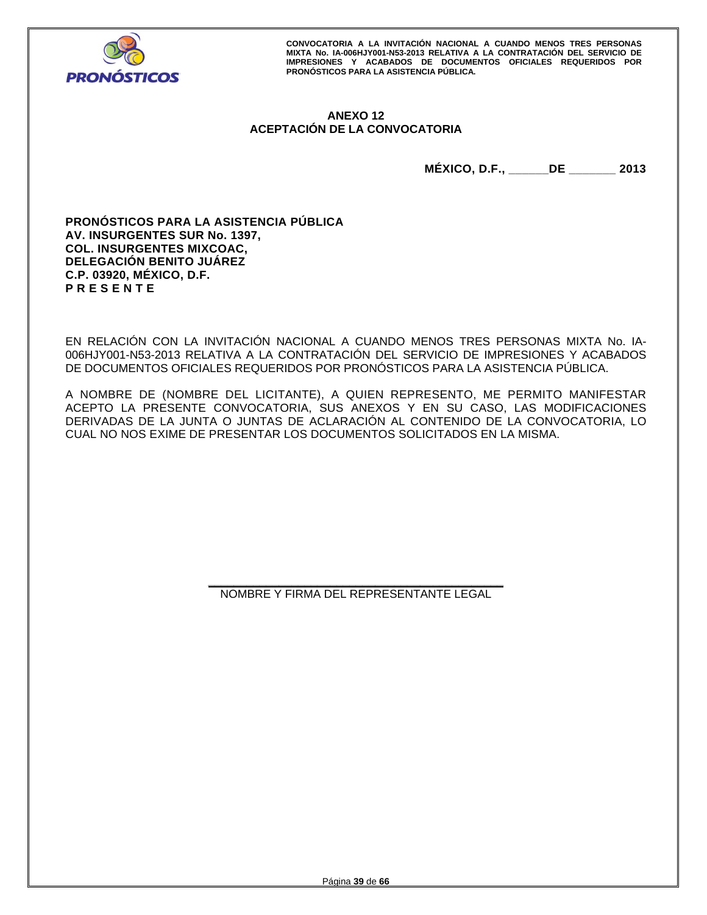## ANEXO 12
## ACEPTACIÓN DE LA CONVOCATORIA

**MÉXICO, D.F., \_\_\_\_\_\_DE \_\_\_\_\_\_\_ 2013**

**PRONÓSTICOS PARA LA ASISTENCIA PÚBLICA**
**AV. INSURGENTES SUR No. 1397,**
**COL. INSURGENTES MIXCOAC,**
**DELEGACIÓN BENITO JUÁREZ**
**C.P. 03920, MÉXICO, D.F.**
**P R E S E N T E**

EN RELACIÓN CON LA INVITACIÓN NACIONAL A CUANDO MENOS TRES PERSONAS MIXTA No. IA-006HJY001-N53-2013 RELATIVA A LA CONTRATACIÓN DEL SERVICIO DE IMPRESIONES Y ACABADOS DE DOCUMENTOS OFICIALES REQUERIDOS POR PRONÓSTICOS PARA LA ASISTENCIA PÚBLICA.

A NOMBRE DE (NOMBRE DEL LICITANTE), A QUIEN REPRESENTO, ME PERMITO MANIFESTAR ACEPTO LA PRESENTE CONVOCATORIA, SUS ANEXOS Y EN SU CASO, LAS MODIFICACIONES DERIVADAS DE LA JUNTA O JUNTAS DE ACLARACIÓN AL CONTENIDO DE LA CONVOCATORIA, LO CUAL NO NOS EXIME DE PRESENTAR LOS DOCUMENTOS SOLICITADOS EN LA MISMA.

\_\_\_\_\_\_\_\_\_\_\_\_\_\_\_\_\_\_\_\_\_\_\_\_\_\_\_\_\_\_\_\_\_\_\_\_\_\_\_\_\_\_

NOMBRE Y FIRMA DEL REPRESENTANTE LEGAL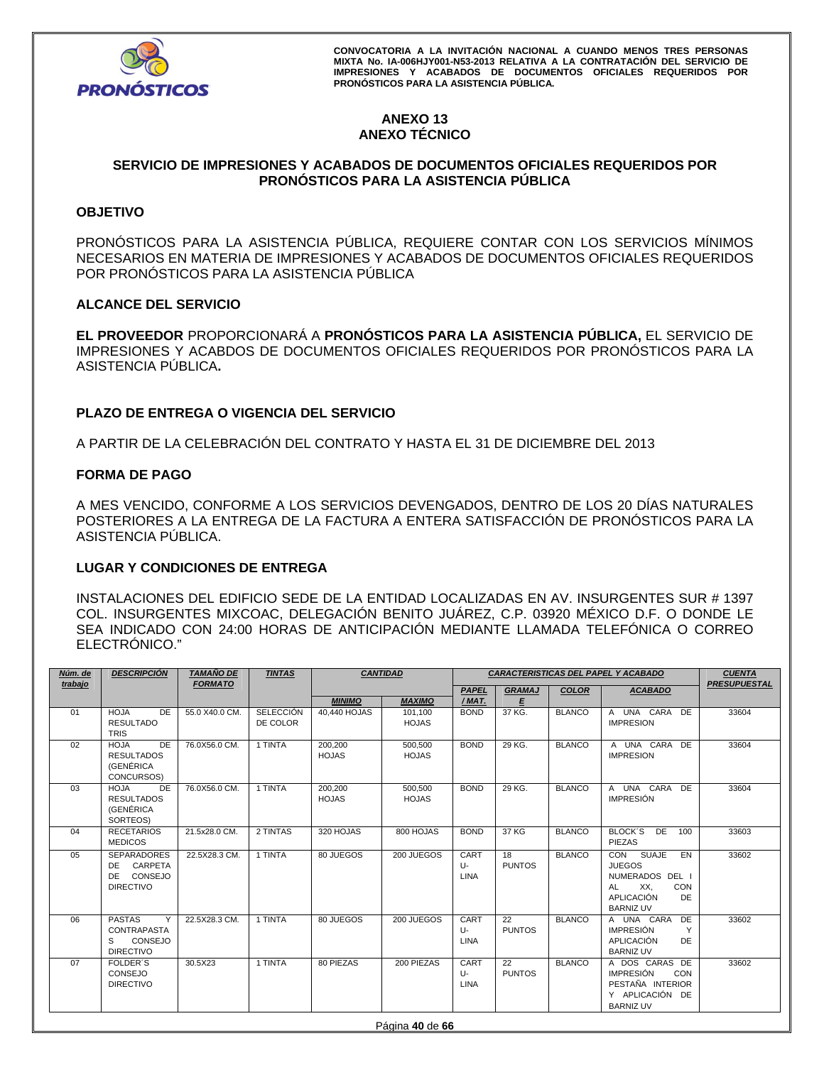## ANEXO 13
## ANEXO TÉCNICO

## SERVICIO DE IMPRESIONES Y ACABADOS DE DOCUMENTOS OFICIALES REQUERIDOS POR PRONÓSTICOS PARA LA ASISTENCIA PÚBLICA

### OBJETIVO

PRONÓSTICOS PARA LA ASISTENCIA PÚBLICA, REQUIERE CONTAR CON LOS SERVICIOS MÍNIMOS NECESARIOS EN MATERIA DE IMPRESIONES Y ACABADOS DE DOCUMENTOS OFICIALES REQUERIDOS POR PRONÓSTICOS PARA LA ASISTENCIA PÚBLICA

### ALCANCE DEL SERVICIO

**EL PROVEEDOR** PROPORCIONARÁ A **PRONÓSTICOS PARA LA ASISTENCIA PÚBLICA,** EL SERVICIO DE IMPRESIONES Y ACABDOS DE DOCUMENTOS OFICIALES REQUERIDOS POR PRONÓSTICOS PARA LA ASISTENCIA PÚBLICA**.**

### PLAZO DE ENTREGA O VIGENCIA DEL SERVICIO

A PARTIR DE LA CELEBRACIÓN DEL CONTRATO Y HASTA EL 31 DE DICIEMBRE DEL 2013

### FORMA DE PAGO

A MES VENCIDO, CONFORME A LOS SERVICIOS DEVENGADOS, DENTRO DE LOS 20 DÍAS NATURALES POSTERIORES A LA ENTREGA DE LA FACTURA A ENTERA SATISFACCIÓN DE PRONÓSTICOS PARA LA ASISTENCIA PÚBLICA.

### LUGAR Y CONDICIONES DE ENTREGA

INSTALACIONES DEL EDIFICIO SEDE DE LA ENTIDAD LOCALIZADAS EN AV. INSURGENTES SUR # 1397 COL. INSURGENTES MIXCOAC, DELEGACIÓN BENITO JUÁREZ, C.P. 03920 MÉXICO D.F. O DONDE LE SEA INDICADO CON 24:00 HORAS DE ANTICIPACIÓN MEDIANTE LLAMADA TELEFÓNICA O CORREO ELECTRÓNICO."

| Núm. de trabajo | DESCRIPCIÓN | TAMAÑO DE FORMATO | TINTAS | CANTIDAD | | CARACTERISTICAS DEL PAPEL Y ACABADO | | | | CUENTA PRESUPUESTAL |
|---|---|---|---|---|---|---|---|---|---|---|
| | | | | MINIMO | MAXIMO | PAPEL / MAT. | GRAMAJE | COLOR | ACABADO | |
| 01 | HOJA DE RESULTADO TRIS | 55.0 X40.0 CM. | SELECCIÓN DE COLOR | 40,440 HOJAS | 101,100 HOJAS | BOND | 37 KG. | BLANCO | A UNA CARA DE IMPRESION | 33604 |
| 02 | HOJA DE RESULTADOS (GENÉRICA CONCURSOS) | 76.0X56.0 CM. | 1 TINTA | 200,200 HOJAS | 500,500 HOJAS | BOND | 29 KG. | BLANCO | A UNA CARA DE IMPRESION | 33604 |
| 03 | HOJA DE RESULTADOS (GENÉRICA SORTEOS) | 76.0X56.0 CM. | 1 TINTA | 200,200 HOJAS | 500,500 HOJAS | BOND | 29 KG. | BLANCO | A UNA CARA DE IMPRESIÓN | 33604 |
| 04 | RECETARIOS MEDICOS | 21.5x28.0 CM. | 2 TINTAS | 320 HOJAS | 800 HOJAS | BOND | 37 KG | BLANCO | BLOCK´S DE 100 PIEZAS | 33603 |
| 05 | SEPARADORES DE CARPETA DE CONSEJO DIRECTIVO | 22.5X28.3 CM. | 1 TINTA | 80 JUEGOS | 200 JUEGOS | CARTU-LINA | 18 PUNTOS | BLANCO | CON SUAJE EN JUEGOS NUMERADOS DEL I AL XX, CON APLICACIÓN DE BARNIZ UV | 33602 |
| 06 | PASTAS Y CONTRAPASTAS CONSEJO DIRECTIVO | 22.5X28.3 CM. | 1 TINTA | 80 JUEGOS | 200 JUEGOS | CARTU-LINA | 22 PUNTOS | BLANCO | A UNA CARA DE IMPRESIÓN Y APLICACIÓN DE BARNIZ UV | 33602 |
| 07 | FOLDER´S CONSEJO DIRECTIVO | 30.5X23 | 1 TINTA | 80 PIEZAS | 200 PIEZAS | CARTU-LINA | 22 PUNTOS | BLANCO | A DOS CARAS DE IMPRESIÓN CON PESTAÑA INTERIOR Y APLICACIÓN DE BARNIZ UV | 33602 |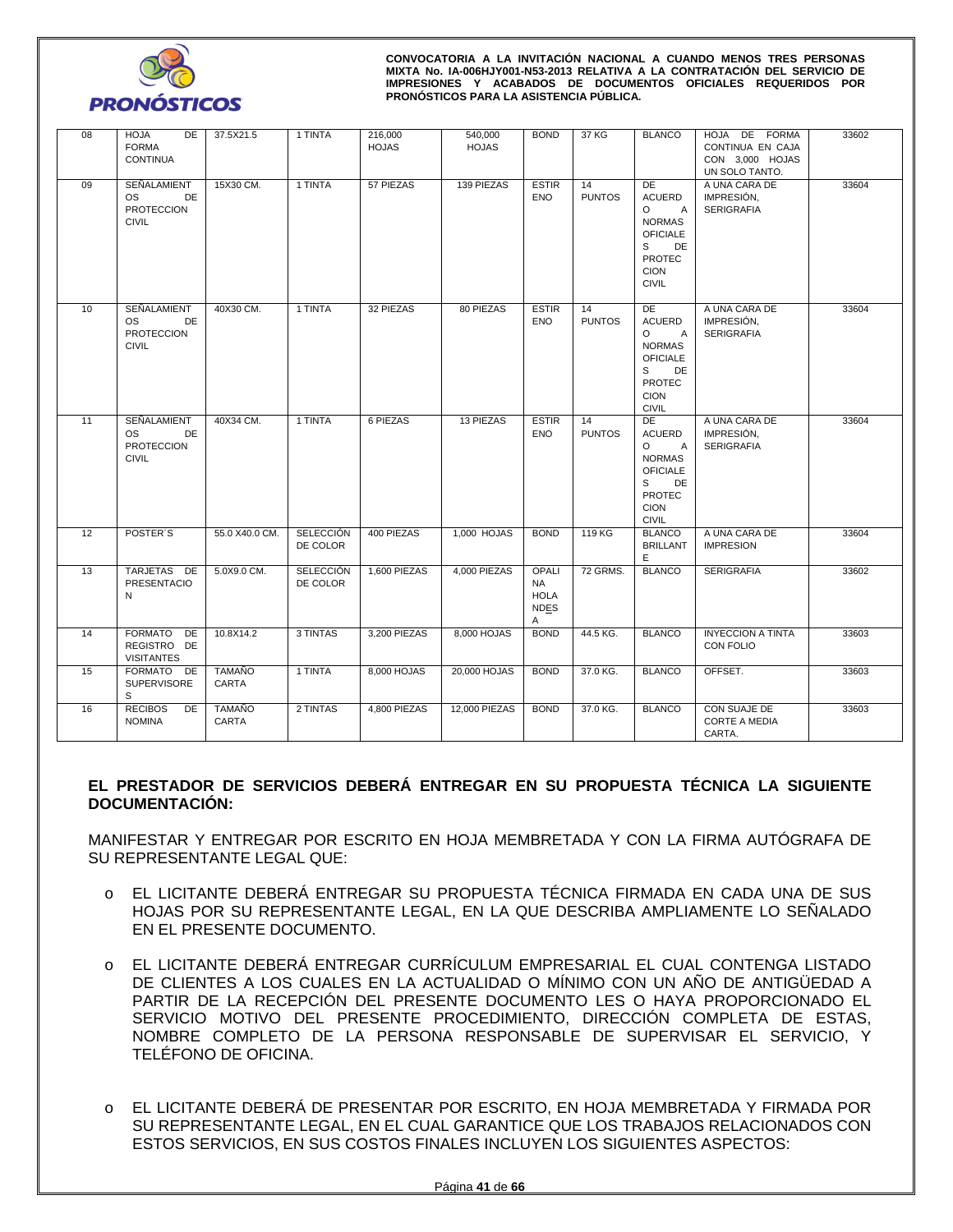| 08 | HOJA DE FORMA CONTINUA | 37.5X21.5 | 1 TINTA | 216,000 HOJAS | 540,000 HOJAS | BOND | 37 KG | BLANCO | HOJA DE FORMA CONTINUA EN CAJA CON 3,000 HOJAS UN SOLO TANTO. | 33602 |
|---|---|---|---|---|---|---|---|---|---|---|
| 09 | SEÑALAMIENTOS DE PROTECCION CIVIL | 15X30 CM. | 1 TINTA | 57 PIEZAS | 139 PIEZAS | ESTIRENO | 14 PUNTOS | DE ACUERDO A NORMAS OFICIALES DE PROTECCION CIVIL | A UNA CARA DE IMPRESIÓN, SERIGRAFIA | 33604 |
| 10 | SEÑALAMIENTOS DE PROTECCION CIVIL | 40X30 CM. | 1 TINTA | 32 PIEZAS | 80 PIEZAS | ESTIRENO | 14 PUNTOS | DE ACUERDO A NORMAS OFICIALES DE PROTECCION CIVIL | A UNA CARA DE IMPRESIÓN, SERIGRAFIA | 33604 |
| 11 | SEÑALAMIENTOS DE PROTECCION CIVIL | 40X34 CM. | 1 TINTA | 6 PIEZAS | 13 PIEZAS | ESTIRENO | 14 PUNTOS | DE ACUERDO A NORMAS OFICIALES DE PROTECCION CIVIL | A UNA CARA DE IMPRESIÓN, SERIGRAFIA | 33604 |
| 12 | POSTER´S | 55.0 X40.0 CM. | SELECCIÓN DE COLOR | 400 PIEZAS | 1,000 HOJAS | BOND | 119 KG | BLANCO BRILLANTE | A UNA CARA DE IMPRESION | 33604 |
| 13 | TARJETAS DE PRESENTACION | 5.0X9.0 CM. | SELECCIÓN DE COLOR | 1,600 PIEZAS | 4,000 PIEZAS | OPALINA HOLANDESA | 72 GRMS. | BLANCO | SERIGRAFIA | 33602 |
| 14 | FORMATO DE REGISTRO DE VISITANTES | 10.8X14.2 | 3 TINTAS | 3,200 PIEZAS | 8,000 HOJAS | BOND | 44.5 KG. | BLANCO | INYECCION A TINTA CON FOLIO | 33603 |
| 15 | FORMATO DE SUPERVISORES | TAMAÑO CARTA | 1 TINTA | 8,000 HOJAS | 20,000 HOJAS | BOND | 37.0 KG. | BLANCO | OFFSET. | 33603 |
| 16 | RECIBOS DE NOMINA | TAMAÑO CARTA | 2 TINTAS | 4,800 PIEZAS | 12,000 PIEZAS | BOND | 37.0 KG. | BLANCO | CON SUAJE DE CORTE A MEDIA CARTA. | 33603 |

**EL PRESTADOR DE SERVICIOS DEBERÁ ENTREGAR EN SU PROPUESTA TÉCNICA LA SIGUIENTE DOCUMENTACIÓN:**

MANIFESTAR Y ENTREGAR POR ESCRITO EN HOJA MEMBRETADA Y CON LA FIRMA AUTÓGRAFA DE SU REPRESENTANTE LEGAL QUE:

- EL LICITANTE DEBERÁ ENTREGAR SU PROPUESTA TÉCNICA FIRMADA EN CADA UNA DE SUS HOJAS POR SU REPRESENTANTE LEGAL, EN LA QUE DESCRIBA AMPLIAMENTE LO SEÑALADO EN EL PRESENTE DOCUMENTO.

- EL LICITANTE DEBERÁ ENTREGAR CURRÍCULUM EMPRESARIAL EL CUAL CONTENGA LISTADO DE CLIENTES A LOS CUALES EN LA ACTUALIDAD O MÍNIMO CON UN AÑO DE ANTIGÜEDAD A PARTIR DE LA RECEPCIÓN DEL PRESENTE DOCUMENTO LES O HAYA PROPORCIONADO EL SERVICIO MOTIVO DEL PRESENTE PROCEDIMIENTO, DIRECCIÓN COMPLETA DE ESTAS, NOMBRE COMPLETO DE LA PERSONA RESPONSABLE DE SUPERVISAR EL SERVICIO, Y TELÉFONO DE OFICINA.

- EL LICITANTE DEBERÁ DE PRESENTAR POR ESCRITO, EN HOJA MEMBRETADA Y FIRMADA POR SU REPRESENTANTE LEGAL, EN EL CUAL GARANTICE QUE LOS TRABAJOS RELACIONADOS CON ESTOS SERVICIOS, EN SUS COSTOS FINALES INCLUYEN LOS SIGUIENTES ASPECTOS: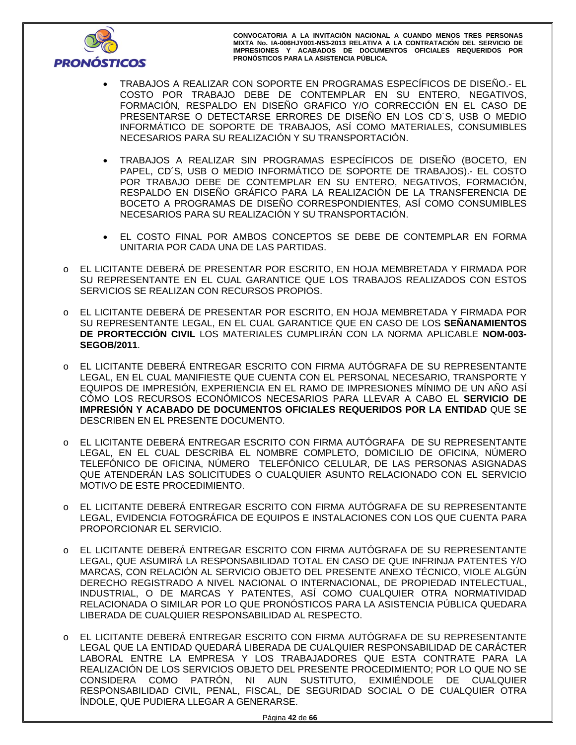- TRABAJOS A REALIZAR CON SOPORTE EN PROGRAMAS ESPECÍFICOS DE DISEÑO.- EL COSTO POR TRABAJO DEBE DE CONTEMPLAR EN SU ENTERO, NEGATIVOS, FORMACIÓN, RESPALDO EN DISEÑO GRAFICO Y/O CORRECCIÓN EN EL CASO DE PRESENTARSE O DETECTARSE ERRORES DE DISEÑO EN LOS CD´S, USB O MEDIO INFORMÁTICO DE SOPORTE DE TRABAJOS, ASÍ COMO MATERIALES, CONSUMIBLES NECESARIOS PARA SU REALIZACIÓN Y SU TRANSPORTACIÓN.

- TRABAJOS A REALIZAR SIN PROGRAMAS ESPECÍFICOS DE DISEÑO (BOCETO, EN PAPEL, CD´S, USB O MEDIO INFORMÁTICO DE SOPORTE DE TRABAJOS).- EL COSTO POR TRABAJO DEBE DE CONTEMPLAR EN SU ENTERO, NEGATIVOS, FORMACIÓN, RESPALDO EN DISEÑO GRÁFICO PARA LA REALIZACIÓN DE LA TRANSFERENCIA DE BOCETO A PROGRAMAS DE DISEÑO CORRESPONDIENTES, ASÍ COMO CONSUMIBLES NECESARIOS PARA SU REALIZACIÓN Y SU TRANSPORTACIÓN.

- EL COSTO FINAL POR AMBOS CONCEPTOS SE DEBE DE CONTEMPLAR EN FORMA UNITARIA POR CADA UNA DE LAS PARTIDAS.

- EL LICITANTE DEBERÁ DE PRESENTAR POR ESCRITO, EN HOJA MEMBRETADA Y FIRMADA POR SU REPRESENTANTE EN EL CUAL GARANTICE QUE LOS TRABAJOS REALIZADOS CON ESTOS SERVICIOS SE REALIZAN CON RECURSOS PROPIOS.

- EL LICITANTE DEBERÁ DE PRESENTAR POR ESCRITO, EN HOJA MEMBRETADA Y FIRMADA POR SU REPRESENTANTE LEGAL, EN EL CUAL GARANTICE QUE EN CASO DE LOS **SEÑANAMIENTOS DE PRORTECCIÓN CIVIL** LOS MATERIALES CUMPLIRÁN CON LA NORMA APLICABLE **NOM-003-SEGOB/2011**.

- EL LICITANTE DEBERÁ ENTREGAR ESCRITO CON FIRMA AUTÓGRAFA DE SU REPRESENTANTE LEGAL, EN EL CUAL MANIFIESTE QUE CUENTA CON EL PERSONAL NECESARIO, TRANSPORTE Y EQUIPOS DE IMPRESIÓN, EXPERIENCIA EN EL RAMO DE IMPRESIONES MÍNIMO DE UN AÑO ASÍ CÓMO LOS RECURSOS ECONÓMICOS NECESARIOS PARA LLEVAR A CABO EL **SERVICIO DE IMPRESIÓN Y ACABADO DE DOCUMENTOS OFICIALES REQUERIDOS POR LA ENTIDAD** QUE SE DESCRIBEN EN EL PRESENTE DOCUMENTO.

- EL LICITANTE DEBERÁ ENTREGAR ESCRITO CON FIRMA AUTÓGRAFA DE SU REPRESENTANTE LEGAL, EN EL CUAL DESCRIBA EL NOMBRE COMPLETO, DOMICILIO DE OFICINA, NÚMERO TELEFÓNICO DE OFICINA, NÚMERO TELEFÓNICO CELULAR, DE LAS PERSONAS ASIGNADAS QUE ATENDERÁN LAS SOLICITUDES O CUALQUIER ASUNTO RELACIONADO CON EL SERVICIO MOTIVO DE ESTE PROCEDIMIENTO.

- EL LICITANTE DEBERÁ ENTREGAR ESCRITO CON FIRMA AUTÓGRAFA DE SU REPRESENTANTE LEGAL, EVIDENCIA FOTOGRÁFICA DE EQUIPOS E INSTALACIONES CON LOS QUE CUENTA PARA PROPORCIONAR EL SERVICIO.

- EL LICITANTE DEBERÁ ENTREGAR ESCRITO CON FIRMA AUTÓGRAFA DE SU REPRESENTANTE LEGAL, QUE ASUMIRÁ LA RESPONSABILIDAD TOTAL EN CASO DE QUE INFRINJA PATENTES Y/O MARCAS, CON RELACIÓN AL SERVICIO OBJETO DEL PRESENTE ANEXO TÉCNICO, VIOLE ALGÚN DERECHO REGISTRADO A NIVEL NACIONAL O INTERNACIONAL, DE PROPIEDAD INTELECTUAL, INDUSTRIAL, O DE MARCAS Y PATENTES, ASÍ COMO CUALQUIER OTRA NORMATIVIDAD RELACIONADA O SIMILAR POR LO QUE PRONÓSTICOS PARA LA ASISTENCIA PÚBLICA QUEDARA LIBERADA DE CUALQUIER RESPONSABILIDAD AL RESPECTO.

- EL LICITANTE DEBERÁ ENTREGAR ESCRITO CON FIRMA AUTÓGRAFA DE SU REPRESENTANTE LEGAL QUE LA ENTIDAD QUEDARÁ LIBERADA DE CUALQUIER RESPONSABILIDAD DE CARÁCTER LABORAL ENTRE LA EMPRESA Y LOS TRABAJADORES QUE ESTA CONTRATE PARA LA REALIZACIÓN DE LOS SERVICIOS OBJETO DEL PRESENTE PROCEDIMIENTO; POR LO QUE NO SE CONSIDERA COMO PATRÓN, NI AUN SUSTITUTO, EXIMIÉNDOLE DE CUALQUIER RESPONSABILIDAD CIVIL, PENAL, FISCAL, DE SEGURIDAD SOCIAL O DE CUALQUIER OTRA ÍNDOLE, QUE PUDIERA LLEGAR A GENERARSE.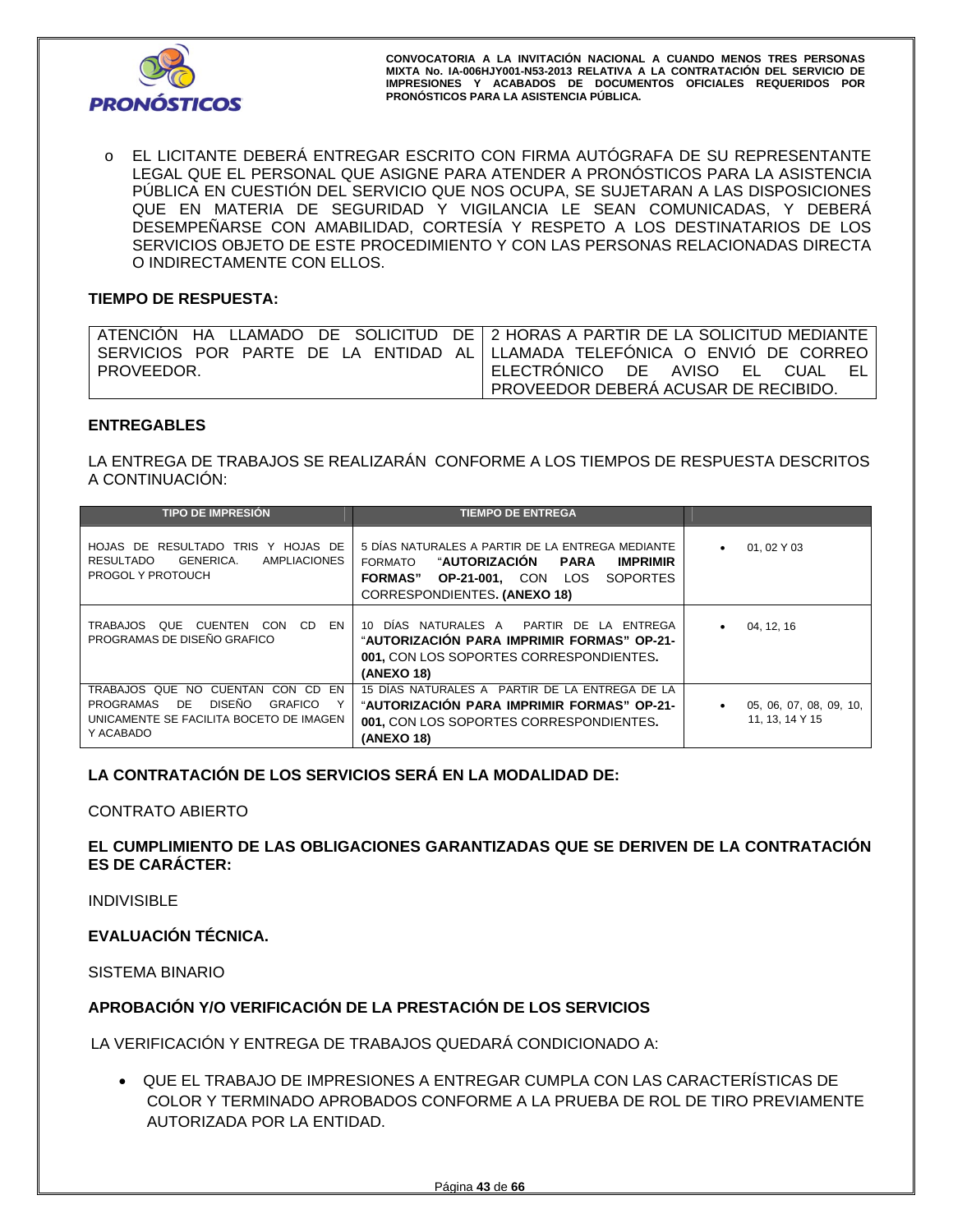- EL LICITANTE DEBERÁ ENTREGAR ESCRITO CON FIRMA AUTÓGRAFA DE SU REPRESENTANTE LEGAL QUE EL PERSONAL QUE ASIGNE PARA ATENDER A PRONÓSTICOS PARA LA ASISTENCIA PÚBLICA EN CUESTIÓN DEL SERVICIO QUE NOS OCUPA, SE SUJETARAN A LAS DISPOSICIONES QUE EN MATERIA DE SEGURIDAD Y VIGILANCIA LE SEAN COMUNICADAS, Y DEBERÁ DESEMPEÑARSE CON AMABILIDAD, CORTESÍA Y RESPETO A LOS DESTINATARIOS DE LOS SERVICIOS OBJETO DE ESTE PROCEDIMIENTO Y CON LAS PERSONAS RELACIONADAS DIRECTA O INDIRECTAMENTE CON ELLOS.

**TIEMPO DE RESPUESTA:**

| | |
|---|---|
| ATENCIÓN HA LLAMADO DE SOLICITUD DE SERVICIOS POR PARTE DE LA ENTIDAD AL PROVEEDOR. | 2 HORAS A PARTIR DE LA SOLICITUD MEDIANTE LLAMADA TELEFÓNICA O ENVIÓ DE CORREO ELECTRÓNICO DE AVISO EL CUAL EL PROVEEDOR DEBERÁ ACUSAR DE RECIBIDO. |

**ENTREGABLES**

LA ENTREGA DE TRABAJOS SE REALIZARÁN CONFORME A LOS TIEMPOS DE RESPUESTA DESCRITOS A CONTINUACIÓN:

| TIPO DE IMPRESIÓN | TIEMPO DE ENTREGA | |
|---|---|---|
| HOJAS DE RESULTADO TRIS Y HOJAS DE RESULTADO GENERICA. AMPLIACIONES PROGOL Y PROTOUCH | 5 DÍAS NATURALES A PARTIR DE LA ENTREGA MEDIANTE FORMATO **"AUTORIZACIÓN PARA IMPRIMIR FORMAS" OP-21-001,** CON LOS SOPORTES CORRESPONDIENTES**. (ANEXO 18)** | • 01, 02 Y 03 |
| TRABAJOS QUE CUENTEN CON CD EN PROGRAMAS DE DISEÑO GRAFICO | 10 DÍAS NATURALES A PARTIR DE LA ENTREGA **"AUTORIZACIÓN PARA IMPRIMIR FORMAS" OP-21-001,** CON LOS SOPORTES CORRESPONDIENTES**. (ANEXO 18)** | • 04, 12, 16 |
| TRABAJOS QUE NO CUENTAN CON CD EN PROGRAMAS DE DISEÑO GRAFICO Y UNICAMENTE SE FACILITA BOCETO DE IMAGEN Y ACABADO | 15 DÍAS NATURALES A PARTIR DE LA ENTREGA DE LA **"AUTORIZACIÓN PARA IMPRIMIR FORMAS" OP-21-001,** CON LOS SOPORTES CORRESPONDIENTES**. (ANEXO 18)** | • 05, 06, 07, 08, 09, 10, 11, 13, 14 Y 15 |

**LA CONTRATACIÓN DE LOS SERVICIOS SERÁ EN LA MODALIDAD DE:**

CONTRATO ABIERTO

**EL CUMPLIMIENTO DE LAS OBLIGACIONES GARANTIZADAS QUE SE DERIVEN DE LA CONTRATACIÓN ES DE CARÁCTER:**

INDIVISIBLE

**EVALUACIÓN TÉCNICA.**

SISTEMA BINARIO

**APROBACIÓN Y/O VERIFICACIÓN DE LA PRESTACIÓN DE LOS SERVICIOS**

LA VERIFICACIÓN Y ENTREGA DE TRABAJOS QUEDARÁ CONDICIONADO A:

- QUE EL TRABAJO DE IMPRESIONES A ENTREGAR CUMPLA CON LAS CARACTERÍSTICAS DE COLOR Y TERMINADO APROBADOS CONFORME A LA PRUEBA DE ROL DE TIRO PREVIAMENTE AUTORIZADA POR LA ENTIDAD.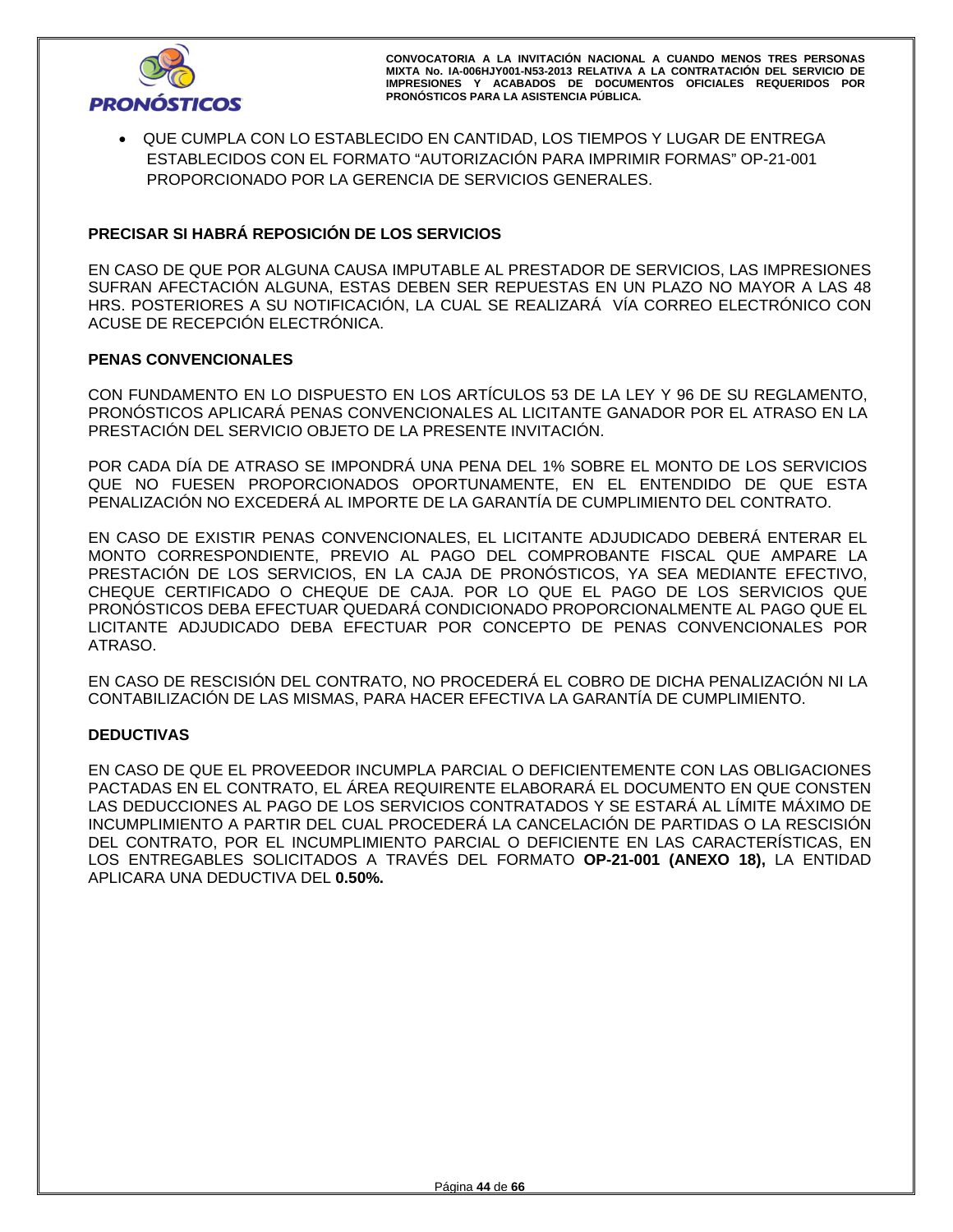- QUE CUMPLA CON LO ESTABLECIDO EN CANTIDAD, LOS TIEMPOS Y LUGAR DE ENTREGA ESTABLECIDOS CON EL FORMATO "AUTORIZACIÓN PARA IMPRIMIR FORMAS" OP-21-001 PROPORCIONADO POR LA GERENCIA DE SERVICIOS GENERALES.

**PRECISAR SI HABRÁ REPOSICIÓN DE LOS SERVICIOS**

EN CASO DE QUE POR ALGUNA CAUSA IMPUTABLE AL PRESTADOR DE SERVICIOS, LAS IMPRESIONES SUFRAN AFECTACIÓN ALGUNA, ESTAS DEBEN SER REPUESTAS EN UN PLAZO NO MAYOR A LAS 48 HRS. POSTERIORES A SU NOTIFICACIÓN, LA CUAL SE REALIZARÁ VÍA CORREO ELECTRÓNICO CON ACUSE DE RECEPCIÓN ELECTRÓNICA.

**PENAS CONVENCIONALES**

CON FUNDAMENTO EN LO DISPUESTO EN LOS ARTÍCULOS 53 DE LA LEY Y 96 DE SU REGLAMENTO, PRONÓSTICOS APLICARÁ PENAS CONVENCIONALES AL LICITANTE GANADOR POR EL ATRASO EN LA PRESTACIÓN DEL SERVICIO OBJETO DE LA PRESENTE INVITACIÓN.

POR CADA DÍA DE ATRASO SE IMPONDRÁ UNA PENA DEL 1% SOBRE EL MONTO DE LOS SERVICIOS QUE NO FUESEN PROPORCIONADOS OPORTUNAMENTE, EN EL ENTENDIDO DE QUE ESTA PENALIZACIÓN NO EXCEDERÁ AL IMPORTE DE LA GARANTÍA DE CUMPLIMIENTO DEL CONTRATO.

EN CASO DE EXISTIR PENAS CONVENCIONALES, EL LICITANTE ADJUDICADO DEBERÁ ENTERAR EL MONTO CORRESPONDIENTE, PREVIO AL PAGO DEL COMPROBANTE FISCAL QUE AMPARE LA PRESTACIÓN DE LOS SERVICIOS, EN LA CAJA DE PRONÓSTICOS, YA SEA MEDIANTE EFECTIVO, CHEQUE CERTIFICADO O CHEQUE DE CAJA. POR LO QUE EL PAGO DE LOS SERVICIOS QUE PRONÓSTICOS DEBA EFECTUAR QUEDARÁ CONDICIONADO PROPORCIONALMENTE AL PAGO QUE EL LICITANTE ADJUDICADO DEBA EFECTUAR POR CONCEPTO DE PENAS CONVENCIONALES POR ATRASO.

EN CASO DE RESCISIÓN DEL CONTRATO, NO PROCEDERÁ EL COBRO DE DICHA PENALIZACIÓN NI LA CONTABILIZACIÓN DE LAS MISMAS, PARA HACER EFECTIVA LA GARANTÍA DE CUMPLIMIENTO.

**DEDUCTIVAS**

EN CASO DE QUE EL PROVEEDOR INCUMPLA PARCIAL O DEFICIENTEMENTE CON LAS OBLIGACIONES PACTADAS EN EL CONTRATO, EL ÁREA REQUIRENTE ELABORARÁ EL DOCUMENTO EN QUE CONSTEN LAS DEDUCCIONES AL PAGO DE LOS SERVICIOS CONTRATADOS Y SE ESTARÁ AL LÍMITE MÁXIMO DE INCUMPLIMIENTO A PARTIR DEL CUAL PROCEDERÁ LA CANCELACIÓN DE PARTIDAS O LA RESCISIÓN DEL CONTRATO, POR EL INCUMPLIMIENTO PARCIAL O DEFICIENTE EN LAS CARACTERÍSTICAS, EN LOS ENTREGABLES SOLICITADOS A TRAVÉS DEL FORMATO **OP-21-001 (ANEXO 18),** LA ENTIDAD APLICARA UNA DEDUCTIVA DEL **0.50%.**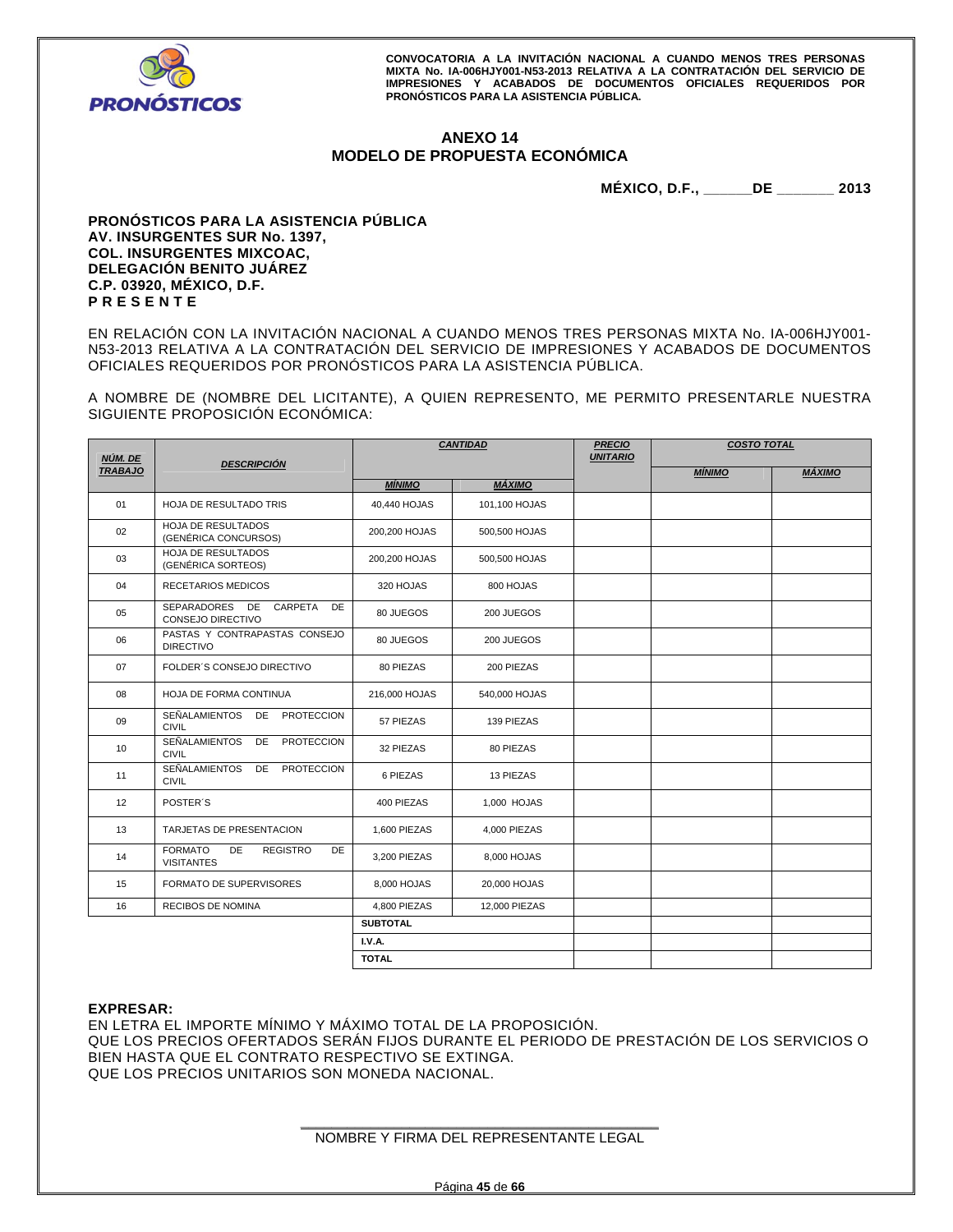**CONVOCATORIA A LA INVITACIÓN NACIONAL A CUANDO MENOS TRES PERSONAS MIXTA No. IA-006HJY001-N53-2013 RELATIVA A LA CONTRATACIÓN DEL SERVICIO DE IMPRESIONES Y ACABADOS DE DOCUMENTOS OFICIALES REQUERIDOS POR PRONÓSTICOS PARA LA ASISTENCIA PÚBLICA.**

## ANEXO 14
## MODELO DE PROPUESTA ECONÓMICA

**MÉXICO, D.F., ______DE _______ 2013**

**PRONÓSTICOS PARA LA ASISTENCIA PÚBLICA**
**AV. INSURGENTES SUR No. 1397,**
**COL. INSURGENTES MIXCOAC,**
**DELEGACIÓN BENITO JUÁREZ**
**C.P. 03920, MÉXICO, D.F.**
**P R E S E N T E**

EN RELACIÓN CON LA INVITACIÓN NACIONAL A CUANDO MENOS TRES PERSONAS MIXTA No. IA-006HJY001-N53-2013 RELATIVA A LA CONTRATACIÓN DEL SERVICIO DE IMPRESIONES Y ACABADOS DE DOCUMENTOS OFICIALES REQUERIDOS POR PRONÓSTICOS PARA LA ASISTENCIA PÚBLICA.

A NOMBRE DE (NOMBRE DEL LICITANTE), A QUIEN REPRESENTO, ME PERMITO PRESENTARLE NUESTRA SIGUIENTE PROPOSICIÓN ECONÓMICA:

| NÚM. DE TRABAJO | DESCRIPCIÓN | CANTIDAD | | PRECIO UNITARIO | COSTO TOTAL | |
|---|---|---|---|---|---|---|
| | | MÍNIMO | MÁXIMO | | MÍNIMO | MÁXIMO |
| 01 | HOJA DE RESULTADO TRIS | 40,440 HOJAS | 101,100 HOJAS | | | |
| 02 | HOJA DE RESULTADOS (GENÉRICA CONCURSOS) | 200,200 HOJAS | 500,500 HOJAS | | | |
| 03 | HOJA DE RESULTADOS (GENÉRICA SORTEOS) | 200,200 HOJAS | 500,500 HOJAS | | | |
| 04 | RECETARIOS MEDICOS | 320 HOJAS | 800 HOJAS | | | |
| 05 | SEPARADORES DE CARPETA DE CONSEJO DIRECTIVO | 80 JUEGOS | 200 JUEGOS | | | |
| 06 | PASTAS Y CONTRAPASTAS CONSEJO DIRECTIVO | 80 JUEGOS | 200 JUEGOS | | | |
| 07 | FOLDER´S CONSEJO DIRECTIVO | 80 PIEZAS | 200 PIEZAS | | | |
| 08 | HOJA DE FORMA CONTINUA | 216,000 HOJAS | 540,000 HOJAS | | | |
| 09 | SEÑALAMIENTOS DE PROTECCION CIVIL | 57 PIEZAS | 139 PIEZAS | | | |
| 10 | SEÑALAMIENTOS DE PROTECCION CIVIL | 32 PIEZAS | 80 PIEZAS | | | |
| 11 | SEÑALAMIENTOS DE PROTECCION CIVIL | 6 PIEZAS | 13 PIEZAS | | | |
| 12 | POSTER´S | 400 PIEZAS | 1,000 HOJAS | | | |
| 13 | TARJETAS DE PRESENTACION | 1,600 PIEZAS | 4,000 PIEZAS | | | |
| 14 | FORMATO DE REGISTRO DE VISITANTES | 3,200 PIEZAS | 8,000 HOJAS | | | |
| 15 | FORMATO DE SUPERVISORES | 8,000 HOJAS | 20,000 HOJAS | | | |
| 16 | RECIBOS DE NOMINA | 4,800 PIEZAS | 12,000 PIEZAS | | | |
| | | **SUBTOTAL** | | | | |
| | | **I.V.A.** | | | | |
| | | **TOTAL** | | | | |

**EXPRESAR:**
EN LETRA EL IMPORTE MÍNIMO Y MÁXIMO TOTAL DE LA PROPOSICIÓN.
QUE LOS PRECIOS OFERTADOS SERÁN FIJOS DURANTE EL PERIODO DE PRESTACIÓN DE LOS SERVICIOS O BIEN HASTA QUE EL CONTRATO RESPECTIVO SE EXTINGA.
QUE LOS PRECIOS UNITARIOS SON MONEDA NACIONAL.

_______________________________________________
NOMBRE Y FIRMA DEL REPRESENTANTE LEGAL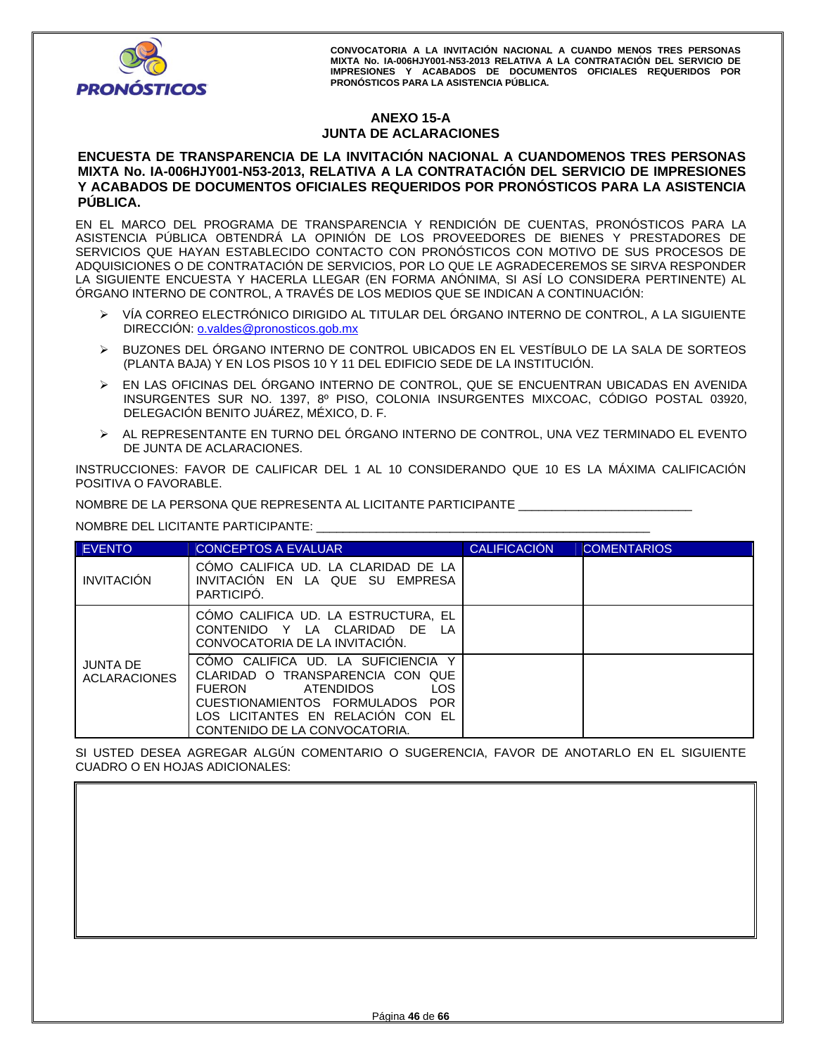## ANEXO 15-A
## JUNTA DE ACLARACIONES

**ENCUESTA DE TRANSPARENCIA DE LA INVITACIÓN NACIONAL A CUANDOMENOS TRES PERSONAS MIXTA No. IA-006HJY001-N53-2013, RELATIVA A LA CONTRATACIÓN DEL SERVICIO DE IMPRESIONES Y ACABADOS DE DOCUMENTOS OFICIALES REQUERIDOS POR PRONÓSTICOS PARA LA ASISTENCIA PÚBLICA.**

EN EL MARCO DEL PROGRAMA DE TRANSPARENCIA Y RENDICIÓN DE CUENTAS, PRONÓSTICOS PARA LA ASISTENCIA PÚBLICA OBTENDRÁ LA OPINIÓN DE LOS PROVEEDORES DE BIENES Y PRESTADORES DE SERVICIOS QUE HAYAN ESTABLECIDO CONTACTO CON PRONÓSTICOS CON MOTIVO DE SUS PROCESOS DE ADQUISICIONES O DE CONTRATACIÓN DE SERVICIOS, POR LO QUE LE AGRADECEREMOS SE SIRVA RESPONDER LA SIGUIENTE ENCUESTA Y HACERLA LLEGAR (EN FORMA ANÓNIMA, SI ASÍ LO CONSIDERA PERTINENTE) AL ÓRGANO INTERNO DE CONTROL, A TRAVÉS DE LOS MEDIOS QUE SE INDICAN A CONTINUACIÓN:

- VÍA CORREO ELECTRÓNICO DIRIGIDO AL TITULAR DEL ÓRGANO INTERNO DE CONTROL, A LA SIGUIENTE DIRECCIÓN: o.valdes@pronosticos.gob.mx
- BUZONES DEL ÓRGANO INTERNO DE CONTROL UBICADOS EN EL VESTÍBULO DE LA SALA DE SORTEOS (PLANTA BAJA) Y EN LOS PISOS 10 Y 11 DEL EDIFICIO SEDE DE LA INSTITUCIÓN.
- EN LAS OFICINAS DEL ÓRGANO INTERNO DE CONTROL, QUE SE ENCUENTRAN UBICADAS EN AVENIDA INSURGENTES SUR NO. 1397, 8º PISO, COLONIA INSURGENTES MIXCOAC, CÓDIGO POSTAL 03920, DELEGACIÓN BENITO JUÁREZ, MÉXICO, D. F.
- AL REPRESENTANTE EN TURNO DEL ÓRGANO INTERNO DE CONTROL, UNA VEZ TERMINADO EL EVENTO DE JUNTA DE ACLARACIONES.

INSTRUCCIONES: FAVOR DE CALIFICAR DEL 1 AL 10 CONSIDERANDO QUE 10 ES LA MÁXIMA CALIFICACIÓN POSITIVA O FAVORABLE.

NOMBRE DE LA PERSONA QUE REPRESENTA AL LICITANTE PARTICIPANTE _________________________

NOMBRE DEL LICITANTE PARTICIPANTE: ________________________________________________

| EVENTO | CONCEPTOS A EVALUAR | CALIFICACIÓN | COMENTARIOS |
|---|---|---|---|
| INVITACIÓN | CÓMO CALIFICA UD. LA CLARIDAD DE LA INVITACIÓN EN LA QUE SU EMPRESA PARTICIPÓ. | | |
| JUNTA DE ACLARACIONES | CÓMO CALIFICA UD. LA ESTRUCTURA, EL CONTENIDO Y LA CLARIDAD DE LA CONVOCATORIA DE LA INVITACIÓN. | | |
| | CÓMO CALIFICA UD. LA SUFICIENCIA Y CLARIDAD O TRANSPARENCIA CON QUE FUERON ATENDIDOS LOS CUESTIONAMIENTOS FORMULADOS POR LOS LICITANTES EN RELACIÓN CON EL CONTENIDO DE LA CONVOCATORIA. | | |

SI USTED DESEA AGREGAR ALGÚN COMENTARIO O SUGERENCIA, FAVOR DE ANOTARLO EN EL SIGUIENTE CUADRO O EN HOJAS ADICIONALES:

| |
|---|
| |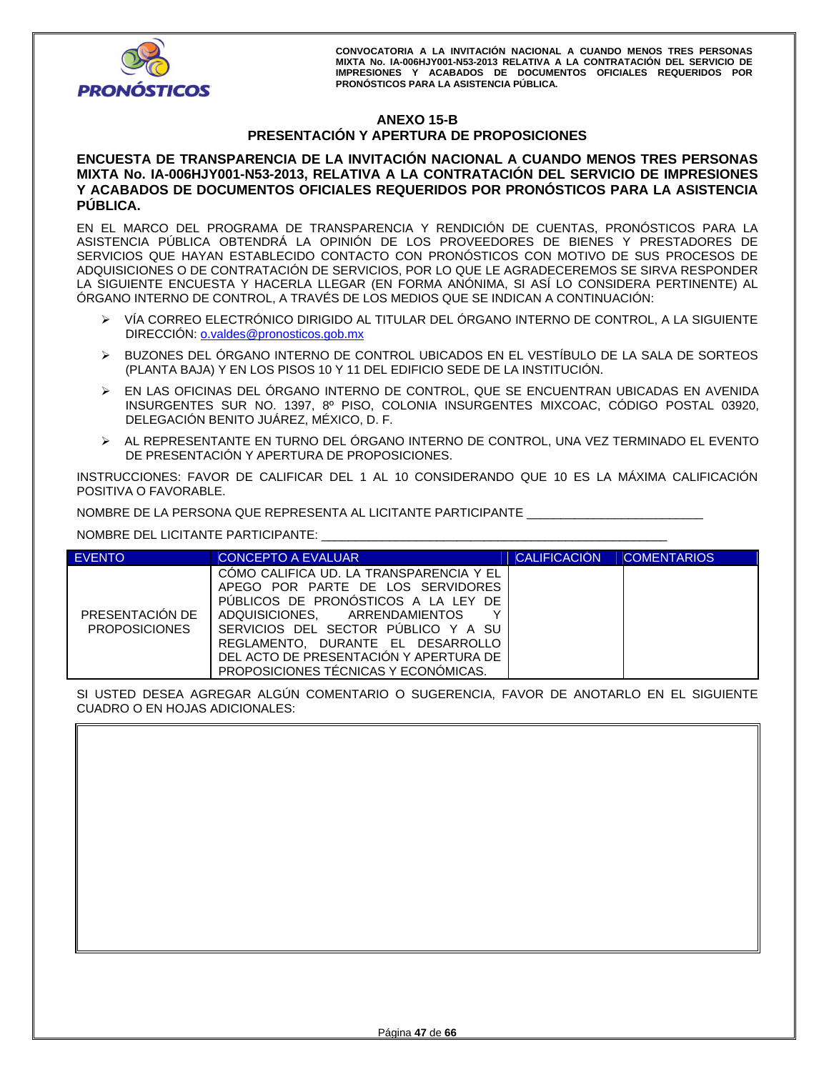## ANEXO 15-B
## PRESENTACIÓN Y APERTURA DE PROPOSICIONES

**ENCUESTA DE TRANSPARENCIA DE LA INVITACIÓN NACIONAL A CUANDO MENOS TRES PERSONAS MIXTA No. IA-006HJY001-N53-2013, RELATIVA A LA CONTRATACIÓN DEL SERVICIO DE IMPRESIONES Y ACABADOS DE DOCUMENTOS OFICIALES REQUERIDOS POR PRONÓSTICOS PARA LA ASISTENCIA PÚBLICA.**

EN EL MARCO DEL PROGRAMA DE TRANSPARENCIA Y RENDICIÓN DE CUENTAS, PRONÓSTICOS PARA LA ASISTENCIA PÚBLICA OBTENDRÁ LA OPINIÓN DE LOS PROVEEDORES DE BIENES Y PRESTADORES DE SERVICIOS QUE HAYAN ESTABLECIDO CONTACTO CON PRONÓSTICOS CON MOTIVO DE SUS PROCESOS DE ADQUISICIONES O DE CONTRATACIÓN DE SERVICIOS, POR LO QUE LE AGRADECEREMOS SE SIRVA RESPONDER LA SIGUIENTE ENCUESTA Y HACERLA LLEGAR (EN FORMA ANÓNIMA, SI ASÍ LO CONSIDERA PERTINENTE) AL ÓRGANO INTERNO DE CONTROL, A TRAVÉS DE LOS MEDIOS QUE SE INDICAN A CONTINUACIÓN:

- VÍA CORREO ELECTRÓNICO DIRIGIDO AL TITULAR DEL ÓRGANO INTERNO DE CONTROL, A LA SIGUIENTE DIRECCIÓN: o.valdes@pronosticos.gob.mx
- BUZONES DEL ÓRGANO INTERNO DE CONTROL UBICADOS EN EL VESTÍBULO DE LA SALA DE SORTEOS (PLANTA BAJA) Y EN LOS PISOS 10 Y 11 DEL EDIFICIO SEDE DE LA INSTITUCIÓN.
- EN LAS OFICINAS DEL ÓRGANO INTERNO DE CONTROL, QUE SE ENCUENTRAN UBICADAS EN AVENIDA INSURGENTES SUR NO. 1397, 8º PISO, COLONIA INSURGENTES MIXCOAC, CÓDIGO POSTAL 03920, DELEGACIÓN BENITO JUÁREZ, MÉXICO, D. F.
- AL REPRESENTANTE EN TURNO DEL ÓRGANO INTERNO DE CONTROL, UNA VEZ TERMINADO EL EVENTO DE PRESENTACIÓN Y APERTURA DE PROPOSICIONES.

INSTRUCCIONES: FAVOR DE CALIFICAR DEL 1 AL 10 CONSIDERANDO QUE 10 ES LA MÁXIMA CALIFICACIÓN POSITIVA O FAVORABLE.

NOMBRE DE LA PERSONA QUE REPRESENTA AL LICITANTE PARTICIPANTE _________________________

NOMBRE DEL LICITANTE PARTICIPANTE: __________________________________________________

| EVENTO | CONCEPTO A EVALUAR | CALIFICACIÓN | COMENTARIOS |
|---|---|---|---|
| PRESENTACIÓN DE PROPOSICIONES | CÓMO CALIFICA UD. LA TRANSPARENCIA Y EL APEGO POR PARTE DE LOS SERVIDORES PÚBLICOS DE PRONÓSTICOS A LA LEY DE ADQUISICIONES, ARRENDAMIENTOS Y SERVICIOS DEL SECTOR PÚBLICO Y A SU REGLAMENTO, DURANTE EL DESARROLLO DEL ACTO DE PRESENTACIÓN Y APERTURA DE PROPOSICIONES TÉCNICAS Y ECONÓMICAS. | | |

SI USTED DESEA AGREGAR ALGÚN COMENTARIO O SUGERENCIA, FAVOR DE ANOTARLO EN EL SIGUIENTE CUADRO O EN HOJAS ADICIONALES: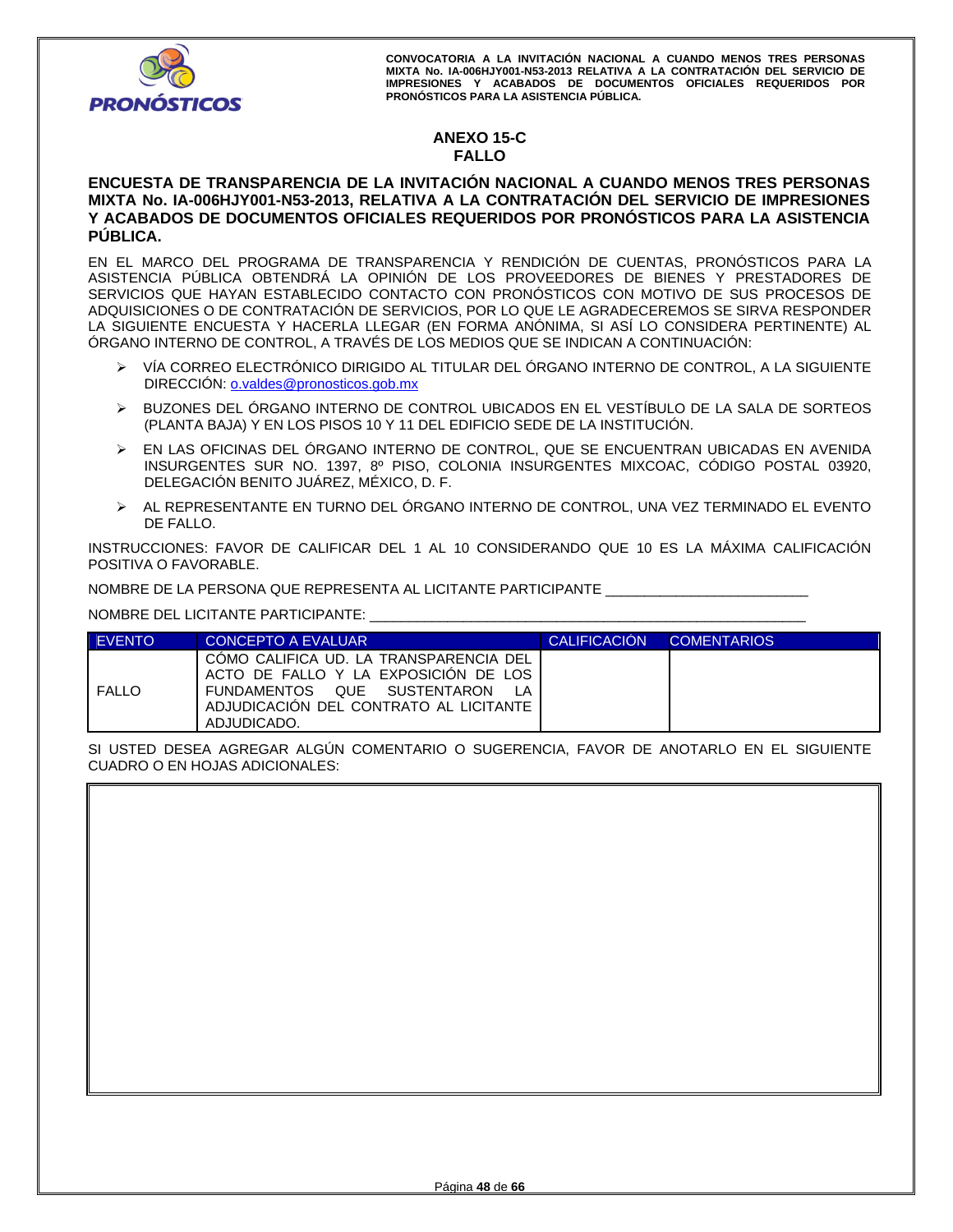## ANEXO 15-C
## FALLO

**ENCUESTA DE TRANSPARENCIA DE LA INVITACIÓN NACIONAL A CUANDO MENOS TRES PERSONAS MIXTA No. IA-006HJY001-N53-2013, RELATIVA A LA CONTRATACIÓN DEL SERVICIO DE IMPRESIONES Y ACABADOS DE DOCUMENTOS OFICIALES REQUERIDOS POR PRONÓSTICOS PARA LA ASISTENCIA PÚBLICA.**

EN EL MARCO DEL PROGRAMA DE TRANSPARENCIA Y RENDICIÓN DE CUENTAS, PRONÓSTICOS PARA LA ASISTENCIA PÚBLICA OBTENDRÁ LA OPINIÓN DE LOS PROVEEDORES DE BIENES Y PRESTADORES DE SERVICIOS QUE HAYAN ESTABLECIDO CONTACTO CON PRONÓSTICOS CON MOTIVO DE SUS PROCESOS DE ADQUISICIONES O DE CONTRATACIÓN DE SERVICIOS, POR LO QUE LE AGRADECEREMOS SE SIRVA RESPONDER LA SIGUIENTE ENCUESTA Y HACERLA LLEGAR (EN FORMA ANÓNIMA, SI ASÍ LO CONSIDERA PERTINENTE) AL ÓRGANO INTERNO DE CONTROL, A TRAVÉS DE LOS MEDIOS QUE SE INDICAN A CONTINUACIÓN:

- VÍA CORREO ELECTRÓNICO DIRIGIDO AL TITULAR DEL ÓRGANO INTERNO DE CONTROL, A LA SIGUIENTE DIRECCIÓN: o.valdes@pronosticos.gob.mx
- BUZONES DEL ÓRGANO INTERNO DE CONTROL UBICADOS EN EL VESTÍBULO DE LA SALA DE SORTEOS (PLANTA BAJA) Y EN LOS PISOS 10 Y 11 DEL EDIFICIO SEDE DE LA INSTITUCIÓN.
- EN LAS OFICINAS DEL ÓRGANO INTERNO DE CONTROL, QUE SE ENCUENTRAN UBICADAS EN AVENIDA INSURGENTES SUR NO. 1397, 8º PISO, COLONIA INSURGENTES MIXCOAC, CÓDIGO POSTAL 03920, DELEGACIÓN BENITO JUÁREZ, MÉXICO, D. F.
- AL REPRESENTANTE EN TURNO DEL ÓRGANO INTERNO DE CONTROL, UNA VEZ TERMINADO EL EVENTO DE FALLO.

INSTRUCCIONES: FAVOR DE CALIFICAR DEL 1 AL 10 CONSIDERANDO QUE 10 ES LA MÁXIMA CALIFICACIÓN POSITIVA O FAVORABLE.

NOMBRE DE LA PERSONA QUE REPRESENTA AL LICITANTE PARTICIPANTE _________________________

NOMBRE DEL LICITANTE PARTICIPANTE: ______________________________________________________

| EVENTO | CONCEPTO A EVALUAR | CALIFICACIÓN | COMENTARIOS |
|---|---|---|---|
| FALLO | CÓMO CALIFICA UD. LA TRANSPARENCIA DEL ACTO DE FALLO Y LA EXPOSICIÓN DE LOS FUNDAMENTOS QUE SUSTENTARON LA ADJUDICACIÓN DEL CONTRATO AL LICITANTE ADJUDICADO. | | |

SI USTED DESEA AGREGAR ALGÚN COMENTARIO O SUGERENCIA, FAVOR DE ANOTARLO EN EL SIGUIENTE CUADRO O EN HOJAS ADICIONALES: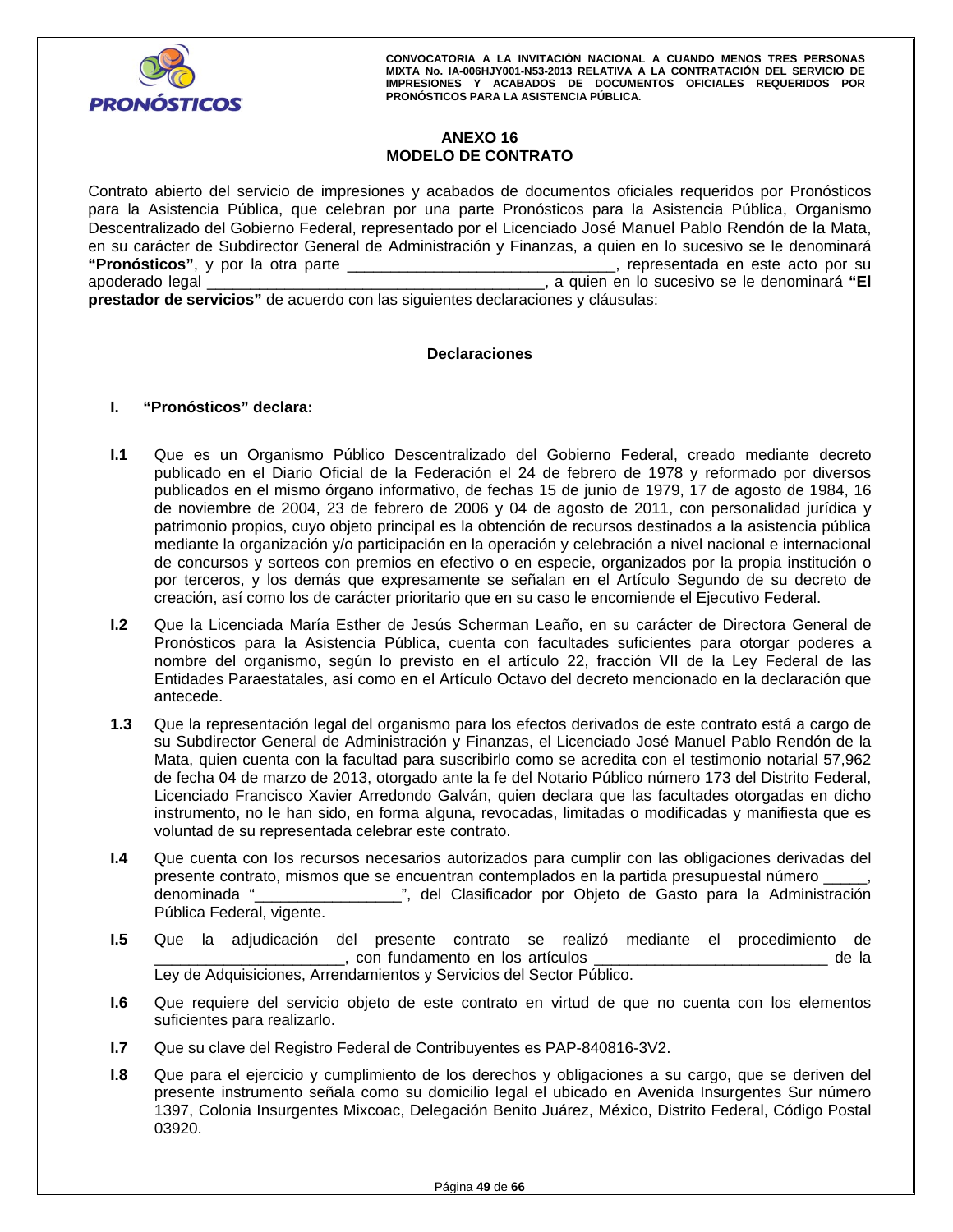# ANEXO 16
# MODELO DE CONTRATO

Contrato abierto del servicio de impresiones y acabados de documentos oficiales requeridos por Pronósticos para la Asistencia Pública, que celebran por una parte Pronósticos para la Asistencia Pública, Organismo Descentralizado del Gobierno Federal, representado por el Licenciado José Manuel Pablo Rendón de la Mata, en su carácter de Subdirector General de Administración y Finanzas, a quien en lo sucesivo se le denominará **"Pronósticos"**, y por la otra parte ______________________________, representada en este acto por su apoderado legal ______________________________________, a quien en lo sucesivo se le denominará **"El prestador de servicios"** de acuerdo con las siguientes declaraciones y cláusulas:

## Declaraciones

**I. "Pronósticos" declara:**

**I.1** Que es un Organismo Público Descentralizado del Gobierno Federal, creado mediante decreto publicado en el Diario Oficial de la Federación el 24 de febrero de 1978 y reformado por diversos publicados en el mismo órgano informativo, de fechas 15 de junio de 1979, 17 de agosto de 1984, 16 de noviembre de 2004, 23 de febrero de 2006 y 04 de agosto de 2011, con personalidad jurídica y patrimonio propios, cuyo objeto principal es la obtención de recursos destinados a la asistencia pública mediante la organización y/o participación en la operación y celebración a nivel nacional e internacional de concursos y sorteos con premios en efectivo o en especie, organizados por la propia institución o por terceros, y los demás que expresamente se señalan en el Artículo Segundo de su decreto de creación, así como los de carácter prioritario que en su caso le encomiende el Ejecutivo Federal.

**I.2** Que la Licenciada María Esther de Jesús Scherman Leaño, en su carácter de Directora General de Pronósticos para la Asistencia Pública, cuenta con facultades suficientes para otorgar poderes a nombre del organismo, según lo previsto en el artículo 22, fracción VII de la Ley Federal de las Entidades Paraestatales, así como en el Artículo Octavo del decreto mencionado en la declaración que antecede.

**1.3** Que la representación legal del organismo para los efectos derivados de este contrato está a cargo de su Subdirector General de Administración y Finanzas, el Licenciado José Manuel Pablo Rendón de la Mata, quien cuenta con la facultad para suscribirlo como se acredita con el testimonio notarial 57,962 de fecha 04 de marzo de 2013, otorgado ante la fe del Notario Público número 173 del Distrito Federal, Licenciado Francisco Xavier Arredondo Galván, quien declara que las facultades otorgadas en dicho instrumento, no le han sido, en forma alguna, revocadas, limitadas o modificadas y manifiesta que es voluntad de su representada celebrar este contrato.

**I.4** Que cuenta con los recursos necesarios autorizados para cumplir con las obligaciones derivadas del presente contrato, mismos que se encuentran contemplados en la partida presupuestal número _____, denominada "________________", del Clasificador por Objeto de Gasto para la Administración Pública Federal, vigente.

**I.5** Que la adjudicación del presente contrato se realizó mediante el procedimiento de ______________________, con fundamento en los artículos ___________________________ de la Ley de Adquisiciones, Arrendamientos y Servicios del Sector Público.

**I.6** Que requiere del servicio objeto de este contrato en virtud de que no cuenta con los elementos suficientes para realizarlo.

**I.7** Que su clave del Registro Federal de Contribuyentes es PAP-840816-3V2.

**I.8** Que para el ejercicio y cumplimiento de los derechos y obligaciones a su cargo, que se deriven del presente instrumento señala como su domicilio legal el ubicado en Avenida Insurgentes Sur número 1397, Colonia Insurgentes Mixcoac, Delegación Benito Juárez, México, Distrito Federal, Código Postal 03920.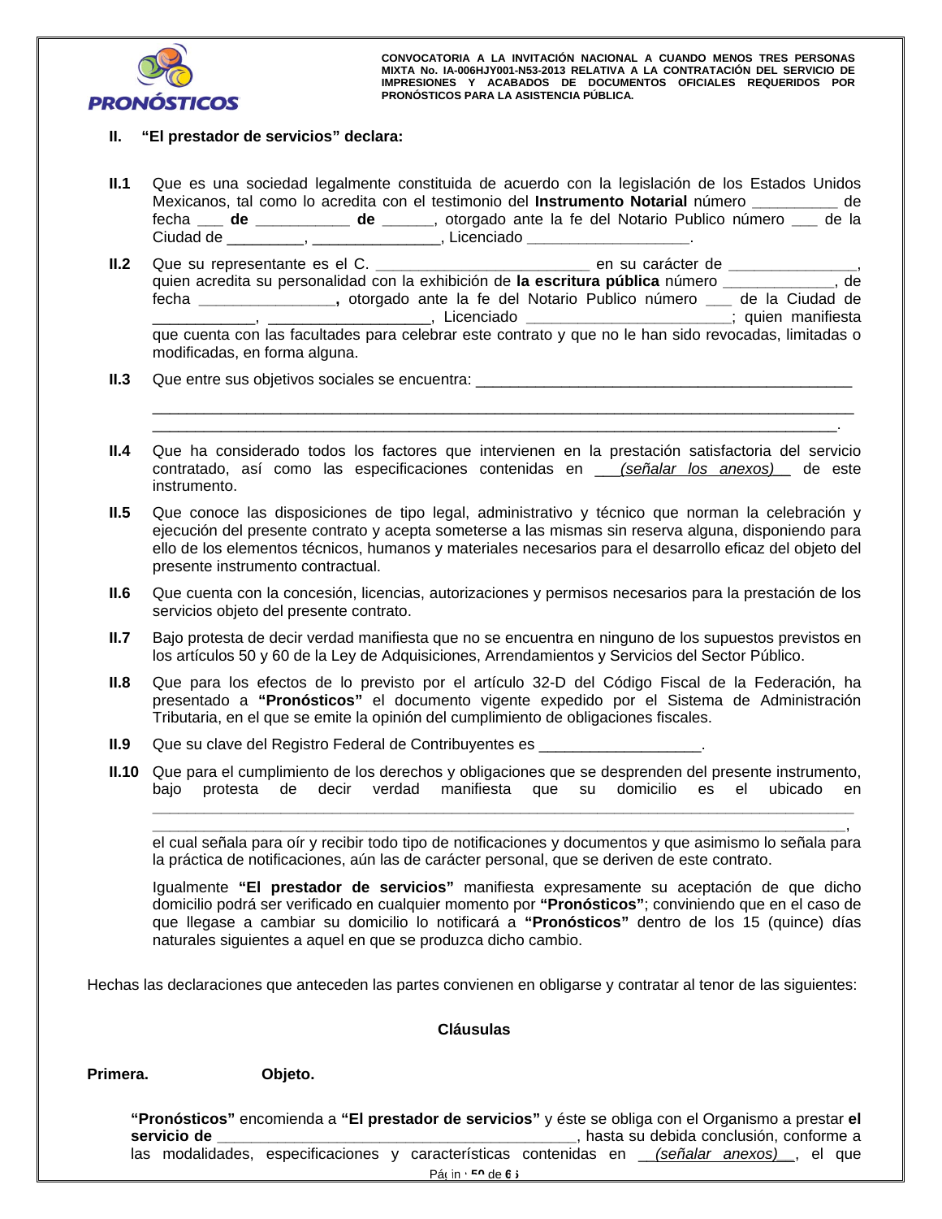**II. “El prestador de servicios” declara:**

**II.1** Que es una sociedad legalmente constituida de acuerdo con la legislación de los Estados Unidos Mexicanos, tal como lo acredita con el testimonio del **Instrumento Notarial** número __________ de fecha ___ **de** ___________ **de** ______, otorgado ante la fe del Notario Publico número ___ de la Ciudad de _________, _______________, Licenciado ___________________.

**II.2** Que su representante es el C. _________________________ en su carácter de _______________, quien acredita su personalidad con la exhibición de **la escritura pública** número _____________, de fecha ________________**,** otorgado ante la fe del Notario Publico número ___ de la Ciudad de ____________, ___________________, Licenciado ________________________; quien manifiesta que cuenta con las facultades para celebrar este contrato y que no le han sido revocadas, limitadas o modificadas, en forma alguna.

**II.3** Que entre sus objetivos sociales se encuentra: _____________________________________________
_________________________________________________________________________________
_________________________________________________________________________________.

**II.4** Que ha considerado todos los factores que intervienen en la prestación satisfactoria del servicio contratado, así como las especificaciones contenidas en ___*(señalar los anexos)*___ de este instrumento.

**II.5** Que conoce las disposiciones de tipo legal, administrativo y técnico que norman la celebración y ejecución del presente contrato y acepta someterse a las mismas sin reserva alguna, disponiendo para ello de los elementos técnicos, humanos y materiales necesarios para el desarrollo eficaz del objeto del presente instrumento contractual.

**II.6** Que cuenta con la concesión, licencias, autorizaciones y permisos necesarios para la prestación de los servicios objeto del presente contrato.

**II.7** Bajo protesta de decir verdad manifiesta que no se encuentra en ninguno de los supuestos previstos en los artículos 50 y 60 de la Ley de Adquisiciones, Arrendamientos y Servicios del Sector Público.

**II.8** Que para los efectos de lo previsto por el artículo 32-D del Código Fiscal de la Federación, ha presentado a **“Pronósticos”** el documento vigente expedido por el Sistema de Administración Tributaria, en el que se emite la opinión del cumplimiento de obligaciones fiscales.

**II.9** Que su clave del Registro Federal de Contribuyentes es __________________.

**II.10** Que para el cumplimiento de los derechos y obligaciones que se desprenden del presente instrumento, bajo protesta de decir verdad manifiesta que su domicilio es el ubicado en _________________________________________________________________________________
_________________________________________________________________________________, el cual señala para oír y recibir todo tipo de notificaciones y documentos y que asimismo lo señala para la práctica de notificaciones, aún las de carácter personal, que se deriven de este contrato.

Igualmente **“El prestador de servicios”** manifiesta expresamente su aceptación de que dicho domicilio podrá ser verificado en cualquier momento por **“Pronósticos”**; conviniendo que en el caso de que llegase a cambiar su domicilio lo notificará a **“Pronósticos”** dentro de los 15 (quince) días naturales siguientes a aquel en que se produzca dicho cambio.

Hechas las declaraciones que anteceden las partes convienen en obligarse y contratar al tenor de las siguientes:

## Cláusulas

**Primera. Objeto.**

**“Pronósticos”** encomienda a **“El prestador de servicios”** y éste se obliga con el Organismo a prestar **el servicio de** __________________________________________, hasta su debida conclusión, conforme a las modalidades, especificaciones y características contenidas en __*(señalar anexos)*__, el que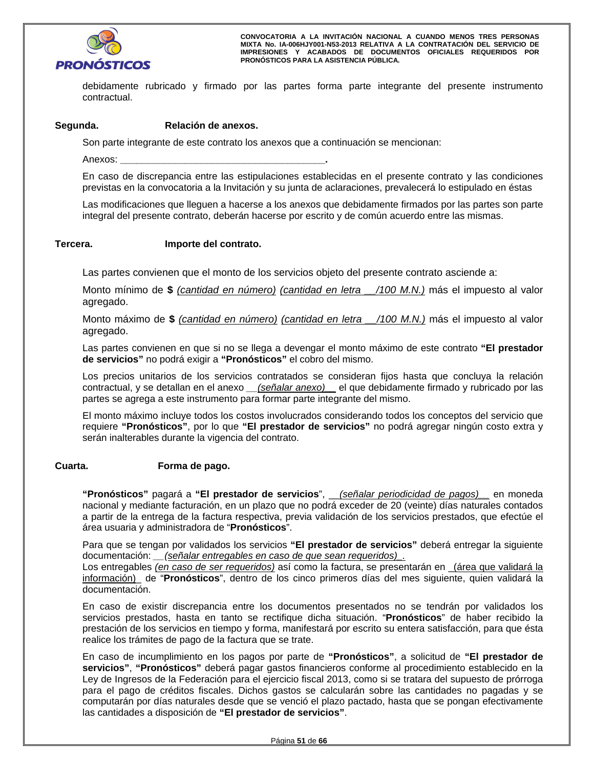debidamente rubricado y firmado por las partes forma parte integrante del presente instrumento contractual.

**Segunda. Relación de anexos.**

Son parte integrante de este contrato los anexos que a continuación se mencionan:

Anexos: ______________________________________**.**

En caso de discrepancia entre las estipulaciones establecidas en el presente contrato y las condiciones previstas en la convocatoria a la Invitación y su junta de aclaraciones, prevalecerá lo estipulado en éstas

Las modificaciones que lleguen a hacerse a los anexos que debidamente firmados por las partes son parte integral del presente contrato, deberán hacerse por escrito y de común acuerdo entre las mismas.

**Tercera. Importe del contrato.**

Las partes convienen que el monto de los servicios objeto del presente contrato asciende a:

Monto mínimo de **$** *(cantidad en número)* *(cantidad en letra __/100 M.N.)* más el impuesto al valor agregado.

Monto máximo de **$** *(cantidad en número)* *(cantidad en letra __/100 M.N.)* más el impuesto al valor agregado.

Las partes convienen en que si no se llega a devengar el monto máximo de este contrato **"El prestador de servicios"** no podrá exigir a **"Pronósticos"** el cobro del mismo.

Los precios unitarios de los servicios contratados se consideran fijos hasta que concluya la relación contractual, y se detallan en el anexo __*(señalar anexo)*__ el que debidamente firmado y rubricado por las partes se agrega a este instrumento para formar parte integrante del mismo.

El monto máximo incluye todos los costos involucrados considerando todos los conceptos del servicio que requiere **"Pronósticos"**, por lo que **"El prestador de servicios"** no podrá agregar ningún costo extra y serán inalterables durante la vigencia del contrato.

**Cuarta. Forma de pago.**

**"Pronósticos"** pagará a **"El prestador de servicios**", __*(señalar periodicidad de pagos)*__ en moneda nacional y mediante facturación, en un plazo que no podrá exceder de 20 (veinte) días naturales contados a partir de la entrega de la factura respectiva, previa validación de los servicios prestados, que efectúe el área usuaria y administradora de "**Pronósticos**".

Para que se tengan por validados los servicios **"El prestador de servicios"** deberá entregar la siguiente documentación: __*(señalar entregables en caso de que sean requeridos)*_.
Los entregables *(en caso de ser requeridos)* así como la factura, se presentarán en _(área que validará la información)_ de "**Pronósticos**", dentro de los cinco primeros días del mes siguiente, quien validará la documentación.

En caso de existir discrepancia entre los documentos presentados no se tendrán por validados los servicios prestados, hasta en tanto se rectifique dicha situación. "**Pronósticos**" de haber recibido la prestación de los servicios en tiempo y forma, manifestará por escrito su entera satisfacción, para que ésta realice los trámites de pago de la factura que se trate.

En caso de incumplimiento en los pagos por parte de **"Pronósticos"**, a solicitud de **"El prestador de servicios"**, **"Pronósticos"** deberá pagar gastos financieros conforme al procedimiento establecido en la Ley de Ingresos de la Federación para el ejercicio fiscal 2013, como si se tratara del supuesto de prórroga para el pago de créditos fiscales. Dichos gastos se calcularán sobre las cantidades no pagadas y se computarán por días naturales desde que se venció el plazo pactado, hasta que se pongan efectivamente las cantidades a disposición de **"El prestador de servicios"**.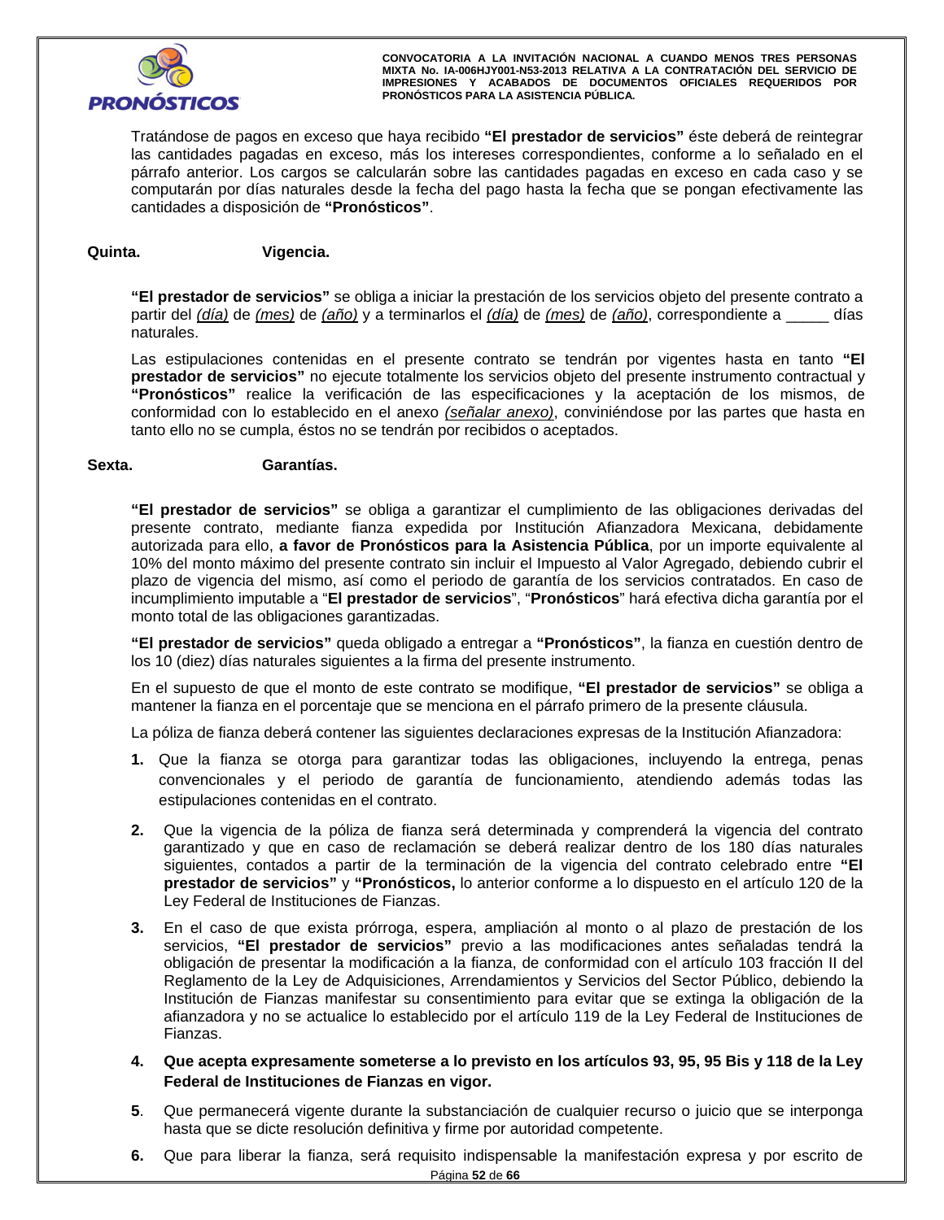Tratándose de pagos en exceso que haya recibido **"El prestador de servicios"** éste deberá de reintegrar las cantidades pagadas en exceso, más los intereses correspondientes, conforme a lo señalado en el párrafo anterior. Los cargos se calcularán sobre las cantidades pagadas en exceso en cada caso y se computarán por días naturales desde la fecha del pago hasta la fecha que se pongan efectivamente las cantidades a disposición de **"Pronósticos"**.

**Quinta. Vigencia.**

**"El prestador de servicios"** se obliga a iniciar la prestación de los servicios objeto del presente contrato a partir del *(día)* de *(mes)* de *(año)* y a terminarlos el *(día)* de *(mes)* de *(año)*, correspondiente a _____ días naturales.

Las estipulaciones contenidas en el presente contrato se tendrán por vigentes hasta en tanto **"El prestador de servicios"** no ejecute totalmente los servicios objeto del presente instrumento contractual y **"Pronósticos"** realice la verificación de las especificaciones y la aceptación de los mismos, de conformidad con lo establecido en el anexo *(señalar anexo)*, conviniéndose por las partes que hasta en tanto ello no se cumpla, éstos no se tendrán por recibidos o aceptados.

**Sexta. Garantías.**

**"El prestador de servicios"** se obliga a garantizar el cumplimiento de las obligaciones derivadas del presente contrato, mediante fianza expedida por Institución Afianzadora Mexicana, debidamente autorizada para ello, **a favor de Pronósticos para la Asistencia Pública**, por un importe equivalente al 10% del monto máximo del presente contrato sin incluir el Impuesto al Valor Agregado, debiendo cubrir el plazo de vigencia del mismo, así como el periodo de garantía de los servicios contratados. En caso de incumplimiento imputable a "**El prestador de servicios**", "**Pronósticos**" hará efectiva dicha garantía por el monto total de las obligaciones garantizadas.

**"El prestador de servicios"** queda obligado a entregar a **"Pronósticos"**, la fianza en cuestión dentro de los 10 (diez) días naturales siguientes a la firma del presente instrumento.

En el supuesto de que el monto de este contrato se modifique, **"El prestador de servicios"** se obliga a mantener la fianza en el porcentaje que se menciona en el párrafo primero de la presente cláusula.

La póliza de fianza deberá contener las siguientes declaraciones expresas de la Institución Afianzadora:

**1.** Que la fianza se otorga para garantizar todas las obligaciones, incluyendo la entrega, penas convencionales y el periodo de garantía de funcionamiento, atendiendo además todas las estipulaciones contenidas en el contrato.

**2.** Que la vigencia de la póliza de fianza será determinada y comprenderá la vigencia del contrato garantizado y que en caso de reclamación se deberá realizar dentro de los 180 días naturales siguientes, contados a partir de la terminación de la vigencia del contrato celebrado entre **"El prestador de servicios"** y **"Pronósticos,** lo anterior conforme a lo dispuesto en el artículo 120 de la Ley Federal de Instituciones de Fianzas.

**3.** En el caso de que exista prórroga, espera, ampliación al monto o al plazo de prestación de los servicios, **"El prestador de servicios"** previo a las modificaciones antes señaladas tendrá la obligación de presentar la modificación a la fianza, de conformidad con el artículo 103 fracción II del Reglamento de la Ley de Adquisiciones, Arrendamientos y Servicios del Sector Público, debiendo la Institución de Fianzas manifestar su consentimiento para evitar que se extinga la obligación de la afianzadora y no se actualice lo establecido por el artículo 119 de la Ley Federal de Instituciones de Fianzas.

**4. Que acepta expresamente someterse a lo previsto en los artículos 93, 95, 95 Bis y 118 de la Ley Federal de Instituciones de Fianzas en vigor.**

**5**. Que permanecerá vigente durante la substanciación de cualquier recurso o juicio que se interponga hasta que se dicte resolución definitiva y firme por autoridad competente.

**6.** Que para liberar la fianza, será requisito indispensable la manifestación expresa y por escrito de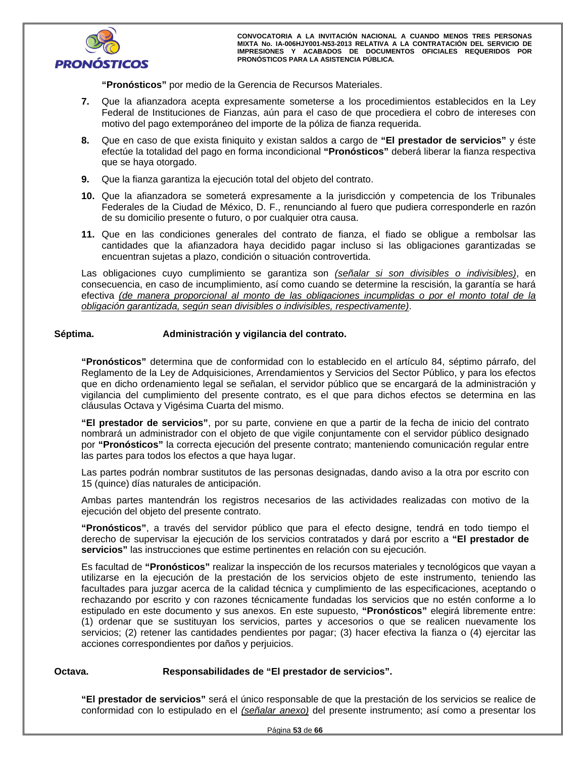**"Pronósticos"** por medio de la Gerencia de Recursos Materiales.

7. Que la afianzadora acepta expresamente someterse a los procedimientos establecidos en la Ley Federal de Instituciones de Fianzas, aún para el caso de que procediera el cobro de intereses con motivo del pago extemporáneo del importe de la póliza de fianza requerida.
8. Que en caso de que exista finiquito y existan saldos a cargo de **"El prestador de servicios"** y éste efectúe la totalidad del pago en forma incondicional **"Pronósticos"** deberá liberar la fianza respectiva que se haya otorgado.
9. Que la fianza garantiza la ejecución total del objeto del contrato.
10. Que la afianzadora se someterá expresamente a la jurisdicción y competencia de los Tribunales Federales de la Ciudad de México, D. F., renunciando al fuero que pudiera corresponderle en razón de su domicilio presente o futuro, o por cualquier otra causa.
11. Que en las condiciones generales del contrato de fianza, el fiado se obligue a rembolsar las cantidades que la afianzadora haya decidido pagar incluso si las obligaciones garantizadas se encuentran sujetas a plazo, condición o situación controvertida.

Las obligaciones cuyo cumplimiento se garantiza son *(señalar si son divisibles o indivisibles)*, en consecuencia, en caso de incumplimiento, así como cuando se determine la rescisión, la garantía se hará efectiva *(de manera proporcional al monto de las obligaciones incumplidas o por el monto total de la obligación garantizada, según sean divisibles o indivisibles, respectivamente)*.

**Séptima. Administración y vigilancia del contrato.**

**"Pronósticos"** determina que de conformidad con lo establecido en el artículo 84, séptimo párrafo, del Reglamento de la Ley de Adquisiciones, Arrendamientos y Servicios del Sector Público, y para los efectos que en dicho ordenamiento legal se señalan, el servidor público que se encargará de la administración y vigilancia del cumplimiento del presente contrato, es el que para dichos efectos se determina en las cláusulas Octava y Vigésima Cuarta del mismo.

**"El prestador de servicios"**, por su parte, conviene en que a partir de la fecha de inicio del contrato nombrará un administrador con el objeto de que vigile conjuntamente con el servidor público designado por **"Pronósticos"** la correcta ejecución del presente contrato; manteniendo comunicación regular entre las partes para todos los efectos a que haya lugar.

Las partes podrán nombrar sustitutos de las personas designadas, dando aviso a la otra por escrito con 15 (quince) días naturales de anticipación.

Ambas partes mantendrán los registros necesarios de las actividades realizadas con motivo de la ejecución del objeto del presente contrato.

**"Pronósticos"**, a través del servidor público que para el efecto designe, tendrá en todo tiempo el derecho de supervisar la ejecución de los servicios contratados y dará por escrito a **"El prestador de servicios"** las instrucciones que estime pertinentes en relación con su ejecución.

Es facultad de **"Pronósticos"** realizar la inspección de los recursos materiales y tecnológicos que vayan a utilizarse en la ejecución de la prestación de los servicios objeto de este instrumento, teniendo las facultades para juzgar acerca de la calidad técnica y cumplimiento de las especificaciones, aceptando o rechazando por escrito y con razones técnicamente fundadas los servicios que no estén conforme a lo estipulado en este documento y sus anexos. En este supuesto, **"Pronósticos"** elegirá libremente entre: (1) ordenar que se sustituyan los servicios, partes y accesorios o que se realicen nuevamente los servicios; (2) retener las cantidades pendientes por pagar; (3) hacer efectiva la fianza o (4) ejercitar las acciones correspondientes por daños y perjuicios.

**Octava. Responsabilidades de "El prestador de servicios".**

**"El prestador de servicios"** será el único responsable de que la prestación de los servicios se realice de conformidad con lo estipulado en el *(señalar anexo)* del presente instrumento; así como a presentar los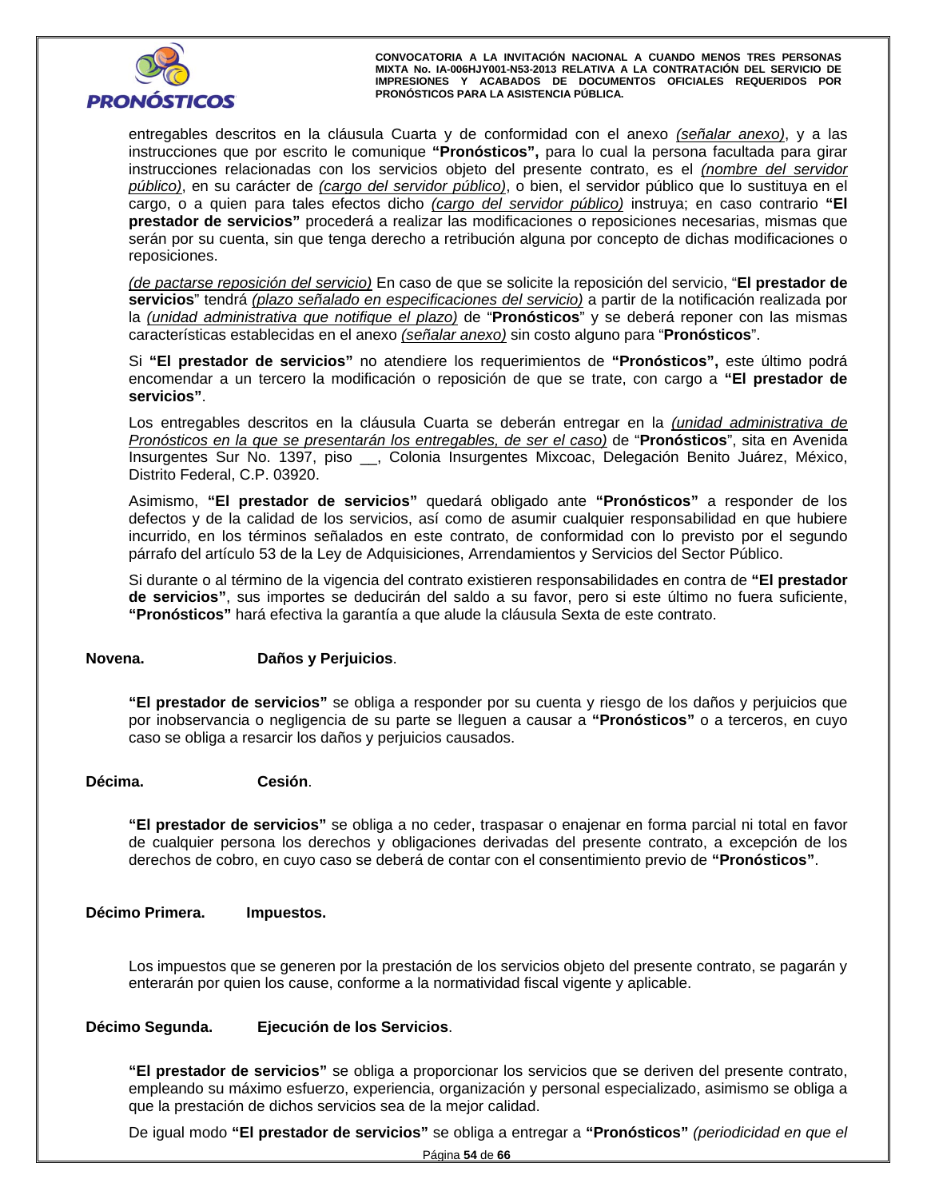entregables descritos en la cláusula Cuarta y de conformidad con el anexo _(señalar anexo)_, y a las instrucciones que por escrito le comunique **"Pronósticos",** para lo cual la persona facultada para girar instrucciones relacionadas con los servicios objeto del presente contrato, es el _(nombre del servidor público)_, en su carácter de _(cargo del servidor público)_, o bien, el servidor público que lo sustituya en el cargo, o a quien para tales efectos dicho _(cargo del servidor público)_ instruya; en caso contrario **"El prestador de servicios"** procederá a realizar las modificaciones o reposiciones necesarias, mismas que serán por su cuenta, sin que tenga derecho a retribución alguna por concepto de dichas modificaciones o reposiciones.

_(de pactarse reposición del servicio)_ En caso de que se solicite la reposición del servicio, "**El prestador de servicios**" tendrá _(plazo señalado en especificaciones del servicio)_ a partir de la notificación realizada por la _(unidad administrativa que notifique el plazo)_ de "**Pronósticos**" y se deberá reponer con las mismas características establecidas en el anexo _(señalar anexo)_ sin costo alguno para "**Pronósticos**".

Si **"El prestador de servicios"** no atendiere los requerimientos de **"Pronósticos",** este último podrá encomendar a un tercero la modificación o reposición de que se trate, con cargo a **"El prestador de servicios"**.

Los entregables descritos en la cláusula Cuarta se deberán entregar en la _(unidad administrativa de Pronósticos en la que se presentarán los entregables, de ser el caso)_ de "**Pronósticos**", sita en Avenida Insurgentes Sur No. 1397, piso __, Colonia Insurgentes Mixcoac, Delegación Benito Juárez, México, Distrito Federal, C.P. 03920.

Asimismo, **"El prestador de servicios"** quedará obligado ante **"Pronósticos"** a responder de los defectos y de la calidad de los servicios, así como de asumir cualquier responsabilidad en que hubiere incurrido, en los términos señalados en este contrato, de conformidad con lo previsto por el segundo párrafo del artículo 53 de la Ley de Adquisiciones, Arrendamientos y Servicios del Sector Público.

Si durante o al término de la vigencia del contrato existieren responsabilidades en contra de **"El prestador de servicios"**, sus importes se deducirán del saldo a su favor, pero si este último no fuera suficiente, **"Pronósticos"** hará efectiva la garantía a que alude la cláusula Sexta de este contrato.

**Novena.** **Daños y Perjuicios**.

**"El prestador de servicios"** se obliga a responder por su cuenta y riesgo de los daños y perjuicios que por inobservancia o negligencia de su parte se lleguen a causar a **"Pronósticos"** o a terceros, en cuyo caso se obliga a resarcir los daños y perjuicios causados.

**Décima.** **Cesión**.

**"El prestador de servicios"** se obliga a no ceder, traspasar o enajenar en forma parcial ni total en favor de cualquier persona los derechos y obligaciones derivadas del presente contrato, a excepción de los derechos de cobro, en cuyo caso se deberá de contar con el consentimiento previo de **"Pronósticos"**.

**Décimo Primera.** **Impuestos.**

Los impuestos que se generen por la prestación de los servicios objeto del presente contrato, se pagarán y enterarán por quien los cause, conforme a la normatividad fiscal vigente y aplicable.

**Décimo Segunda.** **Ejecución de los Servicios**.

**"El prestador de servicios"** se obliga a proporcionar los servicios que se deriven del presente contrato, empleando su máximo esfuerzo, experiencia, organización y personal especializado, asimismo se obliga a que la prestación de dichos servicios sea de la mejor calidad.

De igual modo **"El prestador de servicios"** se obliga a entregar a **"Pronósticos"** _(periodicidad en que el_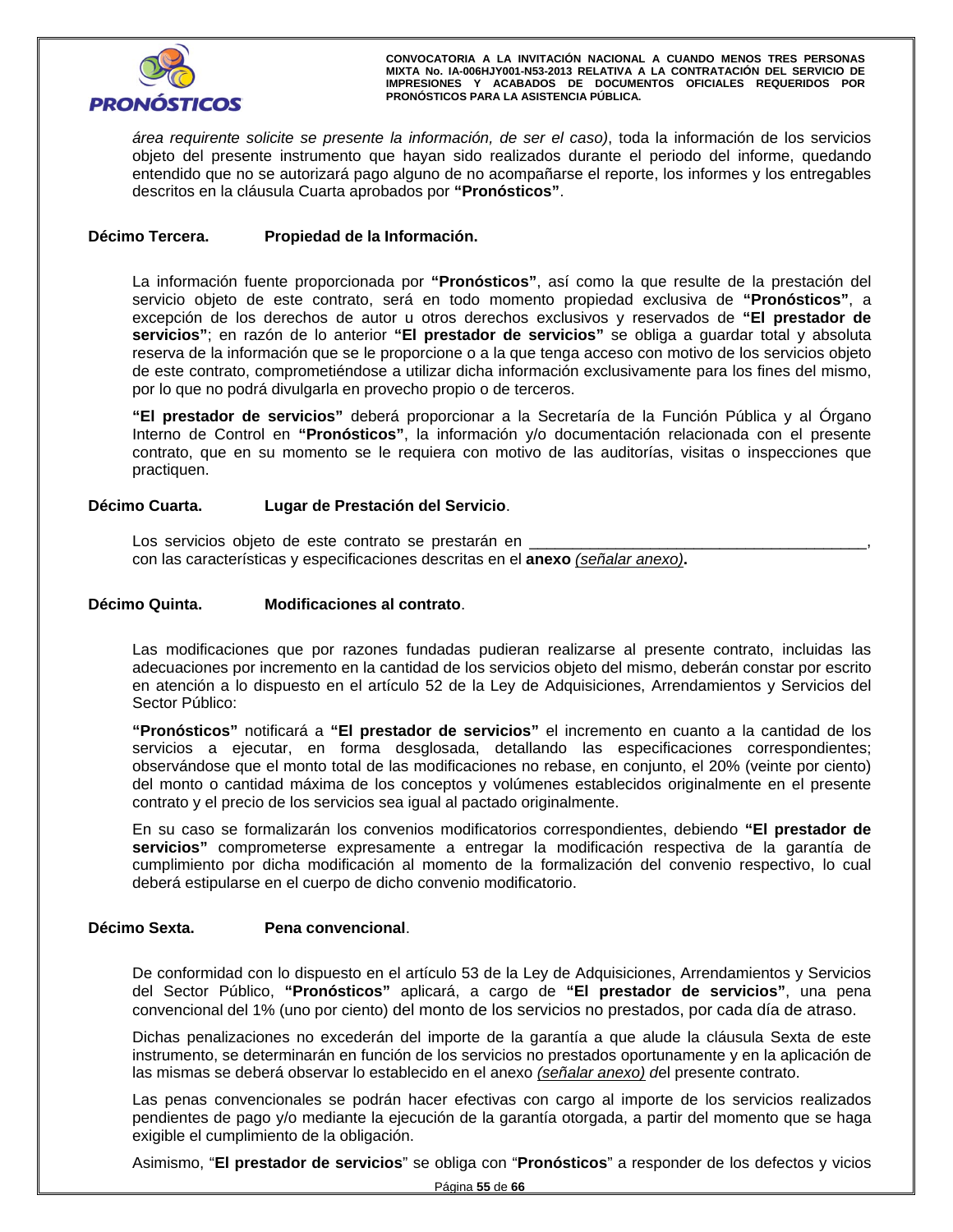*área requirente solicite se presente la información, de ser el caso)*, toda la información de los servicios objeto del presente instrumento que hayan sido realizados durante el periodo del informe, quedando entendido que no se autorizará pago alguno de no acompañarse el reporte, los informes y los entregables descritos en la cláusula Cuarta aprobados por **"Pronósticos"**.

**Décimo Tercera. Propiedad de la Información.**

La información fuente proporcionada por **"Pronósticos"**, así como la que resulte de la prestación del servicio objeto de este contrato, será en todo momento propiedad exclusiva de **"Pronósticos"**, a excepción de los derechos de autor u otros derechos exclusivos y reservados de **"El prestador de servicios"**; en razón de lo anterior **"El prestador de servicios"** se obliga a guardar total y absoluta reserva de la información que se le proporcione o a la que tenga acceso con motivo de los servicios objeto de este contrato, comprometiéndose a utilizar dicha información exclusivamente para los fines del mismo, por lo que no podrá divulgarla en provecho propio o de terceros.

**"El prestador de servicios"** deberá proporcionar a la Secretaría de la Función Pública y al Órgano Interno de Control en **"Pronósticos"**, la información y/o documentación relacionada con el presente contrato, que en su momento se le requiera con motivo de las auditorías, visitas o inspecciones que practiquen.

**Décimo Cuarta. Lugar de Prestación del Servicio**.

Los servicios objeto de este contrato se prestarán en ________________________________________, con las características y especificaciones descritas en el **anexo** *(señalar anexo)***.**

**Décimo Quinta. Modificaciones al contrato**.

Las modificaciones que por razones fundadas pudieran realizarse al presente contrato, incluidas las adecuaciones por incremento en la cantidad de los servicios objeto del mismo, deberán constar por escrito en atención a lo dispuesto en el artículo 52 de la Ley de Adquisiciones, Arrendamientos y Servicios del Sector Público:

**"Pronósticos"** notificará a **"El prestador de servicios"** el incremento en cuanto a la cantidad de los servicios a ejecutar, en forma desglosada, detallando las especificaciones correspondientes; observándose que el monto total de las modificaciones no rebase, en conjunto, el 20% (veinte por ciento) del monto o cantidad máxima de los conceptos y volúmenes establecidos originalmente en el presente contrato y el precio de los servicios sea igual al pactado originalmente.

En su caso se formalizarán los convenios modificatorios correspondientes, debiendo **"El prestador de servicios"** comprometerse expresamente a entregar la modificación respectiva de la garantía de cumplimiento por dicha modificación al momento de la formalización del convenio respectivo, lo cual deberá estipularse en el cuerpo de dicho convenio modificatorio.

**Décimo Sexta. Pena convencional**.

De conformidad con lo dispuesto en el artículo 53 de la Ley de Adquisiciones, Arrendamientos y Servicios del Sector Público, **"Pronósticos"** aplicará, a cargo de **"El prestador de servicios"**, una pena convencional del 1% (uno por ciento) del monto de los servicios no prestados, por cada día de atraso.

Dichas penalizaciones no excederán del importe de la garantía a que alude la cláusula Sexta de este instrumento, se determinarán en función de los servicios no prestados oportunamente y en la aplicación de las mismas se deberá observar lo establecido en el anexo *(señalar anexo)* del presente contrato.

Las penas convencionales se podrán hacer efectivas con cargo al importe de los servicios realizados pendientes de pago y/o mediante la ejecución de la garantía otorgada, a partir del momento que se haga exigible el cumplimiento de la obligación.

Asimismo, "**El prestador de servicios**" se obliga con "**Pronósticos**" a responder de los defectos y vicios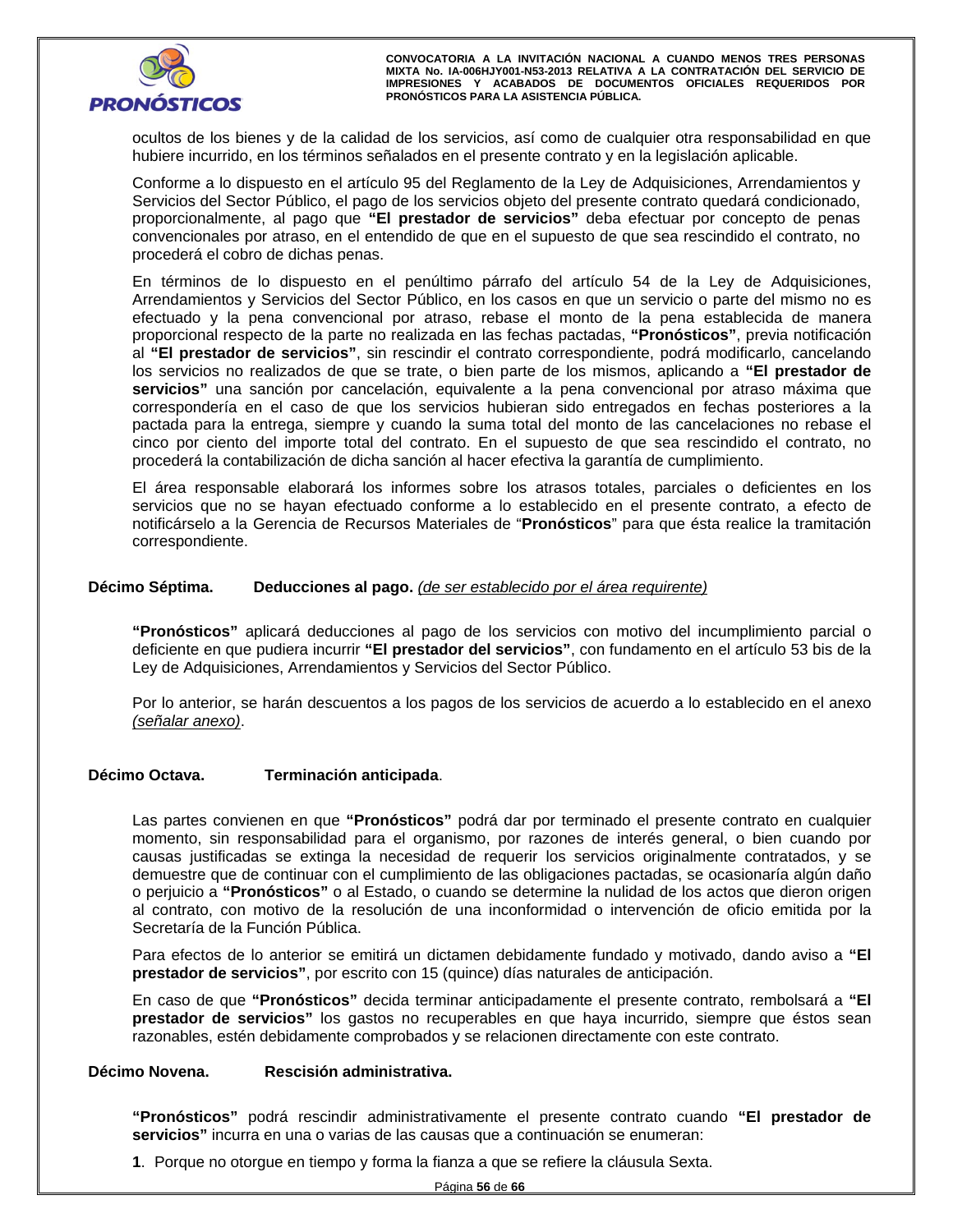ocultos de los bienes y de la calidad de los servicios, así como de cualquier otra responsabilidad en que hubiere incurrido, en los términos señalados en el presente contrato y en la legislación aplicable.

Conforme a lo dispuesto en el artículo 95 del Reglamento de la Ley de Adquisiciones, Arrendamientos y Servicios del Sector Público, el pago de los servicios objeto del presente contrato quedará condicionado, proporcionalmente, al pago que **"El prestador de servicios"** deba efectuar por concepto de penas convencionales por atraso, en el entendido de que en el supuesto de que sea rescindido el contrato, no procederá el cobro de dichas penas.

En términos de lo dispuesto en el penúltimo párrafo del artículo 54 de la Ley de Adquisiciones, Arrendamientos y Servicios del Sector Público, en los casos en que un servicio o parte del mismo no es efectuado y la pena convencional por atraso, rebase el monto de la pena establecida de manera proporcional respecto de la parte no realizada en las fechas pactadas, **"Pronósticos"**, previa notificación al **"El prestador de servicios"**, sin rescindir el contrato correspondiente, podrá modificarlo, cancelando los servicios no realizados de que se trate, o bien parte de los mismos, aplicando a **"El prestador de servicios"** una sanción por cancelación, equivalente a la pena convencional por atraso máxima que correspondería en el caso de que los servicios hubieran sido entregados en fechas posteriores a la pactada para la entrega, siempre y cuando la suma total del monto de las cancelaciones no rebase el cinco por ciento del importe total del contrato. En el supuesto de que sea rescindido el contrato, no procederá la contabilización de dicha sanción al hacer efectiva la garantía de cumplimiento.

El área responsable elaborará los informes sobre los atrasos totales, parciales o deficientes en los servicios que no se hayan efectuado conforme a lo establecido en el presente contrato, a efecto de notificárselo a la Gerencia de Recursos Materiales de "**Pronósticos**" para que ésta realice la tramitación correspondiente.

**Décimo Séptima. Deducciones al pago.** _(de ser establecido por el área requirente)_

**"Pronósticos"** aplicará deducciones al pago de los servicios con motivo del incumplimiento parcial o deficiente en que pudiera incurrir **"El prestador del servicios"**, con fundamento en el artículo 53 bis de la Ley de Adquisiciones, Arrendamientos y Servicios del Sector Público.

Por lo anterior, se harán descuentos a los pagos de los servicios de acuerdo a lo establecido en el anexo _(señalar anexo)_.

**Décimo Octava. Terminación anticipada**.

Las partes convienen en que **"Pronósticos"** podrá dar por terminado el presente contrato en cualquier momento, sin responsabilidad para el organismo, por razones de interés general, o bien cuando por causas justificadas se extinga la necesidad de requerir los servicios originalmente contratados, y se demuestre que de continuar con el cumplimiento de las obligaciones pactadas, se ocasionaría algún daño o perjuicio a **"Pronósticos"** o al Estado, o cuando se determine la nulidad de los actos que dieron origen al contrato, con motivo de la resolución de una inconformidad o intervención de oficio emitida por la Secretaría de la Función Pública.

Para efectos de lo anterior se emitirá un dictamen debidamente fundado y motivado, dando aviso a **"El prestador de servicios"**, por escrito con 15 (quince) días naturales de anticipación.

En caso de que **"Pronósticos"** decida terminar anticipadamente el presente contrato, rembolsará a **"El prestador de servicios"** los gastos no recuperables en que haya incurrido, siempre que éstos sean razonables, estén debidamente comprobados y se relacionen directamente con este contrato.

**Décimo Novena. Rescisión administrativa.**

**"Pronósticos"** podrá rescindir administrativamente el presente contrato cuando **"El prestador de servicios"** incurra en una o varias de las causas que a continuación se enumeran:

**1**. Porque no otorgue en tiempo y forma la fianza a que se refiere la cláusula Sexta.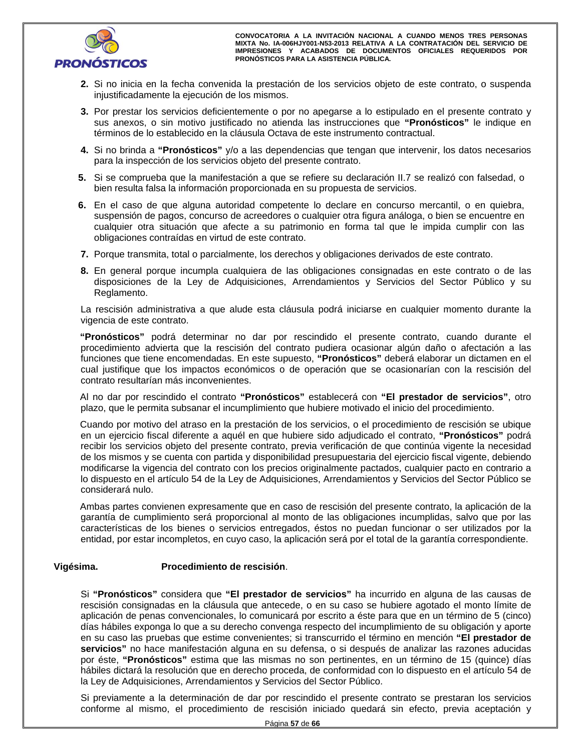2. Si no inicia en la fecha convenida la prestación de los servicios objeto de este contrato, o suspenda injustificadamente la ejecución de los mismos.
3. Por prestar los servicios deficientemente o por no apegarse a lo estipulado en el presente contrato y sus anexos, o sin motivo justificado no atienda las instrucciones que **"Pronósticos"** le indique en términos de lo establecido en la cláusula Octava de este instrumento contractual.
4. Si no brinda a **"Pronósticos"** y/o a las dependencias que tengan que intervenir, los datos necesarios para la inspección de los servicios objeto del presente contrato.
5. Si se comprueba que la manifestación a que se refiere su declaración II.7 se realizó con falsedad, o bien resulta falsa la información proporcionada en su propuesta de servicios.
6. En el caso de que alguna autoridad competente lo declare en concurso mercantil, o en quiebra, suspensión de pagos, concurso de acreedores o cualquier otra figura análoga, o bien se encuentre en cualquier otra situación que afecte a su patrimonio en forma tal que le impida cumplir con las obligaciones contraídas en virtud de este contrato.
7. Porque transmita, total o parcialmente, los derechos y obligaciones derivados de este contrato.
8. En general porque incumpla cualquiera de las obligaciones consignadas en este contrato o de las disposiciones de la Ley de Adquisiciones, Arrendamientos y Servicios del Sector Público y su Reglamento.

La rescisión administrativa a que alude esta cláusula podrá iniciarse en cualquier momento durante la vigencia de este contrato.

**"Pronósticos"** podrá determinar no dar por rescindido el presente contrato, cuando durante el procedimiento advierta que la rescisión del contrato pudiera ocasionar algún daño o afectación a las funciones que tiene encomendadas. En este supuesto, **"Pronósticos"** deberá elaborar un dictamen en el cual justifique que los impactos económicos o de operación que se ocasionarían con la rescisión del contrato resultarían más inconvenientes.

Al no dar por rescindido el contrato **"Pronósticos"** establecerá con **"El prestador de servicios"**, otro plazo, que le permita subsanar el incumplimiento que hubiere motivado el inicio del procedimiento.

Cuando por motivo del atraso en la prestación de los servicios, o el procedimiento de rescisión se ubique en un ejercicio fiscal diferente a aquél en que hubiere sido adjudicado el contrato, **"Pronósticos"** podrá recibir los servicios objeto del presente contrato, previa verificación de que continúa vigente la necesidad de los mismos y se cuenta con partida y disponibilidad presupuestaria del ejercicio fiscal vigente, debiendo modificarse la vigencia del contrato con los precios originalmente pactados, cualquier pacto en contrario a lo dispuesto en el artículo 54 de la Ley de Adquisiciones, Arrendamientos y Servicios del Sector Público se considerará nulo.

Ambas partes convienen expresamente que en caso de rescisión del presente contrato, la aplicación de la garantía de cumplimiento será proporcional al monto de las obligaciones incumplidas, salvo que por las características de los bienes o servicios entregados, éstos no puedan funcionar o ser utilizados por la entidad, por estar incompletos, en cuyo caso, la aplicación será por el total de la garantía correspondiente.

**Vigésima.** **Procedimiento de rescisión**.

Si **"Pronósticos"** considera que **"El prestador de servicios"** ha incurrido en alguna de las causas de rescisión consignadas en la cláusula que antecede, o en su caso se hubiere agotado el monto límite de aplicación de penas convencionales, lo comunicará por escrito a éste para que en un término de 5 (cinco) días hábiles exponga lo que a su derecho convenga respecto del incumplimiento de su obligación y aporte en su caso las pruebas que estime convenientes; si transcurrido el término en mención **"El prestador de servicios"** no hace manifestación alguna en su defensa, o si después de analizar las razones aducidas por éste, **"Pronósticos"** estima que las mismas no son pertinentes, en un término de 15 (quince) días hábiles dictará la resolución que en derecho proceda, de conformidad con lo dispuesto en el artículo 54 de la Ley de Adquisiciones, Arrendamientos y Servicios del Sector Público.

Si previamente a la determinación de dar por rescindido el presente contrato se prestaran los servicios conforme al mismo, el procedimiento de rescisión iniciado quedará sin efecto, previa aceptación y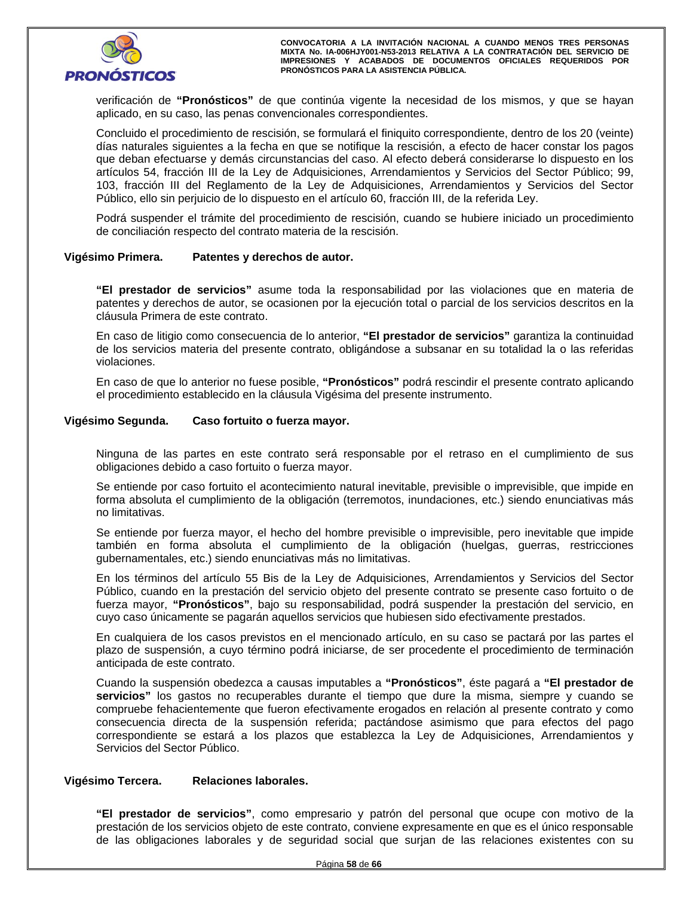verificación de **"Pronósticos"** de que continúa vigente la necesidad de los mismos, y que se hayan aplicado, en su caso, las penas convencionales correspondientes.

Concluido el procedimiento de rescisión, se formulará el finiquito correspondiente, dentro de los 20 (veinte) días naturales siguientes a la fecha en que se notifique la rescisión, a efecto de hacer constar los pagos que deban efectuarse y demás circunstancias del caso. Al efecto deberá considerarse lo dispuesto en los artículos 54, fracción III de la Ley de Adquisiciones, Arrendamientos y Servicios del Sector Público; 99, 103, fracción III del Reglamento de la Ley de Adquisiciones, Arrendamientos y Servicios del Sector Público, ello sin perjuicio de lo dispuesto en el artículo 60, fracción III, de la referida Ley.

Podrá suspender el trámite del procedimiento de rescisión, cuando se hubiere iniciado un procedimiento de conciliación respecto del contrato materia de la rescisión.

**Vigésimo Primera. Patentes y derechos de autor.**

**"El prestador de servicios"** asume toda la responsabilidad por las violaciones que en materia de patentes y derechos de autor, se ocasionen por la ejecución total o parcial de los servicios descritos en la cláusula Primera de este contrato.

En caso de litigio como consecuencia de lo anterior, **"El prestador de servicios"** garantiza la continuidad de los servicios materia del presente contrato, obligándose a subsanar en su totalidad la o las referidas violaciones.

En caso de que lo anterior no fuese posible, **"Pronósticos"** podrá rescindir el presente contrato aplicando el procedimiento establecido en la cláusula Vigésima del presente instrumento.

**Vigésimo Segunda. Caso fortuito o fuerza mayor.**

Ninguna de las partes en este contrato será responsable por el retraso en el cumplimiento de sus obligaciones debido a caso fortuito o fuerza mayor.

Se entiende por caso fortuito el acontecimiento natural inevitable, previsible o imprevisible, que impide en forma absoluta el cumplimiento de la obligación (terremotos, inundaciones, etc.) siendo enunciativas más no limitativas.

Se entiende por fuerza mayor, el hecho del hombre previsible o imprevisible, pero inevitable que impide también en forma absoluta el cumplimiento de la obligación (huelgas, guerras, restricciones gubernamentales, etc.) siendo enunciativas más no limitativas.

En los términos del artículo 55 Bis de la Ley de Adquisiciones, Arrendamientos y Servicios del Sector Público, cuando en la prestación del servicio objeto del presente contrato se presente caso fortuito o de fuerza mayor, **"Pronósticos"**, bajo su responsabilidad, podrá suspender la prestación del servicio, en cuyo caso únicamente se pagarán aquellos servicios que hubiesen sido efectivamente prestados.

En cualquiera de los casos previstos en el mencionado artículo, en su caso se pactará por las partes el plazo de suspensión, a cuyo término podrá iniciarse, de ser procedente el procedimiento de terminación anticipada de este contrato.

Cuando la suspensión obedezca a causas imputables a **"Pronósticos"**, éste pagará a **"El prestador de servicios"** los gastos no recuperables durante el tiempo que dure la misma, siempre y cuando se compruebe fehacientemente que fueron efectivamente erogados en relación al presente contrato y como consecuencia directa de la suspensión referida; pactándose asimismo que para efectos del pago correspondiente se estará a los plazos que establezca la Ley de Adquisiciones, Arrendamientos y Servicios del Sector Público.

**Vigésimo Tercera. Relaciones laborales.**

**"El prestador de servicios"**, como empresario y patrón del personal que ocupe con motivo de la prestación de los servicios objeto de este contrato, conviene expresamente en que es el único responsable de las obligaciones laborales y de seguridad social que surjan de las relaciones existentes con su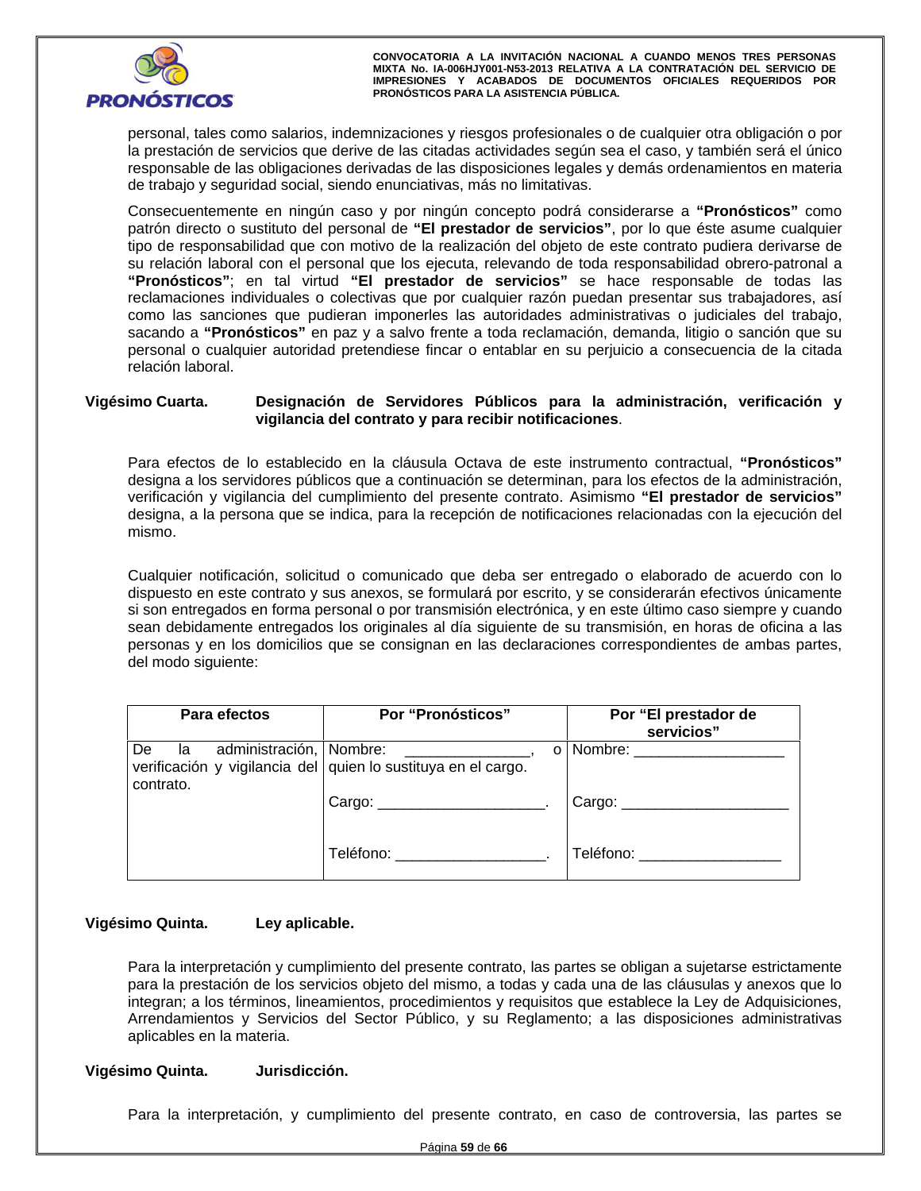personal, tales como salarios, indemnizaciones y riesgos profesionales o de cualquier otra obligación o por la prestación de servicios que derive de las citadas actividades según sea el caso, y también será el único responsable de las obligaciones derivadas de las disposiciones legales y demás ordenamientos en materia de trabajo y seguridad social, siendo enunciativas, más no limitativas.

Consecuentemente en ningún caso y por ningún concepto podrá considerarse a **“Pronósticos”** como patrón directo o sustituto del personal de **“El prestador de servicios”**, por lo que éste asume cualquier tipo de responsabilidad que con motivo de la realización del objeto de este contrato pudiera derivarse de su relación laboral con el personal que los ejecuta, relevando de toda responsabilidad obrero-patronal a **“Pronósticos”**; en tal virtud **“El prestador de servicios”** se hace responsable de todas las reclamaciones individuales o colectivas que por cualquier razón puedan presentar sus trabajadores, así como las sanciones que pudieran imponerles las autoridades administrativas o judiciales del trabajo, sacando a **“Pronósticos”** en paz y a salvo frente a toda reclamación, demanda, litigio o sanción que su personal o cualquier autoridad pretendiese fincar o entablar en su perjuicio a consecuencia de la citada relación laboral.

**Vigésimo Cuarta. Designación de Servidores Públicos para la administración, verificación y vigilancia del contrato y para recibir notificaciones**.

Para efectos de lo establecido en la cláusula Octava de este instrumento contractual, **“Pronósticos”** designa a los servidores públicos que a continuación se determinan, para los efectos de la administración, verificación y vigilancia del cumplimiento del presente contrato. Asimismo **“El prestador de servicios”** designa, a la persona que se indica, para la recepción de notificaciones relacionadas con la ejecución del mismo.

Cualquier notificación, solicitud o comunicado que deba ser entregado o elaborado de acuerdo con lo dispuesto en este contrato y sus anexos, se formulará por escrito, y se considerarán efectivos únicamente si son entregados en forma personal o por transmisión electrónica, y en este último caso siempre y cuando sean debidamente entregados los originales al día siguiente de su transmisión, en horas de oficina a las personas y en los domicilios que se consignan en las declaraciones correspondientes de ambas partes, del modo siguiente:

| Para efectos | Por “Pronósticos” | Por “El prestador de servicios” |
|---|---|---|
| De la administración, verificación y vigilancia del contrato. | Nombre: _______________, o quien lo sustituya en el cargo.<br><br>Cargo: ____________________.<br><br>Teléfono: __________________. | Nombre: __________________<br><br>Cargo: ____________________<br><br>Teléfono: _________________ |

**Vigésimo Quinta. Ley aplicable.**

Para la interpretación y cumplimiento del presente contrato, las partes se obligan a sujetarse estrictamente para la prestación de los servicios objeto del mismo, a todas y cada una de las cláusulas y anexos que lo integran; a los términos, lineamientos, procedimientos y requisitos que establece la Ley de Adquisiciones, Arrendamientos y Servicios del Sector Público, y su Reglamento; a las disposiciones administrativas aplicables en la materia.

**Vigésimo Quinta. Jurisdicción.**

Para la interpretación, y cumplimiento del presente contrato, en caso de controversia, las partes se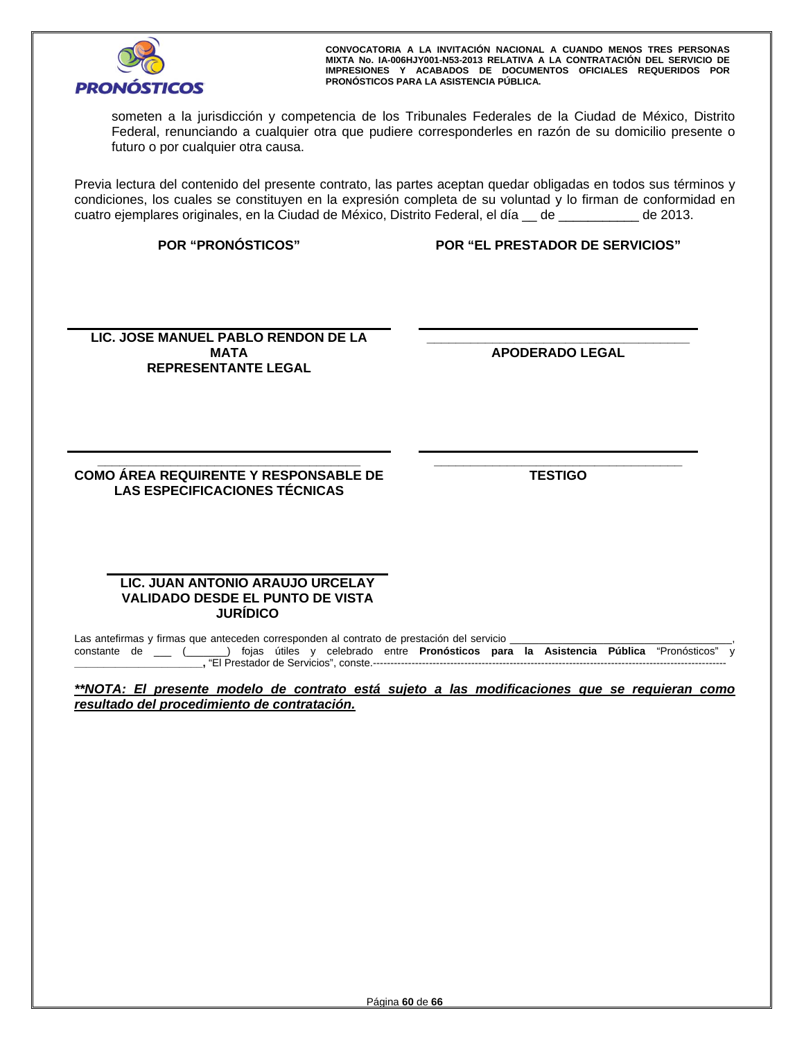someten a la jurisdicción y competencia de los Tribunales Federales de la Ciudad de México, Distrito Federal, renunciando a cualquier otra que pudiere corresponderles en razón de su domicilio presente o futuro o por cualquier otra causa.

Previa lectura del contenido del presente contrato, las partes aceptan quedar obligadas en todos sus términos y condiciones, los cuales se constituyen en la expresión completa de su voluntad y lo firman de conformidad en cuatro ejemplares originales, en la Ciudad de México, Distrito Federal, el día __ de ___________ de 2013.

| **POR "PRONÓSTICOS"** | **POR "EL PRESTADOR DE SERVICIOS"** |
|---|---|
| ______________________________ | ______________________________ |
| **LIC. JOSE MANUEL PABLO RENDON DE LA MATA** <br> **REPRESENTANTE LEGAL** | ______________________________ <br> **APODERADO LEGAL** |
| ______________________________ | ______________________________ |
| ______________________________ <br> **COMO ÁREA REQUIRENTE Y RESPONSABLE DE LAS ESPECIFICACIONES TÉCNICAS** | ______________________________ <br> **TESTIGO** |
| ______________________________ | |
| **LIC. JUAN ANTONIO ARAUJO URCELAY** <br> **VALIDADO DESDE EL PUNTO DE VISTA JURÍDICO** | |

Las antefirmas y firmas que anteceden corresponden al contrato de prestación del servicio ____________________________________, constante de ___ (_______) fojas útiles y celebrado entre **Pronósticos para la Asistencia Pública** "Pronósticos" y **______________________,** "El Prestador de Servicios", conste.---------------------------------------------------------------------------------------------------

***\*\*NOTA: El presente modelo de contrato está sujeto a las modificaciones que se requieran como resultado del procedimiento de contratación.***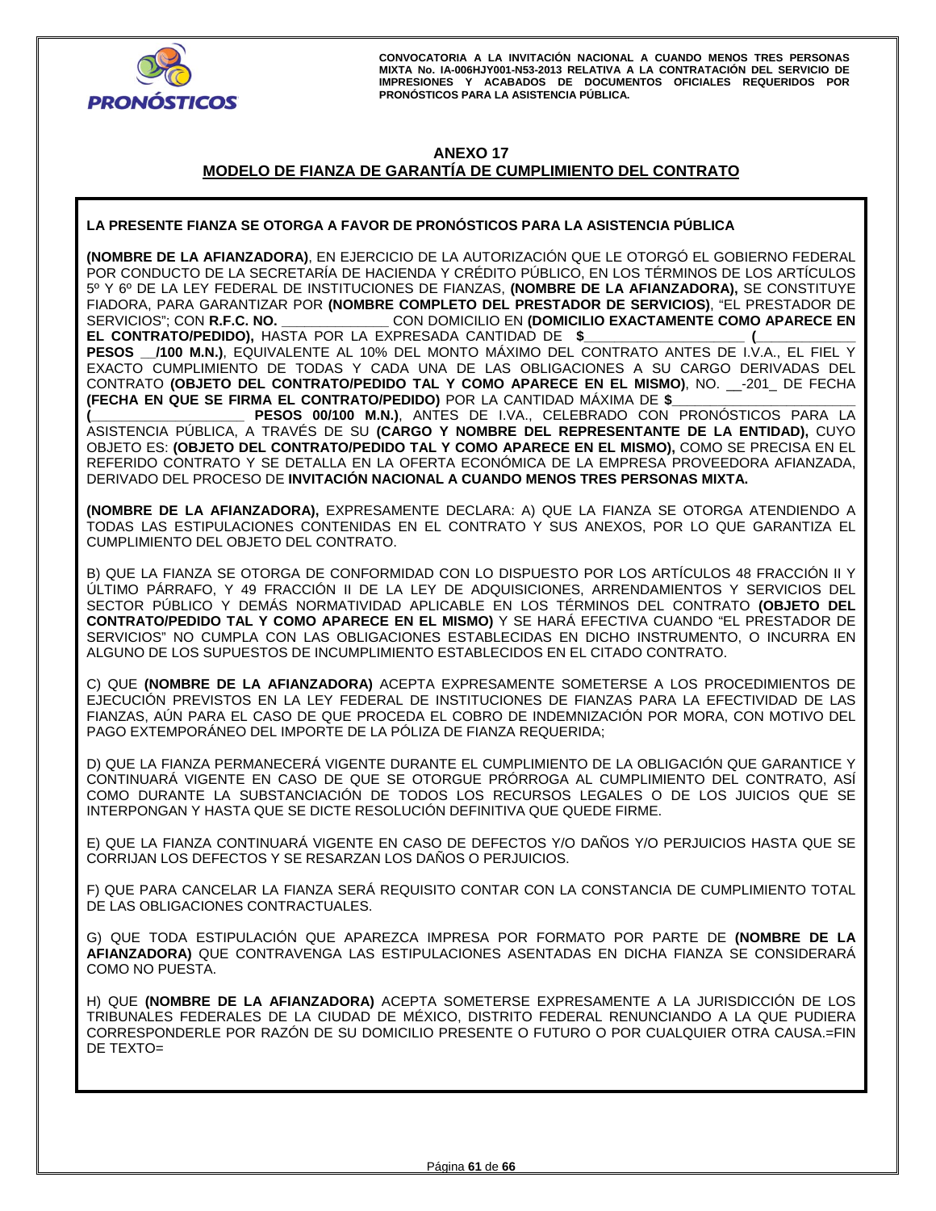## ANEXO 17

## MODELO DE FIANZA DE GARANTÍA DE CUMPLIMIENTO DEL CONTRATO

**LA PRESENTE FIANZA SE OTORGA A FAVOR DE PRONÓSTICOS PARA LA ASISTENCIA PÚBLICA**

**(NOMBRE DE LA AFIANZADORA)**, EN EJERCICIO DE LA AUTORIZACIÓN QUE LE OTORGÓ EL GOBIERNO FEDERAL POR CONDUCTO DE LA SECRETARÍA DE HACIENDA Y CRÉDITO PÚBLICO, EN LOS TÉRMINOS DE LOS ARTÍCULOS 5º Y 6º DE LA LEY FEDERAL DE INSTITUCIONES DE FIANZAS, **(NOMBRE DE LA AFIANZADORA),** SE CONSTITUYE FIADORA, PARA GARANTIZAR POR **(NOMBRE COMPLETO DEL PRESTADOR DE SERVICIOS)**, "EL PRESTADOR DE SERVICIOS"; CON **R.F.C. NO.** ______________ CON DOMICILIO EN **(DOMICILIO EXACTAMENTE COMO APARECE EN EL CONTRATO/PEDIDO),** HASTA POR LA EXPRESADA CANTIDAD DE **$**____________________ **(**____________ **PESOS __/100 M.N.)**, EQUIVALENTE AL 10% DEL MONTO MÁXIMO DEL CONTRATO ANTES DE I.V.A., EL FIEL Y EXACTO CUMPLIMIENTO DE TODAS Y CADA UNA DE LAS OBLIGACIONES A SU CARGO DERIVADAS DEL CONTRATO **(OBJETO DEL CONTRATO/PEDIDO TAL Y COMO APARECE EN EL MISMO)**, NO. __-201_ DE FECHA **(FECHA EN QUE SE FIRMA EL CONTRATO/PEDIDO)** POR LA CANTIDAD MÁXIMA DE **$**________________________ **(**____________________ **PESOS 00/100 M.N.)**, ANTES DE I.VA., CELEBRADO CON PRONÓSTICOS PARA LA ASISTENCIA PÚBLICA, A TRAVÉS DE SU **(CARGO Y NOMBRE DEL REPRESENTANTE DE LA ENTIDAD),** CUYO OBJETO ES: **(OBJETO DEL CONTRATO/PEDIDO TAL Y COMO APARECE EN EL MISMO),** COMO SE PRECISA EN EL REFERIDO CONTRATO Y SE DETALLA EN LA OFERTA ECONÓMICA DE LA EMPRESA PROVEEDORA AFIANZADA, DERIVADO DEL PROCESO DE **INVITACIÓN NACIONAL A CUANDO MENOS TRES PERSONAS MIXTA.**

**(NOMBRE DE LA AFIANZADORA),** EXPRESAMENTE DECLARA: A) QUE LA FIANZA SE OTORGA ATENDIENDO A TODAS LAS ESTIPULACIONES CONTENIDAS EN EL CONTRATO Y SUS ANEXOS, POR LO QUE GARANTIZA EL CUMPLIMIENTO DEL OBJETO DEL CONTRATO.

B) QUE LA FIANZA SE OTORGA DE CONFORMIDAD CON LO DISPUESTO POR LOS ARTÍCULOS 48 FRACCIÓN II Y ÚLTIMO PÁRRAFO, Y 49 FRACCIÓN II DE LA LEY DE ADQUISICIONES, ARRENDAMIENTOS Y SERVICIOS DEL SECTOR PÚBLICO Y DEMÁS NORMATIVIDAD APLICABLE EN LOS TÉRMINOS DEL CONTRATO **(OBJETO DEL CONTRATO/PEDIDO TAL Y COMO APARECE EN EL MISMO)** Y SE HARÁ EFECTIVA CUANDO "EL PRESTADOR DE SERVICIOS" NO CUMPLA CON LAS OBLIGACIONES ESTABLECIDAS EN DICHO INSTRUMENTO, O INCURRA EN ALGUNO DE LOS SUPUESTOS DE INCUMPLIMIENTO ESTABLECIDOS EN EL CITADO CONTRATO.

C) QUE **(NOMBRE DE LA AFIANZADORA)** ACEPTA EXPRESAMENTE SOMETERSE A LOS PROCEDIMIENTOS DE EJECUCIÓN PREVISTOS EN LA LEY FEDERAL DE INSTITUCIONES DE FIANZAS PARA LA EFECTIVIDAD DE LAS FIANZAS, AÚN PARA EL CASO DE QUE PROCEDA EL COBRO DE INDEMNIZACIÓN POR MORA, CON MOTIVO DEL PAGO EXTEMPORÁNEO DEL IMPORTE DE LA PÓLIZA DE FIANZA REQUERIDA;

D) QUE LA FIANZA PERMANECERÁ VIGENTE DURANTE EL CUMPLIMIENTO DE LA OBLIGACIÓN QUE GARANTICE Y CONTINUARÁ VIGENTE EN CASO DE QUE SE OTORGUE PRÓRROGA AL CUMPLIMIENTO DEL CONTRATO, ASÍ COMO DURANTE LA SUBSTANCIACIÓN DE TODOS LOS RECURSOS LEGALES O DE LOS JUICIOS QUE SE INTERPONGAN Y HASTA QUE SE DICTE RESOLUCIÓN DEFINITIVA QUE QUEDE FIRME.

E) QUE LA FIANZA CONTINUARÁ VIGENTE EN CASO DE DEFECTOS Y/O DAÑOS Y/O PERJUICIOS HASTA QUE SE CORRIJAN LOS DEFECTOS Y SE RESARZAN LOS DAÑOS O PERJUICIOS.

F) QUE PARA CANCELAR LA FIANZA SERÁ REQUISITO CONTAR CON LA CONSTANCIA DE CUMPLIMIENTO TOTAL DE LAS OBLIGACIONES CONTRACTUALES.

G) QUE TODA ESTIPULACIÓN QUE APAREZCA IMPRESA POR FORMATO POR PARTE DE **(NOMBRE DE LA AFIANZADORA)** QUE CONTRAVENGA LAS ESTIPULACIONES ASENTADAS EN DICHA FIANZA SE CONSIDERARÁ COMO NO PUESTA.

H) QUE **(NOMBRE DE LA AFIANZADORA)** ACEPTA SOMETERSE EXPRESAMENTE A LA JURISDICCIÓN DE LOS TRIBUNALES FEDERALES DE LA CIUDAD DE MÉXICO, DISTRITO FEDERAL RENUNCIANDO A LA QUE PUDIERA CORRESPONDERLE POR RAZÓN DE SU DOMICILIO PRESENTE O FUTURO O POR CUALQUIER OTRA CAUSA.=FIN DE TEXTO=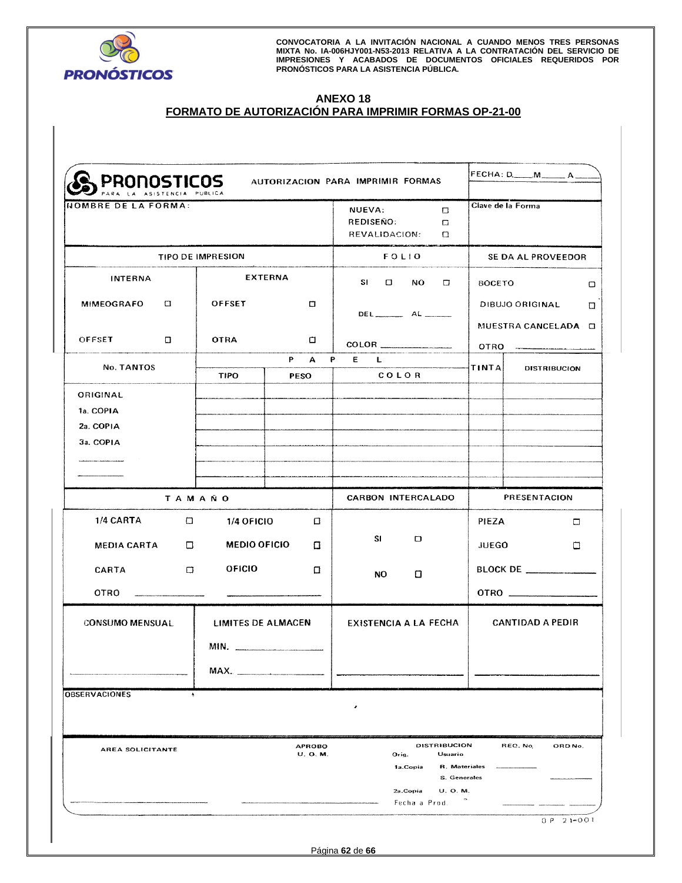## ANEXO 18

## FORMATO DE AUTORIZACIÓN PARA IMPRIMIR FORMAS OP-21-00

**PRONOSTICOS** PARA LA ASISTENCIA PUBLICA — AUTORIZACION PARA IMPRIMIR FORMAS — FECHA: D.____ M.____ A.____

| NOMBRE DE LA FORMA: | NUEVA: ☐ REDISEÑO: ☐ REVALIDACION: ☐ | Clave de la Forma |
|---|---|---|

| TIPO DE IMPRESION | | FOLIO | SE DA AL PROVEEDOR |
|---|---|---|---|
| INTERNA | EXTERNA | SI ☐ NO ☐ | BOCETO ☐ |
| MIMEOGRAFO ☐ | OFFSET ☐ | DEL ______ AL ______ | DIBUJO ORIGINAL ☐ |
| OFFSET ☐ | OTRA ☐ | COLOR ______ | MUESTRA CANCELADA ☐ |
| | | | OTRO ______ |

| No. TANTOS | PAPEL | | | TINTA | DISTRIBUCION |
|---|---|---|---|---|---|
| | TIPO | PESO | COLOR | | |
| ORIGINAL | | | | | |
| 1a. COPIA | | | | | |
| 2a. COPIA | | | | | |
| 3a. COPIA | | | | | |
| ______ | | | | | |
| ______ | | | | | |

| TAMAÑO | | CARBON INTERCALADO | PRESENTACION |
|---|---|---|---|
| 1/4 CARTA ☐ | 1/4 OFICIO ☐ | SI ☐ | PIEZA ☐ |
| MEDIA CARTA ☐ | MEDIO OFICIO ☐ | NO ☐ | JUEGO ☐ |
| CARTA ☐ | OFICIO ☐ | | BLOCK DE ______ |
| OTRO ______ | ______ | | OTRO ______ |

| CONSUMO MENSUAL | LIMITES DE ALMACEN | EXISTENCIA A LA FECHA | CANTIDAD A PEDIR |
|---|---|---|---|
| ______ | MIN. ______ MAX. ______ | ______ | ______ |

OBSERVACIONES

| AREA SOLICITANTE | APROBO U. O. M. | DISTRIBUCION | | REQ. No. | ORD No. |
|---|---|---|---|---|---|
| | | Orig. | Usuario | | |
| | | 1a.Copia | R. Materiales S. Generales | ______ | ______ |
| | | 2a.Copia | U. O. M. | | |
| ______ | ______ | Fecha a Prod. | | ______ | ______ ______ |

OP 21-001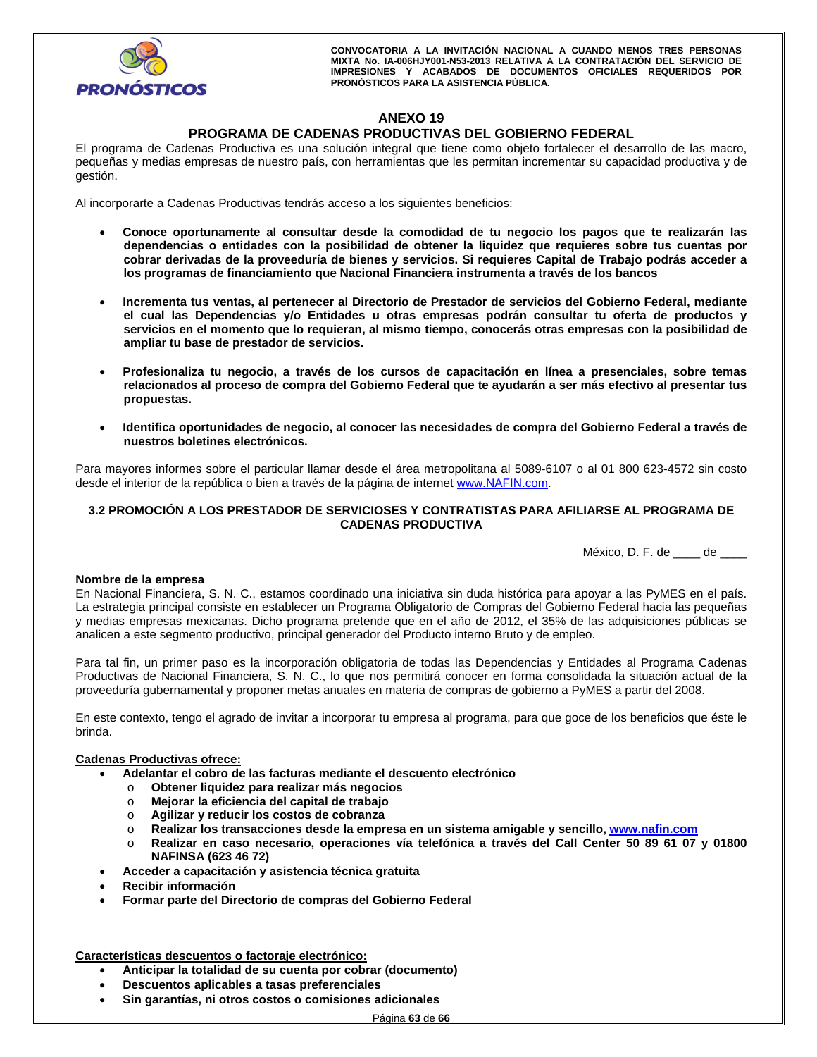# ANEXO 19

## PROGRAMA DE CADENAS PRODUCTIVAS DEL GOBIERNO FEDERAL

El programa de Cadenas Productiva es una solución integral que tiene como objeto fortalecer el desarrollo de las macro, pequeñas y medias empresas de nuestro país, con herramientas que les permitan incrementar su capacidad productiva y de gestión.

Al incorporarte a Cadenas Productivas tendrás acceso a los siguientes beneficios:

- **Conoce oportunamente al consultar desde la comodidad de tu negocio los pagos que te realizarán las dependencias o entidades con la posibilidad de obtener la liquidez que requieres sobre tus cuentas por cobrar derivadas de la proveeduría de bienes y servicios. Si requieres Capital de Trabajo podrás acceder a los programas de financiamiento que Nacional Financiera instrumenta a través de los bancos**

- **Incrementa tus ventas, al pertenecer al Directorio de Prestador de servicios del Gobierno Federal, mediante el cual las Dependencias y/o Entidades u otras empresas podrán consultar tu oferta de productos y servicios en el momento que lo requieran, al mismo tiempo, conocerás otras empresas con la posibilidad de ampliar tu base de prestador de servicios.**

- **Profesionaliza tu negocio, a través de los cursos de capacitación en línea a presenciales, sobre temas relacionados al proceso de compra del Gobierno Federal que te ayudarán a ser más efectivo al presentar tus propuestas.**

- **Identifica oportunidades de negocio, al conocer las necesidades de compra del Gobierno Federal a través de nuestros boletines electrónicos.**

Para mayores informes sobre el particular llamar desde el área metropolitana al 5089-6107 o al 01 800 623-4572 sin costo desde el interior de la república o bien a través de la página de internet www.NAFIN.com.

### 3.2 PROMOCIÓN A LOS PRESTADOR DE SERVICIOSES Y CONTRATISTAS PARA AFILIARSE AL PROGRAMA DE CADENAS PRODUCTIVA

México, D. F. de ____ de ____

**Nombre de la empresa**

En Nacional Financiera, S. N. C., estamos coordinado una iniciativa sin duda histórica para apoyar a las PyMES en el país. La estrategia principal consiste en establecer un Programa Obligatorio de Compras del Gobierno Federal hacia las pequeñas y medias empresas mexicanas. Dicho programa pretende que en el año de 2012, el 35% de las adquisiciones públicas se analicen a este segmento productivo, principal generador del Producto interno Bruto y de empleo.

Para tal fin, un primer paso es la incorporación obligatoria de todas las Dependencias y Entidades al Programa Cadenas Productivas de Nacional Financiera, S. N. C., lo que nos permitirá conocer en forma consolidada la situación actual de la proveeduría gubernamental y proponer metas anuales en materia de compras de gobierno a PyMES a partir del 2008.

En este contexto, tengo el agrado de invitar a incorporar tu empresa al programa, para que goce de los beneficios que éste le brinda.

**Cadenas Productivas ofrece:**

- **Adelantar el cobro de las facturas mediante el descuento electrónico**
  - **Obtener liquidez para realizar más negocios**
  - **Mejorar la eficiencia del capital de trabajo**
  - **Agilizar y reducir los costos de cobranza**
  - **Realizar los transacciones desde la empresa en un sistema amigable y sencillo, www.nafin.com**
  - **Realizar en caso necesario, operaciones vía telefónica a través del Call Center 50 89 61 07 y 01800 NAFINSA (623 46 72)**
- **Acceder a capacitación y asistencia técnica gratuita**
- **Recibir información**
- **Formar parte del Directorio de compras del Gobierno Federal**

**Características descuentos o factoraje electrónico:**

- **Anticipar la totalidad de su cuenta por cobrar (documento)**
- **Descuentos aplicables a tasas preferenciales**
- **Sin garantías, ni otros costos o comisiones adicionales**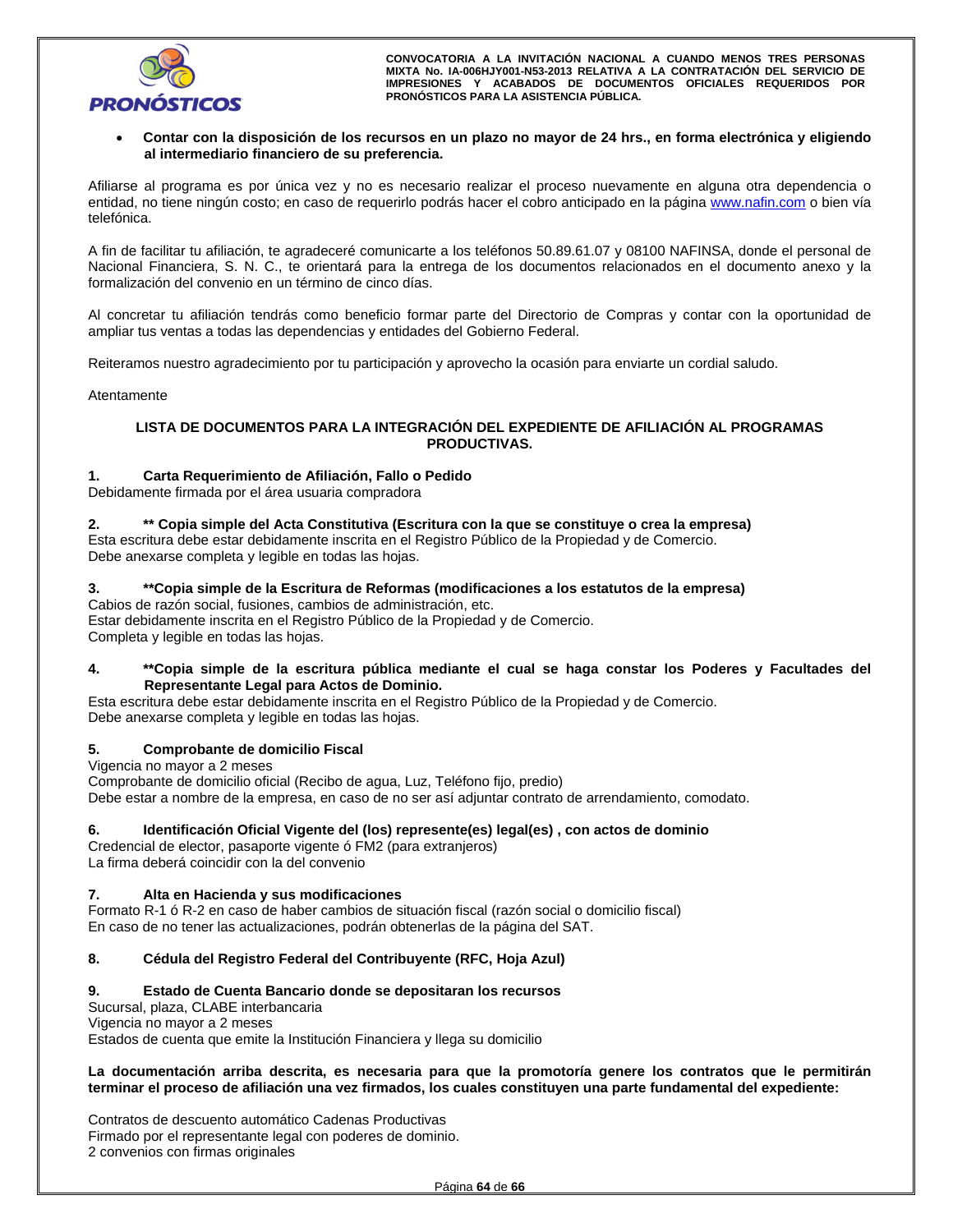- **Contar con la disposición de los recursos en un plazo no mayor de 24 hrs., en forma electrónica y eligiendo al intermediario financiero de su preferencia.**

Afiliarse al programa es por única vez y no es necesario realizar el proceso nuevamente en alguna otra dependencia o entidad, no tiene ningún costo; en caso de requerirlo podrás hacer el cobro anticipado en la página www.nafin.com o bien vía telefónica.

A fin de facilitar tu afiliación, te agradeceré comunicarte a los teléfonos 50.89.61.07 y 08100 NAFINSA, donde el personal de Nacional Financiera, S. N. C., te orientará para la entrega de los documentos relacionados en el documento anexo y la formalización del convenio en un término de cinco días.

Al concretar tu afiliación tendrás como beneficio formar parte del Directorio de Compras y contar con la oportunidad de ampliar tus ventas a todas las dependencias y entidades del Gobierno Federal.

Reiteramos nuestro agradecimiento por tu participación y aprovecho la ocasión para enviarte un cordial saludo.

Atentamente

**LISTA DE DOCUMENTOS PARA LA INTEGRACIÓN DEL EXPEDIENTE DE AFILIACIÓN AL PROGRAMAS PRODUCTIVAS.**

**1. Carta Requerimiento de Afiliación, Fallo o Pedido**
Debidamente firmada por el área usuaria compradora

**2. ** Copia simple del Acta Constitutiva (Escritura con la que se constituye o crea la empresa)**
Esta escritura debe estar debidamente inscrita en el Registro Público de la Propiedad y de Comercio.
Debe anexarse completa y legible en todas las hojas.

**3. **Copia simple de la Escritura de Reformas (modificaciones a los estatutos de la empresa)**
Cabios de razón social, fusiones, cambios de administración, etc.
Estar debidamente inscrita en el Registro Público de la Propiedad y de Comercio.
Completa y legible en todas las hojas.

**4. **Copia simple de la escritura pública mediante el cual se haga constar los Poderes y Facultades del Representante Legal para Actos de Dominio.**
Esta escritura debe estar debidamente inscrita en el Registro Público de la Propiedad y de Comercio.
Debe anexarse completa y legible en todas las hojas.

**5. Comprobante de domicilio Fiscal**
Vigencia no mayor a 2 meses
Comprobante de domicilio oficial (Recibo de agua, Luz, Teléfono fijo, predio)
Debe estar a nombre de la empresa, en caso de no ser así adjuntar contrato de arrendamiento, comodato.

**6. Identificación Oficial Vigente del (los) represente(es) legal(es) , con actos de dominio**
Credencial de elector, pasaporte vigente ó FM2 (para extranjeros)
La firma deberá coincidir con la del convenio

**7. Alta en Hacienda y sus modificaciones**
Formato R-1 ó R-2 en caso de haber cambios de situación fiscal (razón social o domicilio fiscal)
En caso de no tener las actualizaciones, podrán obtenerlas de la página del SAT.

**8. Cédula del Registro Federal del Contribuyente (RFC, Hoja Azul)**

**9. Estado de Cuenta Bancario donde se depositaran los recursos**
Sucursal, plaza, CLABE interbancaria
Vigencia no mayor a 2 meses
Estados de cuenta que emite la Institución Financiera y llega su domicilio

**La documentación arriba descrita, es necesaria para que la promotoría genere los contratos que le permitirán terminar el proceso de afiliación una vez firmados, los cuales constituyen una parte fundamental del expediente:**

Contratos de descuento automático Cadenas Productivas
Firmado por el representante legal con poderes de dominio.
2 convenios con firmas originales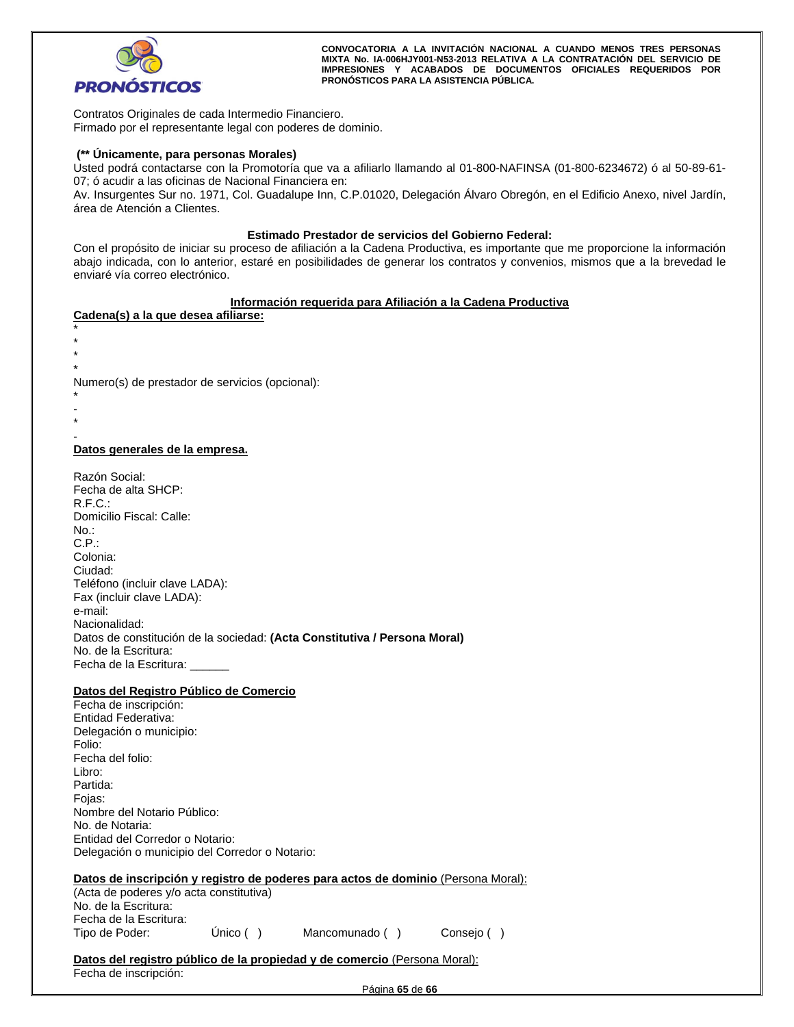Contratos Originales de cada Intermedio Financiero.
Firmado por el representante legal con poderes de dominio.

**(\*\* Únicamente, para personas Morales)**
Usted podrá contactarse con la Promotoría que va a afiliarlo llamando al 01-800-NAFINSA (01-800-6234672) ó al 50-89-61-07; ó acudir a las oficinas de Nacional Financiera en:
Av. Insurgentes Sur no. 1971, Col. Guadalupe Inn, C.P.01020, Delegación Álvaro Obregón, en el Edificio Anexo, nivel Jardín, área de Atención a Clientes.

**Estimado Prestador de servicios del Gobierno Federal:**
Con el propósito de iniciar su proceso de afiliación a la Cadena Productiva, es importante que me proporcione la información abajo indicada, con lo anterior, estaré en posibilidades de generar los contratos y convenios, mismos que a la brevedad le enviaré vía correo electrónico.

**<u>Información requerida para Afiliación a la Cadena Productiva</u>**

**<u>Cadena(s) a la que desea afiliarse:</u>**
\*
\*
\*
\*
Numero(s) de prestador de servicios (opcional):
\*
\-
\*
\-

**<u>Datos generales de la empresa.</u>**

Razón Social:
Fecha de alta SHCP:
R.F.C.:
Domicilio Fiscal: Calle:
No.:
C.P.:
Colonia:
Ciudad:
Teléfono (incluir clave LADA):
Fax (incluir clave LADA):
e-mail:
Nacionalidad:
Datos de constitución de la sociedad: **(Acta Constitutiva / Persona Moral)**
No. de la Escritura:
Fecha de la Escritura: ______

**<u>Datos del Registro Público de Comercio</u>**
Fecha de inscripción:
Entidad Federativa:
Delegación o municipio:
Folio:
Fecha del folio:
Libro:
Partida:
Fojas:
Nombre del Notario Público:
No. de Notaria:
Entidad del Corredor o Notario:
Delegación o municipio del Corredor o Notario:

**<u>Datos de inscripción y registro de poderes para actos de dominio</u>** <u>(Persona Moral):</u>
(Acta de poderes y/o acta constitutiva)
No. de la Escritura:
Fecha de la Escritura:
Tipo de Poder: Único ( ) Mancomunado ( ) Consejo ( )

**<u>Datos del registro público de la propiedad y de comercio</u>** <u>(Persona Moral):</u>
Fecha de inscripción: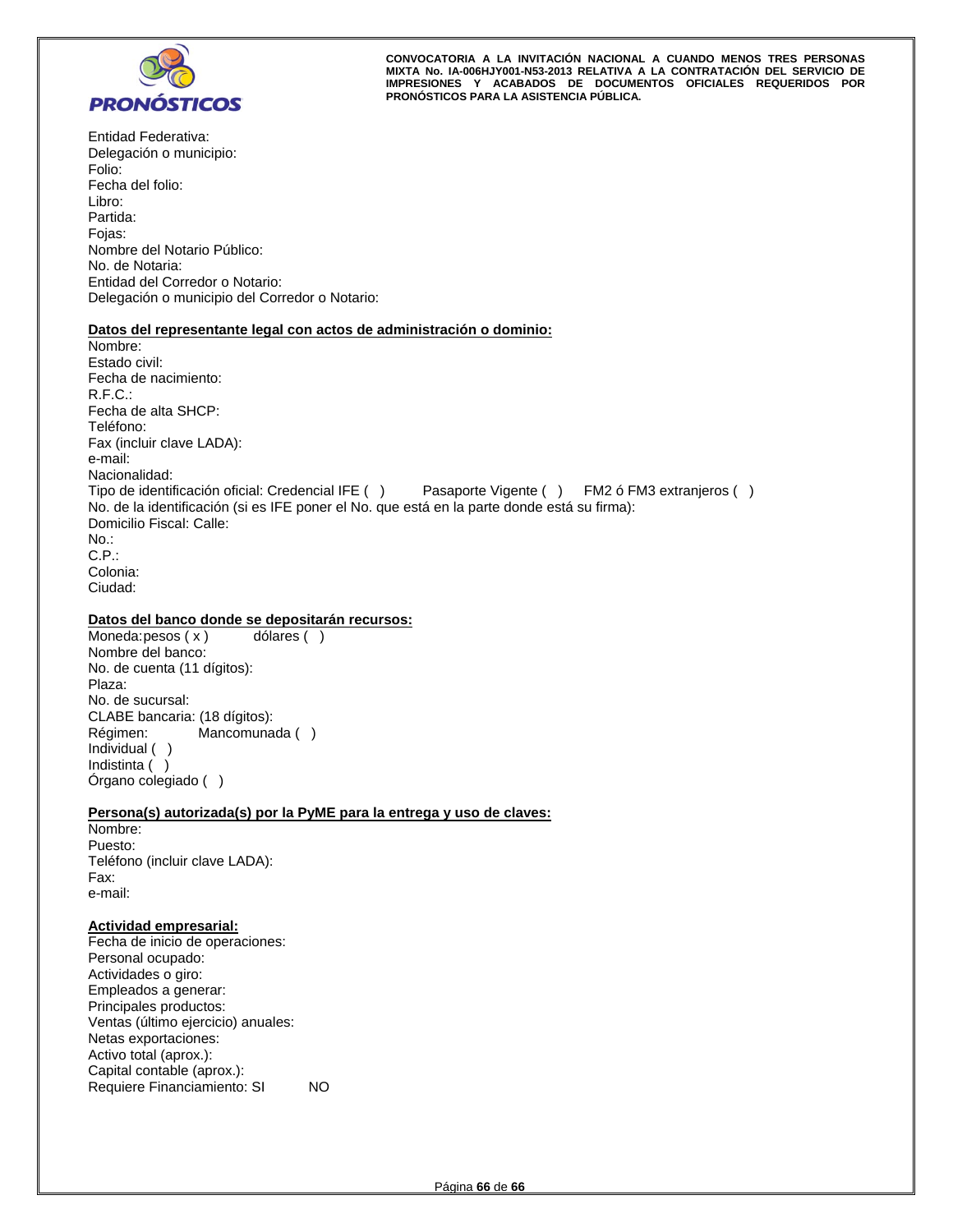Entidad Federativa:
Delegación o municipio:
Folio:
Fecha del folio:
Libro:
Partida:
Fojas:
Nombre del Notario Público:
No. de Notaria:
Entidad del Corredor o Notario:
Delegación o municipio del Corredor o Notario:

**Datos del representante legal con actos de administración o dominio:**

Nombre:
Estado civil:
Fecha de nacimiento:
R.F.C.:
Fecha de alta SHCP:
Teléfono:
Fax (incluir clave LADA):
e-mail:
Nacionalidad:
Tipo de identificación oficial: Credencial IFE ( ) Pasaporte Vigente ( ) FM2 ó FM3 extranjeros ( )
No. de la identificación (si es IFE poner el No. que está en la parte donde está su firma):
Domicilio Fiscal: Calle:
No.:
C.P.:
Colonia:
Ciudad:

**Datos del banco donde se depositarán recursos:**

Moneda: pesos ( x ) dólares ( )
Nombre del banco:
No. de cuenta (11 dígitos):
Plaza:
No. de sucursal:
CLABE bancaria: (18 dígitos):
Régimen: Mancomunada ( )
Individual ( )
Indistinta ( )
Órgano colegiado ( )

**Persona(s) autorizada(s) por la PyME para la entrega y uso de claves:**

Nombre:
Puesto:
Teléfono (incluir clave LADA):
Fax:
e-mail:

**Actividad empresarial:**

Fecha de inicio de operaciones:
Personal ocupado:
Actividades o giro:
Empleados a generar:
Principales productos:
Ventas (último ejercicio) anuales:
Netas exportaciones:
Activo total (aprox.):
Capital contable (aprox.):
Requiere Financiamiento: SI NO